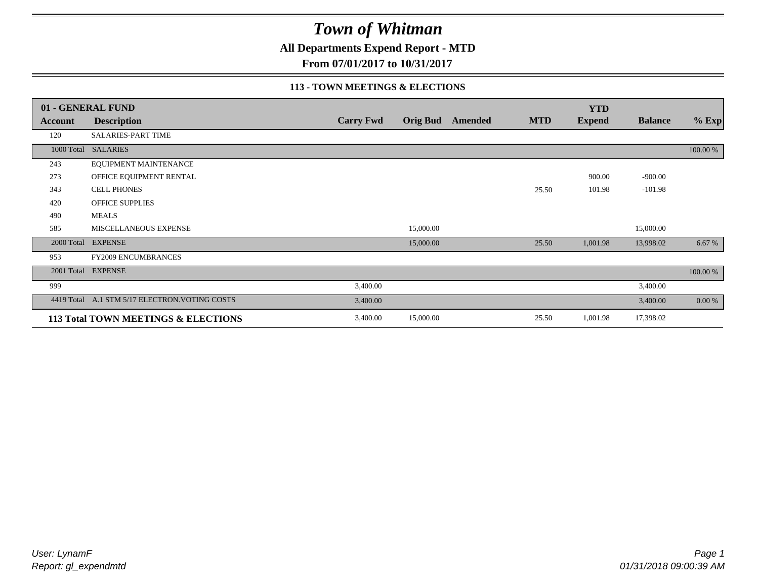# Town of Whitman

**All Departments Expend Report - MTD**

**From 07/01/2017 to 10/31/2017**

### 113 - TOWN MEETINGS & ELECTIONS

| 01 - GENERAL FUND | | | | | | YTD | | |
|---|---|---|---|---|---|---|---|---|
| **Account** | **Description** | **Carry Fwd** | **Orig Bud** | **Amended** | **MTD** | **Expend** | **Balance** | **% Exp** |
| 120 | SALARIES-PART TIME | | | | | | | |
| 1000 Total | SALARIES | | | | | | | 100.00 % |
| 243 | EQUIPMENT MAINTENANCE | | | | | | | |
| 273 | OFFICE EQUIPMENT RENTAL | | | | | 900.00 | -900.00 | |
| 343 | CELL PHONES | | | | 25.50 | 101.98 | -101.98 | |
| 420 | OFFICE SUPPLIES | | | | | | | |
| 490 | MEALS | | | | | | | |
| 585 | MISCELLANEOUS EXPENSE | | 15,000.00 | | | | 15,000.00 | |
| 2000 Total | EXPENSE | | 15,000.00 | | 25.50 | 1,001.98 | 13,998.02 | 6.67 % |
| 953 | FY2009 ENCUMBRANCES | | | | | | | |
| 2001 Total | EXPENSE | | | | | | | 100.00 % |
| 999 | | 3,400.00 | | | | | 3,400.00 | |
| 4419 Total | A.1 STM 5/17 ELECTRON.VOTING COSTS | 3,400.00 | | | | | 3,400.00 | 0.00 % |
| **113 Total TOWN MEETINGS & ELECTIONS** | | 3,400.00 | 15,000.00 | | 25.50 | 1,001.98 | 17,398.02 | |

*User: LynamF*
*Report: gl_expendmtd*

*01/31/2018 09:00:39 AM*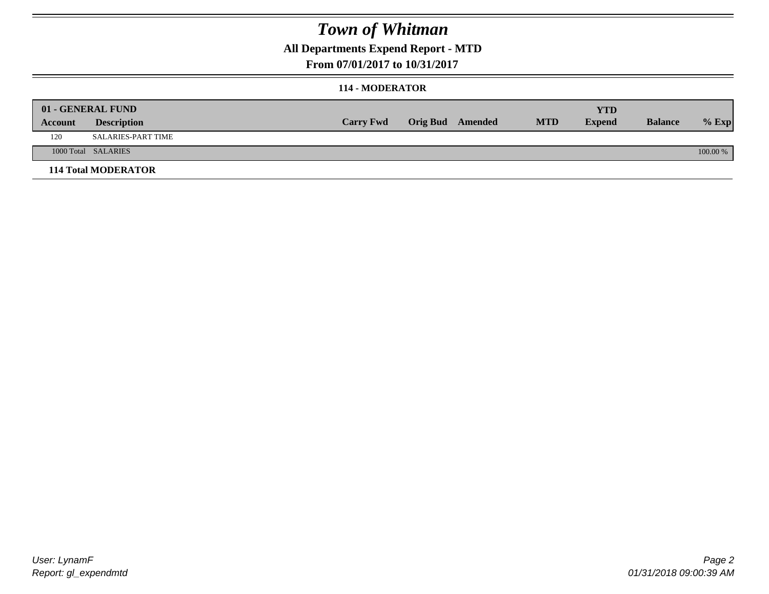# Town of Whitman

## All Departments Expend Report - MTD

## From 07/01/2017 to 10/31/2017

### 114 - MODERATOR

| 01 - GENERAL FUND | | | | | | YTD | | |
|---|---|---|---|---|---|---|---|---|
| Account | Description | Carry Fwd | Orig Bud | Amended | MTD | Expend | Balance | % Exp |
| 120 | SALARIES-PART TIME | | | | | | | |
| 1000 Total | SALARIES | | | | | | | 100.00 % |
| **114 Total MODERATOR** | | | | | | | | |

User: LynamF
Report: gl_expendmtd

01/31/2018 09:00:39 AM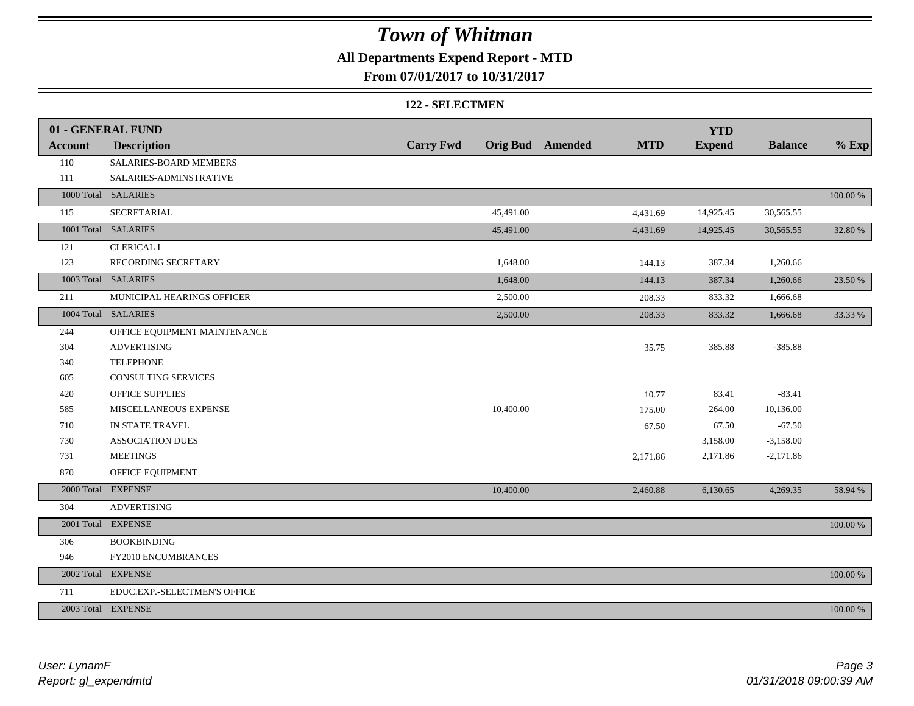# Town of Whitman

## All Departments Expend Report - MTD

### From 07/01/2017 to 10/31/2017

#### 122 - SELECTMEN

| 01 - GENERAL FUND | | | | | | YTD | | |
|---|---|---|---|---|---|---|---|---|
| **Account** | **Description** | **Carry Fwd** | **Orig Bud** | **Amended** | **MTD** | **Expend** | **Balance** | **% Exp** |
| 110 | SALARIES-BOARD MEMBERS | | | | | | | |
| 111 | SALARIES-ADMINSTRATIVE | | | | | | | |
| 1000 Total | SALARIES | | | | | | | 100.00 % |
| 115 | SECRETARIAL | | 45,491.00 | | 4,431.69 | 14,925.45 | 30,565.55 | |
| 1001 Total | SALARIES | | 45,491.00 | | 4,431.69 | 14,925.45 | 30,565.55 | 32.80 % |
| 121 | CLERICAL I | | | | | | | |
| 123 | RECORDING SECRETARY | | 1,648.00 | | 144.13 | 387.34 | 1,260.66 | |
| 1003 Total | SALARIES | | 1,648.00 | | 144.13 | 387.34 | 1,260.66 | 23.50 % |
| 211 | MUNICIPAL HEARINGS OFFICER | | 2,500.00 | | 208.33 | 833.32 | 1,666.68 | |
| 1004 Total | SALARIES | | 2,500.00 | | 208.33 | 833.32 | 1,666.68 | 33.33 % |
| 244 | OFFICE EQUIPMENT MAINTENANCE | | | | | | | |
| 304 | ADVERTISING | | | | 35.75 | 385.88 | -385.88 | |
| 340 | TELEPHONE | | | | | | | |
| 605 | CONSULTING SERVICES | | | | | | | |
| 420 | OFFICE SUPPLIES | | | | 10.77 | 83.41 | -83.41 | |
| 585 | MISCELLANEOUS EXPENSE | | 10,400.00 | | 175.00 | 264.00 | 10,136.00 | |
| 710 | IN STATE TRAVEL | | | | 67.50 | 67.50 | -67.50 | |
| 730 | ASSOCIATION DUES | | | | | 3,158.00 | -3,158.00 | |
| 731 | MEETINGS | | | | 2,171.86 | 2,171.86 | -2,171.86 | |
| 870 | OFFICE EQUIPMENT | | | | | | | |
| 2000 Total | EXPENSE | | 10,400.00 | | 2,460.88 | 6,130.65 | 4,269.35 | 58.94 % |
| 304 | ADVERTISING | | | | | | | |
| 2001 Total | EXPENSE | | | | | | | 100.00 % |
| 306 | BOOKBINDING | | | | | | | |
| 946 | FY2010 ENCUMBRANCES | | | | | | | |
| 2002 Total | EXPENSE | | | | | | | 100.00 % |
| 711 | EDUC.EXP.-SELECTMEN'S OFFICE | | | | | | | |
| 2003 Total | EXPENSE | | | | | | | 100.00 % |

*User: LynamF*
*Report: gl_expendmtd*

*01/31/2018 09:00:39 AM*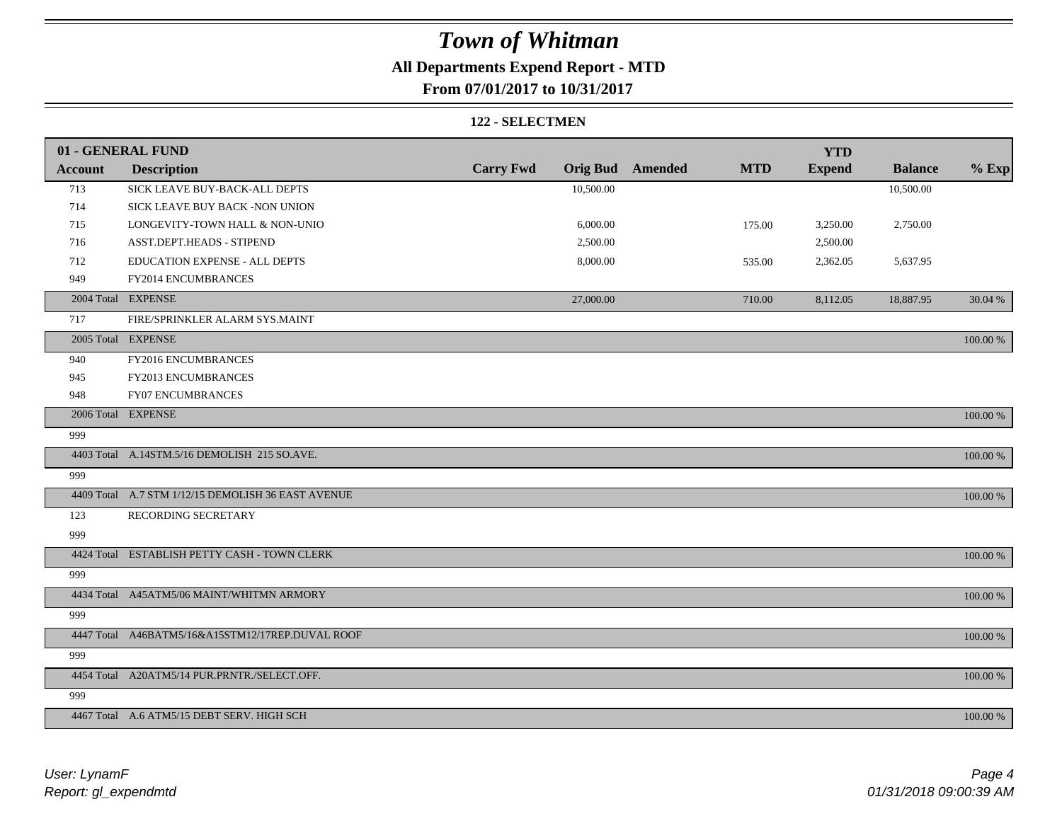# Town of Whitman

**All Departments Expend Report - MTD**

**From 07/01/2017 to 10/31/2017**

**122 - SELECTMEN**

| 01 - GENERAL FUND | | | | | | YTD | | |
|---|---|---|---|---|---|---|---|---|
| **Account** | **Description** | **Carry Fwd** | **Orig Bud** | **Amended** | **MTD** | **Expend** | **Balance** | **% Exp** |
| 713 | SICK LEAVE BUY-BACK-ALL DEPTS | | 10,500.00 | | | | 10,500.00 | |
| 714 | SICK LEAVE BUY BACK -NON UNION | | | | | | | |
| 715 | LONGEVITY-TOWN HALL & NON-UNIO | | 6,000.00 | | 175.00 | 3,250.00 | 2,750.00 | |
| 716 | ASST.DEPT.HEADS - STIPEND | | 2,500.00 | | | 2,500.00 | | |
| 712 | EDUCATION EXPENSE - ALL DEPTS | | 8,000.00 | | 535.00 | 2,362.05 | 5,637.95 | |
| 949 | FY2014 ENCUMBRANCES | | | | | | | |
| 2004 Total | EXPENSE | | 27,000.00 | | 710.00 | 8,112.05 | 18,887.95 | 30.04 % |
| 717 | FIRE/SPRINKLER ALARM SYS.MAINT | | | | | | | |
| 2005 Total | EXPENSE | | | | | | | 100.00 % |
| 940 | FY2016 ENCUMBRANCES | | | | | | | |
| 945 | FY2013 ENCUMBRANCES | | | | | | | |
| 948 | FY07 ENCUMBRANCES | | | | | | | |
| 2006 Total | EXPENSE | | | | | | | 100.00 % |
| 999 | | | | | | | | |
| 4403 Total | A.14STM.5/16 DEMOLISH 215 SO.AVE. | | | | | | | 100.00 % |
| 999 | | | | | | | | |
| 4409 Total | A.7 STM 1/12/15 DEMOLISH 36 EAST AVENUE | | | | | | | 100.00 % |
| 123 | RECORDING SECRETARY | | | | | | | |
| 999 | | | | | | | | |
| 4424 Total | ESTABLISH PETTY CASH - TOWN CLERK | | | | | | | 100.00 % |
| 999 | | | | | | | | |
| 4434 Total | A45ATM5/06 MAINT/WHITMN ARMORY | | | | | | | 100.00 % |
| 999 | | | | | | | | |
| 4447 Total | A46BATM5/16&A15STM12/17REP.DUVAL ROOF | | | | | | | 100.00 % |
| 999 | | | | | | | | |
| 4454 Total | A20ATM5/14 PUR.PRNTR./SELECT.OFF. | | | | | | | 100.00 % |
| 999 | | | | | | | | |
| 4467 Total | A.6 ATM5/15 DEBT SERV. HIGH SCH | | | | | | | 100.00 % |

*User: LynamF*
*Report: gl_expendmtd*

*01/31/2018 09:00:39 AM*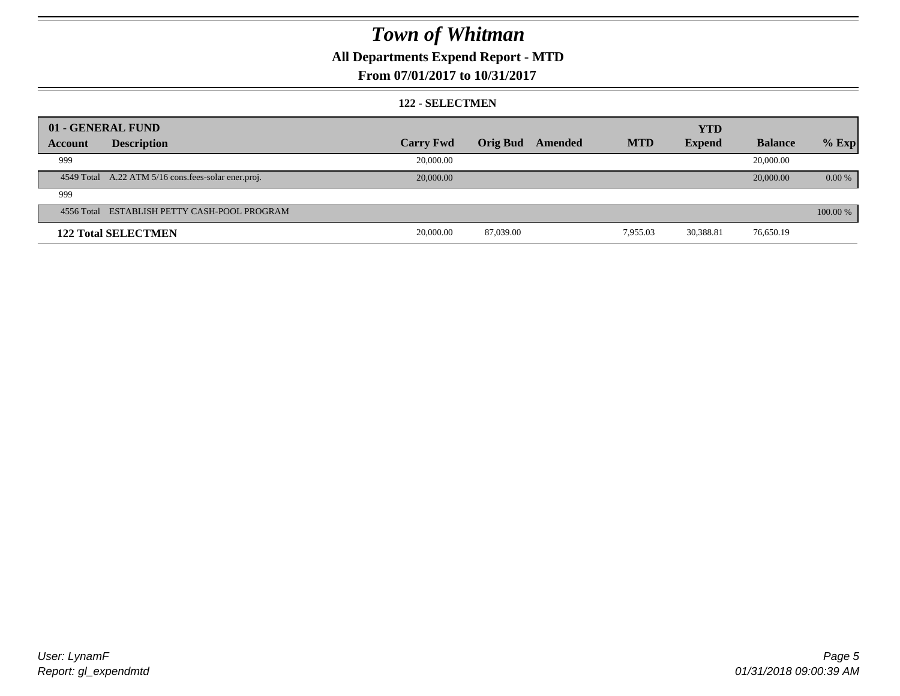# Town of Whitman

**All Departments Expend Report - MTD**

**From 07/01/2017 to 10/31/2017**

**122 - SELECTMEN**

| 01 - GENERAL FUND | | | | | | | | |
|---|---|---|---|---|---|---|---|---|
| **Account** | **Description** | **Carry Fwd** | **Orig Bud** | **Amended** | **MTD** | **YTD Expend** | **Balance** | **% Exp** |
| 999 | | 20,000.00 | | | | | 20,000.00 | |
| 4549 Total | A.22 ATM 5/16 cons.fees-solar ener.proj. | 20,000.00 | | | | | 20,000.00 | 0.00 % |
| 999 | | | | | | | | |
| 4556 Total | ESTABLISH PETTY CASH-POOL PROGRAM | | | | | | | 100.00 % |
| **122 Total SELECTMEN** | | 20,000.00 | 87,039.00 | | 7,955.03 | 30,388.81 | 76,650.19 | |

*User: LynamF*
*Report: gl_expendmtd*

*01/31/2018 09:00:39 AM*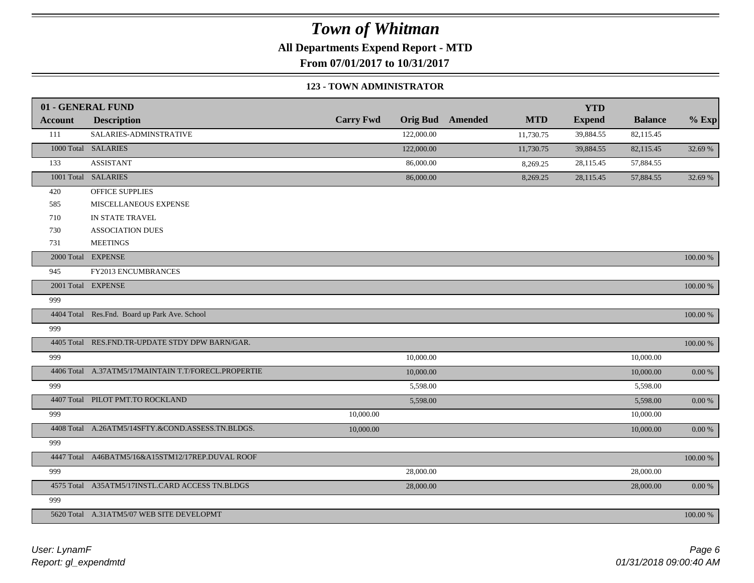# Town of Whitman

**All Departments Expend Report - MTD**

**From 07/01/2017 to 10/31/2017**

### 123 - TOWN ADMINISTRATOR

| 01 - GENERAL FUND | | | | | | YTD | | |
|---|---|---|---|---|---|---|---|---|
| **Account** | **Description** | **Carry Fwd** | **Orig Bud** | **Amended** | **MTD** | **Expend** | **Balance** | **% Exp** |
| 111 | SALARIES-ADMINSTRATIVE | | 122,000.00 | | 11,730.75 | 39,884.55 | 82,115.45 | |
| 1000 Total | SALARIES | | 122,000.00 | | 11,730.75 | 39,884.55 | 82,115.45 | 32.69 % |
| 133 | ASSISTANT | | 86,000.00 | | 8,269.25 | 28,115.45 | 57,884.55 | |
| 1001 Total | SALARIES | | 86,000.00 | | 8,269.25 | 28,115.45 | 57,884.55 | 32.69 % |
| 420 | OFFICE SUPPLIES | | | | | | | |
| 585 | MISCELLANEOUS EXPENSE | | | | | | | |
| 710 | IN STATE TRAVEL | | | | | | | |
| 730 | ASSOCIATION DUES | | | | | | | |
| 731 | MEETINGS | | | | | | | |
| 2000 Total | EXPENSE | | | | | | | 100.00 % |
| 945 | FY2013 ENCUMBRANCES | | | | | | | |
| 2001 Total | EXPENSE | | | | | | | 100.00 % |
| 999 | | | | | | | | |
| 4404 Total | Res.Fnd. Board up Park Ave. School | | | | | | | 100.00 % |
| 999 | | | | | | | | |
| 4405 Total | RES.FND.TR-UPDATE STDY DPW BARN/GAR. | | | | | | | 100.00 % |
| 999 | | | 10,000.00 | | | | 10,000.00 | |
| 4406 Total | A.37ATM5/17MAINTAIN T.T/FORECL.PROPERTIE | | 10,000.00 | | | | 10,000.00 | 0.00 % |
| 999 | | | 5,598.00 | | | | 5,598.00 | |
| 4407 Total | PILOT PMT.TO ROCKLAND | | 5,598.00 | | | | 5,598.00 | 0.00 % |
| 999 | | 10,000.00 | | | | | 10,000.00 | |
| 4408 Total | A.26ATM5/14SFTY.&COND.ASSESS.TN.BLDGS. | 10,000.00 | | | | | 10,000.00 | 0.00 % |
| 999 | | | | | | | | |
| 4447 Total | A46BATM5/16&A15STM12/17REP.DUVAL ROOF | | | | | | | 100.00 % |
| 999 | | | 28,000.00 | | | | 28,000.00 | |
| 4575 Total | A35ATM5/17INSTL.CARD ACCESS TN.BLDGS | | 28,000.00 | | | | 28,000.00 | 0.00 % |
| 999 | | | | | | | | |
| 5620 Total | A.31ATM5/07 WEB SITE DEVELOPMT | | | | | | | 100.00 % |

*User: LynamF*
*Report: gl_expendmtd*

*01/31/2018 09:00:40 AM*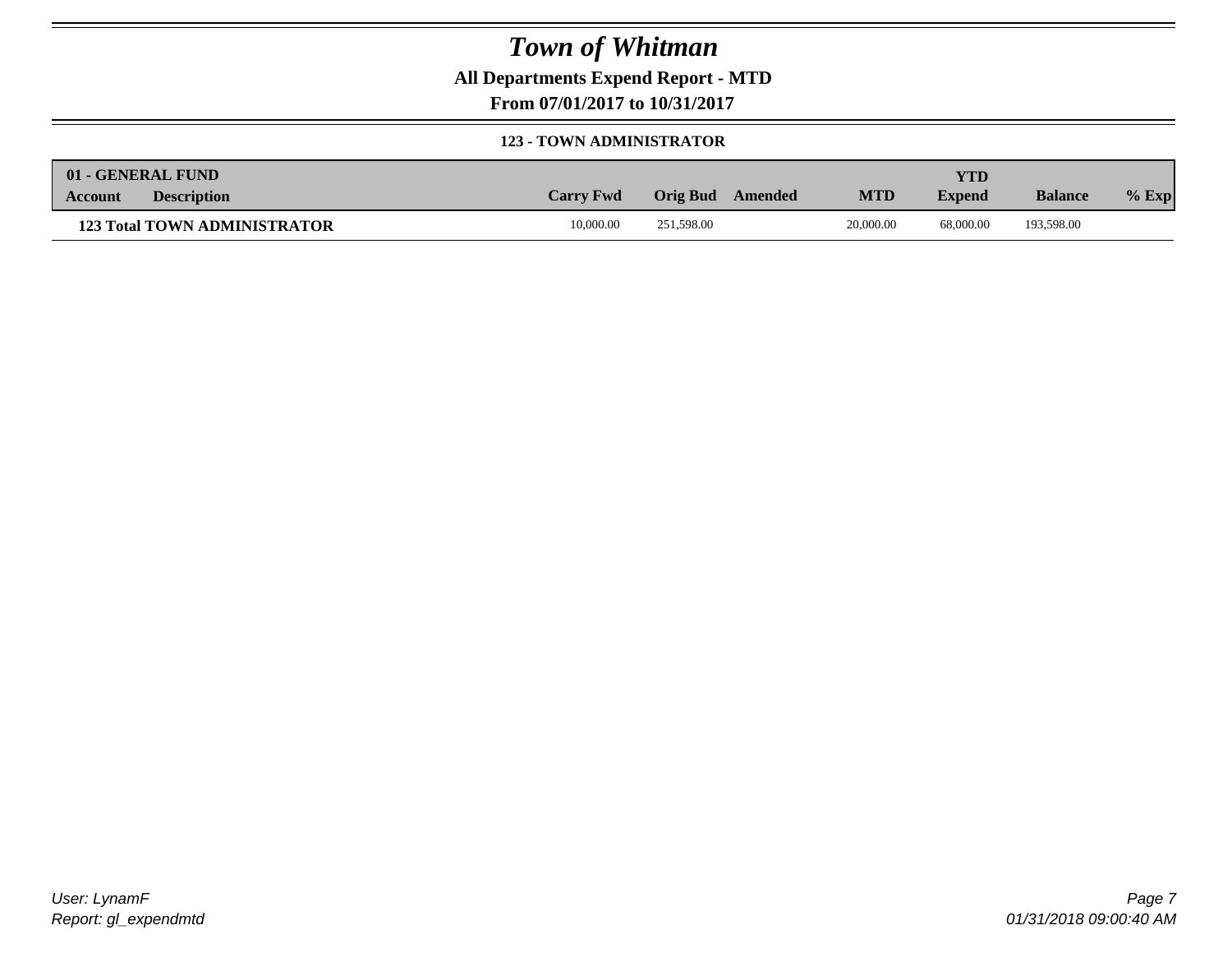# Town of Whitman

**All Departments Expend Report - MTD**

**From 07/01/2017 to 10/31/2017**

**123 - TOWN ADMINISTRATOR**

| 01 - GENERAL FUND Account | Description | Carry Fwd | Orig Bud | Amended | MTD | YTD Expend | Balance | % Exp |
|---|---|---|---|---|---|---|---|---|
| **123 Total TOWN ADMINISTRATOR** | | 10,000.00 | 251,598.00 | | 20,000.00 | 68,000.00 | 193,598.00 | |

*User: LynamF*
*Report: gl_expendmtd*

*01/31/2018 09:00:40 AM*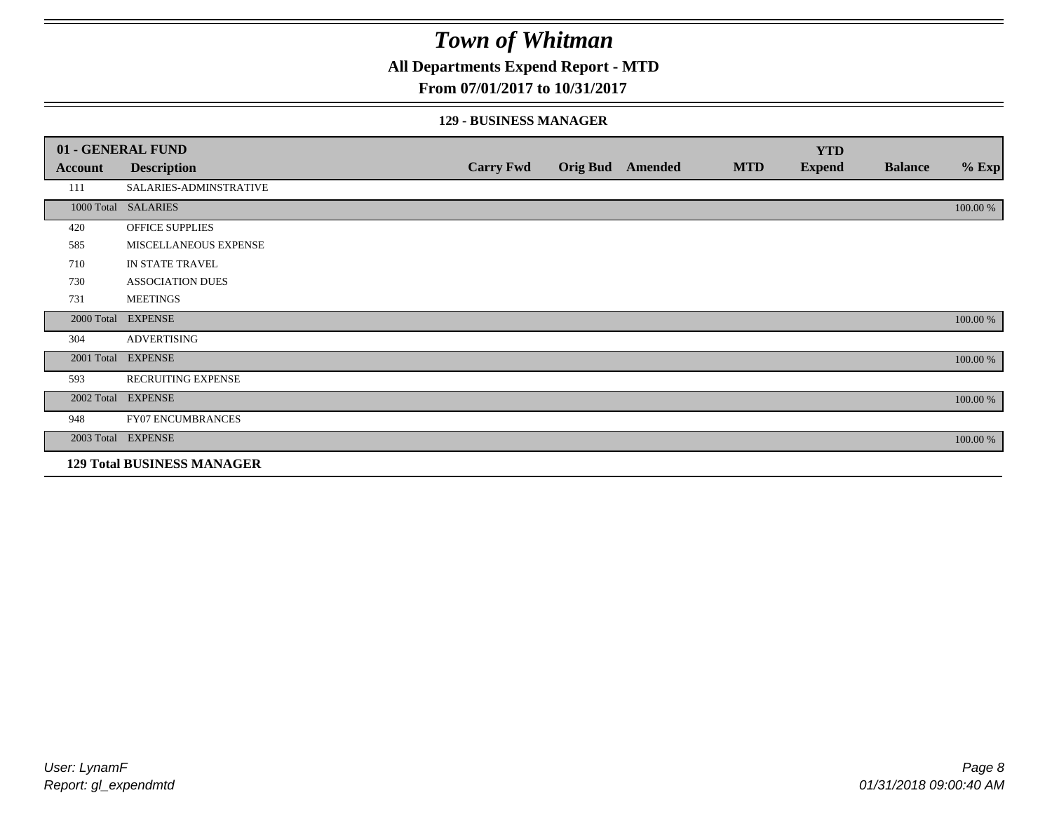# *Town of Whitman*

## All Departments Expend Report - MTD

## From 07/01/2017 to 10/31/2017

### 129 - BUSINESS MANAGER

| 01 - GENERAL FUND | | | | | | YTD | | |
|---|---|---|---|---|---|---|---|---|
| **Account** | **Description** | **Carry Fwd** | **Orig Bud** | **Amended** | **MTD** | **Expend** | **Balance** | **% Exp** |
| 111 | SALARIES-ADMINSTRATIVE | | | | | | | |
| 1000 Total | SALARIES | | | | | | | 100.00 % |
| 420 | OFFICE SUPPLIES | | | | | | | |
| 585 | MISCELLANEOUS EXPENSE | | | | | | | |
| 710 | IN STATE TRAVEL | | | | | | | |
| 730 | ASSOCIATION DUES | | | | | | | |
| 731 | MEETINGS | | | | | | | |
| 2000 Total | EXPENSE | | | | | | | 100.00 % |
| 304 | ADVERTISING | | | | | | | |
| 2001 Total | EXPENSE | | | | | | | 100.00 % |
| 593 | RECRUITING EXPENSE | | | | | | | |
| 2002 Total | EXPENSE | | | | | | | 100.00 % |
| 948 | FY07 ENCUMBRANCES | | | | | | | |
| 2003 Total | EXPENSE | | | | | | | 100.00 % |
| **129 Total BUSINESS MANAGER** | | | | | | | | |

*User: LynamF*
*Report: gl_expendmtd*

*01/31/2018 09:00:40 AM*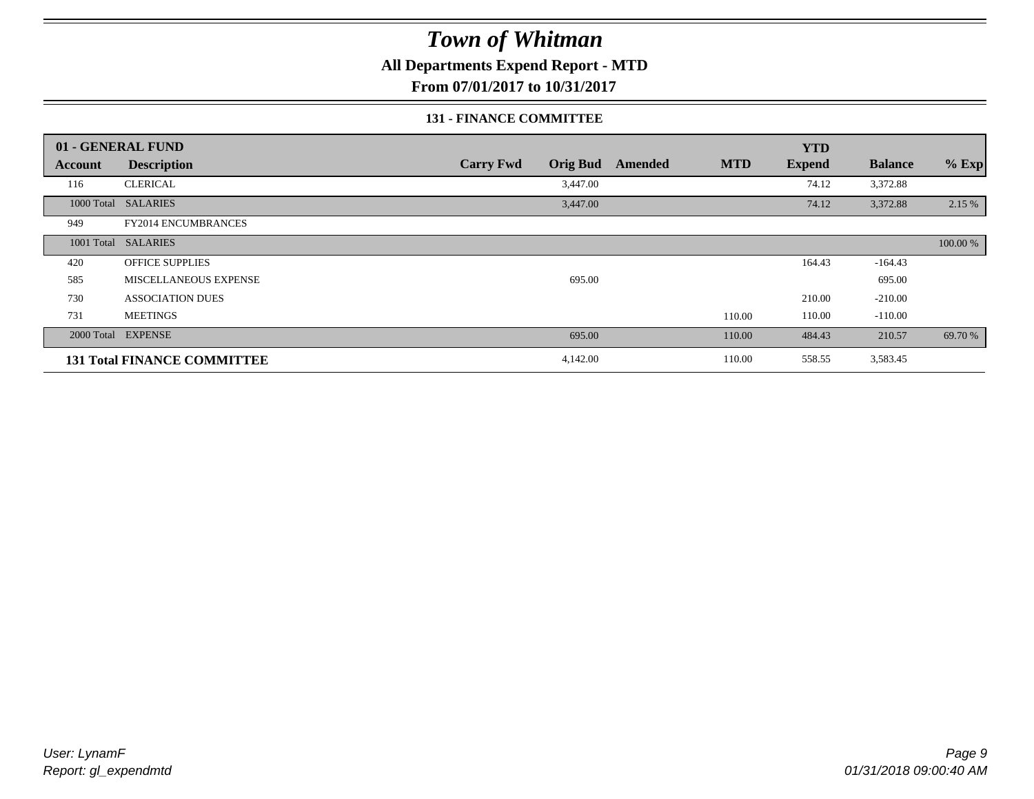# Town of Whitman

**All Departments Expend Report - MTD**

**From 07/01/2017 to 10/31/2017**

**131 - FINANCE COMMITTEE**

| 01 - GENERAL FUND | | | | | | YTD | | |
|---|---|---|---|---|---|---|---|---|
| **Account** | **Description** | **Carry Fwd** | **Orig Bud** | **Amended** | **MTD** | **Expend** | **Balance** | **% Exp** |
| 116 | CLERICAL | | 3,447.00 | | | 74.12 | 3,372.88 | |
| 1000 Total | SALARIES | | 3,447.00 | | | 74.12 | 3,372.88 | 2.15 % |
| 949 | FY2014 ENCUMBRANCES | | | | | | | |
| 1001 Total | SALARIES | | | | | | | 100.00 % |
| 420 | OFFICE SUPPLIES | | | | | 164.43 | -164.43 | |
| 585 | MISCELLANEOUS EXPENSE | | 695.00 | | | | 695.00 | |
| 730 | ASSOCIATION DUES | | | | | 210.00 | -210.00 | |
| 731 | MEETINGS | | | | 110.00 | 110.00 | -110.00 | |
| 2000 Total | EXPENSE | | 695.00 | | 110.00 | 484.43 | 210.57 | 69.70 % |
| **131 Total FINANCE COMMITTEE** | | | 4,142.00 | | 110.00 | 558.55 | 3,583.45 | |

User: LynamF
Report: gl_expendmtd

01/31/2018 09:00:40 AM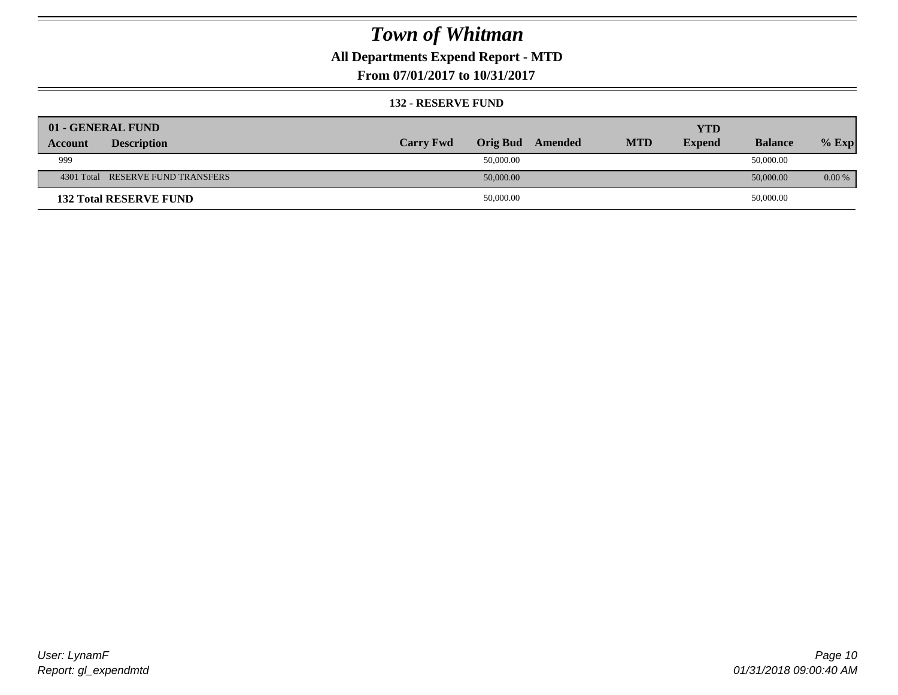# Town of Whitman

## All Departments Expend Report - MTD

## From 07/01/2017 to 10/31/2017

### 132 - RESERVE FUND

| 01 - GENERAL FUND | | | | | | | | |
|---|---|---|---|---|---|---|---|---|
| **Account** | **Description** | **Carry Fwd** | **Orig Bud** | **Amended** | **MTD** | **YTD Expend** | **Balance** | **% Exp** |
| 999 | | | 50,000.00 | | | | 50,000.00 | |
| 4301 Total | RESERVE FUND TRANSFERS | | 50,000.00 | | | | 50,000.00 | 0.00 % |
| **132 Total RESERVE FUND** | | | 50,000.00 | | | | 50,000.00 | |

*User: LynamF*
*Report: gl_expendmtd*

*01/31/2018 09:00:40 AM*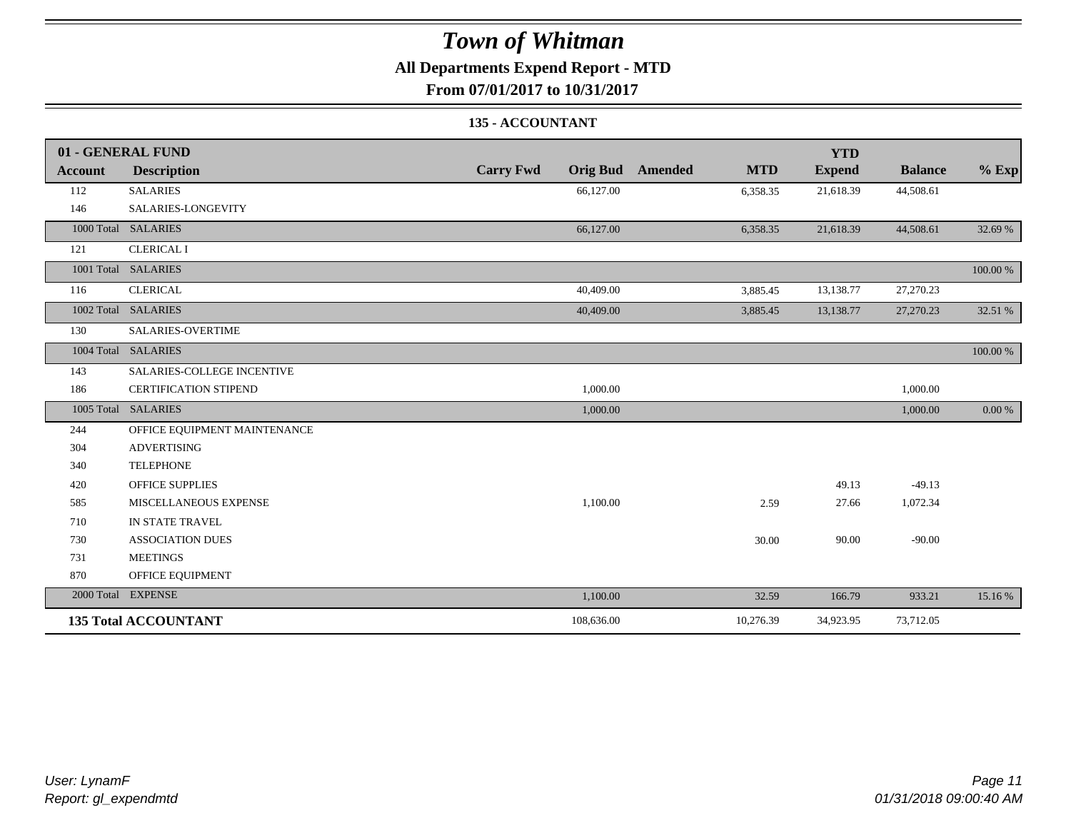# Town of Whitman

## All Departments Expend Report - MTD

### From 07/01/2017 to 10/31/2017

#### 135 - ACCOUNTANT

| 01 - GENERAL FUND<br>Account | Description | Carry Fwd | Orig Bud | Amended | MTD | YTD Expend | Balance | % Exp |
|---|---|---|---|---|---|---|---|---|
| 112 | SALARIES | | 66,127.00 | | 6,358.35 | 21,618.39 | 44,508.61 | |
| 146 | SALARIES-LONGEVITY | | | | | | | |
| 1000 Total | SALARIES | | 66,127.00 | | 6,358.35 | 21,618.39 | 44,508.61 | 32.69 % |
| 121 | CLERICAL I | | | | | | | |
| 1001 Total | SALARIES | | | | | | | 100.00 % |
| 116 | CLERICAL | | 40,409.00 | | 3,885.45 | 13,138.77 | 27,270.23 | |
| 1002 Total | SALARIES | | 40,409.00 | | 3,885.45 | 13,138.77 | 27,270.23 | 32.51 % |
| 130 | SALARIES-OVERTIME | | | | | | | |
| 1004 Total | SALARIES | | | | | | | 100.00 % |
| 143 | SALARIES-COLLEGE INCENTIVE | | | | | | | |
| 186 | CERTIFICATION STIPEND | | 1,000.00 | | | | 1,000.00 | |
| 1005 Total | SALARIES | | 1,000.00 | | | | 1,000.00 | 0.00 % |
| 244 | OFFICE EQUIPMENT MAINTENANCE | | | | | | | |
| 304 | ADVERTISING | | | | | | | |
| 340 | TELEPHONE | | | | | | | |
| 420 | OFFICE SUPPLIES | | | | | 49.13 | -49.13 | |
| 585 | MISCELLANEOUS EXPENSE | | 1,100.00 | | 2.59 | 27.66 | 1,072.34 | |
| 710 | IN STATE TRAVEL | | | | | | | |
| 730 | ASSOCIATION DUES | | | | 30.00 | 90.00 | -90.00 | |
| 731 | MEETINGS | | | | | | | |
| 870 | OFFICE EQUIPMENT | | | | | | | |
| 2000 Total | EXPENSE | | 1,100.00 | | 32.59 | 166.79 | 933.21 | 15.16 % |
| **135 Total ACCOUNTANT** | | | 108,636.00 | | 10,276.39 | 34,923.95 | 73,712.05 | |

*User: LynamF*
*Report: gl_expendmtd*

*01/31/2018 09:00:40 AM*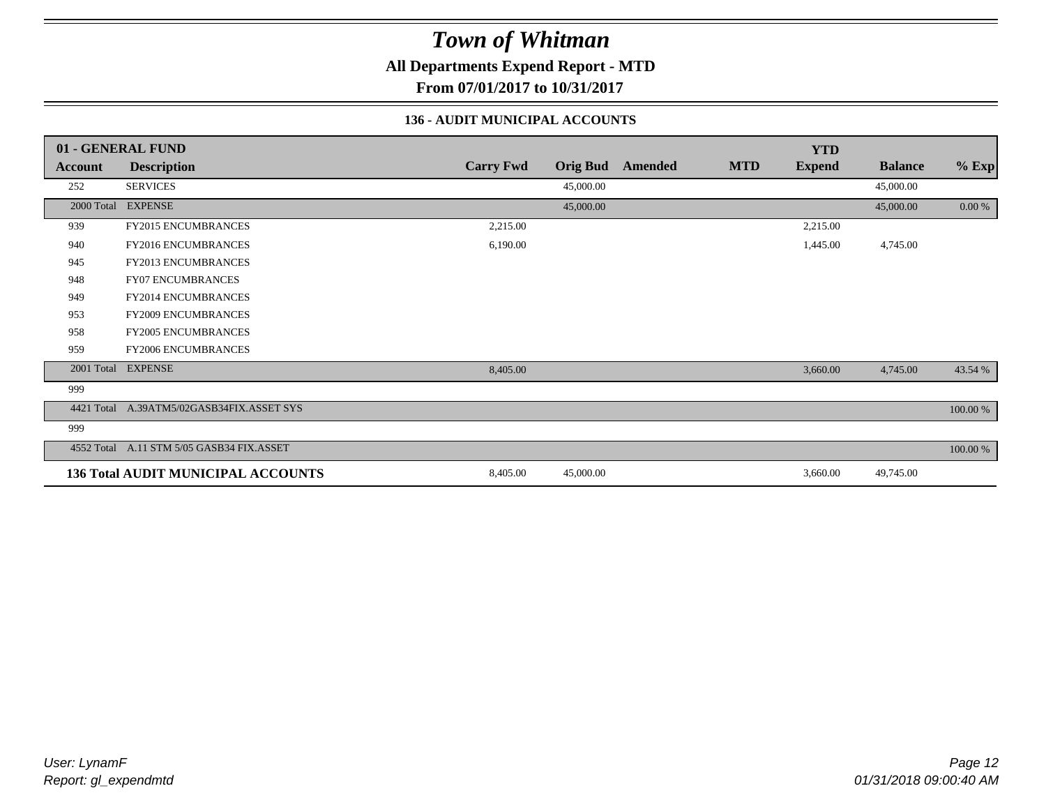# Town of Whitman

**All Departments Expend Report - MTD**

**From 07/01/2017 to 10/31/2017**

### 136 - AUDIT MUNICIPAL ACCOUNTS

| 01 - GENERAL FUND | | | | | | | | |
|---|---|---|---|---|---|---|---|---|
| **Account** | **Description** | **Carry Fwd** | **Orig Bud** | **Amended** | **MTD** | **YTD Expend** | **Balance** | **% Exp** |
| 252 | SERVICES | | 45,000.00 | | | | 45,000.00 | |
| 2000 Total | EXPENSE | | 45,000.00 | | | | 45,000.00 | 0.00 % |
| 939 | FY2015 ENCUMBRANCES | 2,215.00 | | | | 2,215.00 | | |
| 940 | FY2016 ENCUMBRANCES | 6,190.00 | | | | 1,445.00 | 4,745.00 | |
| 945 | FY2013 ENCUMBRANCES | | | | | | | |
| 948 | FY07 ENCUMBRANCES | | | | | | | |
| 949 | FY2014 ENCUMBRANCES | | | | | | | |
| 953 | FY2009 ENCUMBRANCES | | | | | | | |
| 958 | FY2005 ENCUMBRANCES | | | | | | | |
| 959 | FY2006 ENCUMBRANCES | | | | | | | |
| 2001 Total | EXPENSE | 8,405.00 | | | | 3,660.00 | 4,745.00 | 43.54 % |
| 999 | | | | | | | | |
| 4421 Total | A.39ATM5/02GASB34FIX.ASSET SYS | | | | | | | 100.00 % |
| 999 | | | | | | | | |
| 4552 Total | A.11 STM 5/05 GASB34 FIX.ASSET | | | | | | | 100.00 % |
| **136 Total AUDIT MUNICIPAL ACCOUNTS** | | 8,405.00 | 45,000.00 | | | 3,660.00 | 49,745.00 | |

*User: LynamF*
*Report: gl_expendmtd*

*01/31/2018 09:00:40 AM*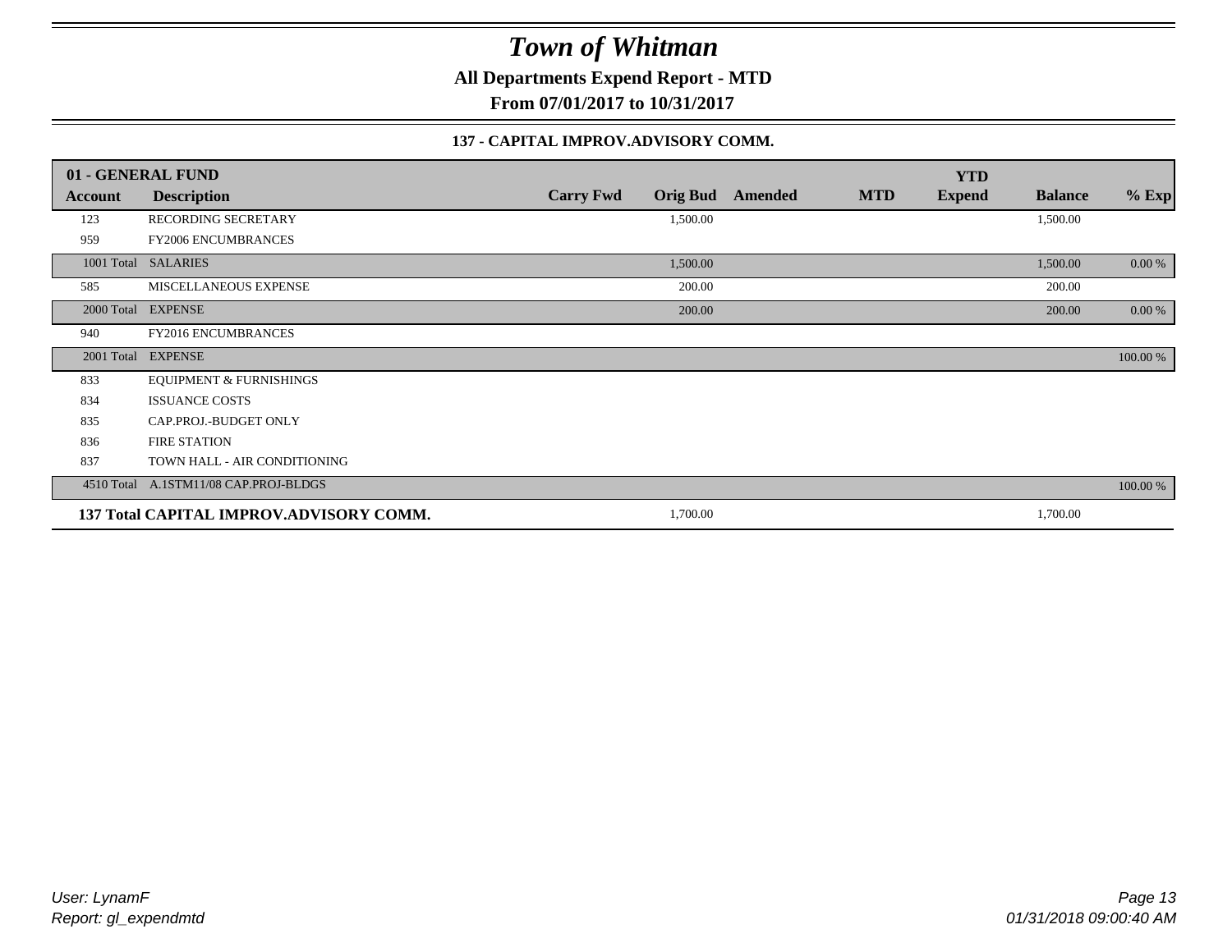# Town of Whitman

**All Departments Expend Report - MTD**

**From 07/01/2017 to 10/31/2017**

**137 - CAPITAL IMPROV.ADVISORY COMM.**

| 01 - GENERAL FUND | | | | | | YTD | | |
|---|---|---|---|---|---|---|---|---|
| **Account** | **Description** | **Carry Fwd** | **Orig Bud** | **Amended** | **MTD** | **Expend** | **Balance** | **% Exp** |
| 123 | RECORDING SECRETARY | | 1,500.00 | | | | 1,500.00 | |
| 959 | FY2006 ENCUMBRANCES | | | | | | | |
| 1001 Total | SALARIES | | 1,500.00 | | | | 1,500.00 | 0.00 % |
| 585 | MISCELLANEOUS EXPENSE | | 200.00 | | | | 200.00 | |
| 2000 Total | EXPENSE | | 200.00 | | | | 200.00 | 0.00 % |
| 940 | FY2016 ENCUMBRANCES | | | | | | | |
| 2001 Total | EXPENSE | | | | | | | 100.00 % |
| 833 | EQUIPMENT & FURNISHINGS | | | | | | | |
| 834 | ISSUANCE COSTS | | | | | | | |
| 835 | CAP.PROJ.-BUDGET ONLY | | | | | | | |
| 836 | FIRE STATION | | | | | | | |
| 837 | TOWN HALL - AIR CONDITIONING | | | | | | | |
| 4510 Total | A.1STM11/08 CAP.PROJ-BLDGS | | | | | | | 100.00 % |
| **137 Total CAPITAL IMPROV.ADVISORY COMM.** | | | 1,700.00 | | | | 1,700.00 | |

*User: LynamF*
*Report: gl_expendmtd*

*01/31/2018 09:00:40 AM*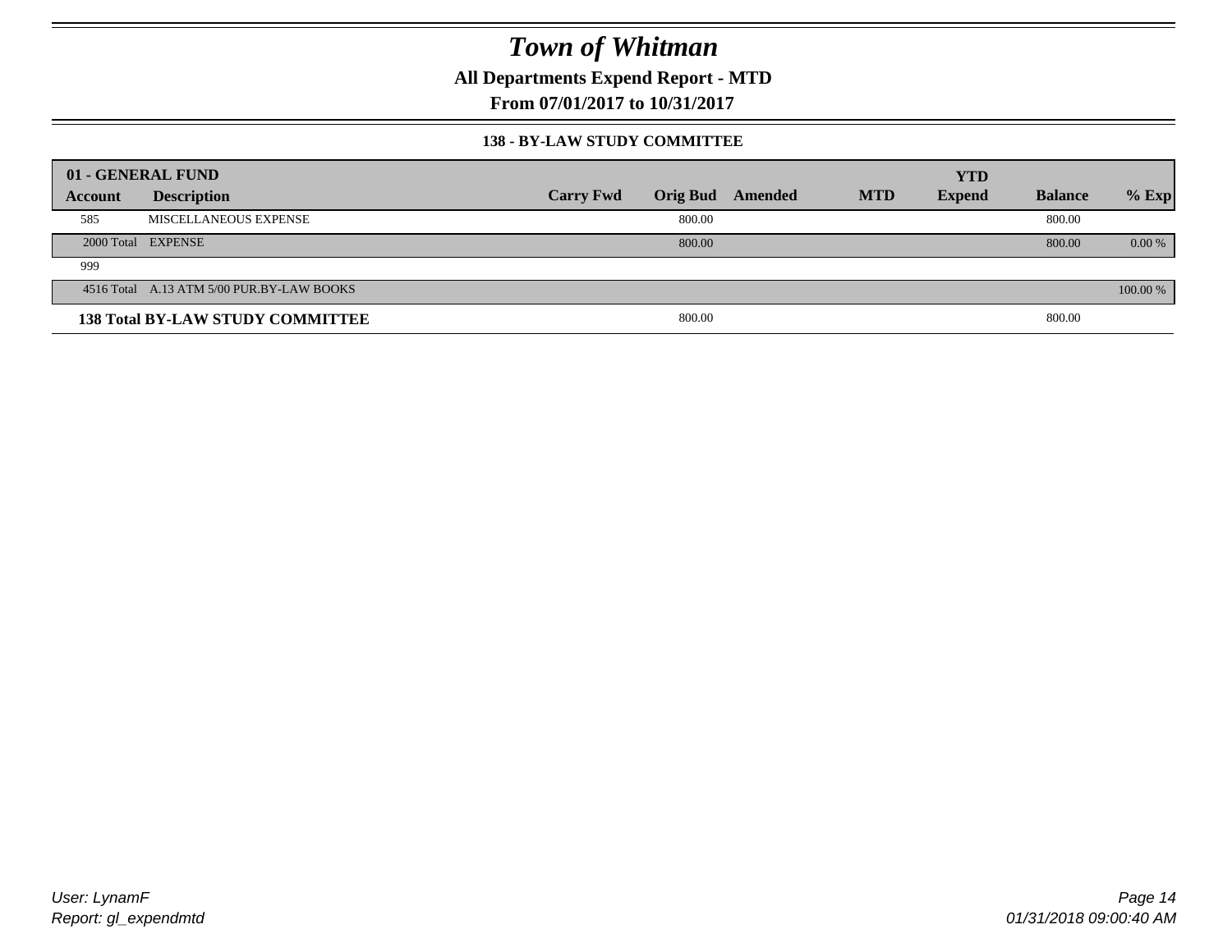# Town of Whitman

**All Departments Expend Report - MTD**

**From 07/01/2017 to 10/31/2017**

### 138 - BY-LAW STUDY COMMITTEE

| 01 - GENERAL FUND | | | | | | YTD | | |
|---|---|---|---|---|---|---|---|---|
| **Account** | **Description** | **Carry Fwd** | **Orig Bud** | **Amended** | **MTD** | **Expend** | **Balance** | **% Exp** |
| 585 | MISCELLANEOUS EXPENSE | | 800.00 | | | | 800.00 | |
| 2000 Total | EXPENSE | | 800.00 | | | | 800.00 | 0.00 % |
| 999 | | | | | | | | |
| 4516 Total | A.13 ATM 5/00 PUR.BY-LAW BOOKS | | | | | | | 100.00 % |
| **138 Total BY-LAW STUDY COMMITTEE** | | | 800.00 | | | | 800.00 | |

*User: LynamF*
*Report: gl_expendmtd*

*01/31/2018 09:00:40 AM*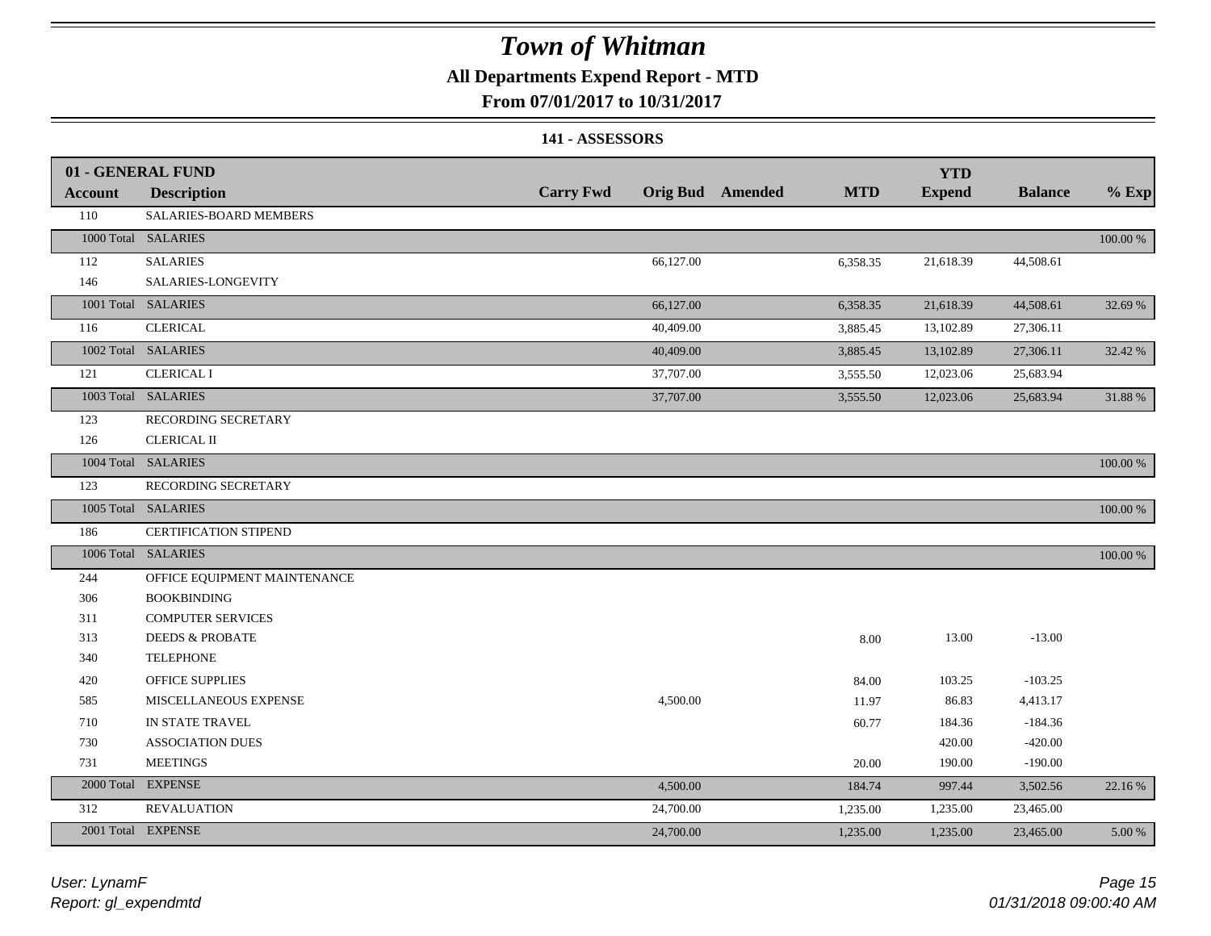# Town of Whitman

**All Departments Expend Report - MTD**

**From 07/01/2017 to 10/31/2017**

**141 - ASSESSORS**

| 01 - GENERAL FUND | | | | | | YTD | | |
|---|---|---|---|---|---|---|---|---|
| **Account** | **Description** | **Carry Fwd** | **Orig Bud** | **Amended** | **MTD** | **Expend** | **Balance** | **% Exp** |
| 110 | SALARIES-BOARD MEMBERS | | | | | | | |
| 1000 Total | SALARIES | | | | | | | 100.00 % |
| 112 | SALARIES | | 66,127.00 | | 6,358.35 | 21,618.39 | 44,508.61 | |
| 146 | SALARIES-LONGEVITY | | | | | | | |
| 1001 Total | SALARIES | | 66,127.00 | | 6,358.35 | 21,618.39 | 44,508.61 | 32.69 % |
| 116 | CLERICAL | | 40,409.00 | | 3,885.45 | 13,102.89 | 27,306.11 | |
| 1002 Total | SALARIES | | 40,409.00 | | 3,885.45 | 13,102.89 | 27,306.11 | 32.42 % |
| 121 | CLERICAL I | | 37,707.00 | | 3,555.50 | 12,023.06 | 25,683.94 | |
| 1003 Total | SALARIES | | 37,707.00 | | 3,555.50 | 12,023.06 | 25,683.94 | 31.88 % |
| 123 | RECORDING SECRETARY | | | | | | | |
| 126 | CLERICAL II | | | | | | | |
| 1004 Total | SALARIES | | | | | | | 100.00 % |
| 123 | RECORDING SECRETARY | | | | | | | |
| 1005 Total | SALARIES | | | | | | | 100.00 % |
| 186 | CERTIFICATION STIPEND | | | | | | | |
| 1006 Total | SALARIES | | | | | | | 100.00 % |
| 244 | OFFICE EQUIPMENT MAINTENANCE | | | | | | | |
| 306 | BOOKBINDING | | | | | | | |
| 311 | COMPUTER SERVICES | | | | | | | |
| 313 | DEEDS & PROBATE | | | | 8.00 | 13.00 | -13.00 | |
| 340 | TELEPHONE | | | | | | | |
| 420 | OFFICE SUPPLIES | | | | 84.00 | 103.25 | -103.25 | |
| 585 | MISCELLANEOUS EXPENSE | | 4,500.00 | | 11.97 | 86.83 | 4,413.17 | |
| 710 | IN STATE TRAVEL | | | | 60.77 | 184.36 | -184.36 | |
| 730 | ASSOCIATION DUES | | | | | 420.00 | -420.00 | |
| 731 | MEETINGS | | | | 20.00 | 190.00 | -190.00 | |
| 2000 Total | EXPENSE | | 4,500.00 | | 184.74 | 997.44 | 3,502.56 | 22.16 % |
| 312 | REVALUATION | | 24,700.00 | | 1,235.00 | 1,235.00 | 23,465.00 | |
| 2001 Total | EXPENSE | | 24,700.00 | | 1,235.00 | 1,235.00 | 23,465.00 | 5.00 % |

*User: LynamF*
*Report: gl_expendmtd*

*01/31/2018 09:00:40 AM*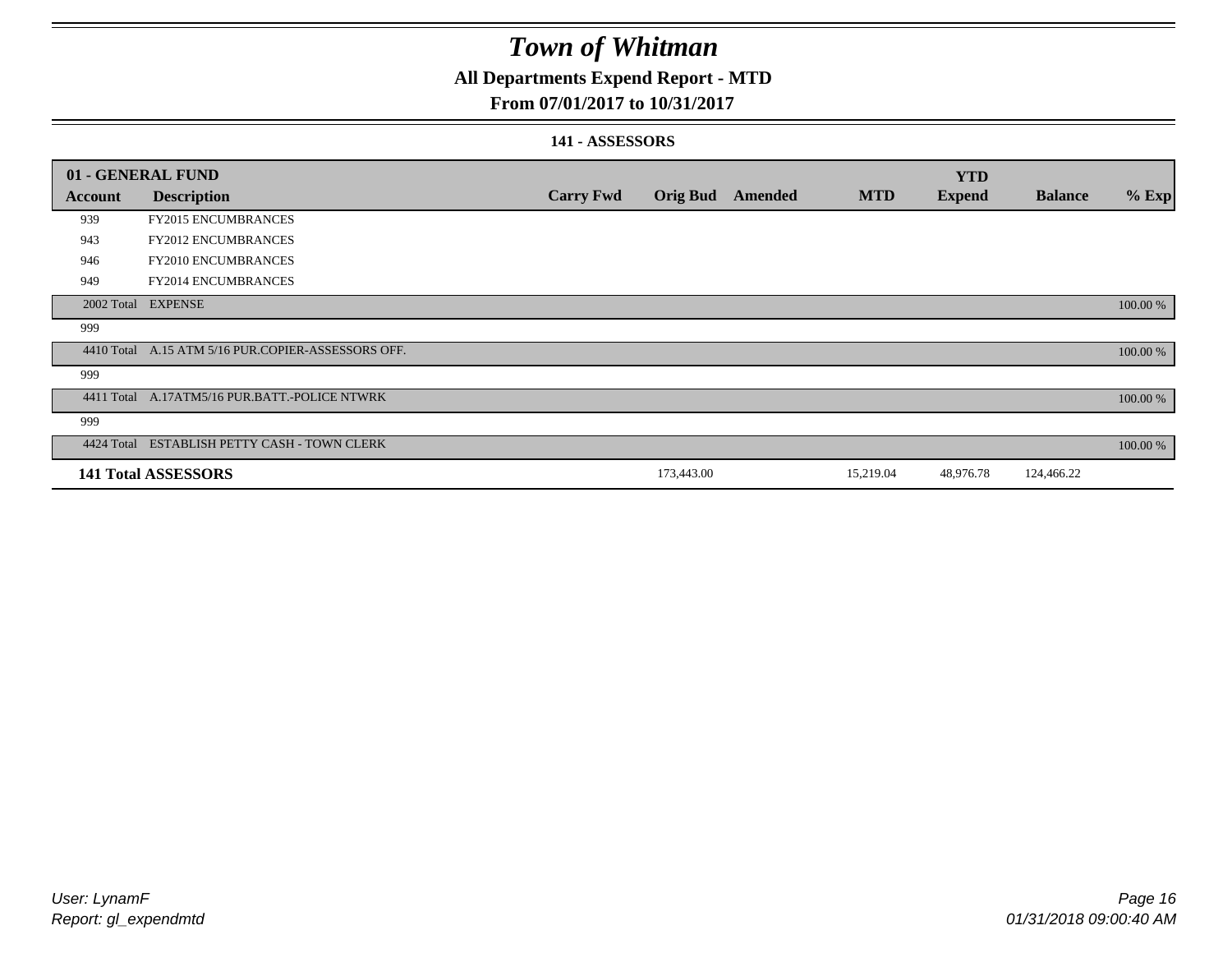# Town of Whitman

## All Departments Expend Report - MTD

### From 07/01/2017 to 10/31/2017

#### 141 - ASSESSORS

| 01 - GENERAL FUND | | | | | | YTD | | |
|---|---|---|---|---|---|---|---|---|
| **Account** | **Description** | **Carry Fwd** | **Orig Bud** | **Amended** | **MTD** | **Expend** | **Balance** | **% Exp** |
| 939 | FY2015 ENCUMBRANCES | | | | | | | |
| 943 | FY2012 ENCUMBRANCES | | | | | | | |
| 946 | FY2010 ENCUMBRANCES | | | | | | | |
| 949 | FY2014 ENCUMBRANCES | | | | | | | |
| 2002 Total | EXPENSE | | | | | | | 100.00 % |
| 999 | | | | | | | | |
| 4410 Total | A.15 ATM 5/16 PUR.COPIER-ASSESSORS OFF. | | | | | | | 100.00 % |
| 999 | | | | | | | | |
| 4411 Total | A.17ATM5/16 PUR.BATT.-POLICE NTWRK | | | | | | | 100.00 % |
| 999 | | | | | | | | |
| 4424 Total | ESTABLISH PETTY CASH - TOWN CLERK | | | | | | | 100.00 % |
| **141 Total ASSESSORS** | | | 173,443.00 | | 15,219.04 | 48,976.78 | 124,466.22 | |

User: LynamF
Report: gl_expendmtd

01/31/2018 09:00:40 AM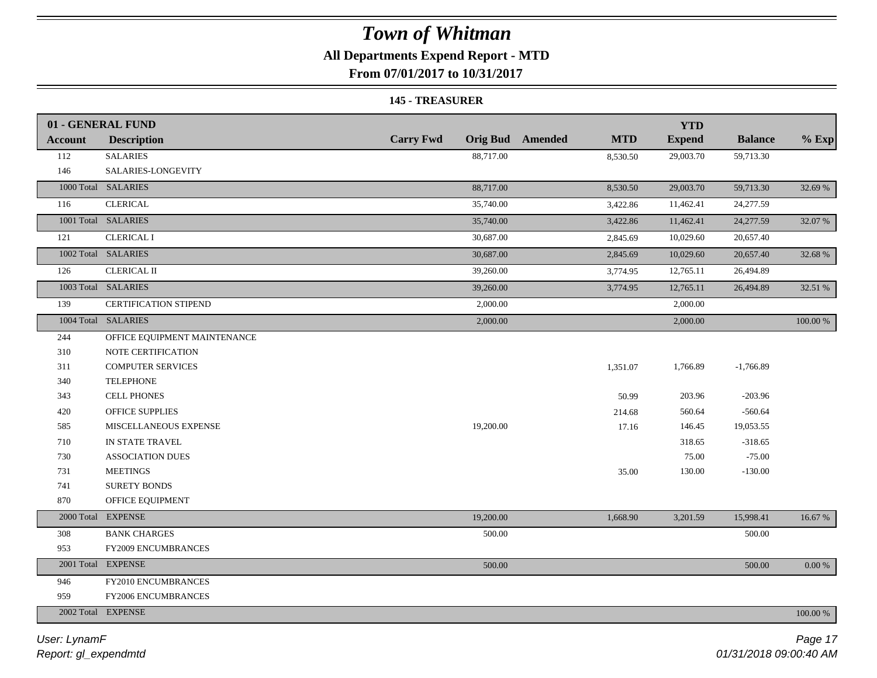# Town of Whitman

**All Departments Expend Report - MTD**

**From 07/01/2017 to 10/31/2017**

**145 - TREASURER**

| 01 - GENERAL FUND | | | | | | | | |
|---|---|---|---|---|---|---|---|---|
| **Account** | **Description** | **Carry Fwd** | **Orig Bud** | **Amended** | **MTD** | **YTD Expend** | **Balance** | **% Exp** |
| 112 | SALARIES | | 88,717.00 | | 8,530.50 | 29,003.70 | 59,713.30 | |
| 146 | SALARIES-LONGEVITY | | | | | | | |
| 1000 Total | SALARIES | | 88,717.00 | | 8,530.50 | 29,003.70 | 59,713.30 | 32.69 % |
| 116 | CLERICAL | | 35,740.00 | | 3,422.86 | 11,462.41 | 24,277.59 | |
| 1001 Total | SALARIES | | 35,740.00 | | 3,422.86 | 11,462.41 | 24,277.59 | 32.07 % |
| 121 | CLERICAL I | | 30,687.00 | | 2,845.69 | 10,029.60 | 20,657.40 | |
| 1002 Total | SALARIES | | 30,687.00 | | 2,845.69 | 10,029.60 | 20,657.40 | 32.68 % |
| 126 | CLERICAL II | | 39,260.00 | | 3,774.95 | 12,765.11 | 26,494.89 | |
| 1003 Total | SALARIES | | 39,260.00 | | 3,774.95 | 12,765.11 | 26,494.89 | 32.51 % |
| 139 | CERTIFICATION STIPEND | | 2,000.00 | | | 2,000.00 | | |
| 1004 Total | SALARIES | | 2,000.00 | | | 2,000.00 | | 100.00 % |
| 244 | OFFICE EQUIPMENT MAINTENANCE | | | | | | | |
| 310 | NOTE CERTIFICATION | | | | | | | |
| 311 | COMPUTER SERVICES | | | | 1,351.07 | 1,766.89 | -1,766.89 | |
| 340 | TELEPHONE | | | | | | | |
| 343 | CELL PHONES | | | | 50.99 | 203.96 | -203.96 | |
| 420 | OFFICE SUPPLIES | | | | 214.68 | 560.64 | -560.64 | |
| 585 | MISCELLANEOUS EXPENSE | | 19,200.00 | | 17.16 | 146.45 | 19,053.55 | |
| 710 | IN STATE TRAVEL | | | | | 318.65 | -318.65 | |
| 730 | ASSOCIATION DUES | | | | | 75.00 | -75.00 | |
| 731 | MEETINGS | | | | 35.00 | 130.00 | -130.00 | |
| 741 | SURETY BONDS | | | | | | | |
| 870 | OFFICE EQUIPMENT | | | | | | | |
| 2000 Total | EXPENSE | | 19,200.00 | | 1,668.90 | 3,201.59 | 15,998.41 | 16.67 % |
| 308 | BANK CHARGES | | 500.00 | | | | 500.00 | |
| 953 | FY2009 ENCUMBRANCES | | | | | | | |
| 2001 Total | EXPENSE | | 500.00 | | | | 500.00 | 0.00 % |
| 946 | FY2010 ENCUMBRANCES | | | | | | | |
| 959 | FY2006 ENCUMBRANCES | | | | | | | |
| 2002 Total | EXPENSE | | | | | | | 100.00 % |

User: LynamF
Report: gl_expendmtd

01/31/2018 09:00:40 AM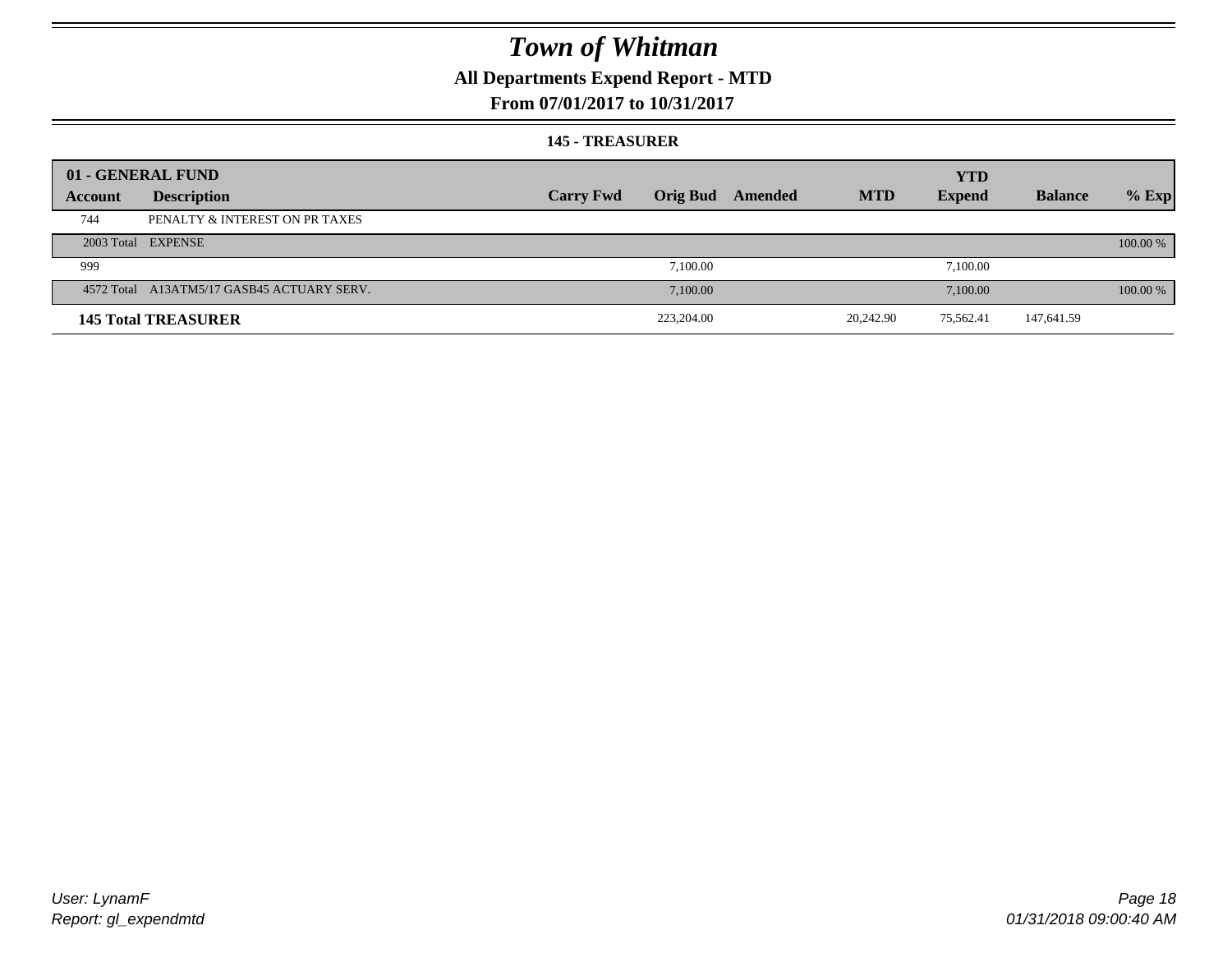# Town of Whitman

## All Departments Expend Report - MTD

## From 07/01/2017 to 10/31/2017

### 145 - TREASURER

| 01 - GENERAL FUND | | | | | | YTD | | |
|---|---|---|---|---|---|---|---|---|
| Account | Description | Carry Fwd | Orig Bud | Amended | MTD | Expend | Balance | % Exp |
| 744 | PENALTY & INTEREST ON PR TAXES | | | | | | | |
| 2003 Total | EXPENSE | | | | | | | 100.00 % |
| 999 | | | 7,100.00 | | | 7,100.00 | | |
| 4572 Total | A13ATM5/17 GASB45 ACTUARY SERV. | | 7,100.00 | | | 7,100.00 | | 100.00 % |
| **145 Total TREASURER** | | | 223,204.00 | | 20,242.90 | 75,562.41 | 147,641.59 | |

User: LynamF
Report: gl_expendmtd

01/31/2018 09:00:40 AM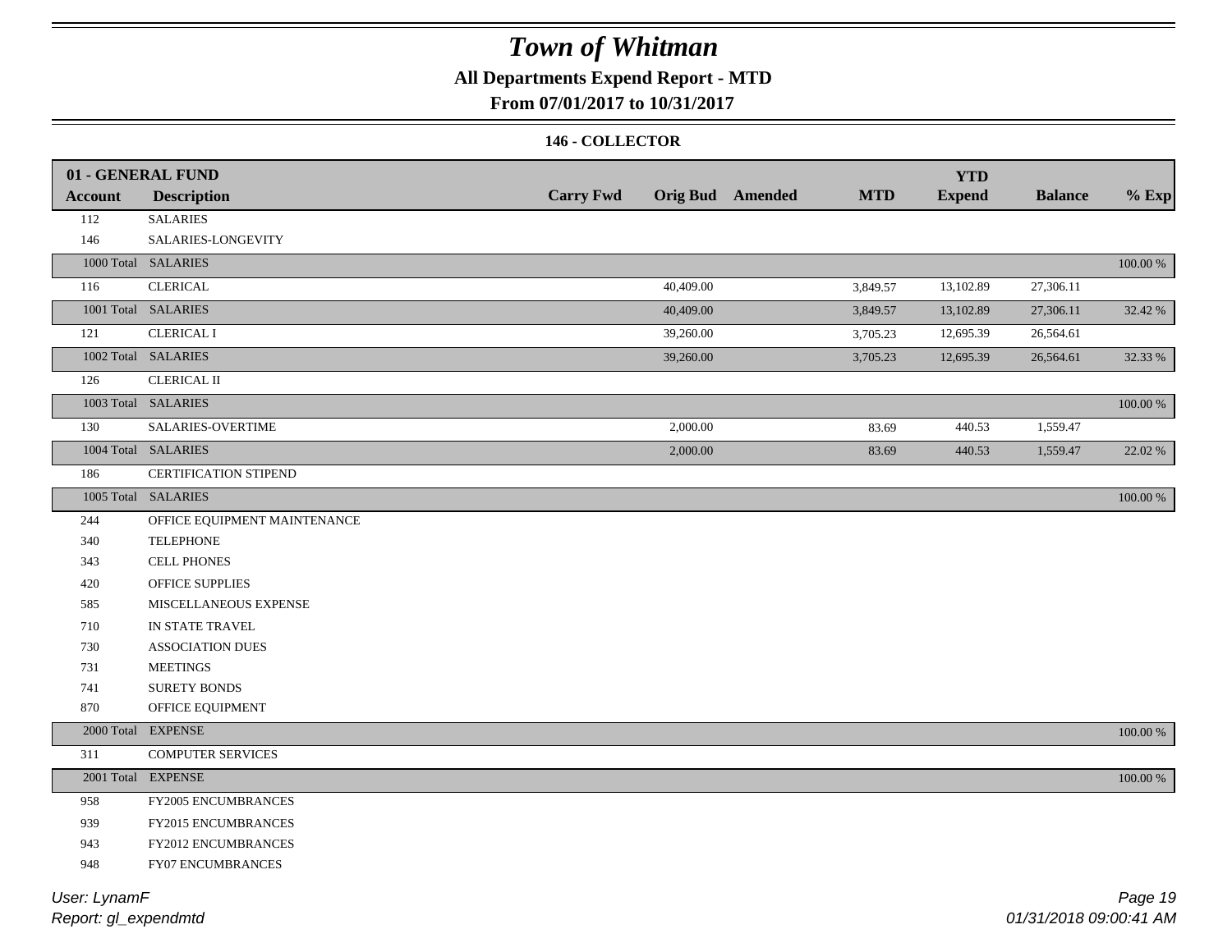# Town of Whitman

## All Departments Expend Report - MTD

### From 07/01/2017 to 10/31/2017

#### 146 - COLLECTOR

| 01 - GENERAL FUND | | | | | | YTD | | |
|---|---|---|---|---|---|---|---|---|
| Account | Description | Carry Fwd | Orig Bud | Amended | MTD | Expend | Balance | % Exp |
| 112 | SALARIES | | | | | | | |
| 146 | SALARIES-LONGEVITY | | | | | | | |
| 1000 Total | SALARIES | | | | | | | 100.00 % |
| 116 | CLERICAL | | 40,409.00 | | 3,849.57 | 13,102.89 | 27,306.11 | |
| 1001 Total | SALARIES | | 40,409.00 | | 3,849.57 | 13,102.89 | 27,306.11 | 32.42 % |
| 121 | CLERICAL I | | 39,260.00 | | 3,705.23 | 12,695.39 | 26,564.61 | |
| 1002 Total | SALARIES | | 39,260.00 | | 3,705.23 | 12,695.39 | 26,564.61 | 32.33 % |
| 126 | CLERICAL II | | | | | | | |
| 1003 Total | SALARIES | | | | | | | 100.00 % |
| 130 | SALARIES-OVERTIME | | 2,000.00 | | 83.69 | 440.53 | 1,559.47 | |
| 1004 Total | SALARIES | | 2,000.00 | | 83.69 | 440.53 | 1,559.47 | 22.02 % |
| 186 | CERTIFICATION STIPEND | | | | | | | |
| 1005 Total | SALARIES | | | | | | | 100.00 % |
| 244 | OFFICE EQUIPMENT MAINTENANCE | | | | | | | |
| 340 | TELEPHONE | | | | | | | |
| 343 | CELL PHONES | | | | | | | |
| 420 | OFFICE SUPPLIES | | | | | | | |
| 585 | MISCELLANEOUS EXPENSE | | | | | | | |
| 710 | IN STATE TRAVEL | | | | | | | |
| 730 | ASSOCIATION DUES | | | | | | | |
| 731 | MEETINGS | | | | | | | |
| 741 | SURETY BONDS | | | | | | | |
| 870 | OFFICE EQUIPMENT | | | | | | | |
| 2000 Total | EXPENSE | | | | | | | 100.00 % |
| 311 | COMPUTER SERVICES | | | | | | | |
| 2001 Total | EXPENSE | | | | | | | 100.00 % |
| 958 | FY2005 ENCUMBRANCES | | | | | | | |
| 939 | FY2015 ENCUMBRANCES | | | | | | | |
| 943 | FY2012 ENCUMBRANCES | | | | | | | |
| 948 | FY07 ENCUMBRANCES | | | | | | | |

*User: LynamF*
*Report: gl_expendmtd*

*01/31/2018 09:00:41 AM*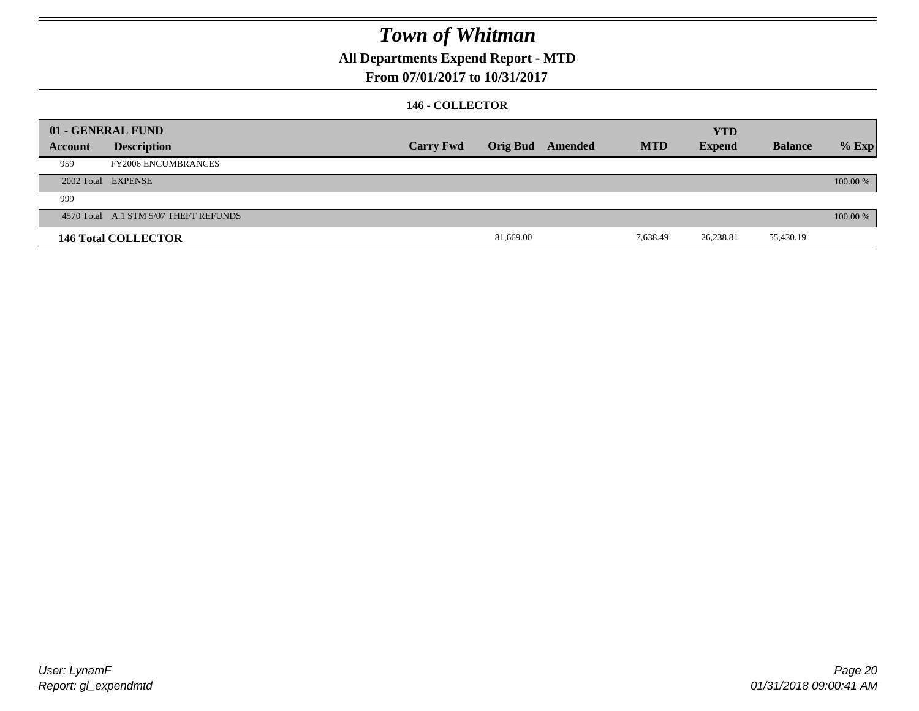# Town of Whitman

## All Departments Expend Report - MTD

### From 07/01/2017 to 10/31/2017

**146 - COLLECTOR**

| 01 - GENERAL FUND Account | Description | Carry Fwd | Orig Bud | Amended | MTD | YTD Expend | Balance | % Exp |
|---|---|---|---|---|---|---|---|---|
| 959 | FY2006 ENCUMBRANCES | | | | | | | |
| 2002 Total | EXPENSE | | | | | | | 100.00 % |
| 999 | | | | | | | | |
| 4570 Total | A.1 STM 5/07 THEFT REFUNDS | | | | | | | 100.00 % |
| **146 Total COLLECTOR** | | | 81,669.00 | | 7,638.49 | 26,238.81 | 55,430.19 | |

*User: LynamF*
*Report: gl_expendmtd*

*01/31/2018 09:00:41 AM*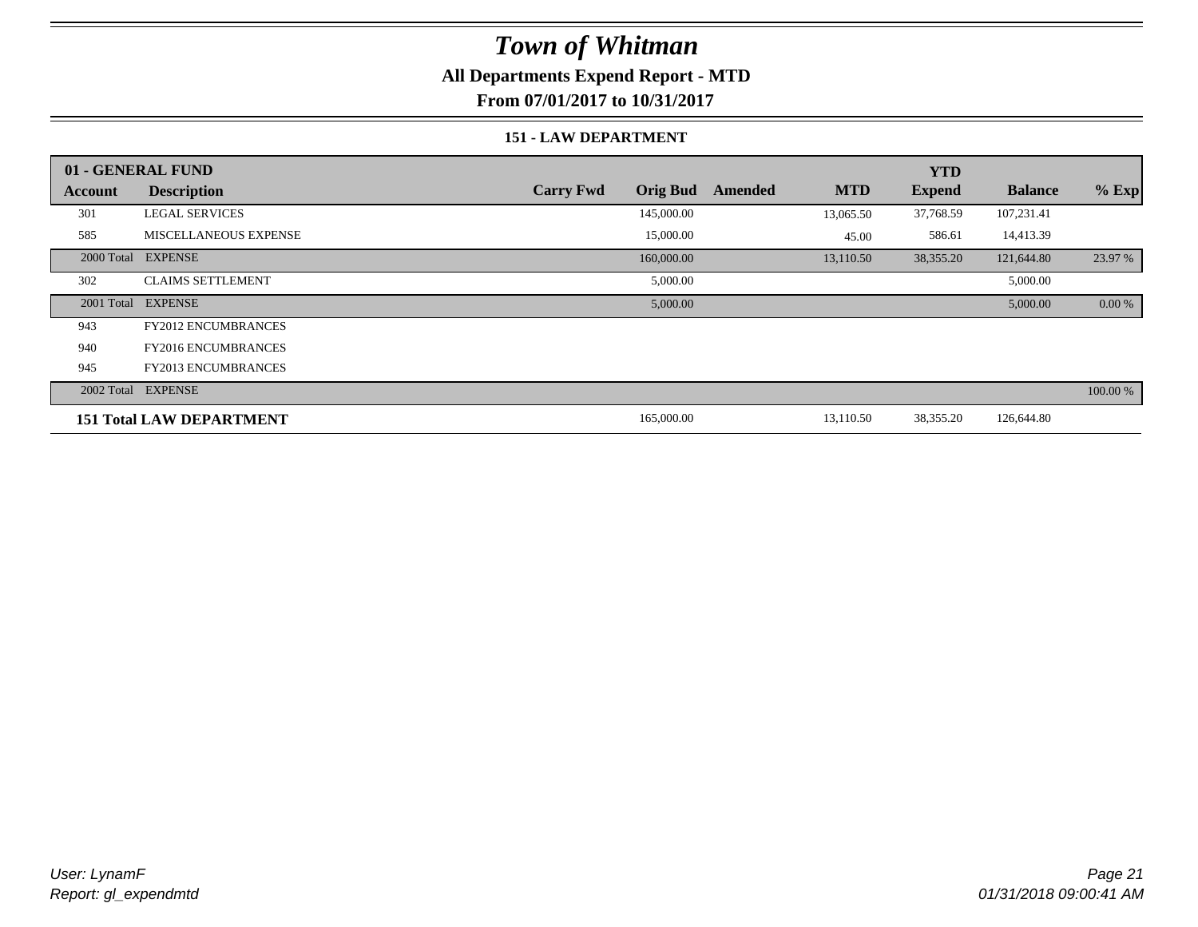# Town of Whitman

**All Departments Expend Report - MTD**

**From 07/01/2017 to 10/31/2017**

### 151 - LAW DEPARTMENT

| 01 - GENERAL FUND | | | | | | YTD | | |
|---|---|---|---|---|---|---|---|---|
| Account | Description | Carry Fwd | Orig Bud | Amended | MTD | Expend | Balance | % Exp |
| 301 | LEGAL SERVICES | | 145,000.00 | | 13,065.50 | 37,768.59 | 107,231.41 | |
| 585 | MISCELLANEOUS EXPENSE | | 15,000.00 | | 45.00 | 586.61 | 14,413.39 | |
| 2000 Total | EXPENSE | | 160,000.00 | | 13,110.50 | 38,355.20 | 121,644.80 | 23.97 % |
| 302 | CLAIMS SETTLEMENT | | 5,000.00 | | | | 5,000.00 | |
| 2001 Total | EXPENSE | | 5,000.00 | | | | 5,000.00 | 0.00 % |
| 943 | FY2012 ENCUMBRANCES | | | | | | | |
| 940 | FY2016 ENCUMBRANCES | | | | | | | |
| 945 | FY2013 ENCUMBRANCES | | | | | | | |
| 2002 Total | EXPENSE | | | | | | | 100.00 % |
| **151 Total LAW DEPARTMENT** | | | 165,000.00 | | 13,110.50 | 38,355.20 | 126,644.80 | |

*User: LynamF*
*Report: gl_expendmtd*

*01/31/2018 09:00:41 AM*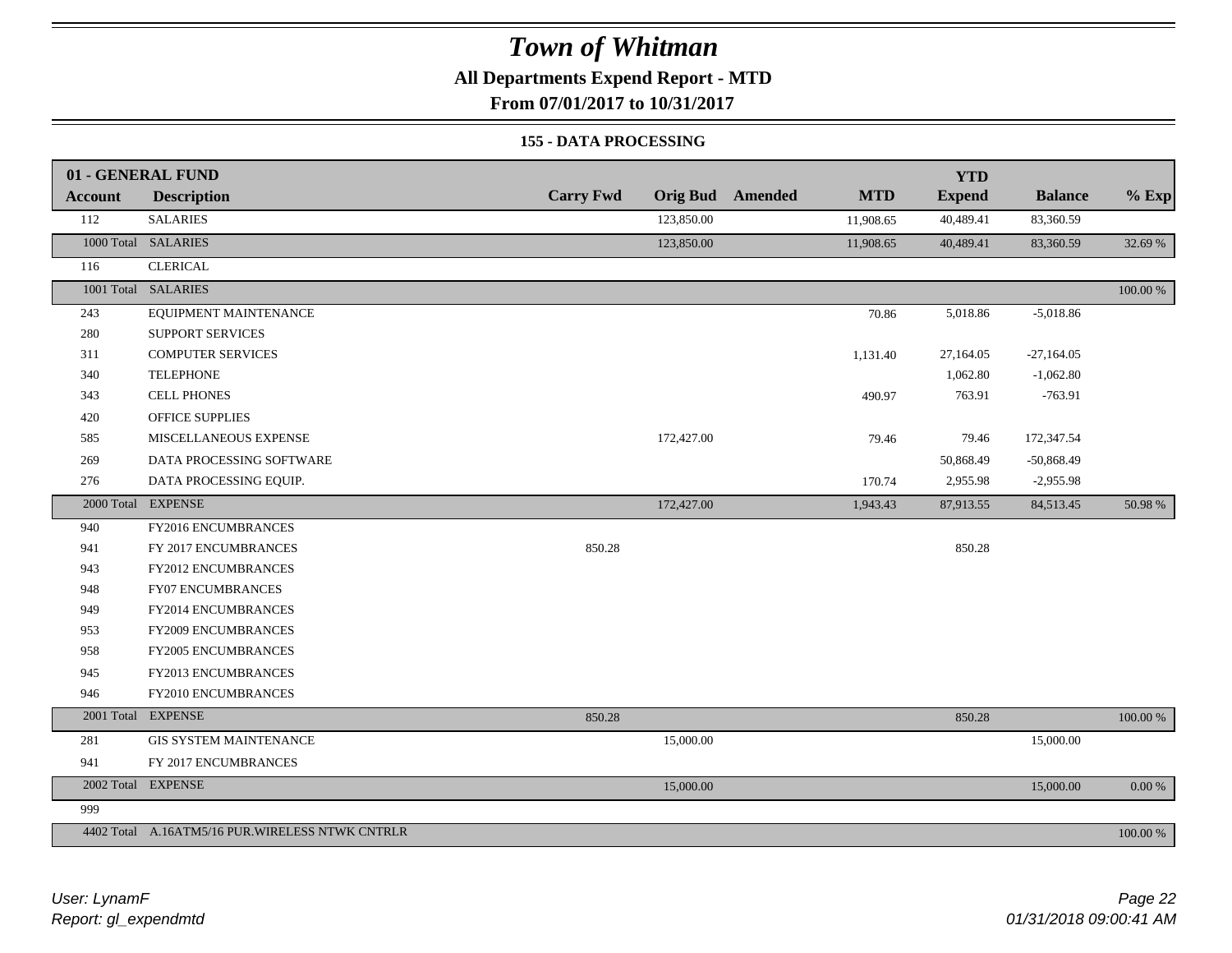# Town of Whitman

**All Departments Expend Report - MTD**

**From 07/01/2017 to 10/31/2017**

### 155 - DATA PROCESSING

| 01 - GENERAL FUND | | | | | | YTD | | |
|---|---|---|---|---|---|---|---|---|
| **Account** | **Description** | **Carry Fwd** | **Orig Bud** | **Amended** | **MTD** | **Expend** | **Balance** | **% Exp** |
| 112 | SALARIES | | 123,850.00 | | 11,908.65 | 40,489.41 | 83,360.59 | |
| 1000 Total | SALARIES | | 123,850.00 | | 11,908.65 | 40,489.41 | 83,360.59 | 32.69 % |
| 116 | CLERICAL | | | | | | | |
| 1001 Total | SALARIES | | | | | | | 100.00 % |
| 243 | EQUIPMENT MAINTENANCE | | | | 70.86 | 5,018.86 | -5,018.86 | |
| 280 | SUPPORT SERVICES | | | | | | | |
| 311 | COMPUTER SERVICES | | | | 1,131.40 | 27,164.05 | -27,164.05 | |
| 340 | TELEPHONE | | | | | 1,062.80 | -1,062.80 | |
| 343 | CELL PHONES | | | | 490.97 | 763.91 | -763.91 | |
| 420 | OFFICE SUPPLIES | | | | | | | |
| 585 | MISCELLANEOUS EXPENSE | | 172,427.00 | | 79.46 | 79.46 | 172,347.54 | |
| 269 | DATA PROCESSING SOFTWARE | | | | | 50,868.49 | -50,868.49 | |
| 276 | DATA PROCESSING EQUIP. | | | | 170.74 | 2,955.98 | -2,955.98 | |
| 2000 Total | EXPENSE | | 172,427.00 | | 1,943.43 | 87,913.55 | 84,513.45 | 50.98 % |
| 940 | FY2016 ENCUMBRANCES | | | | | | | |
| 941 | FY 2017 ENCUMBRANCES | 850.28 | | | | 850.28 | | |
| 943 | FY2012 ENCUMBRANCES | | | | | | | |
| 948 | FY07 ENCUMBRANCES | | | | | | | |
| 949 | FY2014 ENCUMBRANCES | | | | | | | |
| 953 | FY2009 ENCUMBRANCES | | | | | | | |
| 958 | FY2005 ENCUMBRANCES | | | | | | | |
| 945 | FY2013 ENCUMBRANCES | | | | | | | |
| 946 | FY2010 ENCUMBRANCES | | | | | | | |
| 2001 Total | EXPENSE | 850.28 | | | | 850.28 | | 100.00 % |
| 281 | GIS SYSTEM MAINTENANCE | | 15,000.00 | | | | 15,000.00 | |
| 941 | FY 2017 ENCUMBRANCES | | | | | | | |
| 2002 Total | EXPENSE | | 15,000.00 | | | | 15,000.00 | 0.00 % |
| 999 | | | | | | | | |
| 4402 Total | A.16ATM5/16 PUR.WIRELESS NTWK CNTRLR | | | | | | | 100.00 % |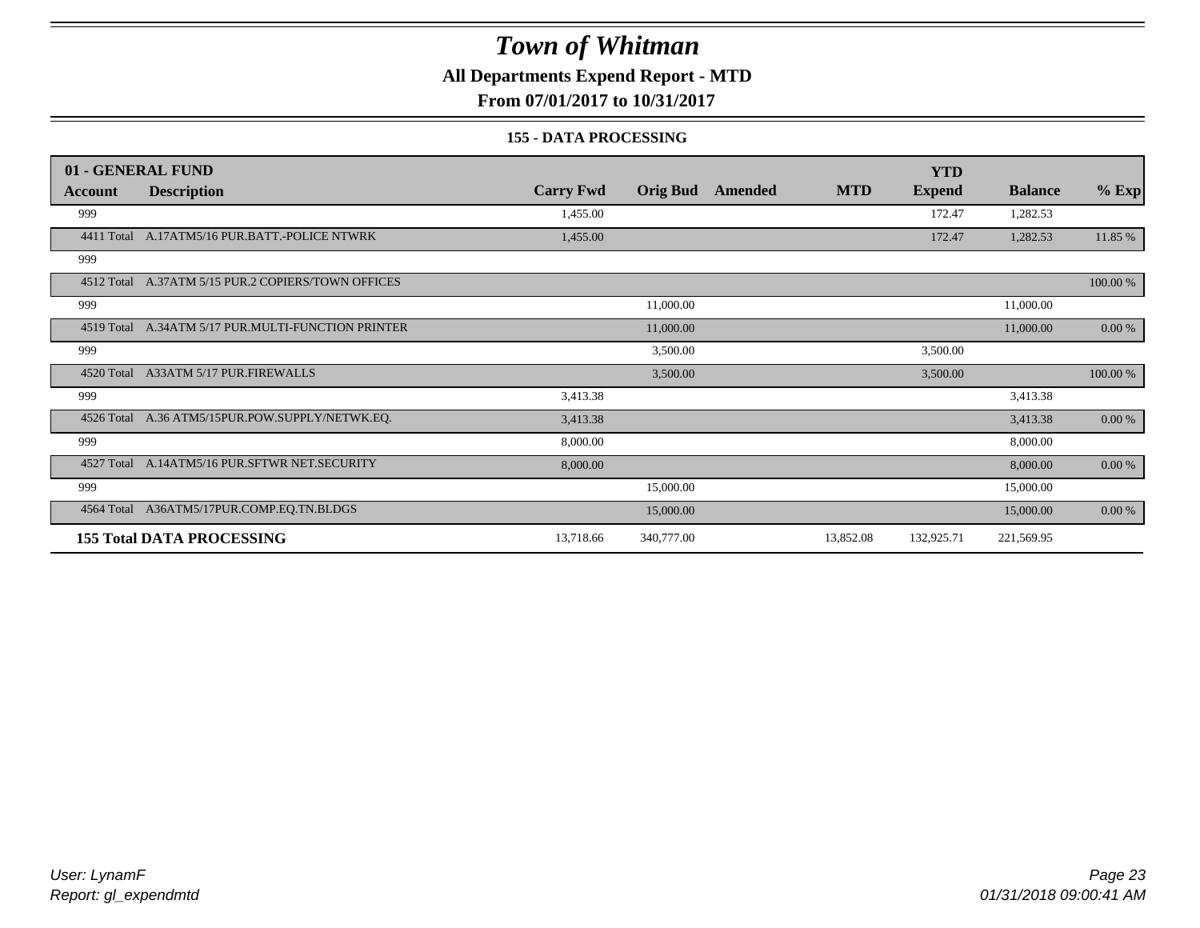# Town of Whitman

**All Departments Expend Report - MTD**

**From 07/01/2017 to 10/31/2017**

**155 - DATA PROCESSING**

| 01 - GENERAL FUND | | | | | | | | |
|---|---|---|---|---|---|---|---|---|
| **Account** | **Description** | **Carry Fwd** | **Orig Bud** | **Amended** | **MTD** | **YTD Expend** | **Balance** | **% Exp** |
| 999 | | 1,455.00 | | | | 172.47 | 1,282.53 | |
| 4411 Total | A.17ATM5/16 PUR.BATT.-POLICE NTWRK | 1,455.00 | | | | 172.47 | 1,282.53 | 11.85 % |
| 999 | | | | | | | | |
| 4512 Total | A.37ATM 5/15 PUR.2 COPIERS/TOWN OFFICES | | | | | | | 100.00 % |
| 999 | | | 11,000.00 | | | | 11,000.00 | |
| 4519 Total | A.34ATM 5/17 PUR.MULTI-FUNCTION PRINTER | | 11,000.00 | | | | 11,000.00 | 0.00 % |
| 999 | | | 3,500.00 | | | 3,500.00 | | |
| 4520 Total | A33ATM 5/17 PUR.FIREWALLS | | 3,500.00 | | | 3,500.00 | | 100.00 % |
| 999 | | 3,413.38 | | | | | 3,413.38 | |
| 4526 Total | A.36 ATM5/15PUR.POW.SUPPLY/NETWK.EQ. | 3,413.38 | | | | | 3,413.38 | 0.00 % |
| 999 | | 8,000.00 | | | | | 8,000.00 | |
| 4527 Total | A.14ATM5/16 PUR.SFTWR NET.SECURITY | 8,000.00 | | | | | 8,000.00 | 0.00 % |
| 999 | | | 15,000.00 | | | | 15,000.00 | |
| 4564 Total | A36ATM5/17PUR.COMP.EQ.TN.BLDGS | | 15,000.00 | | | | 15,000.00 | 0.00 % |
| **155 Total DATA PROCESSING** | | 13,718.66 | 340,777.00 | | 13,852.08 | 132,925.71 | 221,569.95 | |

*User: LynamF*
*Report: gl_expendmtd*

*01/31/2018 09:00:41 AM*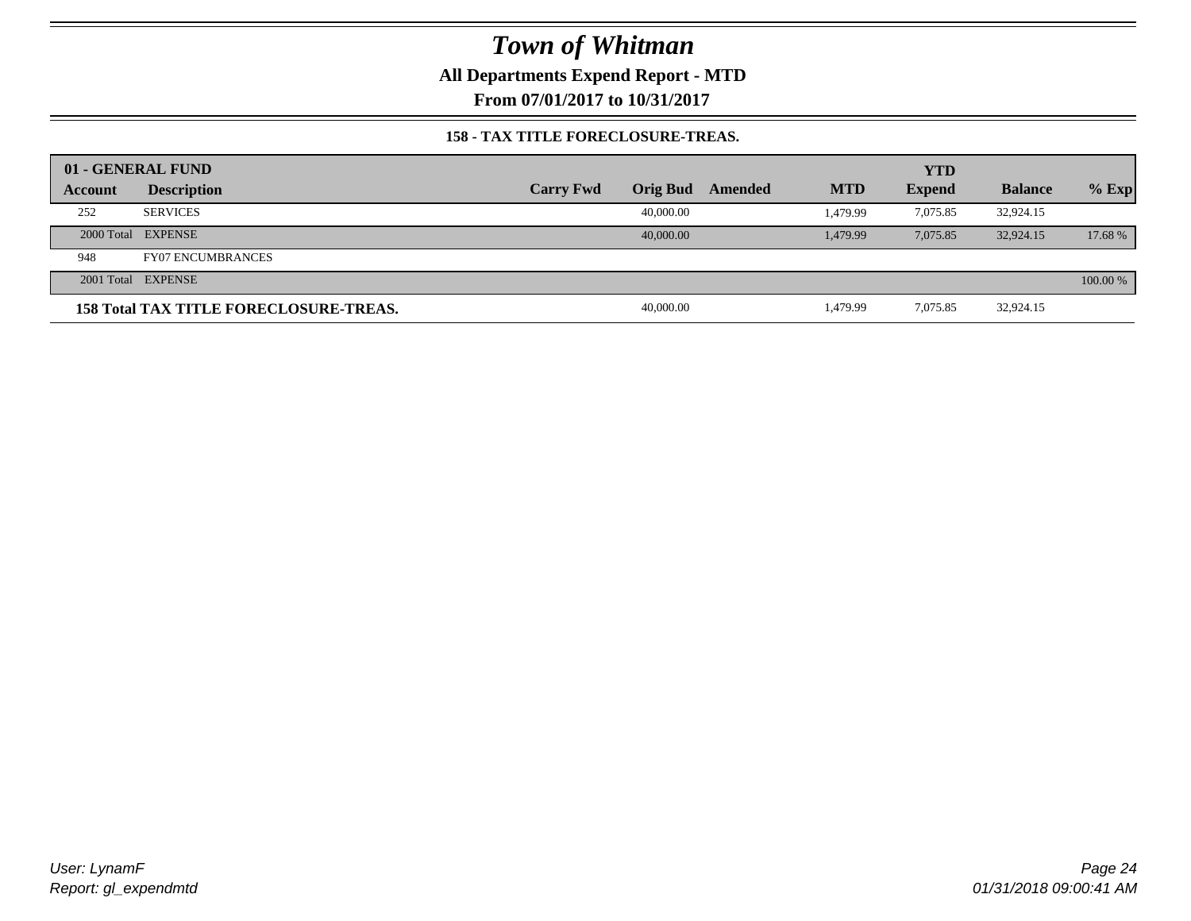# Town of Whitman

**All Departments Expend Report - MTD**

**From 07/01/2017 to 10/31/2017**

**158 - TAX TITLE FORECLOSURE-TREAS.**

| 01 - GENERAL FUND | | | | | | YTD | | |
|---|---|---|---|---|---|---|---|---|
| **Account** | **Description** | **Carry Fwd** | **Orig Bud** | **Amended** | **MTD** | **Expend** | **Balance** | **% Exp** |
| 252 | SERVICES | | 40,000.00 | | 1,479.99 | 7,075.85 | 32,924.15 | |
| 2000 Total | EXPENSE | | 40,000.00 | | 1,479.99 | 7,075.85 | 32,924.15 | 17.68 % |
| 948 | FY07 ENCUMBRANCES | | | | | | | |
| 2001 Total | EXPENSE | | | | | | | 100.00 % |
| **158 Total TAX TITLE FORECLOSURE-TREAS.** | | | 40,000.00 | | 1,479.99 | 7,075.85 | 32,924.15 | |

*User: LynamF*
*Report: gl_expendmtd*

*01/31/2018 09:00:41 AM*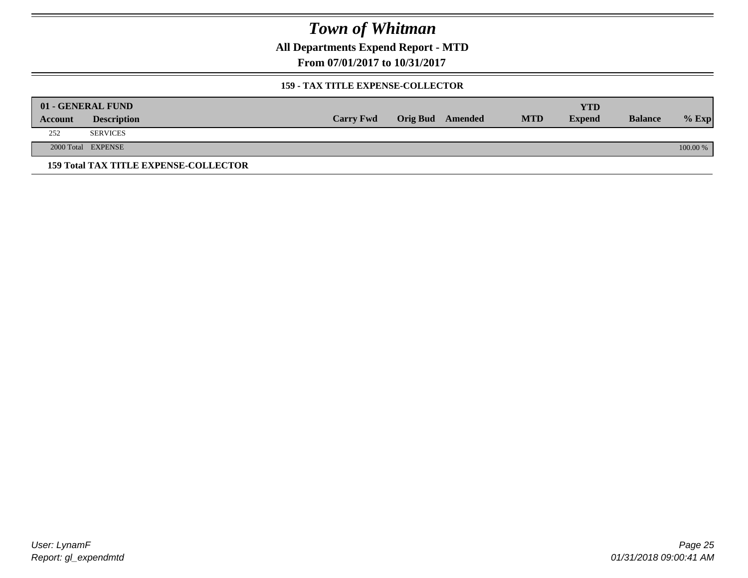# Town of Whitman

**All Departments Expend Report - MTD**

**From 07/01/2017 to 10/31/2017**

**159 - TAX TITLE EXPENSE-COLLECTOR**

| 01 - GENERAL FUND | | | | | | | | |
|---|---|---|---|---|---|---|---|---|
| **Account** | **Description** | **Carry Fwd** | **Orig Bud** | **Amended** | **MTD** | **YTD Expend** | **Balance** | **% Exp** |
| 252 | SERVICES | | | | | | | |
| 2000 Total | EXPENSE | | | | | | | 100.00 % |

**159 Total TAX TITLE EXPENSE-COLLECTOR**

*User: LynamF*
*Report: gl_expendmtd*

*01/31/2018 09:00:41 AM*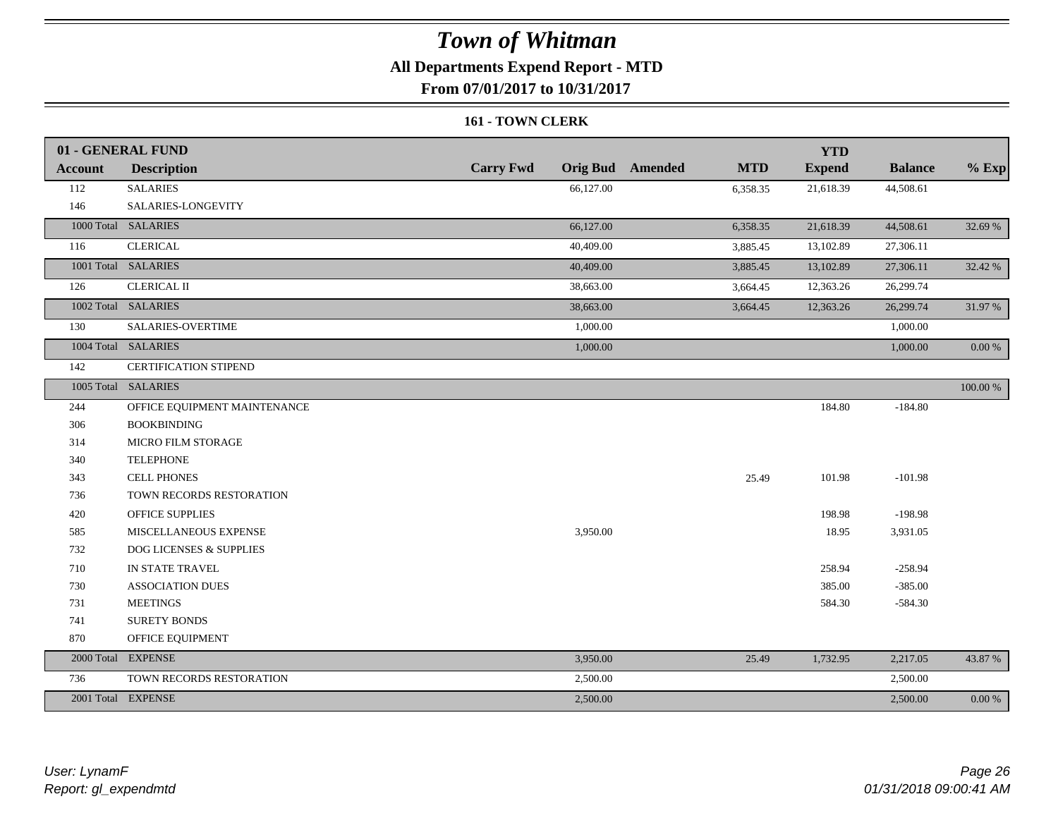# Town of Whitman

**All Departments Expend Report - MTD**

**From 07/01/2017 to 10/31/2017**

**161 - TOWN CLERK**

| 01 - GENERAL FUND | | | | | | | | |
|---|---|---|---|---|---|---|---|---|
| **Account** | **Description** | **Carry Fwd** | **Orig Bud** | **Amended** | **MTD** | **YTD Expend** | **Balance** | **% Exp** |
| 112 | SALARIES | | 66,127.00 | | 6,358.35 | 21,618.39 | 44,508.61 | |
| 146 | SALARIES-LONGEVITY | | | | | | | |
| 1000 Total | SALARIES | | 66,127.00 | | 6,358.35 | 21,618.39 | 44,508.61 | 32.69 % |
| 116 | CLERICAL | | 40,409.00 | | 3,885.45 | 13,102.89 | 27,306.11 | |
| 1001 Total | SALARIES | | 40,409.00 | | 3,885.45 | 13,102.89 | 27,306.11 | 32.42 % |
| 126 | CLERICAL II | | 38,663.00 | | 3,664.45 | 12,363.26 | 26,299.74 | |
| 1002 Total | SALARIES | | 38,663.00 | | 3,664.45 | 12,363.26 | 26,299.74 | 31.97 % |
| 130 | SALARIES-OVERTIME | | 1,000.00 | | | | 1,000.00 | |
| 1004 Total | SALARIES | | 1,000.00 | | | | 1,000.00 | 0.00 % |
| 142 | CERTIFICATION STIPEND | | | | | | | |
| 1005 Total | SALARIES | | | | | | | 100.00 % |
| 244 | OFFICE EQUIPMENT MAINTENANCE | | | | | 184.80 | -184.80 | |
| 306 | BOOKBINDING | | | | | | | |
| 314 | MICRO FILM STORAGE | | | | | | | |
| 340 | TELEPHONE | | | | | | | |
| 343 | CELL PHONES | | | | 25.49 | 101.98 | -101.98 | |
| 736 | TOWN RECORDS RESTORATION | | | | | | | |
| 420 | OFFICE SUPPLIES | | | | | 198.98 | -198.98 | |
| 585 | MISCELLANEOUS EXPENSE | | 3,950.00 | | | 18.95 | 3,931.05 | |
| 732 | DOG LICENSES & SUPPLIES | | | | | | | |
| 710 | IN STATE TRAVEL | | | | | 258.94 | -258.94 | |
| 730 | ASSOCIATION DUES | | | | | 385.00 | -385.00 | |
| 731 | MEETINGS | | | | | 584.30 | -584.30 | |
| 741 | SURETY BONDS | | | | | | | |
| 870 | OFFICE EQUIPMENT | | | | | | | |
| 2000 Total | EXPENSE | | 3,950.00 | | 25.49 | 1,732.95 | 2,217.05 | 43.87 % |
| 736 | TOWN RECORDS RESTORATION | | 2,500.00 | | | | 2,500.00 | |
| 2001 Total | EXPENSE | | 2,500.00 | | | | 2,500.00 | 0.00 % |

*User: LynamF*
*Report: gl_expendmtd*

*01/31/2018 09:00:41 AM*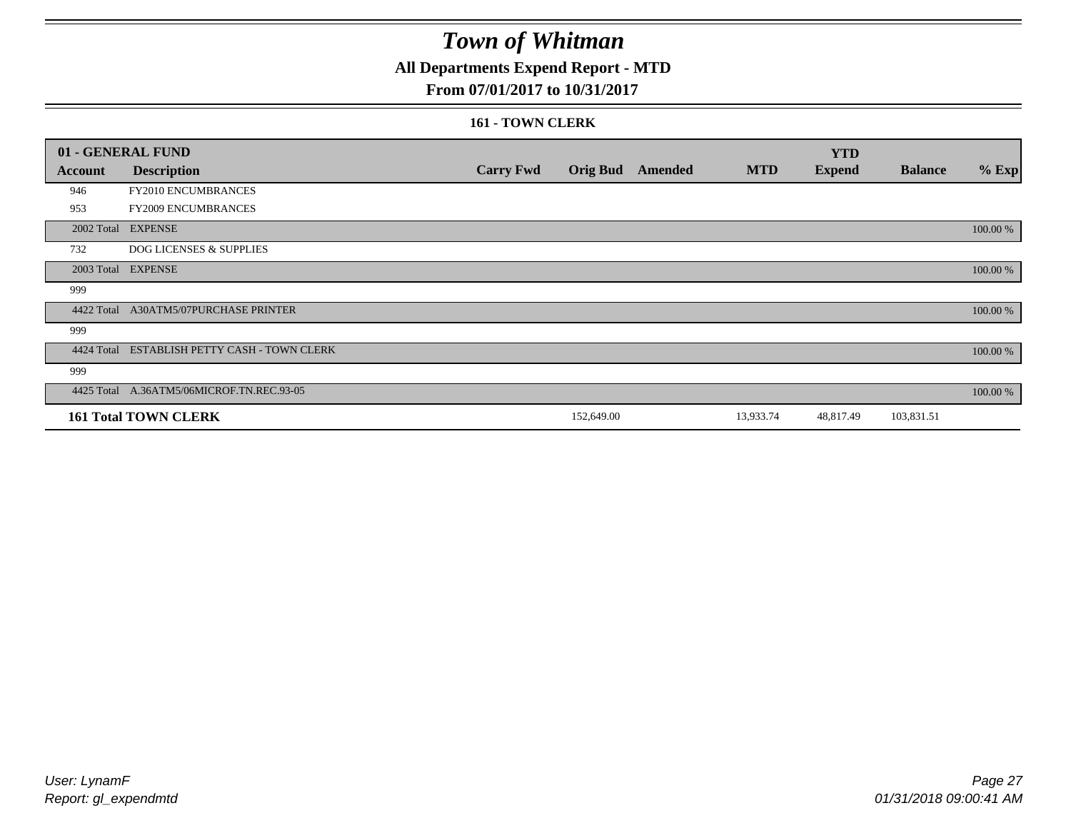# Town of Whitman

## All Departments Expend Report - MTD

### From 07/01/2017 to 10/31/2017

#### 161 - TOWN CLERK

| 01 - GENERAL FUND | | | | | | YTD | | |
|---|---|---|---|---|---|---|---|---|
| **Account** | **Description** | **Carry Fwd** | **Orig Bud** | **Amended** | **MTD** | **Expend** | **Balance** | **% Exp** |
| 946 | FY2010 ENCUMBRANCES | | | | | | | |
| 953 | FY2009 ENCUMBRANCES | | | | | | | |
| 2002 Total | EXPENSE | | | | | | | 100.00 % |
| 732 | DOG LICENSES & SUPPLIES | | | | | | | |
| 2003 Total | EXPENSE | | | | | | | 100.00 % |
| 999 | | | | | | | | |
| 4422 Total | A30ATM5/07PURCHASE PRINTER | | | | | | | 100.00 % |
| 999 | | | | | | | | |
| 4424 Total | ESTABLISH PETTY CASH - TOWN CLERK | | | | | | | 100.00 % |
| 999 | | | | | | | | |
| 4425 Total | A.36ATM5/06MICROF.TN.REC.93-05 | | | | | | | 100.00 % |
| **161 Total TOWN CLERK** | | | 152,649.00 | | 13,933.74 | 48,817.49 | 103,831.51 | |

*User: LynamF*
*Report: gl_expendmtd*

*01/31/2018 09:00:41 AM*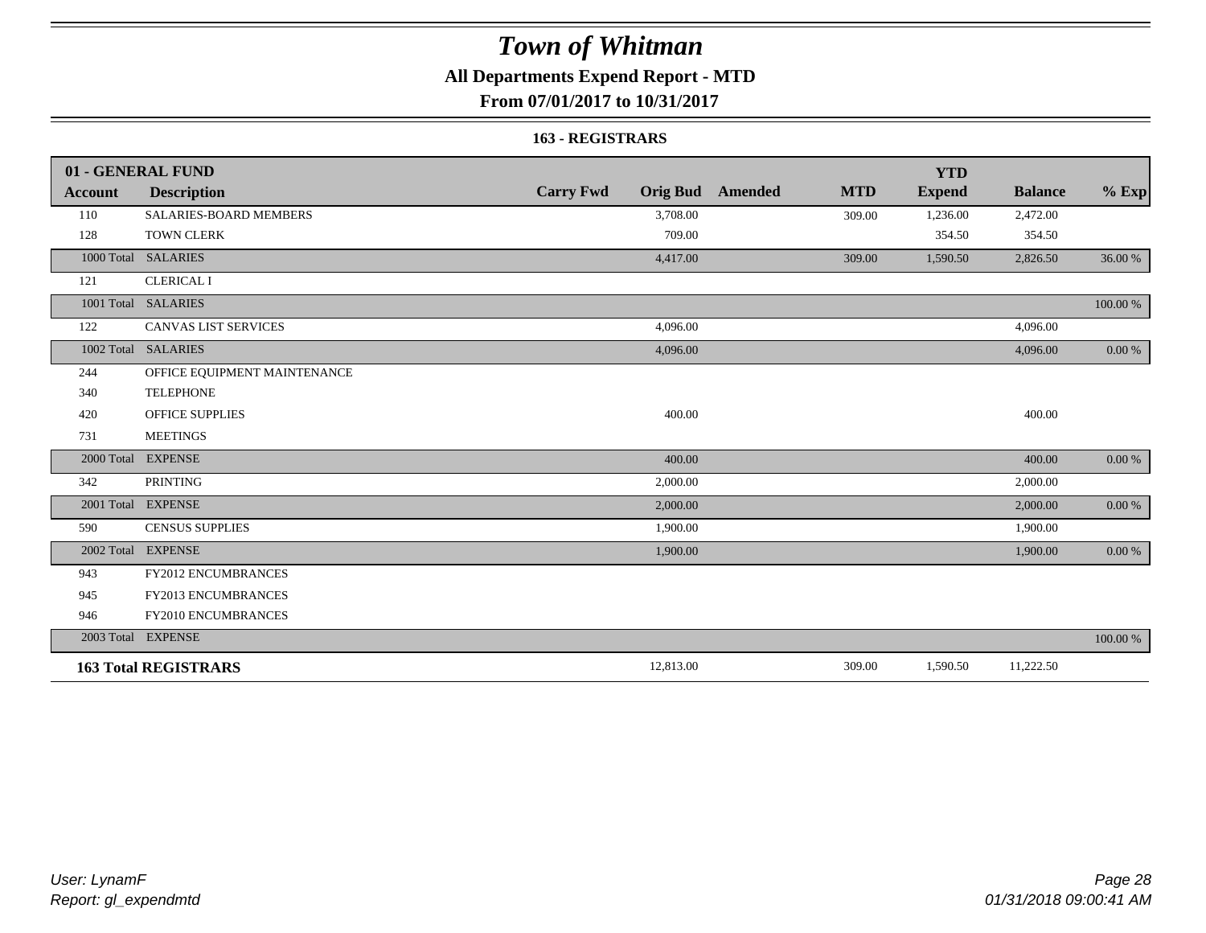# Town of Whitman

## All Departments Expend Report - MTD

### From 07/01/2017 to 10/31/2017

#### 163 - REGISTRARS

| 01 - GENERAL FUND | | | | | | YTD | | |
|---|---|---|---|---|---|---|---|---|
| Account | Description | Carry Fwd | Orig Bud | Amended | MTD | Expend | Balance | % Exp |
| 110 | SALARIES-BOARD MEMBERS | | 3,708.00 | | 309.00 | 1,236.00 | 2,472.00 | |
| 128 | TOWN CLERK | | 709.00 | | | 354.50 | 354.50 | |
| 1000 Total | SALARIES | | 4,417.00 | | 309.00 | 1,590.50 | 2,826.50 | 36.00 % |
| 121 | CLERICAL I | | | | | | | |
| 1001 Total | SALARIES | | | | | | | 100.00 % |
| 122 | CANVAS LIST SERVICES | | 4,096.00 | | | | 4,096.00 | |
| 1002 Total | SALARIES | | 4,096.00 | | | | 4,096.00 | 0.00 % |
| 244 | OFFICE EQUIPMENT MAINTENANCE | | | | | | | |
| 340 | TELEPHONE | | | | | | | |
| 420 | OFFICE SUPPLIES | | 400.00 | | | | 400.00 | |
| 731 | MEETINGS | | | | | | | |
| 2000 Total | EXPENSE | | 400.00 | | | | 400.00 | 0.00 % |
| 342 | PRINTING | | 2,000.00 | | | | 2,000.00 | |
| 2001 Total | EXPENSE | | 2,000.00 | | | | 2,000.00 | 0.00 % |
| 590 | CENSUS SUPPLIES | | 1,900.00 | | | | 1,900.00 | |
| 2002 Total | EXPENSE | | 1,900.00 | | | | 1,900.00 | 0.00 % |
| 943 | FY2012 ENCUMBRANCES | | | | | | | |
| 945 | FY2013 ENCUMBRANCES | | | | | | | |
| 946 | FY2010 ENCUMBRANCES | | | | | | | |
| 2003 Total | EXPENSE | | | | | | | 100.00 % |
| **163 Total REGISTRARS** | | | 12,813.00 | | 309.00 | 1,590.50 | 11,222.50 | |

User: LynamF
Report: gl_expendmtd

01/31/2018 09:00:41 AM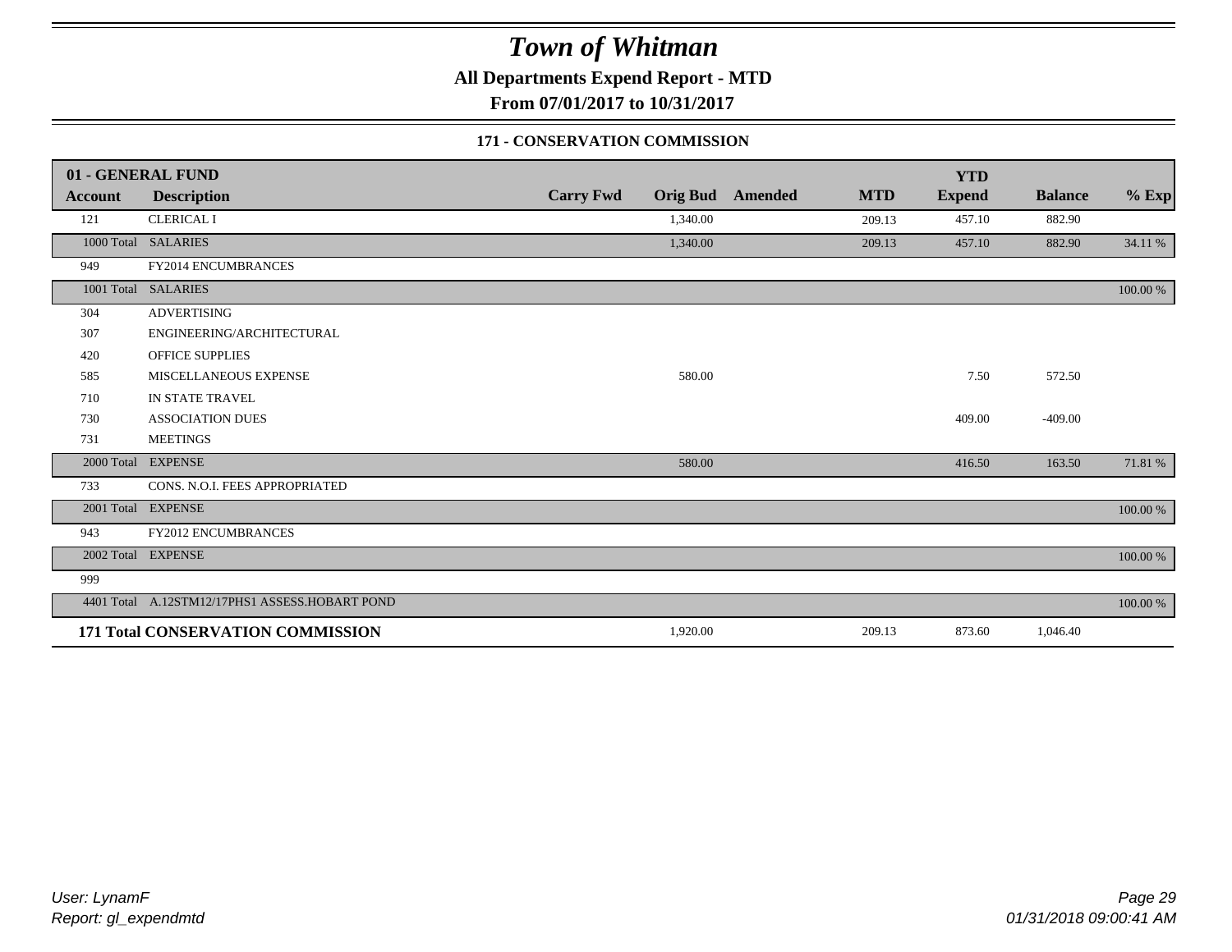# Town of Whitman

**All Departments Expend Report - MTD**

**From 07/01/2017 to 10/31/2017**

**171 - CONSERVATION COMMISSION**

| 01 - GENERAL FUND | | | | | | YTD | | |
|---|---|---|---|---|---|---|---|---|
| **Account** | **Description** | **Carry Fwd** | **Orig Bud** | **Amended** | **MTD** | **Expend** | **Balance** | **% Exp** |
| 121 | CLERICAL I | | 1,340.00 | | 209.13 | 457.10 | 882.90 | |
| 1000 Total | SALARIES | | 1,340.00 | | 209.13 | 457.10 | 882.90 | 34.11 % |
| 949 | FY2014 ENCUMBRANCES | | | | | | | |
| 1001 Total | SALARIES | | | | | | | 100.00 % |
| 304 | ADVERTISING | | | | | | | |
| 307 | ENGINEERING/ARCHITECTURAL | | | | | | | |
| 420 | OFFICE SUPPLIES | | | | | | | |
| 585 | MISCELLANEOUS EXPENSE | | 580.00 | | | 7.50 | 572.50 | |
| 710 | IN STATE TRAVEL | | | | | | | |
| 730 | ASSOCIATION DUES | | | | | 409.00 | -409.00 | |
| 731 | MEETINGS | | | | | | | |
| 2000 Total | EXPENSE | | 580.00 | | | 416.50 | 163.50 | 71.81 % |
| 733 | CONS. N.O.I. FEES APPROPRIATED | | | | | | | |
| 2001 Total | EXPENSE | | | | | | | 100.00 % |
| 943 | FY2012 ENCUMBRANCES | | | | | | | |
| 2002 Total | EXPENSE | | | | | | | 100.00 % |
| 999 | | | | | | | | |
| 4401 Total | A.12STM12/17PHS1 ASSESS.HOBART POND | | | | | | | 100.00 % |
| **171 Total CONSERVATION COMMISSION** | | | 1,920.00 | | 209.13 | 873.60 | 1,046.40 | |

*User: LynamF*
*Report: gl_expendmtd*

*01/31/2018 09:00:41 AM*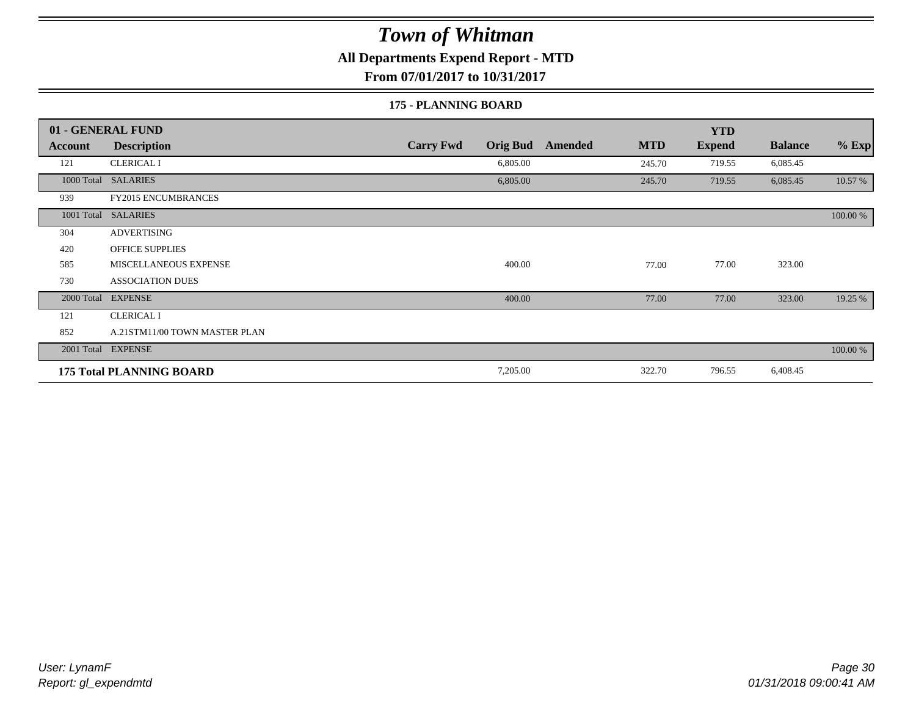# Town of Whitman

**All Departments Expend Report - MTD**

**From 07/01/2017 to 10/31/2017**

**175 - PLANNING BOARD**

| 01 - GENERAL FUND<br>Account | Description | Carry Fwd | Orig Bud | Amended | MTD | YTD Expend | Balance | % Exp |
|---|---|---|---|---|---|---|---|---|
| 121 | CLERICAL I | | 6,805.00 | | 245.70 | 719.55 | 6,085.45 | |
| 1000 Total | SALARIES | | 6,805.00 | | 245.70 | 719.55 | 6,085.45 | 10.57 % |
| 939 | FY2015 ENCUMBRANCES | | | | | | | |
| 1001 Total | SALARIES | | | | | | | 100.00 % |
| 304 | ADVERTISING | | | | | | | |
| 420 | OFFICE SUPPLIES | | | | | | | |
| 585 | MISCELLANEOUS EXPENSE | | 400.00 | | 77.00 | 77.00 | 323.00 | |
| 730 | ASSOCIATION DUES | | | | | | | |
| 2000 Total | EXPENSE | | 400.00 | | 77.00 | 77.00 | 323.00 | 19.25 % |
| 121 | CLERICAL I | | | | | | | |
| 852 | A.21STM11/00 TOWN MASTER PLAN | | | | | | | |
| 2001 Total | EXPENSE | | | | | | | 100.00 % |
| **175 Total PLANNING BOARD** | | | 7,205.00 | | 322.70 | 796.55 | 6,408.45 | |

*User: LynamF*
*Report: gl_expendmtd*

*01/31/2018 09:00:41 AM*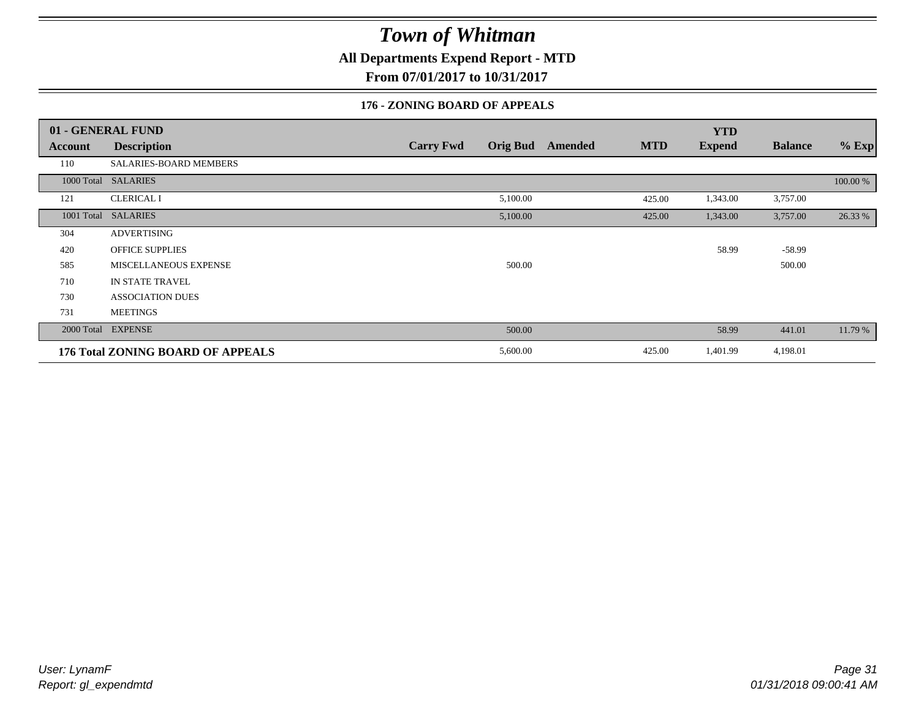# Town of Whitman

**All Departments Expend Report - MTD**

**From 07/01/2017 to 10/31/2017**

### 176 - ZONING BOARD OF APPEALS

| 01 - GENERAL FUND | | | | | | YTD | | |
|---|---|---|---|---|---|---|---|---|
| **Account** | **Description** | **Carry Fwd** | **Orig Bud** | **Amended** | **MTD** | **Expend** | **Balance** | **% Exp** |
| 110 | SALARIES-BOARD MEMBERS | | | | | | | |
| 1000 Total | SALARIES | | | | | | | 100.00 % |
| 121 | CLERICAL I | | 5,100.00 | | 425.00 | 1,343.00 | 3,757.00 | |
| 1001 Total | SALARIES | | 5,100.00 | | 425.00 | 1,343.00 | 3,757.00 | 26.33 % |
| 304 | ADVERTISING | | | | | | | |
| 420 | OFFICE SUPPLIES | | | | | 58.99 | -58.99 | |
| 585 | MISCELLANEOUS EXPENSE | | 500.00 | | | | 500.00 | |
| 710 | IN STATE TRAVEL | | | | | | | |
| 730 | ASSOCIATION DUES | | | | | | | |
| 731 | MEETINGS | | | | | | | |
| 2000 Total | EXPENSE | | 500.00 | | | 58.99 | 441.01 | 11.79 % |
| **176 Total ZONING BOARD OF APPEALS** | | | 5,600.00 | | 425.00 | 1,401.99 | 4,198.01 | |

*User: LynamF*
*Report: gl_expendmtd*

*01/31/2018 09:00:41 AM*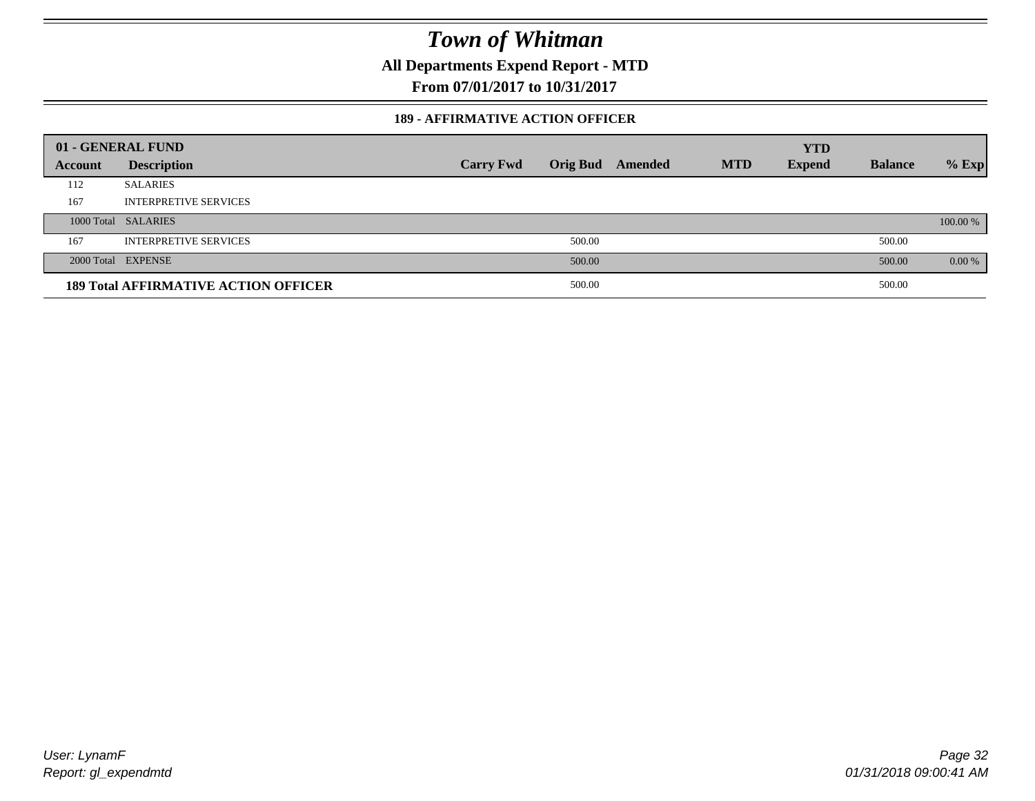# Town of Whitman

**All Departments Expend Report - MTD**

**From 07/01/2017 to 10/31/2017**

### 189 - AFFIRMATIVE ACTION OFFICER

| 01 - GENERAL FUND | | | | | | YTD | | |
|---|---|---|---|---|---|---|---|---|
| **Account** | **Description** | **Carry Fwd** | **Orig Bud** | **Amended** | **MTD** | **Expend** | **Balance** | **% Exp** |
| 112 | SALARIES | | | | | | | |
| 167 | INTERPRETIVE SERVICES | | | | | | | |
| 1000 Total | SALARIES | | | | | | | 100.00 % |
| 167 | INTERPRETIVE SERVICES | | 500.00 | | | | 500.00 | |
| 2000 Total | EXPENSE | | 500.00 | | | | 500.00 | 0.00 % |
| **189 Total AFFIRMATIVE ACTION OFFICER** | | | 500.00 | | | | 500.00 | |

*User: LynamF*
*Report: gl_expendmtd*

*01/31/2018 09:00:41 AM*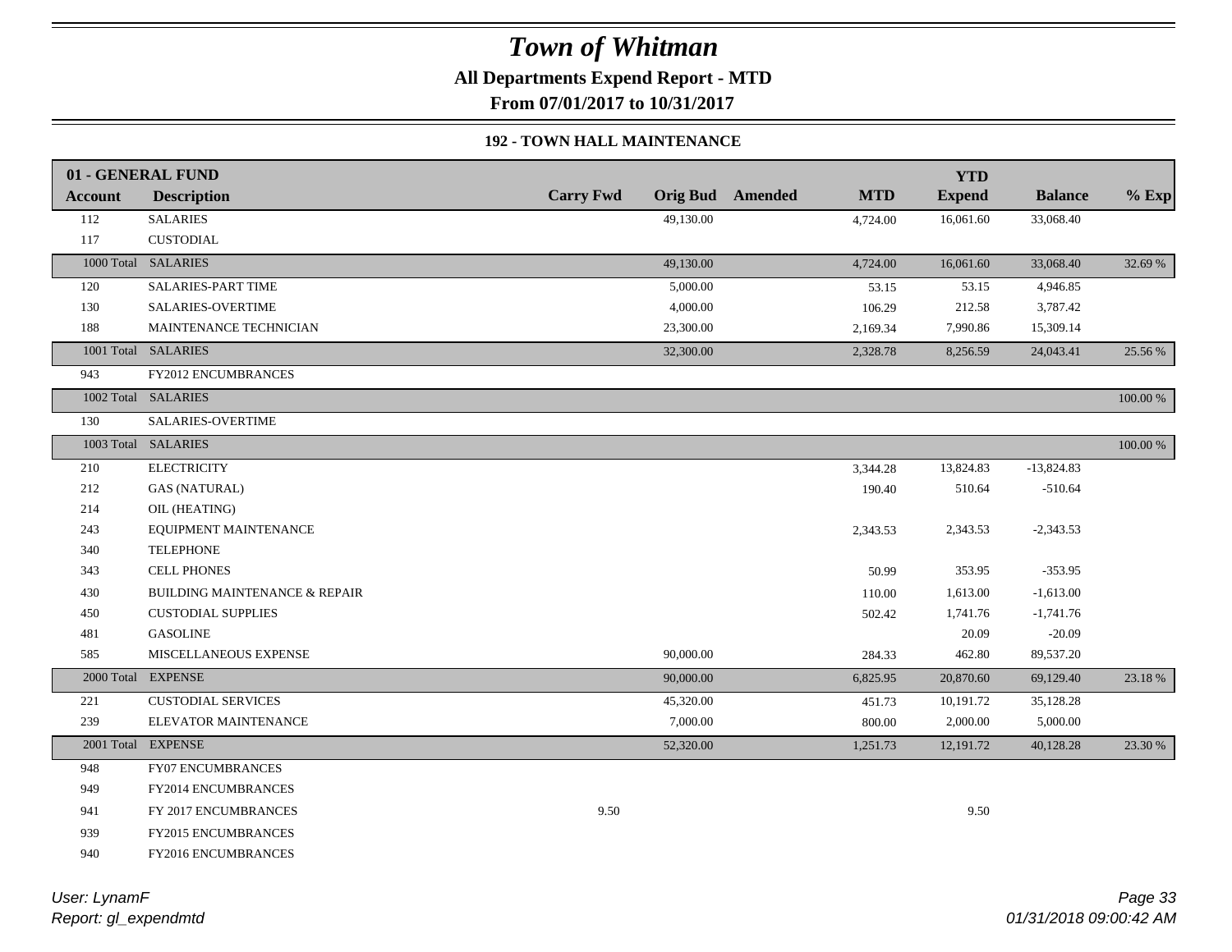# Town of Whitman

**All Departments Expend Report - MTD**

**From 07/01/2017 to 10/31/2017**

**192 - TOWN HALL MAINTENANCE**

| 01 - GENERAL FUND | | | | | | YTD | | |
|---|---|---|---|---|---|---|---|---|
| **Account** | **Description** | **Carry Fwd** | **Orig Bud** | **Amended** | **MTD** | **Expend** | **Balance** | **% Exp** |
| 112 | SALARIES | | 49,130.00 | | 4,724.00 | 16,061.60 | 33,068.40 | |
| 117 | CUSTODIAL | | | | | | | |
| 1000 Total | SALARIES | | 49,130.00 | | 4,724.00 | 16,061.60 | 33,068.40 | 32.69 % |
| 120 | SALARIES-PART TIME | | 5,000.00 | | 53.15 | 53.15 | 4,946.85 | |
| 130 | SALARIES-OVERTIME | | 4,000.00 | | 106.29 | 212.58 | 3,787.42 | |
| 188 | MAINTENANCE TECHNICIAN | | 23,300.00 | | 2,169.34 | 7,990.86 | 15,309.14 | |
| 1001 Total | SALARIES | | 32,300.00 | | 2,328.78 | 8,256.59 | 24,043.41 | 25.56 % |
| 943 | FY2012 ENCUMBRANCES | | | | | | | |
| 1002 Total | SALARIES | | | | | | | 100.00 % |
| 130 | SALARIES-OVERTIME | | | | | | | |
| 1003 Total | SALARIES | | | | | | | 100.00 % |
| 210 | ELECTRICITY | | | | 3,344.28 | 13,824.83 | -13,824.83 | |
| 212 | GAS (NATURAL) | | | | 190.40 | 510.64 | -510.64 | |
| 214 | OIL (HEATING) | | | | | | | |
| 243 | EQUIPMENT MAINTENANCE | | | | 2,343.53 | 2,343.53 | -2,343.53 | |
| 340 | TELEPHONE | | | | | | | |
| 343 | CELL PHONES | | | | 50.99 | 353.95 | -353.95 | |
| 430 | BUILDING MAINTENANCE & REPAIR | | | | 110.00 | 1,613.00 | -1,613.00 | |
| 450 | CUSTODIAL SUPPLIES | | | | 502.42 | 1,741.76 | -1,741.76 | |
| 481 | GASOLINE | | | | | 20.09 | -20.09 | |
| 585 | MISCELLANEOUS EXPENSE | | 90,000.00 | | 284.33 | 462.80 | 89,537.20 | |
| 2000 Total | EXPENSE | | 90,000.00 | | 6,825.95 | 20,870.60 | 69,129.40 | 23.18 % |
| 221 | CUSTODIAL SERVICES | | 45,320.00 | | 451.73 | 10,191.72 | 35,128.28 | |
| 239 | ELEVATOR MAINTENANCE | | 7,000.00 | | 800.00 | 2,000.00 | 5,000.00 | |
| 2001 Total | EXPENSE | | 52,320.00 | | 1,251.73 | 12,191.72 | 40,128.28 | 23.30 % |
| 948 | FY07 ENCUMBRANCES | | | | | | | |
| 949 | FY2014 ENCUMBRANCES | | | | | | | |
| 941 | FY 2017 ENCUMBRANCES | 9.50 | | | | 9.50 | | |
| 939 | FY2015 ENCUMBRANCES | | | | | | | |
| 940 | FY2016 ENCUMBRANCES | | | | | | | |

*User: LynamF*
*Report: gl_expendmtd*

*01/31/2018 09:00:42 AM*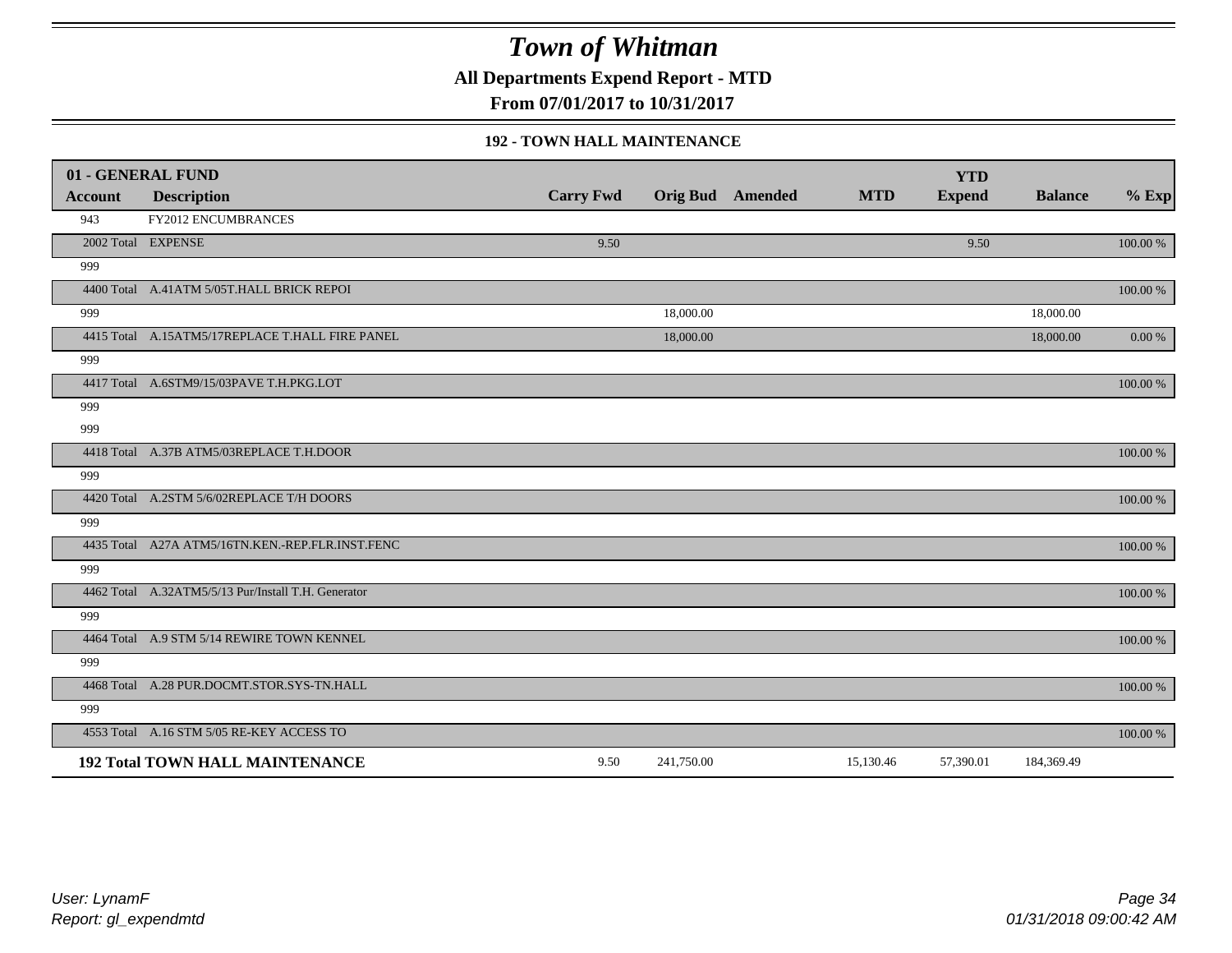# Town of Whitman

**All Departments Expend Report - MTD**

**From 07/01/2017 to 10/31/2017**

### 192 - TOWN HALL MAINTENANCE

| 01 - GENERAL FUND | | | | | | YTD | | |
|---|---|---|---|---|---|---|---|---|
| **Account** | **Description** | **Carry Fwd** | **Orig Bud** | **Amended** | **MTD** | **Expend** | **Balance** | **% Exp** |
| 943 | FY2012 ENCUMBRANCES | | | | | | | |
| 2002 Total | EXPENSE | 9.50 | | | | 9.50 | | 100.00 % |
| 999 | | | | | | | | |
| 4400 Total | A.41ATM 5/05T.HALL BRICK REPOI | | | | | | | 100.00 % |
| 999 | | | 18,000.00 | | | | 18,000.00 | |
| 4415 Total | A.15ATM5/17REPLACE T.HALL FIRE PANEL | | 18,000.00 | | | | 18,000.00 | 0.00 % |
| 999 | | | | | | | | |
| 4417 Total | A.6STM9/15/03PAVE T.H.PKG.LOT | | | | | | | 100.00 % |
| 999 | | | | | | | | |
| 999 | | | | | | | | |
| 4418 Total | A.37B ATM5/03REPLACE T.H.DOOR | | | | | | | 100.00 % |
| 999 | | | | | | | | |
| 4420 Total | A.2STM 5/6/02REPLACE T/H DOORS | | | | | | | 100.00 % |
| 999 | | | | | | | | |
| 4435 Total | A27A ATM5/16TN.KEN.-REP.FLR.INST.FENC | | | | | | | 100.00 % |
| 999 | | | | | | | | |
| 4462 Total | A.32ATM5/5/13 Pur/Install T.H. Generator | | | | | | | 100.00 % |
| 999 | | | | | | | | |
| 4464 Total | A.9 STM 5/14 REWIRE TOWN KENNEL | | | | | | | 100.00 % |
| 999 | | | | | | | | |
| 4468 Total | A.28 PUR.DOCMT.STOR.SYS-TN.HALL | | | | | | | 100.00 % |
| 999 | | | | | | | | |
| 4553 Total | A.16 STM 5/05 RE-KEY ACCESS TO | | | | | | | 100.00 % |
| **192 Total TOWN HALL MAINTENANCE** | | 9.50 | 241,750.00 | | 15,130.46 | 57,390.01 | 184,369.49 | |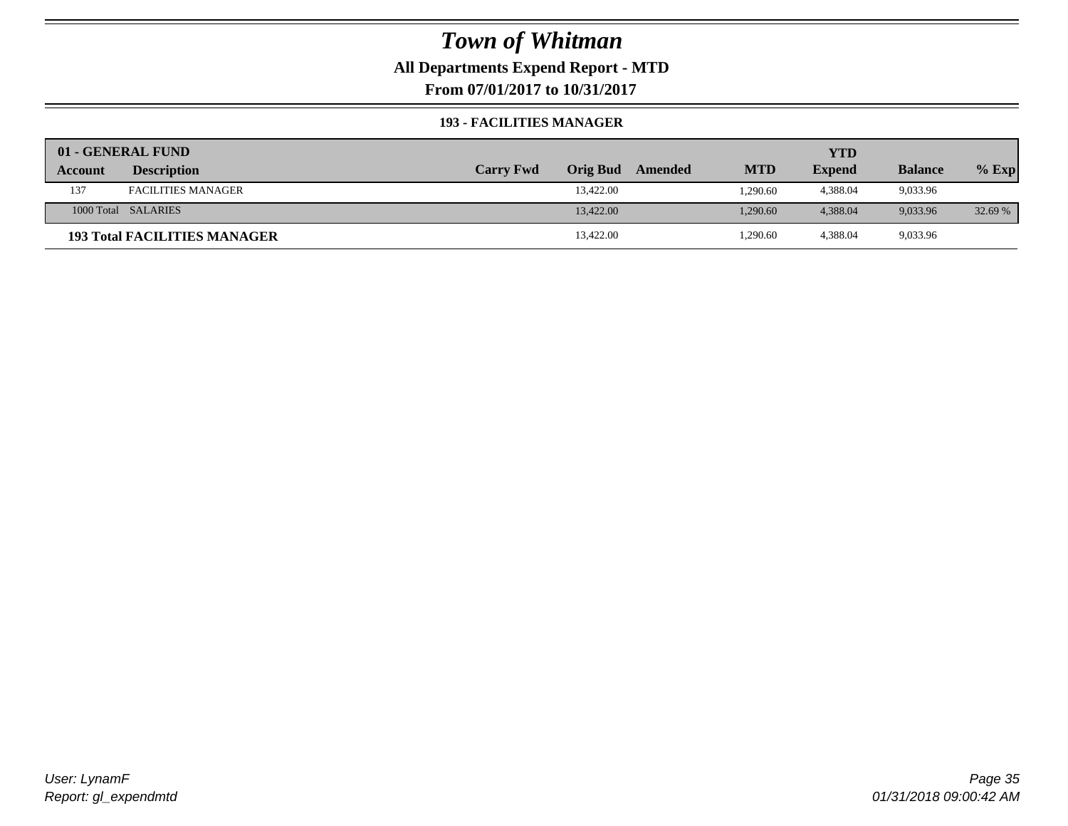# Town of Whitman

**All Departments Expend Report - MTD**

**From 07/01/2017 to 10/31/2017**

**193 - FACILITIES MANAGER**

| 01 - GENERAL FUND | | | | | | YTD | | |
|---|---|---|---|---|---|---|---|---|
| **Account** | **Description** | **Carry Fwd** | **Orig Bud** | **Amended** | **MTD** | **Expend** | **Balance** | **% Exp** |
| 137 | FACILITIES MANAGER | | 13,422.00 | | 1,290.60 | 4,388.04 | 9,033.96 | |
| 1000 Total | SALARIES | | 13,422.00 | | 1,290.60 | 4,388.04 | 9,033.96 | 32.69 % |
| **193 Total FACILITIES MANAGER** | | | 13,422.00 | | 1,290.60 | 4,388.04 | 9,033.96 | |

*User: LynamF*

*Report: gl_expendmtd*

*01/31/2018 09:00:42 AM*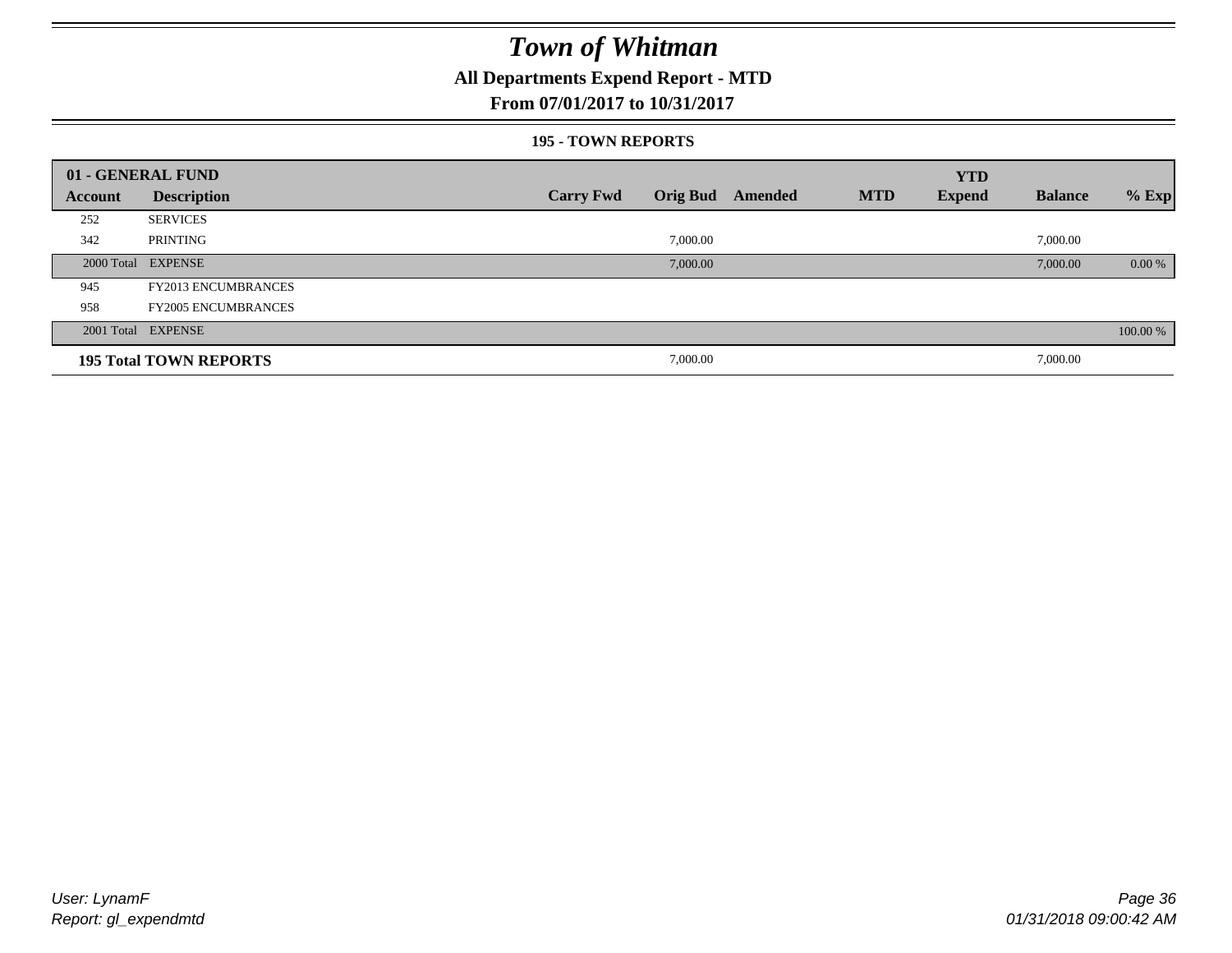# Town of Whitman

## All Departments Expend Report - MTD

### From 07/01/2017 to 10/31/2017

#### 195 - TOWN REPORTS

| 01 - GENERAL FUND | | | | | | YTD | | |
|---|---|---|---|---|---|---|---|---|
| Account | Description | Carry Fwd | Orig Bud | Amended | MTD | Expend | Balance | % Exp |
| 252 | SERVICES | | | | | | | |
| 342 | PRINTING | | 7,000.00 | | | | 7,000.00 | |
| 2000 Total | EXPENSE | | 7,000.00 | | | | 7,000.00 | 0.00 % |
| 945 | FY2013 ENCUMBRANCES | | | | | | | |
| 958 | FY2005 ENCUMBRANCES | | | | | | | |
| 2001 Total | EXPENSE | | | | | | | 100.00 % |
| **195 Total TOWN REPORTS** | | | 7,000.00 | | | | 7,000.00 | |

User: LynamF
Report: gl_expendmtd

01/31/2018 09:00:42 AM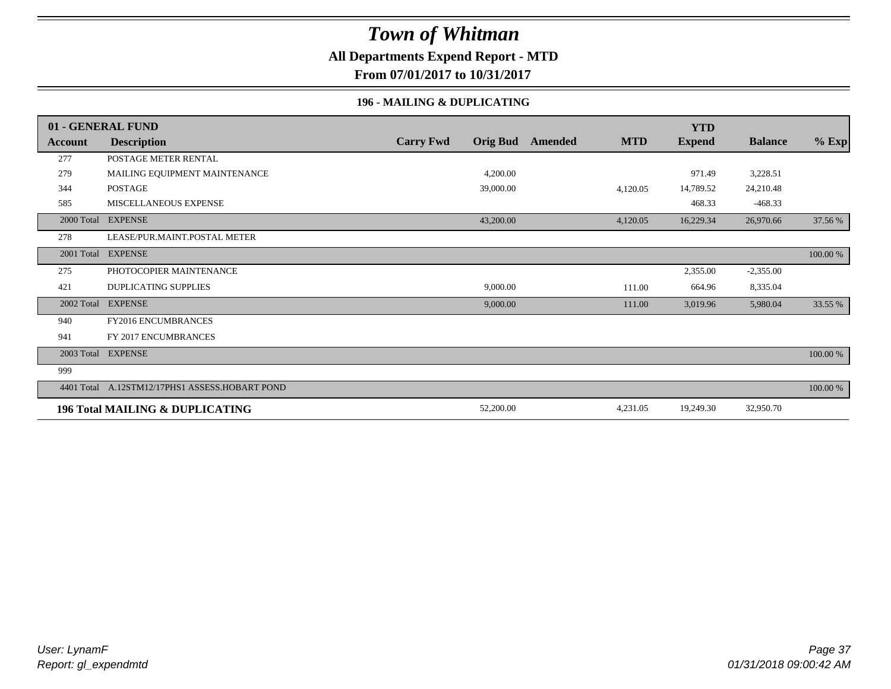# Town of Whitman

**All Departments Expend Report - MTD**

**From 07/01/2017 to 10/31/2017**

**196 - MAILING & DUPLICATING**

| 01 - GENERAL FUND | | | | | | YTD | | |
|---|---|---|---|---|---|---|---|---|
| **Account** | **Description** | **Carry Fwd** | **Orig Bud** | **Amended** | **MTD** | **Expend** | **Balance** | **% Exp** |
| 277 | POSTAGE METER RENTAL | | | | | | | |
| 279 | MAILING EQUIPMENT MAINTENANCE | | 4,200.00 | | | 971.49 | 3,228.51 | |
| 344 | POSTAGE | | 39,000.00 | | 4,120.05 | 14,789.52 | 24,210.48 | |
| 585 | MISCELLANEOUS EXPENSE | | | | | 468.33 | -468.33 | |
| 2000 Total | EXPENSE | | 43,200.00 | | 4,120.05 | 16,229.34 | 26,970.66 | 37.56 % |
| 278 | LEASE/PUR.MAINT.POSTAL METER | | | | | | | |
| 2001 Total | EXPENSE | | | | | | | 100.00 % |
| 275 | PHOTOCOPIER MAINTENANCE | | | | | 2,355.00 | -2,355.00 | |
| 421 | DUPLICATING SUPPLIES | | 9,000.00 | | 111.00 | 664.96 | 8,335.04 | |
| 2002 Total | EXPENSE | | 9,000.00 | | 111.00 | 3,019.96 | 5,980.04 | 33.55 % |
| 940 | FY2016 ENCUMBRANCES | | | | | | | |
| 941 | FY 2017 ENCUMBRANCES | | | | | | | |
| 2003 Total | EXPENSE | | | | | | | 100.00 % |
| 999 | | | | | | | | |
| 4401 Total | A.12STM12/17PHS1 ASSESS.HOBART POND | | | | | | | 100.00 % |
| **196 Total MAILING & DUPLICATING** | | | 52,200.00 | | 4,231.05 | 19,249.30 | 32,950.70 | |

*User: LynamF*
*Report: gl_expendmtd*

*01/31/2018 09:00:42 AM*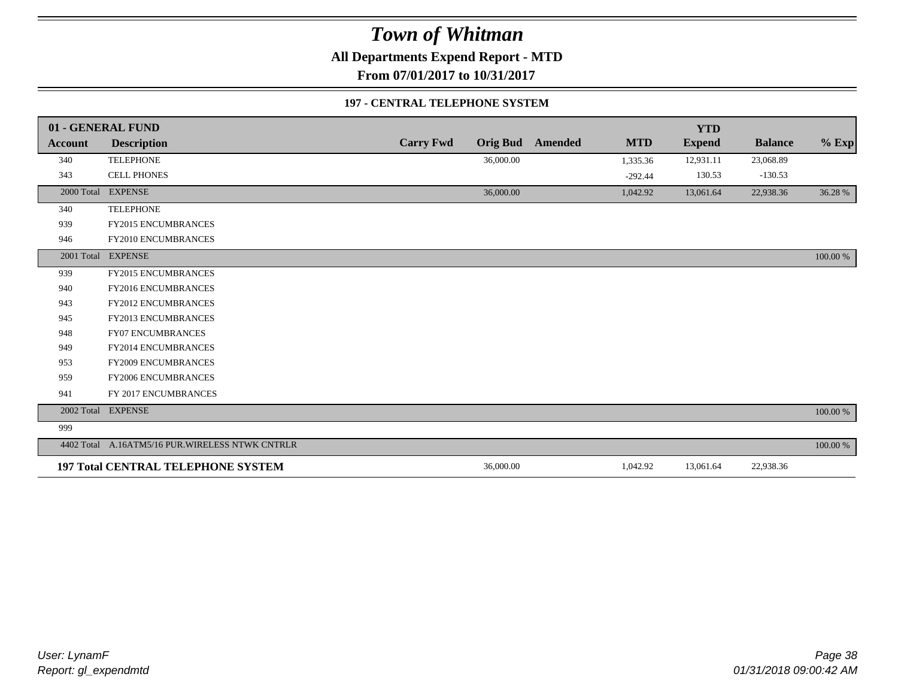# Town of Whitman

**All Departments Expend Report - MTD**

**From 07/01/2017 to 10/31/2017**

**197 - CENTRAL TELEPHONE SYSTEM**

| 01 - GENERAL FUND<br>Account | Description | Carry Fwd | Orig Bud | Amended | MTD | YTD Expend | Balance | % Exp |
|---|---|---|---|---|---|---|---|---|
| 340 | TELEPHONE | | 36,000.00 | | 1,335.36 | 12,931.11 | 23,068.89 | |
| 343 | CELL PHONES | | | | -292.44 | 130.53 | -130.53 | |
| 2000 Total | EXPENSE | | 36,000.00 | | 1,042.92 | 13,061.64 | 22,938.36 | 36.28 % |
| 340 | TELEPHONE | | | | | | | |
| 939 | FY2015 ENCUMBRANCES | | | | | | | |
| 946 | FY2010 ENCUMBRANCES | | | | | | | |
| 2001 Total | EXPENSE | | | | | | | 100.00 % |
| 939 | FY2015 ENCUMBRANCES | | | | | | | |
| 940 | FY2016 ENCUMBRANCES | | | | | | | |
| 943 | FY2012 ENCUMBRANCES | | | | | | | |
| 945 | FY2013 ENCUMBRANCES | | | | | | | |
| 948 | FY07 ENCUMBRANCES | | | | | | | |
| 949 | FY2014 ENCUMBRANCES | | | | | | | |
| 953 | FY2009 ENCUMBRANCES | | | | | | | |
| 959 | FY2006 ENCUMBRANCES | | | | | | | |
| 941 | FY 2017 ENCUMBRANCES | | | | | | | |
| 2002 Total | EXPENSE | | | | | | | 100.00 % |
| 999 | | | | | | | | |
| 4402 Total | A.16ATM5/16 PUR.WIRELESS NTWK CNTRLR | | | | | | | 100.00 % |
| **197 Total** | **CENTRAL TELEPHONE SYSTEM** | | 36,000.00 | | 1,042.92 | 13,061.64 | 22,938.36 | |

*User: LynamF*
*Report: gl_expendmtd*

*01/31/2018 09:00:42 AM*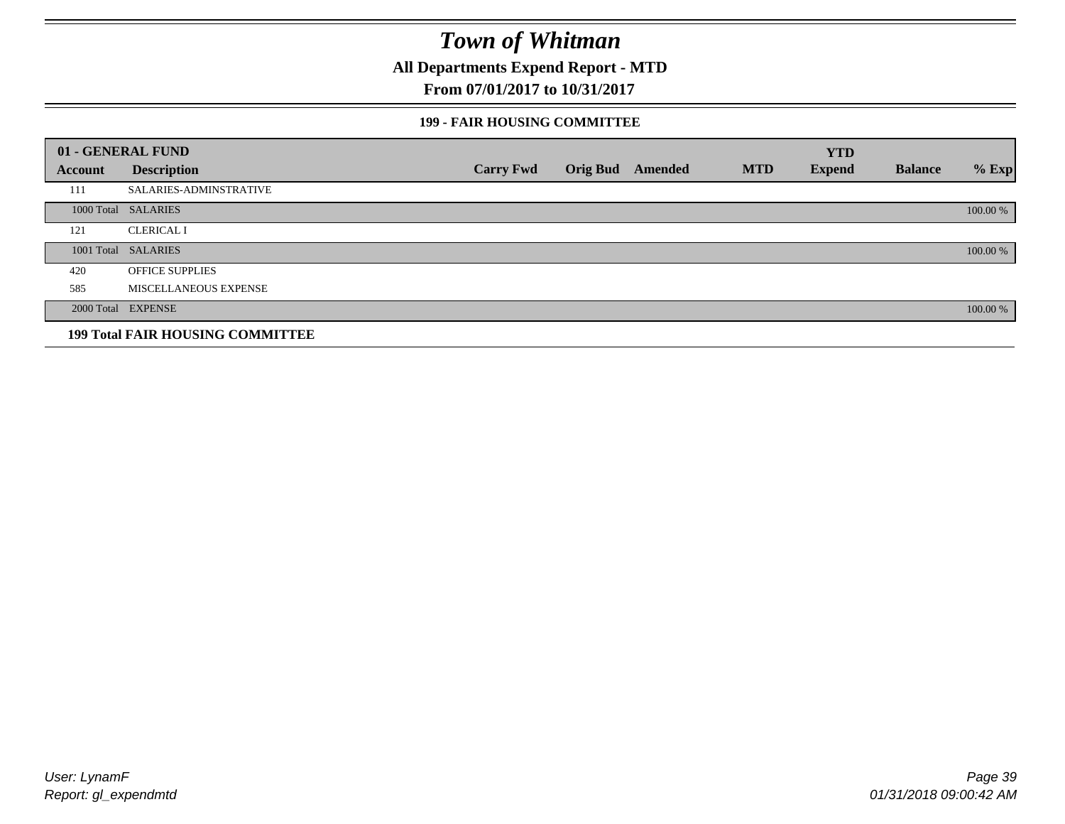# Town of Whitman

**All Departments Expend Report - MTD**

**From 07/01/2017 to 10/31/2017**

**199 - FAIR HOUSING COMMITTEE**

| 01 - GENERAL FUND | | | | | | | | |
|---|---|---|---|---|---|---|---|---|
| **Account** | **Description** | **Carry Fwd** | **Orig Bud** | **Amended** | **MTD** | **YTD Expend** | **Balance** | **% Exp** |
| 111 | SALARIES-ADMINSTRATIVE | | | | | | | |
| 1000 Total | SALARIES | | | | | | | 100.00 % |
| 121 | CLERICAL I | | | | | | | |
| 1001 Total | SALARIES | | | | | | | 100.00 % |
| 420 | OFFICE SUPPLIES | | | | | | | |
| 585 | MISCELLANEOUS EXPENSE | | | | | | | |
| 2000 Total | EXPENSE | | | | | | | 100.00 % |
| **199 Total FAIR HOUSING COMMITTEE** | | | | | | | | |

User: LynamF
Report: gl_expendmtd

01/31/2018 09:00:42 AM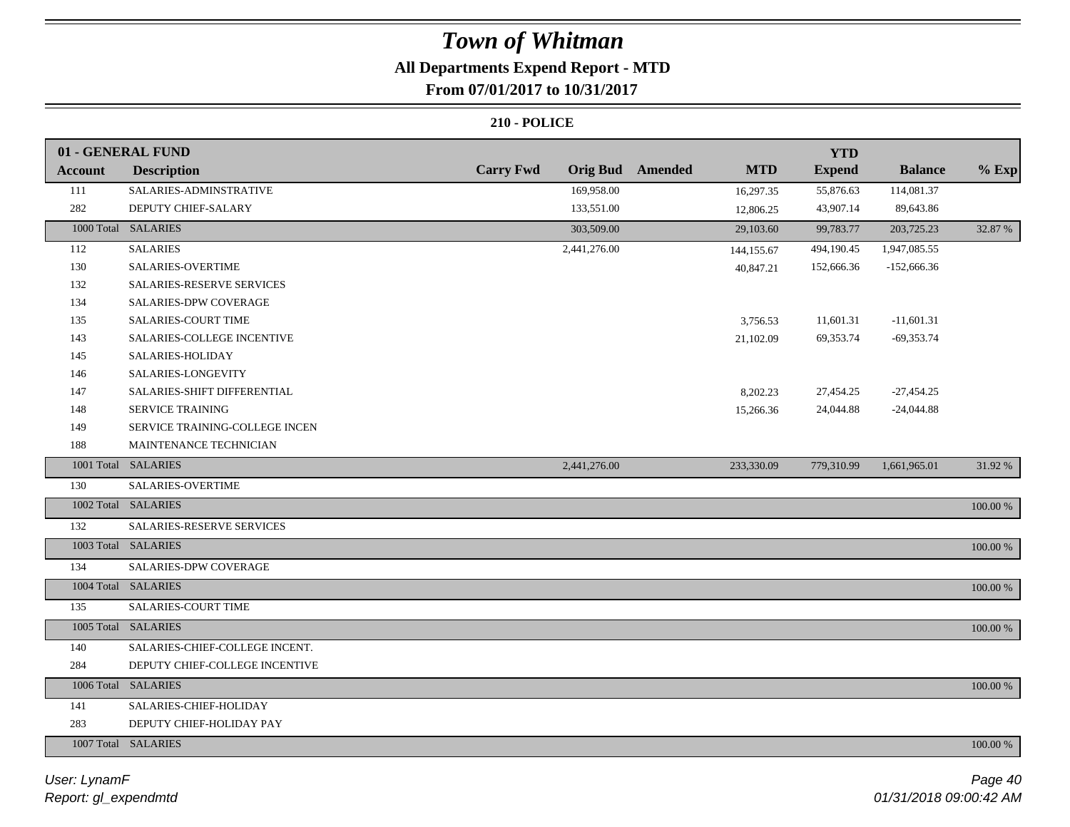# Town of Whitman

## All Departments Expend Report - MTD

### From 07/01/2017 to 10/31/2017

#### 210 - POLICE

| 01 - GENERAL FUND | | | | | | YTD | | |
|---|---|---|---|---|---|---|---|---|
| Account | Description | Carry Fwd | Orig Bud | Amended | MTD | Expend | Balance | % Exp |
| 111 | SALARIES-ADMINSTRATIVE | | 169,958.00 | | 16,297.35 | 55,876.63 | 114,081.37 | |
| 282 | DEPUTY CHIEF-SALARY | | 133,551.00 | | 12,806.25 | 43,907.14 | 89,643.86 | |
| 1000 Total | SALARIES | | 303,509.00 | | 29,103.60 | 99,783.77 | 203,725.23 | 32.87 % |
| 112 | SALARIES | | 2,441,276.00 | | 144,155.67 | 494,190.45 | 1,947,085.55 | |
| 130 | SALARIES-OVERTIME | | | | 40,847.21 | 152,666.36 | -152,666.36 | |
| 132 | SALARIES-RESERVE SERVICES | | | | | | | |
| 134 | SALARIES-DPW COVERAGE | | | | | | | |
| 135 | SALARIES-COURT TIME | | | | 3,756.53 | 11,601.31 | -11,601.31 | |
| 143 | SALARIES-COLLEGE INCENTIVE | | | | 21,102.09 | 69,353.74 | -69,353.74 | |
| 145 | SALARIES-HOLIDAY | | | | | | | |
| 146 | SALARIES-LONGEVITY | | | | | | | |
| 147 | SALARIES-SHIFT DIFFERENTIAL | | | | 8,202.23 | 27,454.25 | -27,454.25 | |
| 148 | SERVICE TRAINING | | | | 15,266.36 | 24,044.88 | -24,044.88 | |
| 149 | SERVICE TRAINING-COLLEGE INCEN | | | | | | | |
| 188 | MAINTENANCE TECHNICIAN | | | | | | | |
| 1001 Total | SALARIES | | 2,441,276.00 | | 233,330.09 | 779,310.99 | 1,661,965.01 | 31.92 % |
| 130 | SALARIES-OVERTIME | | | | | | | |
| 1002 Total | SALARIES | | | | | | | 100.00 % |
| 132 | SALARIES-RESERVE SERVICES | | | | | | | |
| 1003 Total | SALARIES | | | | | | | 100.00 % |
| 134 | SALARIES-DPW COVERAGE | | | | | | | |
| 1004 Total | SALARIES | | | | | | | 100.00 % |
| 135 | SALARIES-COURT TIME | | | | | | | |
| 1005 Total | SALARIES | | | | | | | 100.00 % |
| 140 | SALARIES-CHIEF-COLLEGE INCENT. | | | | | | | |
| 284 | DEPUTY CHIEF-COLLEGE INCENTIVE | | | | | | | |
| 1006 Total | SALARIES | | | | | | | 100.00 % |
| 141 | SALARIES-CHIEF-HOLIDAY | | | | | | | |
| 283 | DEPUTY CHIEF-HOLIDAY PAY | | | | | | | |
| 1007 Total | SALARIES | | | | | | | 100.00 % |

*User: LynamF*
*Report: gl_expendmtd*

*01/31/2018 09:00:42 AM*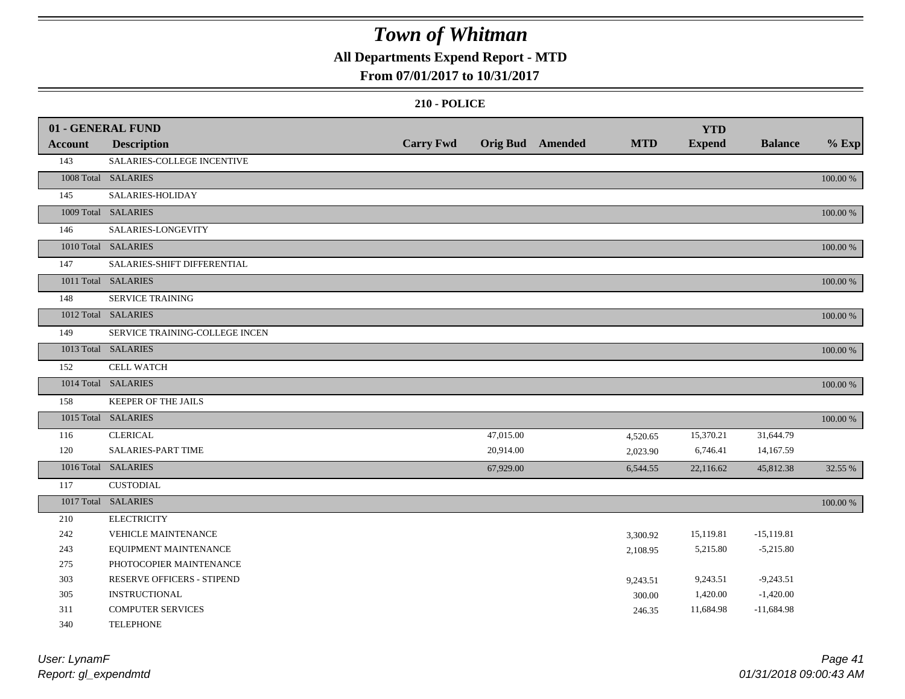# Town of Whitman

**All Departments Expend Report - MTD**

**From 07/01/2017 to 10/31/2017**

**210 - POLICE**

| 01 - GENERAL FUND<br>Account | Description | Carry Fwd | Orig Bud | Amended | MTD | YTD<br>Expend | Balance | % Exp |
|---|---|---|---|---|---|---|---|---|
| 143 | SALARIES-COLLEGE INCENTIVE | | | | | | | |
| 1008 Total | SALARIES | | | | | | | 100.00 % |
| 145 | SALARIES-HOLIDAY | | | | | | | |
| 1009 Total | SALARIES | | | | | | | 100.00 % |
| 146 | SALARIES-LONGEVITY | | | | | | | |
| 1010 Total | SALARIES | | | | | | | 100.00 % |
| 147 | SALARIES-SHIFT DIFFERENTIAL | | | | | | | |
| 1011 Total | SALARIES | | | | | | | 100.00 % |
| 148 | SERVICE TRAINING | | | | | | | |
| 1012 Total | SALARIES | | | | | | | 100.00 % |
| 149 | SERVICE TRAINING-COLLEGE INCEN | | | | | | | |
| 1013 Total | SALARIES | | | | | | | 100.00 % |
| 152 | CELL WATCH | | | | | | | |
| 1014 Total | SALARIES | | | | | | | 100.00 % |
| 158 | KEEPER OF THE JAILS | | | | | | | |
| 1015 Total | SALARIES | | | | | | | 100.00 % |
| 116 | CLERICAL | | 47,015.00 | | 4,520.65 | 15,370.21 | 31,644.79 | |
| 120 | SALARIES-PART TIME | | 20,914.00 | | 2,023.90 | 6,746.41 | 14,167.59 | |
| 1016 Total | SALARIES | | 67,929.00 | | 6,544.55 | 22,116.62 | 45,812.38 | 32.55 % |
| 117 | CUSTODIAL | | | | | | | |
| 1017 Total | SALARIES | | | | | | | 100.00 % |
| 210 | ELECTRICITY | | | | | | | |
| 242 | VEHICLE MAINTENANCE | | | | 3,300.92 | 15,119.81 | -15,119.81 | |
| 243 | EQUIPMENT MAINTENANCE | | | | 2,108.95 | 5,215.80 | -5,215.80 | |
| 275 | PHOTOCOPIER MAINTENANCE | | | | | | | |
| 303 | RESERVE OFFICERS - STIPEND | | | | 9,243.51 | 9,243.51 | -9,243.51 | |
| 305 | INSTRUCTIONAL | | | | 300.00 | 1,420.00 | -1,420.00 | |
| 311 | COMPUTER SERVICES | | | | 246.35 | 11,684.98 | -11,684.98 | |
| 340 | TELEPHONE | | | | | | | |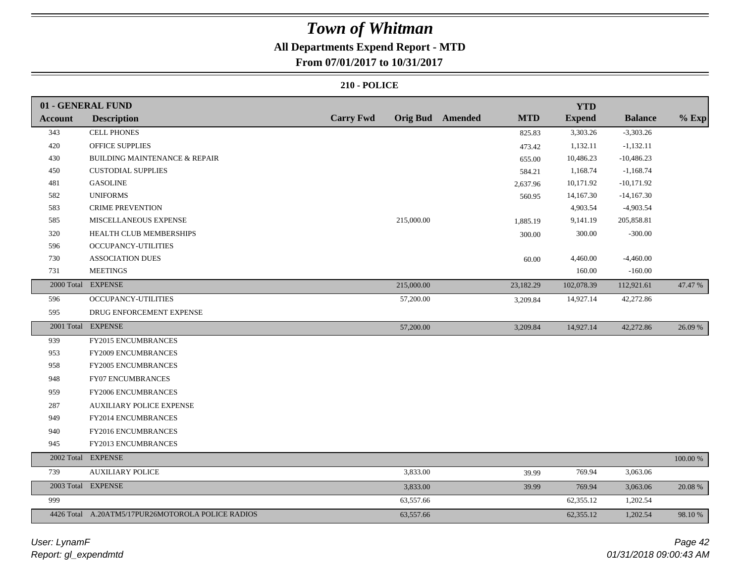# Town of Whitman

**All Departments Expend Report - MTD**

**From 07/01/2017 to 10/31/2017**

**210 - POLICE**

| 01 - GENERAL FUND | | | | | | | | | |
|---|---|---|---|---|---|---|---|---|---|
| **Account** | **Description** | **Carry Fwd** | **Orig Bud** | **Amended** | **MTD** | **YTD Expend** | **Balance** | **% Exp** |
| 343 | CELL PHONES | | | | 825.83 | 3,303.26 | -3,303.26 | |
| 420 | OFFICE SUPPLIES | | | | 473.42 | 1,132.11 | -1,132.11 | |
| 430 | BUILDING MAINTENANCE & REPAIR | | | | 655.00 | 10,486.23 | -10,486.23 | |
| 450 | CUSTODIAL SUPPLIES | | | | 584.21 | 1,168.74 | -1,168.74 | |
| 481 | GASOLINE | | | | 2,637.96 | 10,171.92 | -10,171.92 | |
| 582 | UNIFORMS | | | | 560.95 | 14,167.30 | -14,167.30 | |
| 583 | CRIME PREVENTION | | | | | 4,903.54 | -4,903.54 | |
| 585 | MISCELLANEOUS EXPENSE | | 215,000.00 | | 1,885.19 | 9,141.19 | 205,858.81 | |
| 320 | HEALTH CLUB MEMBERSHIPS | | | | 300.00 | 300.00 | -300.00 | |
| 596 | OCCUPANCY-UTILITIES | | | | | | | |
| 730 | ASSOCIATION DUES | | | | 60.00 | 4,460.00 | -4,460.00 | |
| 731 | MEETINGS | | | | | 160.00 | -160.00 | |
| 2000 Total | EXPENSE | | 215,000.00 | | 23,182.29 | 102,078.39 | 112,921.61 | 47.47 % |
| 596 | OCCUPANCY-UTILITIES | | 57,200.00 | | 3,209.84 | 14,927.14 | 42,272.86 | |
| 595 | DRUG ENFORCEMENT EXPENSE | | | | | | | |
| 2001 Total | EXPENSE | | 57,200.00 | | 3,209.84 | 14,927.14 | 42,272.86 | 26.09 % |
| 939 | FY2015 ENCUMBRANCES | | | | | | | |
| 953 | FY2009 ENCUMBRANCES | | | | | | | |
| 958 | FY2005 ENCUMBRANCES | | | | | | | |
| 948 | FY07 ENCUMBRANCES | | | | | | | |
| 959 | FY2006 ENCUMBRANCES | | | | | | | |
| 287 | AUXILIARY POLICE EXPENSE | | | | | | | |
| 949 | FY2014 ENCUMBRANCES | | | | | | | |
| 940 | FY2016 ENCUMBRANCES | | | | | | | |
| 945 | FY2013 ENCUMBRANCES | | | | | | | |
| 2002 Total | EXPENSE | | | | | | | 100.00 % |
| 739 | AUXILIARY POLICE | | 3,833.00 | | 39.99 | 769.94 | 3,063.06 | |
| 2003 Total | EXPENSE | | 3,833.00 | | 39.99 | 769.94 | 3,063.06 | 20.08 % |
| 999 | | | 63,557.66 | | | 62,355.12 | 1,202.54 | |
| 4426 Total | A.20ATM5/17PUR26MOTOROLA POLICE RADIOS | | 63,557.66 | | | 62,355.12 | 1,202.54 | 98.10 % |

*User: LynamF*
*Report: gl_expendmtd*

*01/31/2018 09:00:43 AM*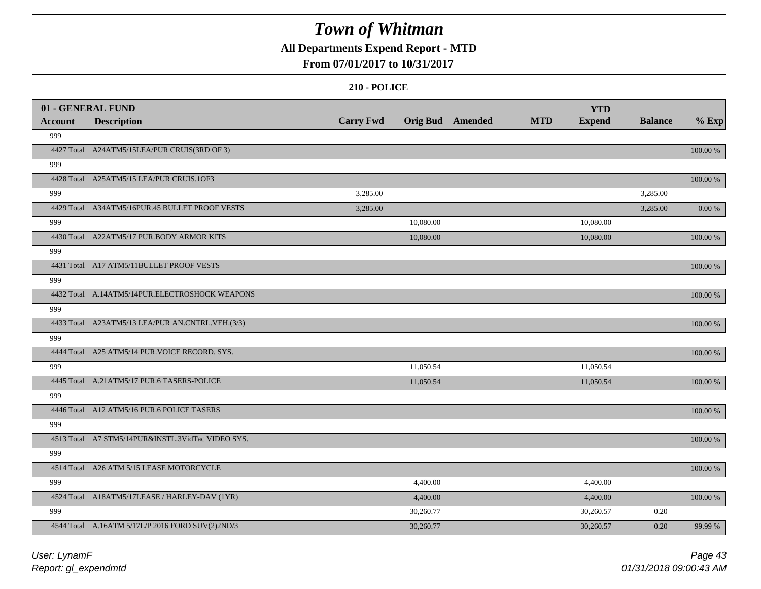# Town of Whitman

**All Departments Expend Report - MTD**

**From 07/01/2017 to 10/31/2017**

**210 - POLICE**

| 01 - GENERAL FUND Account | Description | Carry Fwd | Orig Bud | Amended | MTD | YTD Expend | Balance | % Exp |
|---|---|---|---|---|---|---|---|---|
| 999 | | | | | | | | |
| 4427 Total | A24ATM5/15LEA/PUR CRUIS(3RD OF 3) | | | | | | | 100.00 % |
| 999 | | | | | | | | |
| 4428 Total | A25ATM5/15 LEA/PUR CRUIS.1OF3 | | | | | | | 100.00 % |
| 999 | | 3,285.00 | | | | | 3,285.00 | |
| 4429 Total | A34ATM5/16PUR.45 BULLET PROOF VESTS | 3,285.00 | | | | | 3,285.00 | 0.00 % |
| 999 | | | 10,080.00 | | | 10,080.00 | | |
| 4430 Total | A22ATM5/17 PUR.BODY ARMOR KITS | | 10,080.00 | | | 10,080.00 | | 100.00 % |
| 999 | | | | | | | | |
| 4431 Total | A17 ATM5/11BULLET PROOF VESTS | | | | | | | 100.00 % |
| 999 | | | | | | | | |
| 4432 Total | A.14ATM5/14PUR.ELECTROSHOCK WEAPONS | | | | | | | 100.00 % |
| 999 | | | | | | | | |
| 4433 Total | A23ATM5/13 LEA/PUR AN.CNTRL.VEH.(3/3) | | | | | | | 100.00 % |
| 999 | | | | | | | | |
| 4444 Total | A25 ATM5/14 PUR.VOICE RECORD. SYS. | | | | | | | 100.00 % |
| 999 | | | 11,050.54 | | | 11,050.54 | | |
| 4445 Total | A.21ATM5/17 PUR.6 TASERS-POLICE | | 11,050.54 | | | 11,050.54 | | 100.00 % |
| 999 | | | | | | | | |
| 4446 Total | A12 ATM5/16 PUR.6 POLICE TASERS | | | | | | | 100.00 % |
| 999 | | | | | | | | |
| 4513 Total | A7 STM5/14PUR&INSTL.3VidTac VIDEO SYS. | | | | | | | 100.00 % |
| 999 | | | | | | | | |
| 4514 Total | A26 ATM 5/15 LEASE MOTORCYCLE | | | | | | | 100.00 % |
| 999 | | | 4,400.00 | | | 4,400.00 | | |
| 4524 Total | A18ATM5/17LEASE / HARLEY-DAV (1YR) | | 4,400.00 | | | 4,400.00 | | 100.00 % |
| 999 | | | 30,260.77 | | | 30,260.57 | 0.20 | |
| 4544 Total | A.16ATM 5/17L/P 2016 FORD SUV(2)2ND/3 | | 30,260.77 | | | 30,260.57 | 0.20 | 99.99 % |

*User: LynamF*

*Report: gl_expendmtd*

*01/31/2018 09:00:43 AM*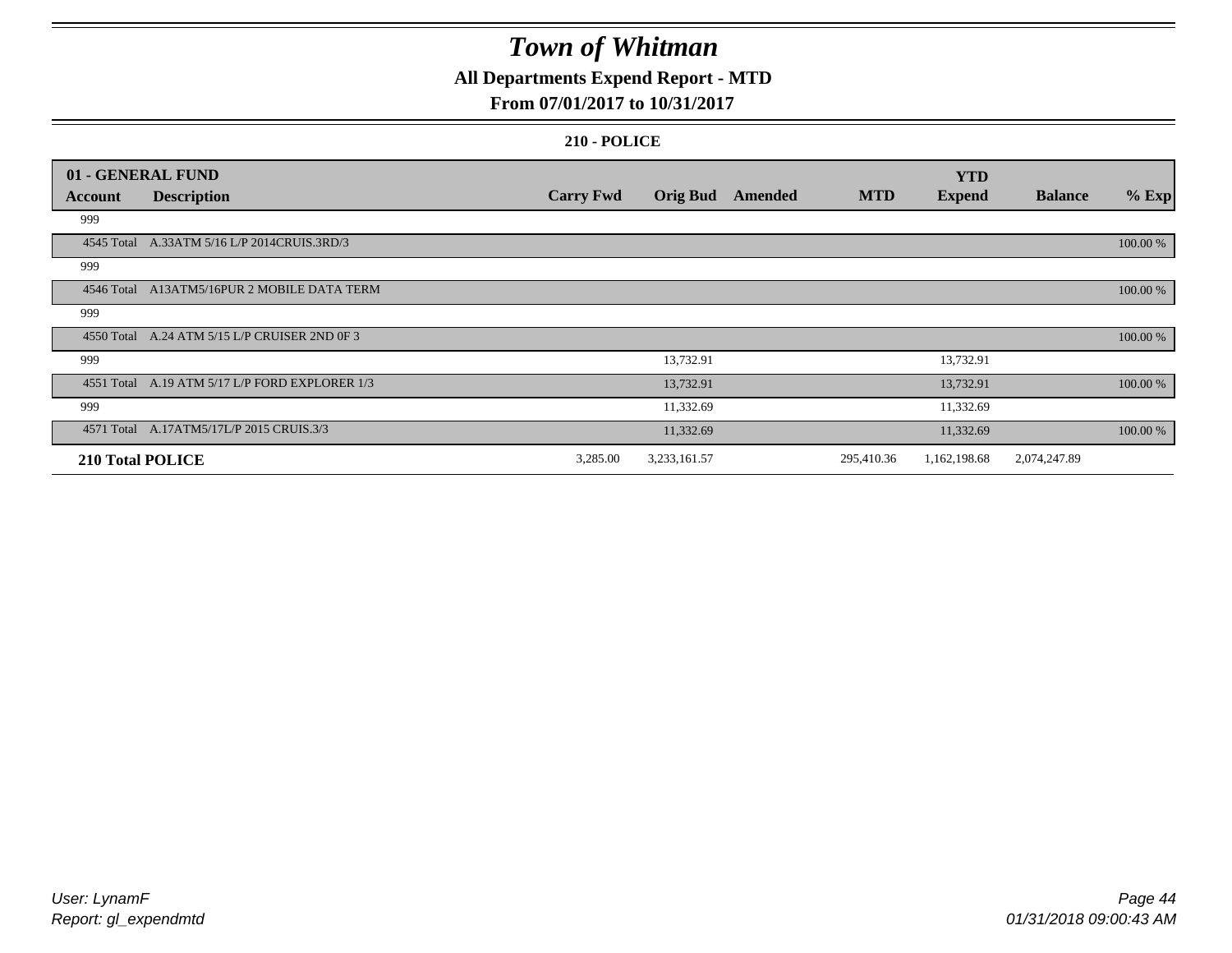# Town of Whitman

## All Departments Expend Report - MTD

### From 07/01/2017 to 10/31/2017

#### 210 - POLICE

| 01 - GENERAL FUND | | | | | | YTD | | |
|---|---|---|---|---|---|---|---|---|
| **Account** | **Description** | **Carry Fwd** | **Orig Bud** | **Amended** | **MTD** | **Expend** | **Balance** | **% Exp** |
| 999 | | | | | | | | |
| 4545 Total | A.33ATM 5/16 L/P 2014CRUIS.3RD/3 | | | | | | | 100.00 % |
| 999 | | | | | | | | |
| 4546 Total | A13ATM5/16PUR 2 MOBILE DATA TERM | | | | | | | 100.00 % |
| 999 | | | | | | | | |
| 4550 Total | A.24 ATM 5/15 L/P CRUISER 2ND 0F 3 | | | | | | | 100.00 % |
| 999 | | | 13,732.91 | | | 13,732.91 | | |
| 4551 Total | A.19 ATM 5/17 L/P FORD EXPLORER 1/3 | | 13,732.91 | | | 13,732.91 | | 100.00 % |
| 999 | | | 11,332.69 | | | 11,332.69 | | |
| 4571 Total | A.17ATM5/17L/P 2015 CRUIS.3/3 | | 11,332.69 | | | 11,332.69 | | 100.00 % |
| **210 Total POLICE** | | 3,285.00 | 3,233,161.57 | | 295,410.36 | 1,162,198.68 | 2,074,247.89 | |

User: LynamF
Report: gl_expendmtd

01/31/2018 09:00:43 AM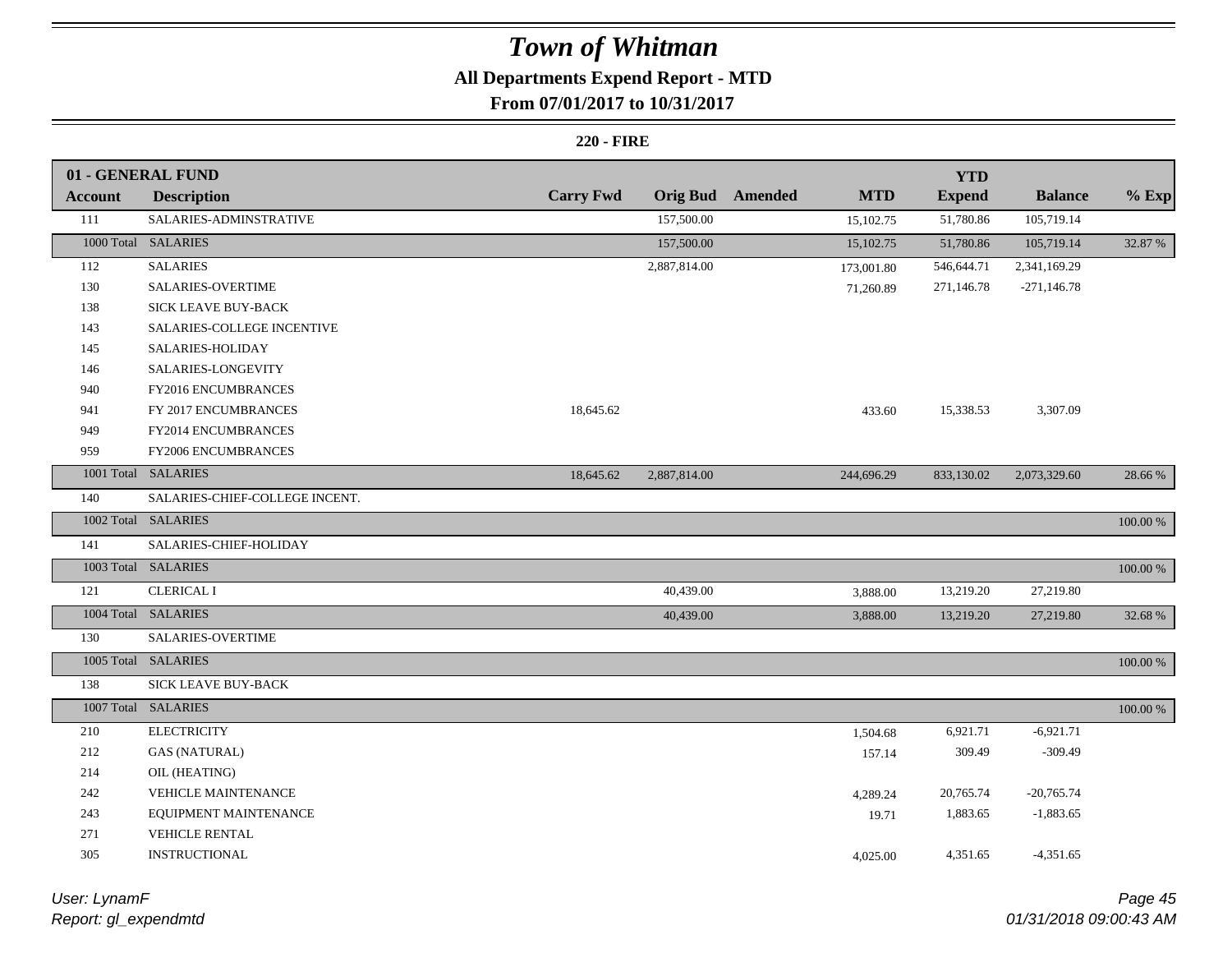# Town of Whitman

## All Departments Expend Report - MTD

### From 07/01/2017 to 10/31/2017

**220 - FIRE**

| 01 - GENERAL FUND | | | | | | | | |
|---|---|---|---|---|---|---|---|---|
| **Account** | **Description** | **Carry Fwd** | **Orig Bud** | **Amended** | **MTD** | **YTD Expend** | **Balance** | **% Exp** |
| 111 | SALARIES-ADMINSTRATIVE | | 157,500.00 | | 15,102.75 | 51,780.86 | 105,719.14 | |
| 1000 Total | SALARIES | | 157,500.00 | | 15,102.75 | 51,780.86 | 105,719.14 | 32.87 % |
| 112 | SALARIES | | 2,887,814.00 | | 173,001.80 | 546,644.71 | 2,341,169.29 | |
| 130 | SALARIES-OVERTIME | | | | 71,260.89 | 271,146.78 | -271,146.78 | |
| 138 | SICK LEAVE BUY-BACK | | | | | | | |
| 143 | SALARIES-COLLEGE INCENTIVE | | | | | | | |
| 145 | SALARIES-HOLIDAY | | | | | | | |
| 146 | SALARIES-LONGEVITY | | | | | | | |
| 940 | FY2016 ENCUMBRANCES | | | | | | | |
| 941 | FY 2017 ENCUMBRANCES | 18,645.62 | | | 433.60 | 15,338.53 | 3,307.09 | |
| 949 | FY2014 ENCUMBRANCES | | | | | | | |
| 959 | FY2006 ENCUMBRANCES | | | | | | | |
| 1001 Total | SALARIES | 18,645.62 | 2,887,814.00 | | 244,696.29 | 833,130.02 | 2,073,329.60 | 28.66 % |
| 140 | SALARIES-CHIEF-COLLEGE INCENT. | | | | | | | |
| 1002 Total | SALARIES | | | | | | | 100.00 % |
| 141 | SALARIES-CHIEF-HOLIDAY | | | | | | | |
| 1003 Total | SALARIES | | | | | | | 100.00 % |
| 121 | CLERICAL I | | 40,439.00 | | 3,888.00 | 13,219.20 | 27,219.80 | |
| 1004 Total | SALARIES | | 40,439.00 | | 3,888.00 | 13,219.20 | 27,219.80 | 32.68 % |
| 130 | SALARIES-OVERTIME | | | | | | | |
| 1005 Total | SALARIES | | | | | | | 100.00 % |
| 138 | SICK LEAVE BUY-BACK | | | | | | | |
| 1007 Total | SALARIES | | | | | | | 100.00 % |
| 210 | ELECTRICITY | | | | 1,504.68 | 6,921.71 | -6,921.71 | |
| 212 | GAS (NATURAL) | | | | 157.14 | 309.49 | -309.49 | |
| 214 | OIL (HEATING) | | | | | | | |
| 242 | VEHICLE MAINTENANCE | | | | 4,289.24 | 20,765.74 | -20,765.74 | |
| 243 | EQUIPMENT MAINTENANCE | | | | 19.71 | 1,883.65 | -1,883.65 | |
| 271 | VEHICLE RENTAL | | | | | | | |
| 305 | INSTRUCTIONAL | | | | 4,025.00 | 4,351.65 | -4,351.65 | |

User: LynamF
Report: gl_expendmtd

01/31/2018 09:00:43 AM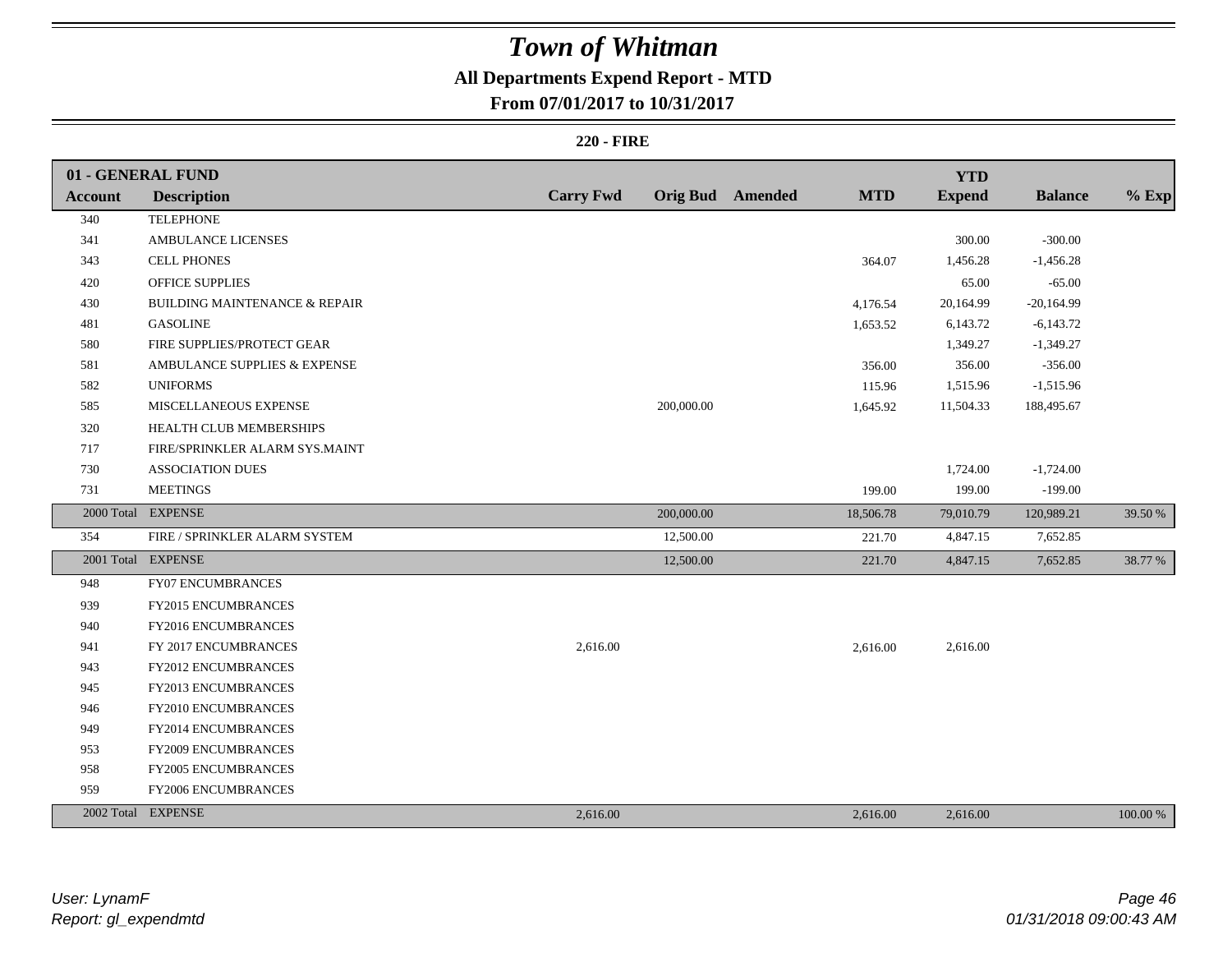# *Town of Whitman*

**All Departments Expend Report - MTD**

**From 07/01/2017 to 10/31/2017**

**220 - FIRE**

| 01 - GENERAL FUND | | | | | | | | |
|---|---|---|---|---|---|---|---|---|
| **Account** | **Description** | **Carry Fwd** | **Orig Bud** | **Amended** | **MTD** | **YTD Expend** | **Balance** | **% Exp** |
| 340 | TELEPHONE | | | | | | | |
| 341 | AMBULANCE LICENSES | | | | | 300.00 | -300.00 | |
| 343 | CELL PHONES | | | | 364.07 | 1,456.28 | -1,456.28 | |
| 420 | OFFICE SUPPLIES | | | | | 65.00 | -65.00 | |
| 430 | BUILDING MAINTENANCE & REPAIR | | | | 4,176.54 | 20,164.99 | -20,164.99 | |
| 481 | GASOLINE | | | | 1,653.52 | 6,143.72 | -6,143.72 | |
| 580 | FIRE SUPPLIES/PROTECT GEAR | | | | | 1,349.27 | -1,349.27 | |
| 581 | AMBULANCE SUPPLIES & EXPENSE | | | | 356.00 | 356.00 | -356.00 | |
| 582 | UNIFORMS | | | | 115.96 | 1,515.96 | -1,515.96 | |
| 585 | MISCELLANEOUS EXPENSE | | 200,000.00 | | 1,645.92 | 11,504.33 | 188,495.67 | |
| 320 | HEALTH CLUB MEMBERSHIPS | | | | | | | |
| 717 | FIRE/SPRINKLER ALARM SYS.MAINT | | | | | | | |
| 730 | ASSOCIATION DUES | | | | | 1,724.00 | -1,724.00 | |
| 731 | MEETINGS | | | | 199.00 | 199.00 | -199.00 | |
| 2000 Total | EXPENSE | | 200,000.00 | | 18,506.78 | 79,010.79 | 120,989.21 | 39.50 % |
| 354 | FIRE / SPRINKLER ALARM SYSTEM | | 12,500.00 | | 221.70 | 4,847.15 | 7,652.85 | |
| 2001 Total | EXPENSE | | 12,500.00 | | 221.70 | 4,847.15 | 7,652.85 | 38.77 % |
| 948 | FY07 ENCUMBRANCES | | | | | | | |
| 939 | FY2015 ENCUMBRANCES | | | | | | | |
| 940 | FY2016 ENCUMBRANCES | | | | | | | |
| 941 | FY 2017 ENCUMBRANCES | 2,616.00 | | | 2,616.00 | 2,616.00 | | |
| 943 | FY2012 ENCUMBRANCES | | | | | | | |
| 945 | FY2013 ENCUMBRANCES | | | | | | | |
| 946 | FY2010 ENCUMBRANCES | | | | | | | |
| 949 | FY2014 ENCUMBRANCES | | | | | | | |
| 953 | FY2009 ENCUMBRANCES | | | | | | | |
| 958 | FY2005 ENCUMBRANCES | | | | | | | |
| 959 | FY2006 ENCUMBRANCES | | | | | | | |
| 2002 Total | EXPENSE | 2,616.00 | | | 2,616.00 | 2,616.00 | | 100.00 % |

*User: LynamF*
*Report: gl_expendmtd*

*01/31/2018 09:00:43 AM*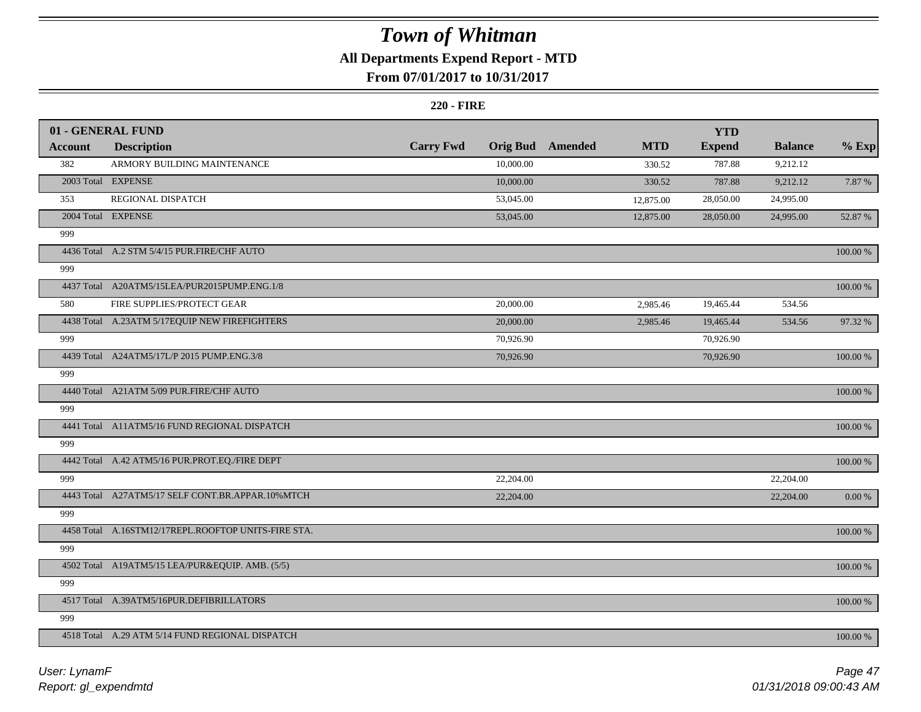# Town of Whitman

## All Departments Expend Report - MTD

### From 07/01/2017 to 10/31/2017

#### 220 - FIRE

| 01 - GENERAL FUND | | | | | | YTD | | |
|---|---|---|---|---|---|---|---|---|
| **Account** | **Description** | **Carry Fwd** | **Orig Bud** | **Amended** | **MTD** | **Expend** | **Balance** | **% Exp** |
| 382 | ARMORY BUILDING MAINTENANCE | | 10,000.00 | | 330.52 | 787.88 | 9,212.12 | |
| 2003 Total | EXPENSE | | 10,000.00 | | 330.52 | 787.88 | 9,212.12 | 7.87 % |
| 353 | REGIONAL DISPATCH | | 53,045.00 | | 12,875.00 | 28,050.00 | 24,995.00 | |
| 2004 Total | EXPENSE | | 53,045.00 | | 12,875.00 | 28,050.00 | 24,995.00 | 52.87 % |
| 999 | | | | | | | | |
| 4436 Total | A.2 STM 5/4/15 PUR.FIRE/CHF AUTO | | | | | | | 100.00 % |
| 999 | | | | | | | | |
| 4437 Total | A20ATM5/15LEA/PUR2015PUMP.ENG.1/8 | | | | | | | 100.00 % |
| 580 | FIRE SUPPLIES/PROTECT GEAR | | 20,000.00 | | 2,985.46 | 19,465.44 | 534.56 | |
| 4438 Total | A.23ATM 5/17EQUIP NEW FIREFIGHTERS | | 20,000.00 | | 2,985.46 | 19,465.44 | 534.56 | 97.32 % |
| 999 | | | 70,926.90 | | | 70,926.90 | | |
| 4439 Total | A24ATM5/17L/P 2015 PUMP.ENG.3/8 | | 70,926.90 | | | 70,926.90 | | 100.00 % |
| 999 | | | | | | | | |
| 4440 Total | A21ATM 5/09 PUR.FIRE/CHF AUTO | | | | | | | 100.00 % |
| 999 | | | | | | | | |
| 4441 Total | A11ATM5/16 FUND REGIONAL DISPATCH | | | | | | | 100.00 % |
| 999 | | | | | | | | |
| 4442 Total | A.42 ATM5/16 PUR.PROT.EQ./FIRE DEPT | | | | | | | 100.00 % |
| 999 | | | 22,204.00 | | | | 22,204.00 | |
| 4443 Total | A27ATM5/17 SELF CONT.BR.APPAR.10%MTCH | | 22,204.00 | | | | 22,204.00 | 0.00 % |
| 999 | | | | | | | | |
| 4458 Total | A.16STM12/17REPL.ROOFTOP UNITS-FIRE STA. | | | | | | | 100.00 % |
| 999 | | | | | | | | |
| 4502 Total | A19ATM5/15 LEA/PUR&EQUIP. AMB. (5/5) | | | | | | | 100.00 % |
| 999 | | | | | | | | |
| 4517 Total | A.39ATM5/16PUR.DEFIBRILLATORS | | | | | | | 100.00 % |
| 999 | | | | | | | | |
| 4518 Total | A.29 ATM 5/14 FUND REGIONAL DISPATCH | | | | | | | 100.00 % |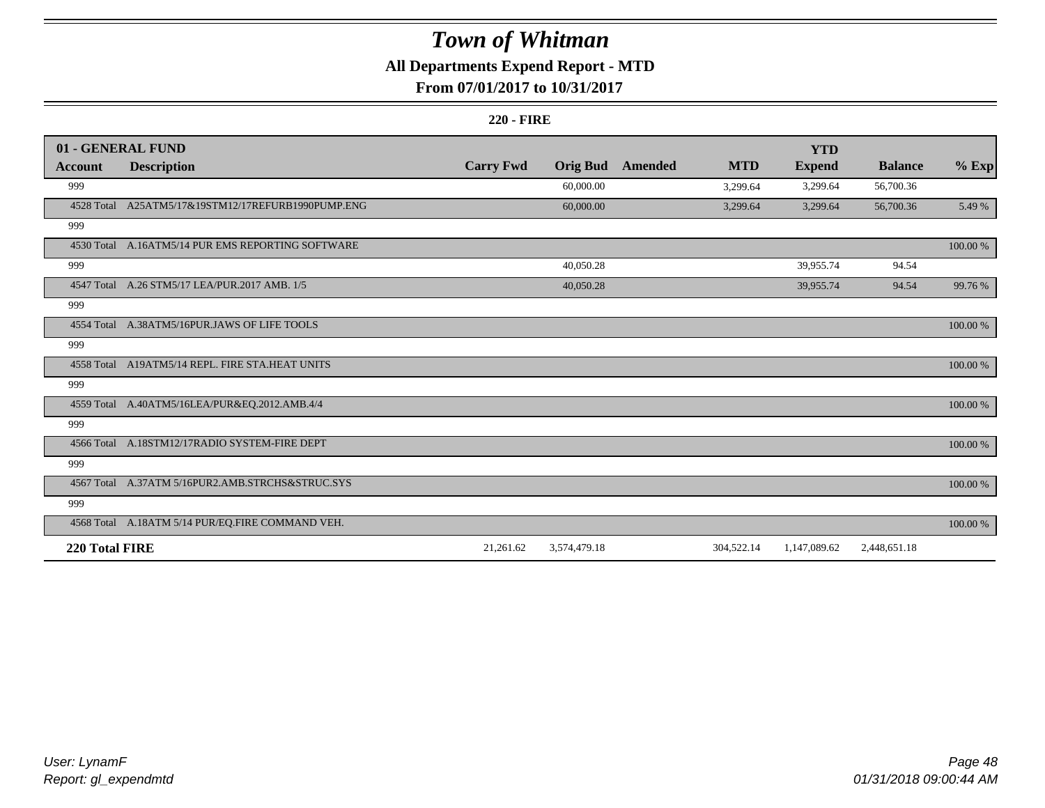# Town of Whitman

## All Departments Expend Report - MTD

### From 07/01/2017 to 10/31/2017

**220 - FIRE**

| 01 - GENERAL FUND | | | | | | | | |
|---|---|---|---|---|---|---|---|---|
| **Account** | **Description** | **Carry Fwd** | **Orig Bud** | **Amended** | **MTD** | **YTD Expend** | **Balance** | **% Exp** |
| 999 | | | 60,000.00 | | 3,299.64 | 3,299.64 | 56,700.36 | |
| 4528 Total | A25ATM5/17&19STM12/17REFURB1990PUMP.ENG | | 60,000.00 | | 3,299.64 | 3,299.64 | 56,700.36 | 5.49 % |
| 999 | | | | | | | | |
| 4530 Total | A.16ATM5/14 PUR EMS REPORTING SOFTWARE | | | | | | | 100.00 % |
| 999 | | | 40,050.28 | | | 39,955.74 | 94.54 | |
| 4547 Total | A.26 STM5/17 LEA/PUR.2017 AMB. 1/5 | | 40,050.28 | | | 39,955.74 | 94.54 | 99.76 % |
| 999 | | | | | | | | |
| 4554 Total | A.38ATM5/16PUR.JAWS OF LIFE TOOLS | | | | | | | 100.00 % |
| 999 | | | | | | | | |
| 4558 Total | A19ATM5/14 REPL. FIRE STA.HEAT UNITS | | | | | | | 100.00 % |
| 999 | | | | | | | | |
| 4559 Total | A.40ATM5/16LEA/PUR&EQ.2012.AMB.4/4 | | | | | | | 100.00 % |
| 999 | | | | | | | | |
| 4566 Total | A.18STM12/17RADIO SYSTEM-FIRE DEPT | | | | | | | 100.00 % |
| 999 | | | | | | | | |
| 4567 Total | A.37ATM 5/16PUR2.AMB.STRCHS&STRUC.SYS | | | | | | | 100.00 % |
| 999 | | | | | | | | |
| 4568 Total | A.18ATM 5/14 PUR/EQ.FIRE COMMAND VEH. | | | | | | | 100.00 % |
| **220 Total FIRE** | | 21,261.62 | 3,574,479.18 | | 304,522.14 | 1,147,089.62 | 2,448,651.18 | |

User: LynamF
Report: gl_expendmtd

01/31/2018 09:00:44 AM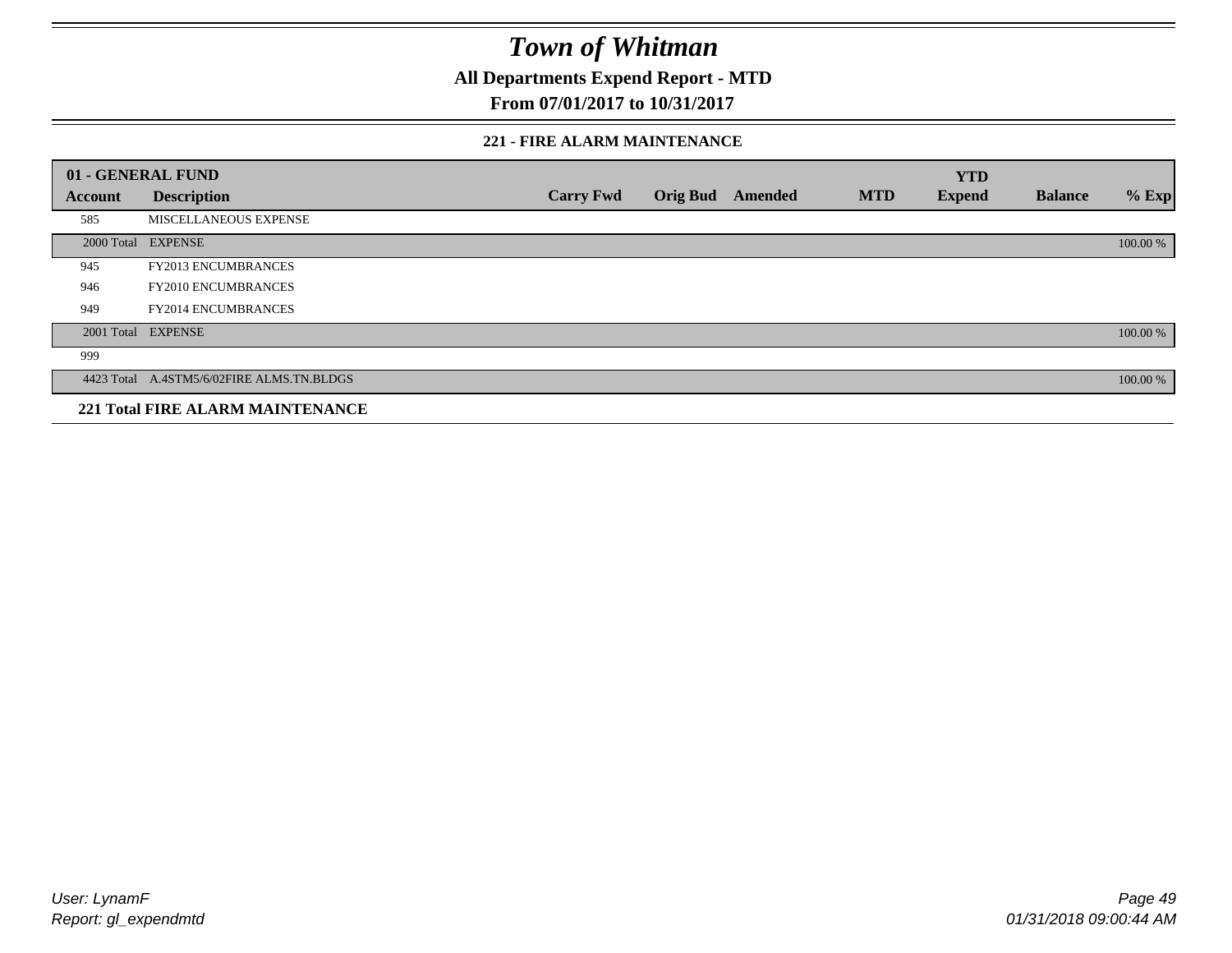# Town of Whitman

**All Departments Expend Report - MTD**

**From 07/01/2017 to 10/31/2017**

**221 - FIRE ALARM MAINTENANCE**

| 01 - GENERAL FUND | | | | | | | | |
|---|---|---|---|---|---|---|---|---|
| **Account** | **Description** | **Carry Fwd** | **Orig Bud** | **Amended** | **MTD** | **YTD Expend** | **Balance** | **% Exp** |
| 585 | MISCELLANEOUS EXPENSE | | | | | | | |
| 2000 Total | EXPENSE | | | | | | | 100.00 % |
| 945 | FY2013 ENCUMBRANCES | | | | | | | |
| 946 | FY2010 ENCUMBRANCES | | | | | | | |
| 949 | FY2014 ENCUMBRANCES | | | | | | | |
| 2001 Total | EXPENSE | | | | | | | 100.00 % |
| 999 | | | | | | | | |
| 4423 Total | A.4STM5/6/02FIRE ALMS.TN.BLDGS | | | | | | | 100.00 % |
| **221 Total FIRE ALARM MAINTENANCE** | | | | | | | | |

*User: LynamF*
*Report: gl_expendmtd*

*01/31/2018 09:00:44 AM*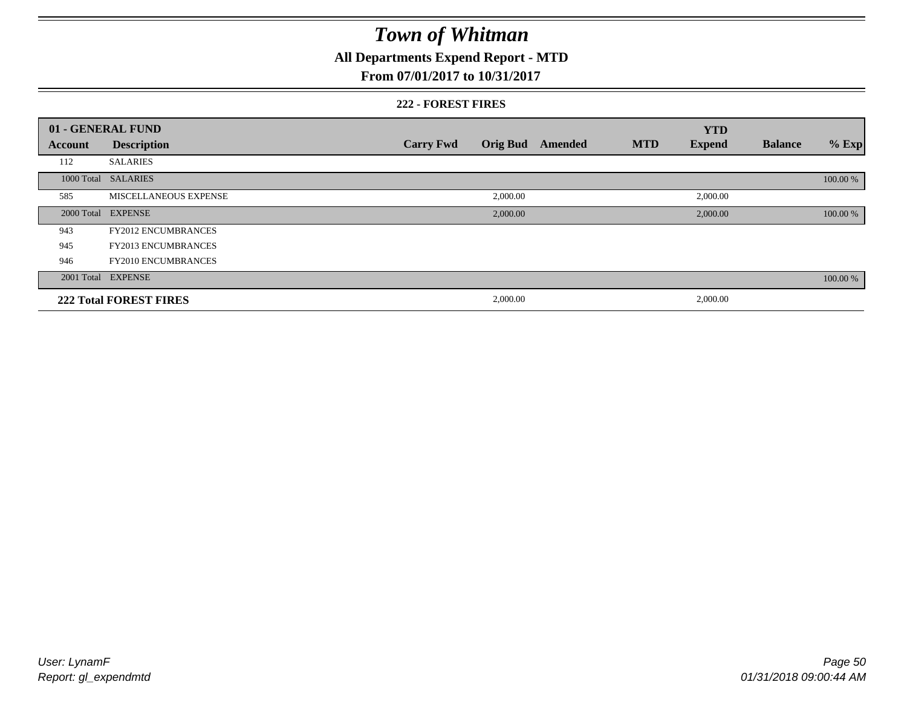# Town of Whitman

## All Departments Expend Report - MTD

### From 07/01/2017 to 10/31/2017

#### 222 - FOREST FIRES

| 01 - GENERAL FUND | | | | | | YTD | | |
|---|---|---|---|---|---|---|---|---|
| Account | Description | Carry Fwd | Orig Bud | Amended | MTD | Expend | Balance | % Exp |
| 112 | SALARIES | | | | | | | |
| 1000 Total | SALARIES | | | | | | | 100.00 % |
| 585 | MISCELLANEOUS EXPENSE | | 2,000.00 | | | 2,000.00 | | |
| 2000 Total | EXPENSE | | 2,000.00 | | | 2,000.00 | | 100.00 % |
| 943 | FY2012 ENCUMBRANCES | | | | | | | |
| 945 | FY2013 ENCUMBRANCES | | | | | | | |
| 946 | FY2010 ENCUMBRANCES | | | | | | | |
| 2001 Total | EXPENSE | | | | | | | 100.00 % |
| **222 Total FOREST FIRES** | | | 2,000.00 | | | 2,000.00 | | |

User: LynamF
Report: gl_expendmtd

01/31/2018 09:00:44 AM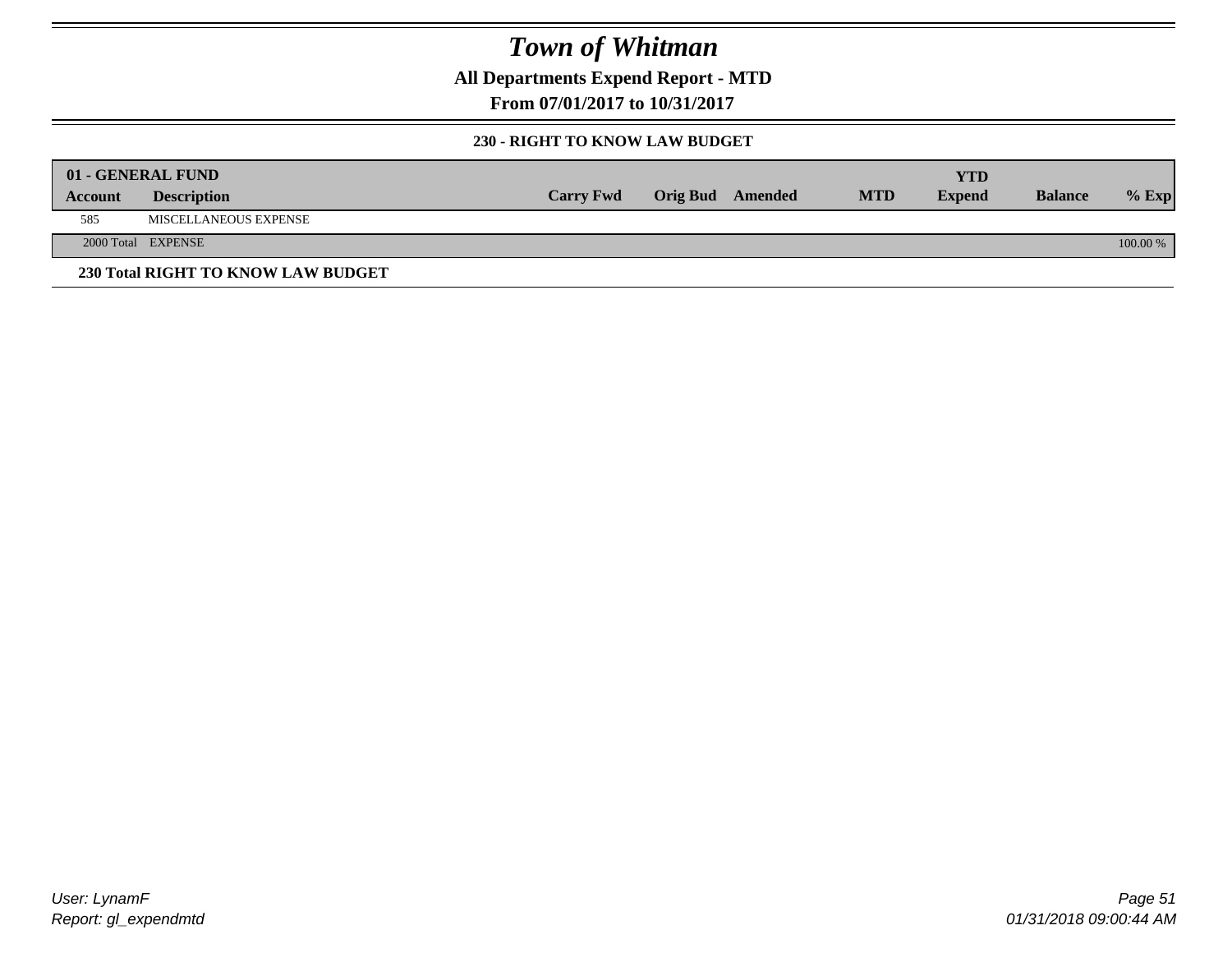# Town of Whitman

## All Departments Expend Report - MTD

## From 07/01/2017 to 10/31/2017

### 230 - RIGHT TO KNOW LAW BUDGET

| 01 - GENERAL FUND | | | | | | YTD | | |
|---|---|---|---|---|---|---|---|---|
| **Account** | **Description** | **Carry Fwd** | **Orig Bud** | **Amended** | **MTD** | **Expend** | **Balance** | **% Exp** |
| 585 | MISCELLANEOUS EXPENSE | | | | | | | |
| 2000 Total | EXPENSE | | | | | | | 100.00 % |

**230 Total RIGHT TO KNOW LAW BUDGET**

User: LynamF
Report: gl_expendmtd

01/31/2018 09:00:44 AM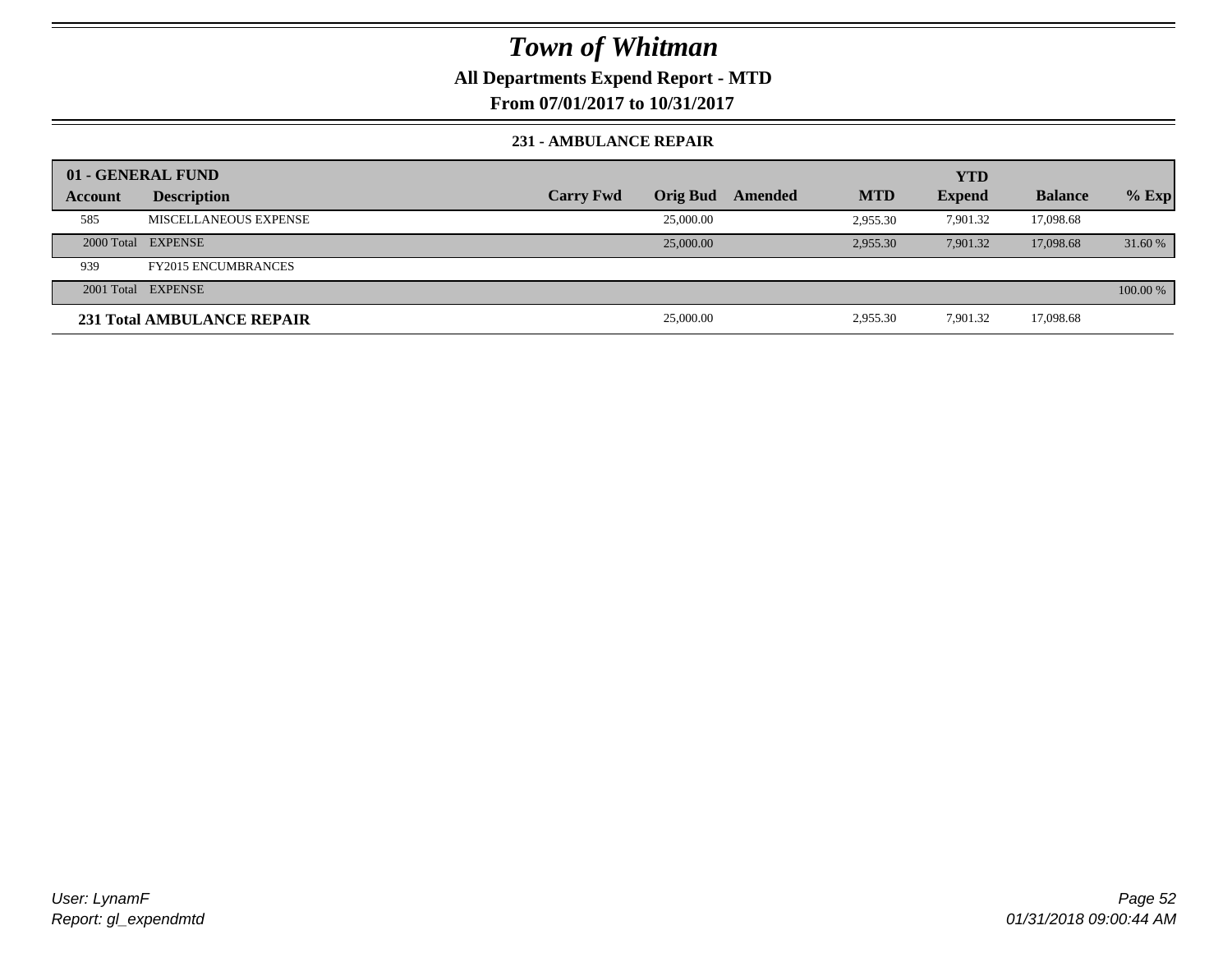# Town of Whitman

**All Departments Expend Report - MTD**

**From 07/01/2017 to 10/31/2017**

**231 - AMBULANCE REPAIR**

| **01 - GENERAL FUND** | | | | | | | | |
|---|---|---|---|---|---|---|---|---|
| **Account** | **Description** | **Carry Fwd** | **Orig Bud** | **Amended** | **MTD** | **YTD Expend** | **Balance** | **% Exp** |
| 585 | MISCELLANEOUS EXPENSE | | 25,000.00 | | 2,955.30 | 7,901.32 | 17,098.68 | |
| 2000 Total | EXPENSE | | 25,000.00 | | 2,955.30 | 7,901.32 | 17,098.68 | 31.60 % |
| 939 | FY2015 ENCUMBRANCES | | | | | | | |
| 2001 Total | EXPENSE | | | | | | | 100.00 % |
| **231 Total AMBULANCE REPAIR** | | | 25,000.00 | | 2,955.30 | 7,901.32 | 17,098.68 | |

*User: LynamF*
*Report: gl_expendmtd*

*01/31/2018 09:00:44 AM*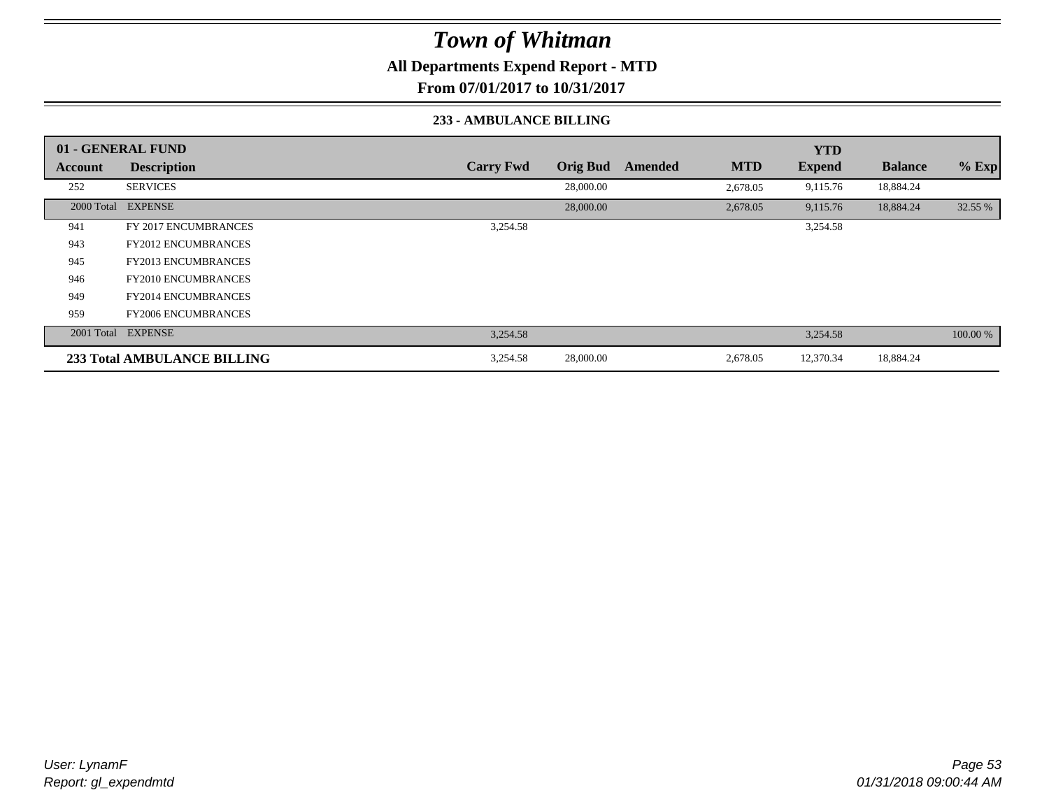# Town of Whitman

**All Departments Expend Report - MTD**

**From 07/01/2017 to 10/31/2017**

**233 - AMBULANCE BILLING**

| 01 - GENERAL FUND | | | | | | | | | |
|---|---|---|---|---|---|---|---|---|---|
| **Account** | **Description** | **Carry Fwd** | **Orig Bud** | **Amended** | **MTD** | **YTD Expend** | **Balance** | **% Exp** |
| 252 | SERVICES | | 28,000.00 | | 2,678.05 | 9,115.76 | 18,884.24 | |
| 2000 Total | EXPENSE | | 28,000.00 | | 2,678.05 | 9,115.76 | 18,884.24 | 32.55 % |
| 941 | FY 2017 ENCUMBRANCES | 3,254.58 | | | | 3,254.58 | | |
| 943 | FY2012 ENCUMBRANCES | | | | | | | |
| 945 | FY2013 ENCUMBRANCES | | | | | | | |
| 946 | FY2010 ENCUMBRANCES | | | | | | | |
| 949 | FY2014 ENCUMBRANCES | | | | | | | |
| 959 | FY2006 ENCUMBRANCES | | | | | | | |
| 2001 Total | EXPENSE | 3,254.58 | | | | 3,254.58 | | 100.00 % |
| **233 Total AMBULANCE BILLING** | | 3,254.58 | 28,000.00 | | 2,678.05 | 12,370.34 | 18,884.24 | |

*User: LynamF*
*Report: gl_expendmtd*

*01/31/2018 09:00:44 AM*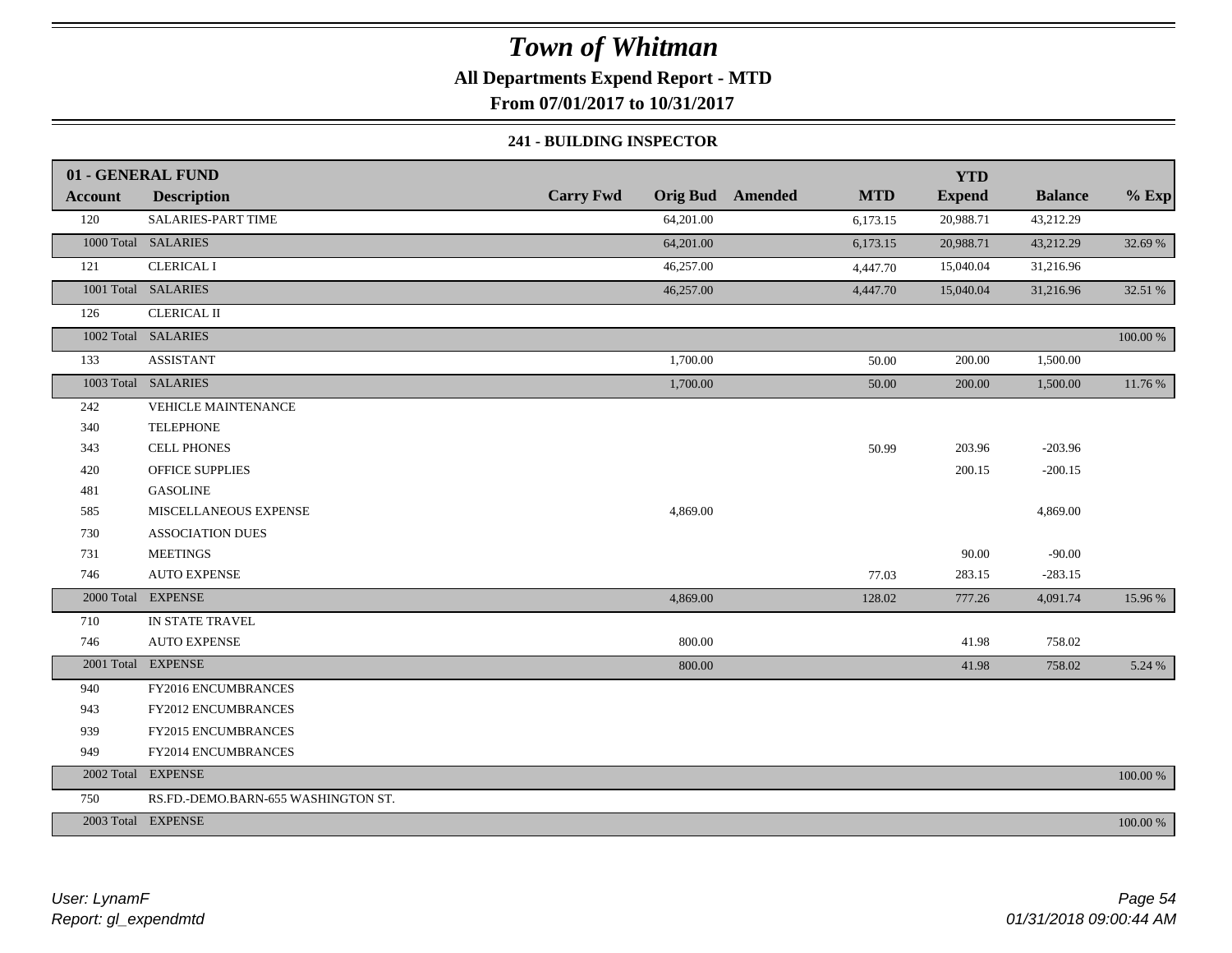# Town of Whitman

**All Departments Expend Report - MTD**

**From 07/01/2017 to 10/31/2017**

**241 - BUILDING INSPECTOR**

| 01 - GENERAL FUND | | | | | | | | |
|---|---|---|---|---|---|---|---|---|
| **Account** | **Description** | **Carry Fwd** | **Orig Bud** | **Amended** | **MTD** | **YTD Expend** | **Balance** | **% Exp** |
| 120 | SALARIES-PART TIME | | 64,201.00 | | 6,173.15 | 20,988.71 | 43,212.29 | |
| 1000 Total | SALARIES | | 64,201.00 | | 6,173.15 | 20,988.71 | 43,212.29 | 32.69 % |
| 121 | CLERICAL I | | 46,257.00 | | 4,447.70 | 15,040.04 | 31,216.96 | |
| 1001 Total | SALARIES | | 46,257.00 | | 4,447.70 | 15,040.04 | 31,216.96 | 32.51 % |
| 126 | CLERICAL II | | | | | | | |
| 1002 Total | SALARIES | | | | | | | 100.00 % |
| 133 | ASSISTANT | | 1,700.00 | | 50.00 | 200.00 | 1,500.00 | |
| 1003 Total | SALARIES | | 1,700.00 | | 50.00 | 200.00 | 1,500.00 | 11.76 % |
| 242 | VEHICLE MAINTENANCE | | | | | | | |
| 340 | TELEPHONE | | | | | | | |
| 343 | CELL PHONES | | | | 50.99 | 203.96 | -203.96 | |
| 420 | OFFICE SUPPLIES | | | | | 200.15 | -200.15 | |
| 481 | GASOLINE | | | | | | | |
| 585 | MISCELLANEOUS EXPENSE | | 4,869.00 | | | | 4,869.00 | |
| 730 | ASSOCIATION DUES | | | | | | | |
| 731 | MEETINGS | | | | | 90.00 | -90.00 | |
| 746 | AUTO EXPENSE | | | | 77.03 | 283.15 | -283.15 | |
| 2000 Total | EXPENSE | | 4,869.00 | | 128.02 | 777.26 | 4,091.74 | 15.96 % |
| 710 | IN STATE TRAVEL | | | | | | | |
| 746 | AUTO EXPENSE | | 800.00 | | | 41.98 | 758.02 | |
| 2001 Total | EXPENSE | | 800.00 | | | 41.98 | 758.02 | 5.24 % |
| 940 | FY2016 ENCUMBRANCES | | | | | | | |
| 943 | FY2012 ENCUMBRANCES | | | | | | | |
| 939 | FY2015 ENCUMBRANCES | | | | | | | |
| 949 | FY2014 ENCUMBRANCES | | | | | | | |
| 2002 Total | EXPENSE | | | | | | | 100.00 % |
| 750 | RS.FD.-DEMO.BARN-655 WASHINGTON ST. | | | | | | | |
| 2003 Total | EXPENSE | | | | | | | 100.00 % |

*User: LynamF*
*Report: gl_expendmtd*

*01/31/2018 09:00:44 AM*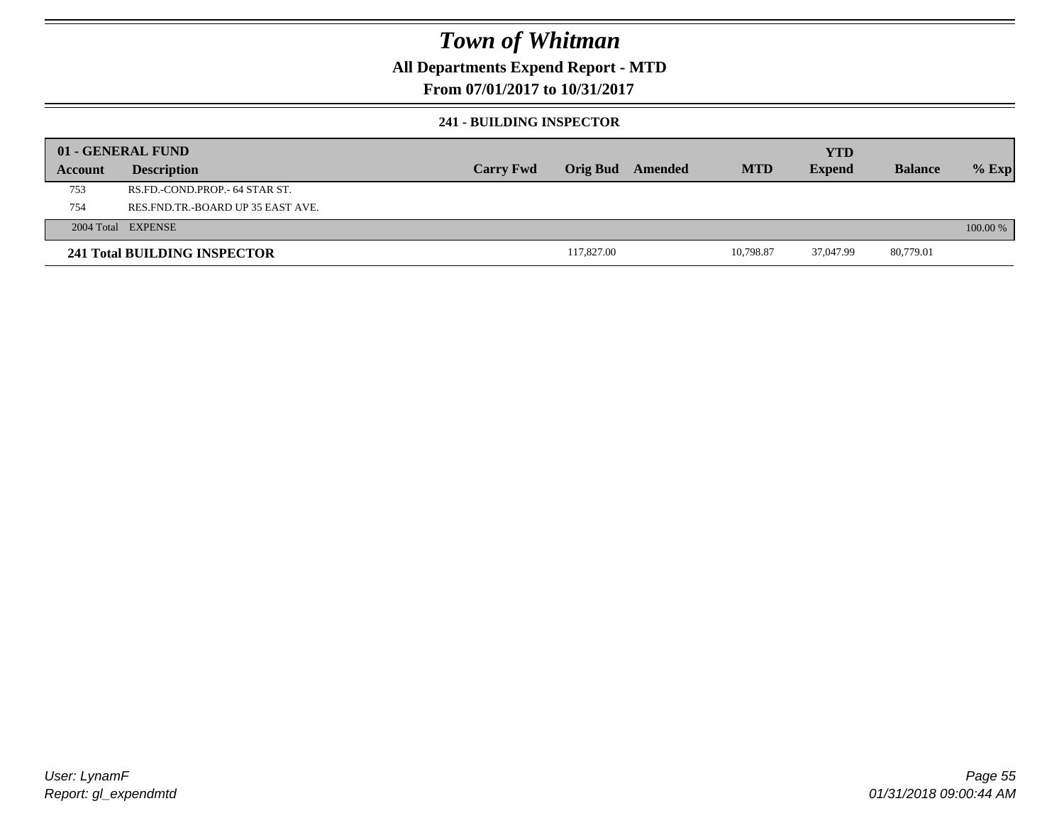# Town of Whitman

## All Departments Expend Report - MTD

## From 07/01/2017 to 10/31/2017

### 241 - BUILDING INSPECTOR

| 01 - GENERAL FUND | | | | | | | | | |
|---|---|---|---|---|---|---|---|---|---|
| **Account** | **Description** | **Carry Fwd** | **Orig Bud** | **Amended** | **MTD** | **YTD Expend** | **Balance** | **% Exp** |
| 753 | RS.FD.-COND.PROP.- 64 STAR ST. | | | | | | | |
| 754 | RES.FND.TR.-BOARD UP 35 EAST AVE. | | | | | | | |
| 2004 Total | EXPENSE | | | | | | | 100.00 % |
| **241 Total BUILDING INSPECTOR** | | | 117,827.00 | | 10,798.87 | 37,047.99 | 80,779.01 | |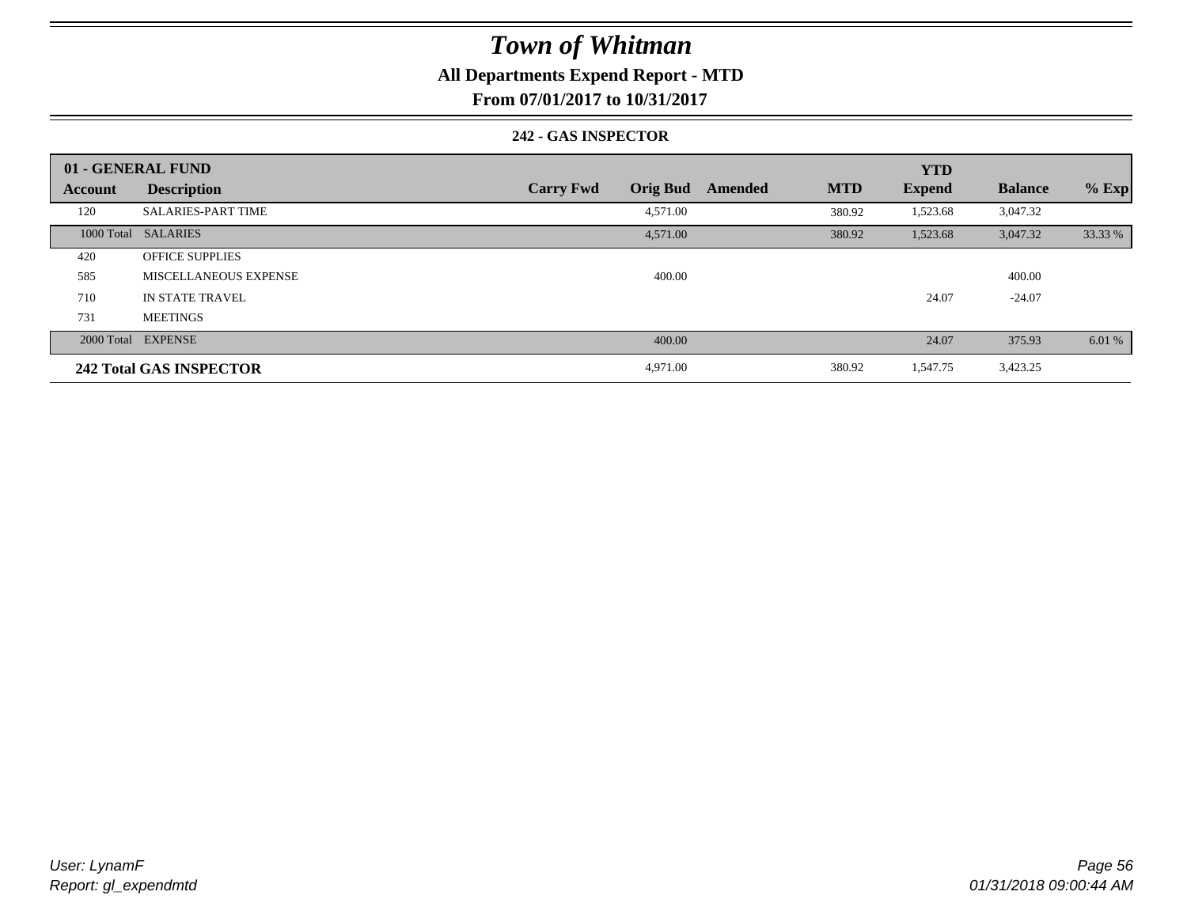# Town of Whitman

## All Departments Expend Report - MTD

### From 07/01/2017 to 10/31/2017

#### 242 - GAS INSPECTOR

| 01 - GENERAL FUND | | | | | | YTD | | |
|---|---|---|---|---|---|---|---|---|
| **Account** | **Description** | **Carry Fwd** | **Orig Bud** | **Amended** | **MTD** | **Expend** | **Balance** | **% Exp** |
| 120 | SALARIES-PART TIME | | 4,571.00 | | 380.92 | 1,523.68 | 3,047.32 | |
| 1000 Total | SALARIES | | 4,571.00 | | 380.92 | 1,523.68 | 3,047.32 | 33.33 % |
| 420 | OFFICE SUPPLIES | | | | | | | |
| 585 | MISCELLANEOUS EXPENSE | | 400.00 | | | | 400.00 | |
| 710 | IN STATE TRAVEL | | | | | 24.07 | -24.07 | |
| 731 | MEETINGS | | | | | | | |
| 2000 Total | EXPENSE | | 400.00 | | | 24.07 | 375.93 | 6.01 % |
| **242 Total GAS INSPECTOR** | | | 4,971.00 | | 380.92 | 1,547.75 | 3,423.25 | |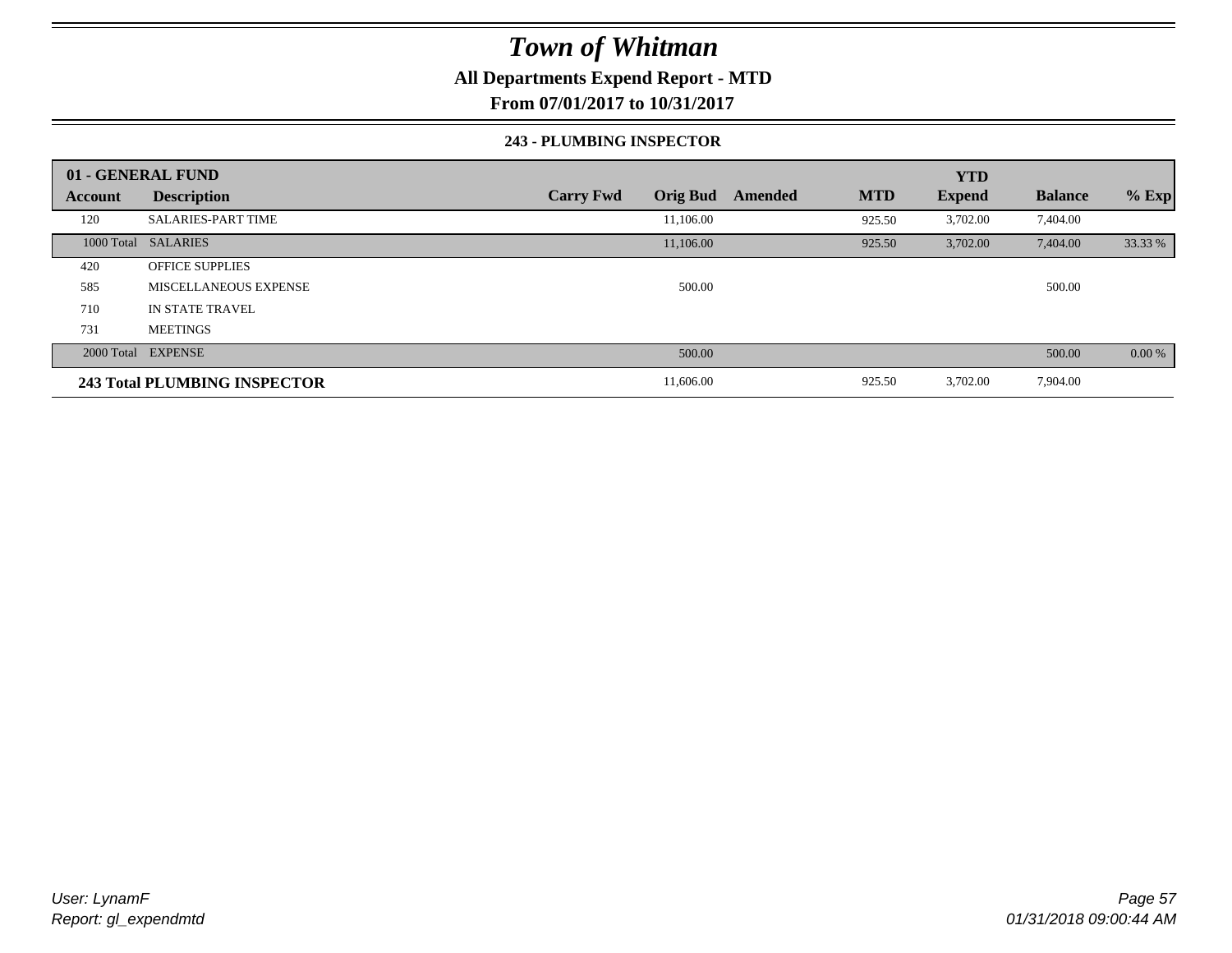# Town of Whitman

**All Departments Expend Report - MTD**

**From 07/01/2017 to 10/31/2017**

**243 - PLUMBING INSPECTOR**

| 01 - GENERAL FUND | | | | | | YTD | | |
|---|---|---|---|---|---|---|---|---|
| **Account** | **Description** | **Carry Fwd** | **Orig Bud** | **Amended** | **MTD** | **Expend** | **Balance** | **% Exp** |
| 120 | SALARIES-PART TIME | | 11,106.00 | | 925.50 | 3,702.00 | 7,404.00 | |
| 1000 Total | SALARIES | | 11,106.00 | | 925.50 | 3,702.00 | 7,404.00 | 33.33 % |
| 420 | OFFICE SUPPLIES | | | | | | | |
| 585 | MISCELLANEOUS EXPENSE | | 500.00 | | | | 500.00 | |
| 710 | IN STATE TRAVEL | | | | | | | |
| 731 | MEETINGS | | | | | | | |
| 2000 Total | EXPENSE | | 500.00 | | | | 500.00 | 0.00 % |
| **243 Total PLUMBING INSPECTOR** | | | 11,606.00 | | 925.50 | 3,702.00 | 7,904.00 | |

*User: LynamF*
*Report: gl_expendmtd*

*01/31/2018 09:00:44 AM*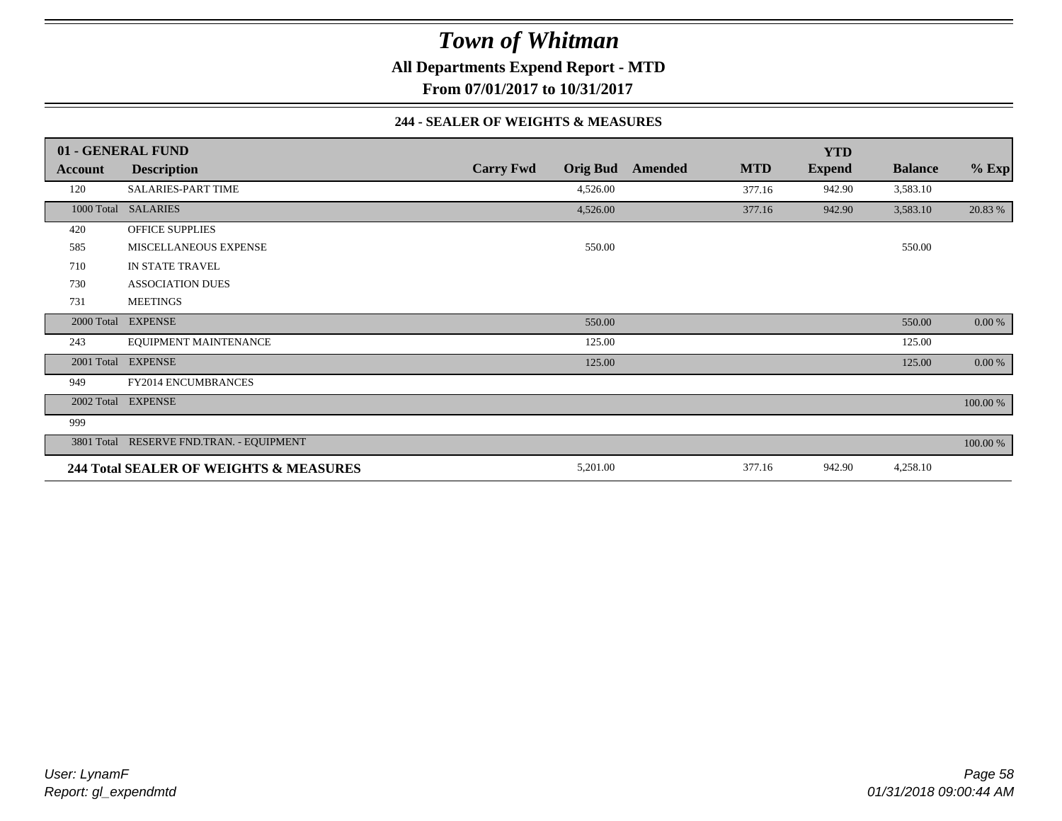# Town of Whitman

**All Departments Expend Report - MTD**

**From 07/01/2017 to 10/31/2017**

### 244 - SEALER OF WEIGHTS & MEASURES

| 01 - GENERAL FUND | | | | | | YTD | | |
|---|---|---|---|---|---|---|---|---|
| Account | Description | Carry Fwd | Orig Bud | Amended | MTD | Expend | Balance | % Exp |
| 120 | SALARIES-PART TIME | | 4,526.00 | | 377.16 | 942.90 | 3,583.10 | |
| 1000 Total | SALARIES | | 4,526.00 | | 377.16 | 942.90 | 3,583.10 | 20.83 % |
| 420 | OFFICE SUPPLIES | | | | | | | |
| 585 | MISCELLANEOUS EXPENSE | | 550.00 | | | | 550.00 | |
| 710 | IN STATE TRAVEL | | | | | | | |
| 730 | ASSOCIATION DUES | | | | | | | |
| 731 | MEETINGS | | | | | | | |
| 2000 Total | EXPENSE | | 550.00 | | | | 550.00 | 0.00 % |
| 243 | EQUIPMENT MAINTENANCE | | 125.00 | | | | 125.00 | |
| 2001 Total | EXPENSE | | 125.00 | | | | 125.00 | 0.00 % |
| 949 | FY2014 ENCUMBRANCES | | | | | | | |
| 2002 Total | EXPENSE | | | | | | | 100.00 % |
| 999 | | | | | | | | |
| 3801 Total | RESERVE FND.TRAN. - EQUIPMENT | | | | | | | 100.00 % |
| **244 Total SEALER OF WEIGHTS & MEASURES** | | | 5,201.00 | | 377.16 | 942.90 | 4,258.10 | |

*User: LynamF*
*Report: gl_expendmtd*

*01/31/2018 09:00:44 AM*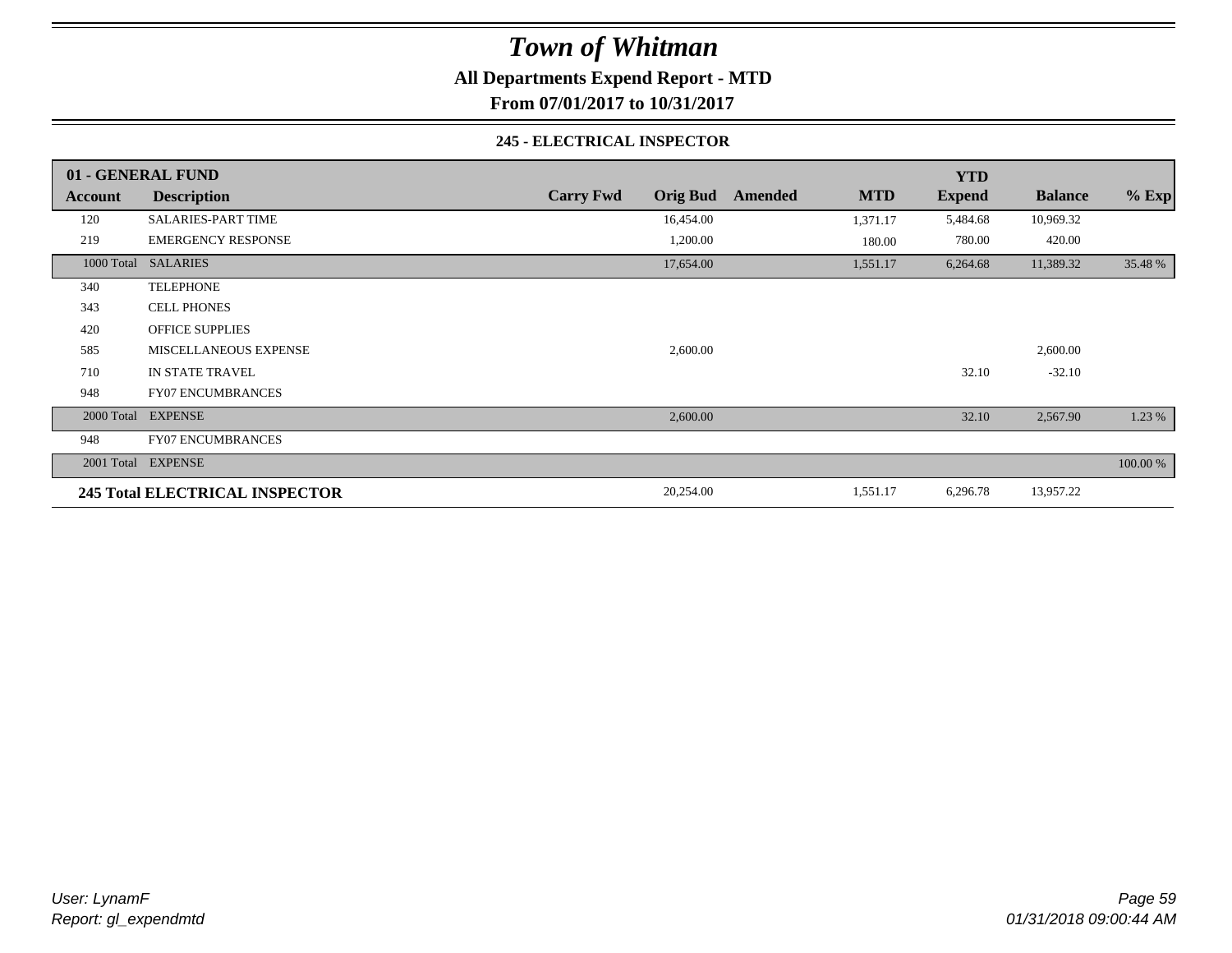# Town of Whitman

**All Departments Expend Report - MTD**

**From 07/01/2017 to 10/31/2017**

**245 - ELECTRICAL INSPECTOR**

| 01 - GENERAL FUND | | | | | | YTD | | |
|---|---|---|---|---|---|---|---|---|
| **Account** | **Description** | **Carry Fwd** | **Orig Bud** | **Amended** | **MTD** | **Expend** | **Balance** | **% Exp** |
| 120 | SALARIES-PART TIME | | 16,454.00 | | 1,371.17 | 5,484.68 | 10,969.32 | |
| 219 | EMERGENCY RESPONSE | | 1,200.00 | | 180.00 | 780.00 | 420.00 | |
| 1000 Total | SALARIES | | 17,654.00 | | 1,551.17 | 6,264.68 | 11,389.32 | 35.48 % |
| 340 | TELEPHONE | | | | | | | |
| 343 | CELL PHONES | | | | | | | |
| 420 | OFFICE SUPPLIES | | | | | | | |
| 585 | MISCELLANEOUS EXPENSE | | 2,600.00 | | | | 2,600.00 | |
| 710 | IN STATE TRAVEL | | | | | 32.10 | -32.10 | |
| 948 | FY07 ENCUMBRANCES | | | | | | | |
| 2000 Total | EXPENSE | | 2,600.00 | | | 32.10 | 2,567.90 | 1.23 % |
| 948 | FY07 ENCUMBRANCES | | | | | | | |
| 2001 Total | EXPENSE | | | | | | | 100.00 % |
| **245 Total ELECTRICAL INSPECTOR** | | | 20,254.00 | | 1,551.17 | 6,296.78 | 13,957.22 | |

*User: LynamF*
*Report: gl_expendmtd*

*01/31/2018 09:00:44 AM*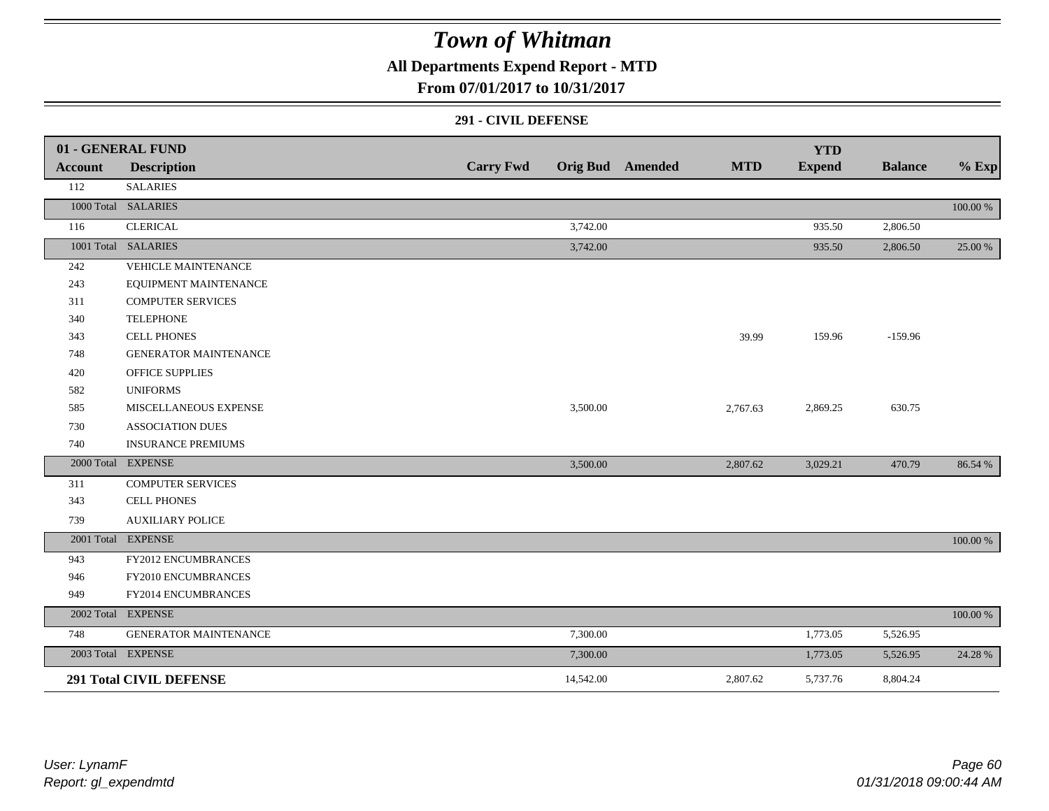# Town of Whitman

## All Departments Expend Report - MTD

### From 07/01/2017 to 10/31/2017

#### 291 - CIVIL DEFENSE

| 01 - GENERAL FUND | | | | | | | | |
|---|---|---|---|---|---|---|---|---|
| **Account** | **Description** | **Carry Fwd** | **Orig Bud** | **Amended** | **MTD** | **YTD Expend** | **Balance** | **% Exp** |
| 112 | SALARIES | | | | | | | |
| 1000 Total | SALARIES | | | | | | | 100.00 % |
| 116 | CLERICAL | | 3,742.00 | | | 935.50 | 2,806.50 | |
| 1001 Total | SALARIES | | 3,742.00 | | | 935.50 | 2,806.50 | 25.00 % |
| 242 | VEHICLE MAINTENANCE | | | | | | | |
| 243 | EQUIPMENT MAINTENANCE | | | | | | | |
| 311 | COMPUTER SERVICES | | | | | | | |
| 340 | TELEPHONE | | | | | | | |
| 343 | CELL PHONES | | | | 39.99 | 159.96 | -159.96 | |
| 748 | GENERATOR MAINTENANCE | | | | | | | |
| 420 | OFFICE SUPPLIES | | | | | | | |
| 582 | UNIFORMS | | | | | | | |
| 585 | MISCELLANEOUS EXPENSE | | 3,500.00 | | 2,767.63 | 2,869.25 | 630.75 | |
| 730 | ASSOCIATION DUES | | | | | | | |
| 740 | INSURANCE PREMIUMS | | | | | | | |
| 2000 Total | EXPENSE | | 3,500.00 | | 2,807.62 | 3,029.21 | 470.79 | 86.54 % |
| 311 | COMPUTER SERVICES | | | | | | | |
| 343 | CELL PHONES | | | | | | | |
| 739 | AUXILIARY POLICE | | | | | | | |
| 2001 Total | EXPENSE | | | | | | | 100.00 % |
| 943 | FY2012 ENCUMBRANCES | | | | | | | |
| 946 | FY2010 ENCUMBRANCES | | | | | | | |
| 949 | FY2014 ENCUMBRANCES | | | | | | | |
| 2002 Total | EXPENSE | | | | | | | 100.00 % |
| 748 | GENERATOR MAINTENANCE | | 7,300.00 | | | 1,773.05 | 5,526.95 | |
| 2003 Total | EXPENSE | | 7,300.00 | | | 1,773.05 | 5,526.95 | 24.28 % |
| **291 Total CIVIL DEFENSE** | | | 14,542.00 | | 2,807.62 | 5,737.76 | 8,804.24 | |

*User: LynamF*
*Report: gl_expendmtd*

*01/31/2018 09:00:44 AM*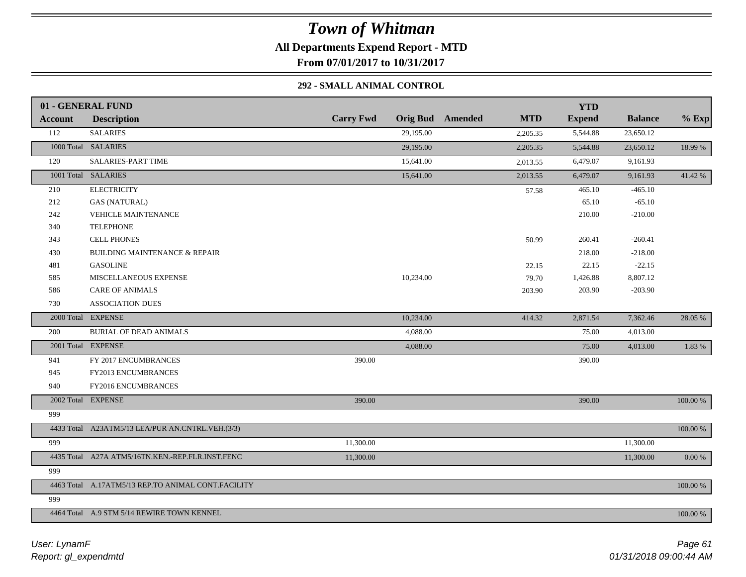# Town of Whitman

**All Departments Expend Report - MTD**

**From 07/01/2017 to 10/31/2017**

### 292 - SMALL ANIMAL CONTROL

| 01 - GENERAL FUND | | | | | | YTD | | |
|---|---|---|---|---|---|---|---|---|
| **Account** | **Description** | **Carry Fwd** | **Orig Bud** | **Amended** | **MTD** | **Expend** | **Balance** | **% Exp** |
| 112 | SALARIES | | 29,195.00 | | 2,205.35 | 5,544.88 | 23,650.12 | |
| 1000 Total | SALARIES | | 29,195.00 | | 2,205.35 | 5,544.88 | 23,650.12 | 18.99 % |
| 120 | SALARIES-PART TIME | | 15,641.00 | | 2,013.55 | 6,479.07 | 9,161.93 | |
| 1001 Total | SALARIES | | 15,641.00 | | 2,013.55 | 6,479.07 | 9,161.93 | 41.42 % |
| 210 | ELECTRICITY | | | | 57.58 | 465.10 | -465.10 | |
| 212 | GAS (NATURAL) | | | | | 65.10 | -65.10 | |
| 242 | VEHICLE MAINTENANCE | | | | | 210.00 | -210.00 | |
| 340 | TELEPHONE | | | | | | | |
| 343 | CELL PHONES | | | | 50.99 | 260.41 | -260.41 | |
| 430 | BUILDING MAINTENANCE & REPAIR | | | | | 218.00 | -218.00 | |
| 481 | GASOLINE | | | | 22.15 | 22.15 | -22.15 | |
| 585 | MISCELLANEOUS EXPENSE | | 10,234.00 | | 79.70 | 1,426.88 | 8,807.12 | |
| 586 | CARE OF ANIMALS | | | | 203.90 | 203.90 | -203.90 | |
| 730 | ASSOCIATION DUES | | | | | | | |
| 2000 Total | EXPENSE | | 10,234.00 | | 414.32 | 2,871.54 | 7,362.46 | 28.05 % |
| 200 | BURIAL OF DEAD ANIMALS | | 4,088.00 | | | 75.00 | 4,013.00 | |
| 2001 Total | EXPENSE | | 4,088.00 | | | 75.00 | 4,013.00 | 1.83 % |
| 941 | FY 2017 ENCUMBRANCES | 390.00 | | | | 390.00 | | |
| 945 | FY2013 ENCUMBRANCES | | | | | | | |
| 940 | FY2016 ENCUMBRANCES | | | | | | | |
| 2002 Total | EXPENSE | 390.00 | | | | 390.00 | | 100.00 % |
| 999 | | | | | | | | |
| 4433 Total | A23ATM5/13 LEA/PUR AN.CNTRL.VEH.(3/3) | | | | | | | 100.00 % |
| 999 | | 11,300.00 | | | | | 11,300.00 | |
| 4435 Total | A27A ATM5/16TN.KEN.-REP.FLR.INST.FENC | 11,300.00 | | | | | 11,300.00 | 0.00 % |
| 999 | | | | | | | | |
| 4463 Total | A.17ATM5/13 REP.TO ANIMAL CONT.FACILITY | | | | | | | 100.00 % |
| 999 | | | | | | | | |
| 4464 Total | A.9 STM 5/14 REWIRE TOWN KENNEL | | | | | | | 100.00 % |

*User: LynamF*
*Report: gl_expendmtd*

*01/31/2018 09:00:44 AM*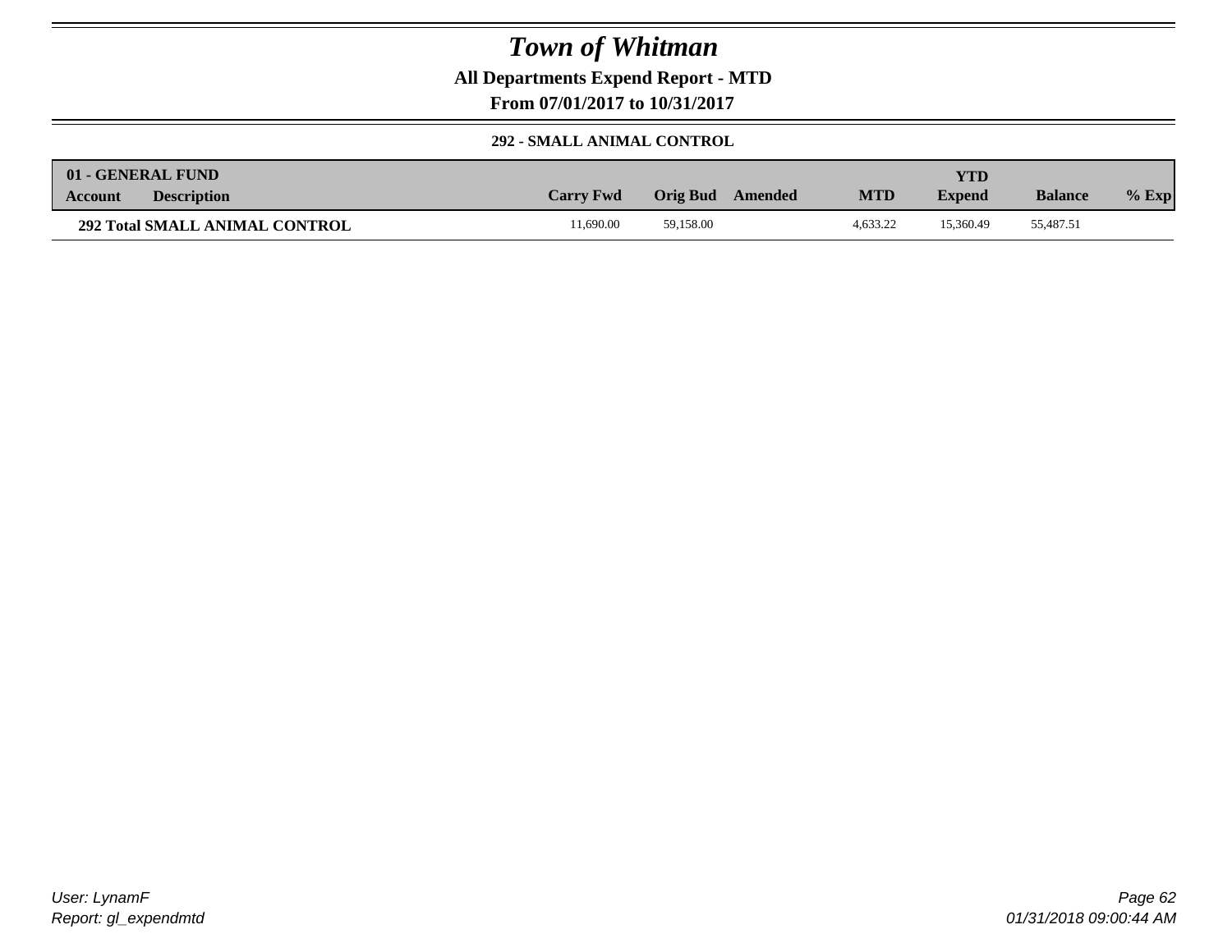# Town of Whitman

**All Departments Expend Report - MTD**

**From 07/01/2017 to 10/31/2017**

**292 - SMALL ANIMAL CONTROL**

| 01 - GENERAL FUND | | | | | | | | |
|---|---|---|---|---|---|---|---|---|
| **Account** | **Description** | **Carry Fwd** | **Orig Bud** | **Amended** | **MTD** | **YTD Expend** | **Balance** | **% Exp** |
| **292 Total SMALL ANIMAL CONTROL** | | 11,690.00 | 59,158.00 | | 4,633.22 | 15,360.49 | 55,487.51 | |

User: LynamF
Report: gl_expendmtd

01/31/2018 09:00:44 AM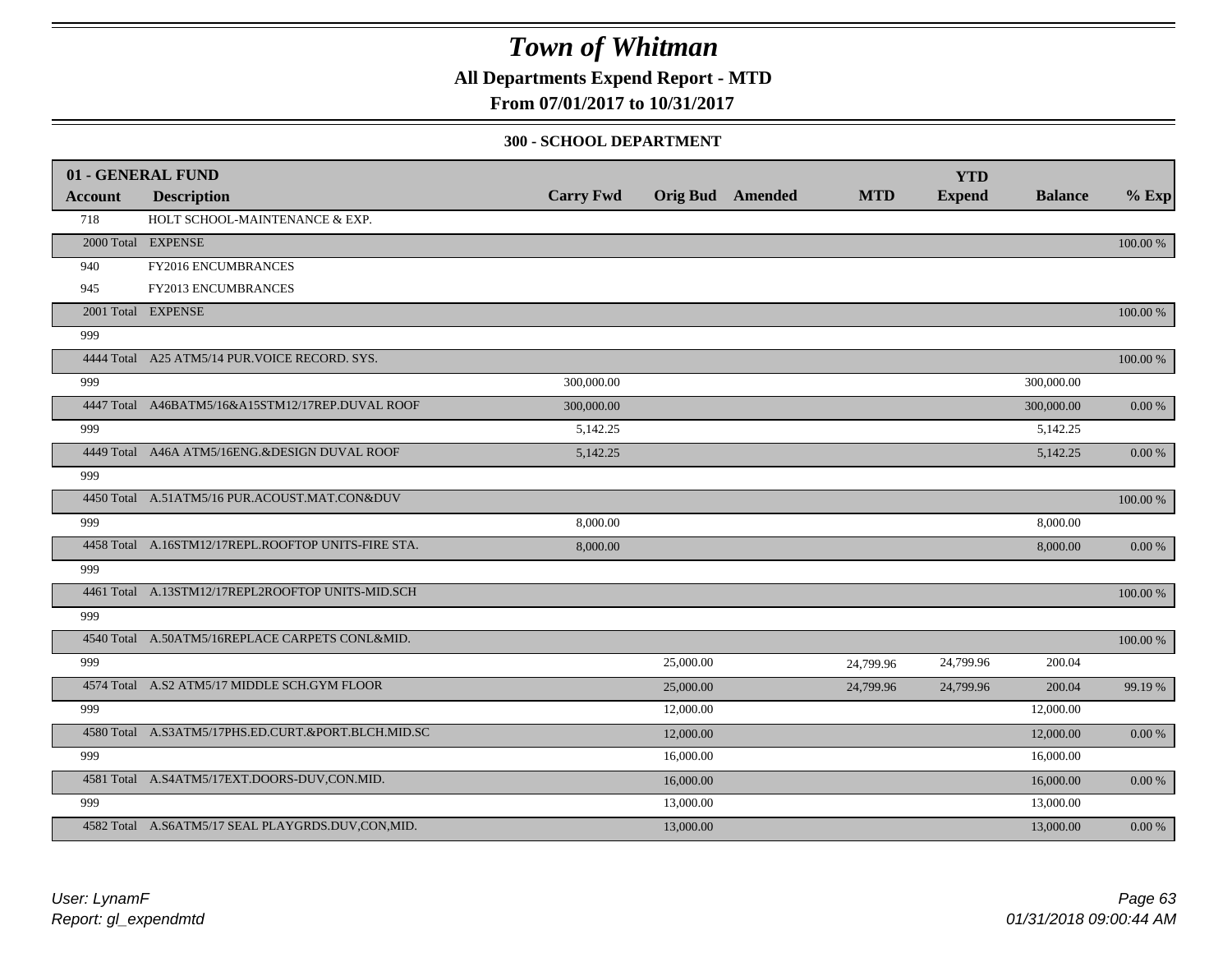# Town of Whitman

**All Departments Expend Report - MTD**

**From 07/01/2017 to 10/31/2017**

**300 - SCHOOL DEPARTMENT**

| 01 - GENERAL FUND | | | | | | YTD | | |
|---|---|---|---|---|---|---|---|---|
| **Account** | **Description** | **Carry Fwd** | **Orig Bud** | **Amended** | **MTD** | **Expend** | **Balance** | **% Exp** |
| 718 | HOLT SCHOOL-MAINTENANCE & EXP. | | | | | | | |
| 2000 Total | EXPENSE | | | | | | | 100.00 % |
| 940 | FY2016 ENCUMBRANCES | | | | | | | |
| 945 | FY2013 ENCUMBRANCES | | | | | | | |
| 2001 Total | EXPENSE | | | | | | | 100.00 % |
| 999 | | | | | | | | |
| 4444 Total | A25 ATM5/14 PUR.VOICE RECORD. SYS. | | | | | | | 100.00 % |
| 999 | | 300,000.00 | | | | | 300,000.00 | |
| 4447 Total | A46BATM5/16&A15STM12/17REP.DUVAL ROOF | 300,000.00 | | | | | 300,000.00 | 0.00 % |
| 999 | | 5,142.25 | | | | | 5,142.25 | |
| 4449 Total | A46A ATM5/16ENG.&DESIGN DUVAL ROOF | 5,142.25 | | | | | 5,142.25 | 0.00 % |
| 999 | | | | | | | | |
| 4450 Total | A.51ATM5/16 PUR.ACOUST.MAT.CON&DUV | | | | | | | 100.00 % |
| 999 | | 8,000.00 | | | | | 8,000.00 | |
| 4458 Total | A.16STM12/17REPL.ROOFTOP UNITS-FIRE STA. | 8,000.00 | | | | | 8,000.00 | 0.00 % |
| 999 | | | | | | | | |
| 4461 Total | A.13STM12/17REPL2ROOFTOP UNITS-MID.SCH | | | | | | | 100.00 % |
| 999 | | | | | | | | |
| 4540 Total | A.50ATM5/16REPLACE CARPETS CONL&MID. | | | | | | | 100.00 % |
| 999 | | | 25,000.00 | | 24,799.96 | 24,799.96 | 200.04 | |
| 4574 Total | A.S2 ATM5/17 MIDDLE SCH.GYM FLOOR | | 25,000.00 | | 24,799.96 | 24,799.96 | 200.04 | 99.19 % |
| 999 | | | 12,000.00 | | | | 12,000.00 | |
| 4580 Total | A.S3ATM5/17PHS.ED.CURT.&PORT.BLCH.MID.SC | | 12,000.00 | | | | 12,000.00 | 0.00 % |
| 999 | | | 16,000.00 | | | | 16,000.00 | |
| 4581 Total | A.S4ATM5/17EXT.DOORS-DUV,CON.MID. | | 16,000.00 | | | | 16,000.00 | 0.00 % |
| 999 | | | 13,000.00 | | | | 13,000.00 | |
| 4582 Total | A.S6ATM5/17 SEAL PLAYGRDS.DUV,CON,MID. | | 13,000.00 | | | | 13,000.00 | 0.00 % |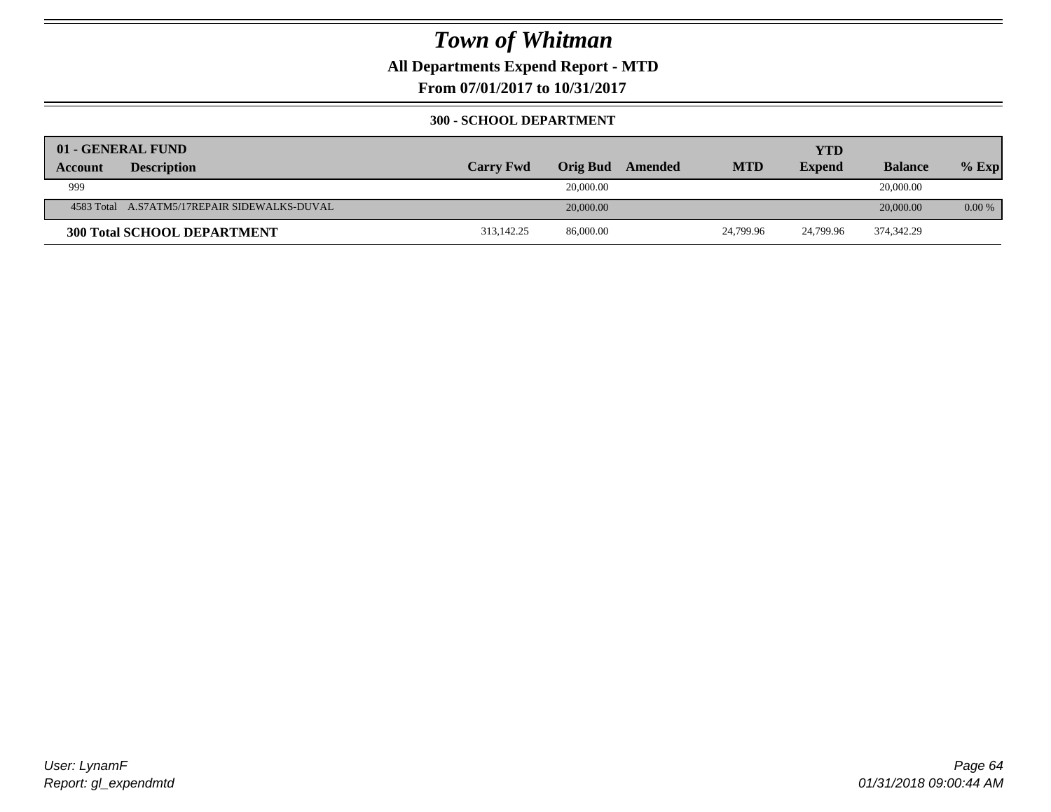# Town of Whitman

**All Departments Expend Report - MTD**

**From 07/01/2017 to 10/31/2017**

**300 - SCHOOL DEPARTMENT**

| 01 - GENERAL FUND | | | | | | | | |
|---|---|---|---|---|---|---|---|---|
| **Account** | **Description** | **Carry Fwd** | **Orig Bud** | **Amended** | **MTD** | **YTD Expend** | **Balance** | **% Exp** |
| 999 | | | 20,000.00 | | | | 20,000.00 | |
| 4583 Total | A.S7ATM5/17REPAIR SIDEWALKS-DUVAL | | 20,000.00 | | | | 20,000.00 | 0.00 % |
| **300 Total SCHOOL DEPARTMENT** | | 313,142.25 | 86,000.00 | | 24,799.96 | 24,799.96 | 374,342.29 | |

*User: LynamF*
*Report: gl_expendmtd*

*01/31/2018 09:00:44 AM*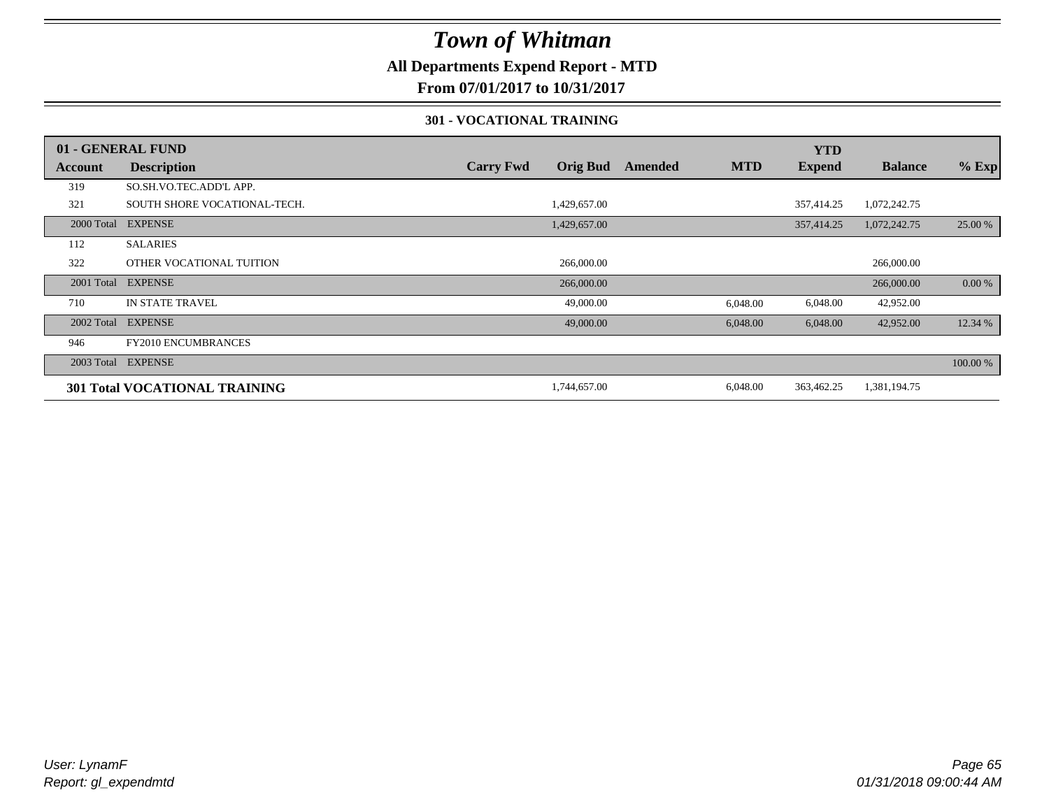# Town of Whitman

**All Departments Expend Report - MTD**

**From 07/01/2017 to 10/31/2017**

**301 - VOCATIONAL TRAINING**

| 01 - GENERAL FUND | | | | | | | | |
|---|---|---|---|---|---|---|---|---|
| **Account** | **Description** | **Carry Fwd** | **Orig Bud** | **Amended** | **MTD** | **YTD Expend** | **Balance** | **% Exp** |
| 319 | SO.SH.VO.TEC.ADD'L APP. | | | | | | | |
| 321 | SOUTH SHORE VOCATIONAL-TECH. | | 1,429,657.00 | | | 357,414.25 | 1,072,242.75 | |
| 2000 Total | EXPENSE | | 1,429,657.00 | | | 357,414.25 | 1,072,242.75 | 25.00 % |
| 112 | SALARIES | | | | | | | |
| 322 | OTHER VOCATIONAL TUITION | | 266,000.00 | | | | 266,000.00 | |
| 2001 Total | EXPENSE | | 266,000.00 | | | | 266,000.00 | 0.00 % |
| 710 | IN STATE TRAVEL | | 49,000.00 | | 6,048.00 | 6,048.00 | 42,952.00 | |
| 2002 Total | EXPENSE | | 49,000.00 | | 6,048.00 | 6,048.00 | 42,952.00 | 12.34 % |
| 946 | FY2010 ENCUMBRANCES | | | | | | | |
| 2003 Total | EXPENSE | | | | | | | 100.00 % |
| **301 Total VOCATIONAL TRAINING** | | | 1,744,657.00 | | 6,048.00 | 363,462.25 | 1,381,194.75 | |

User: LynamF
Report: gl_expendmtd

01/31/2018 09:00:44 AM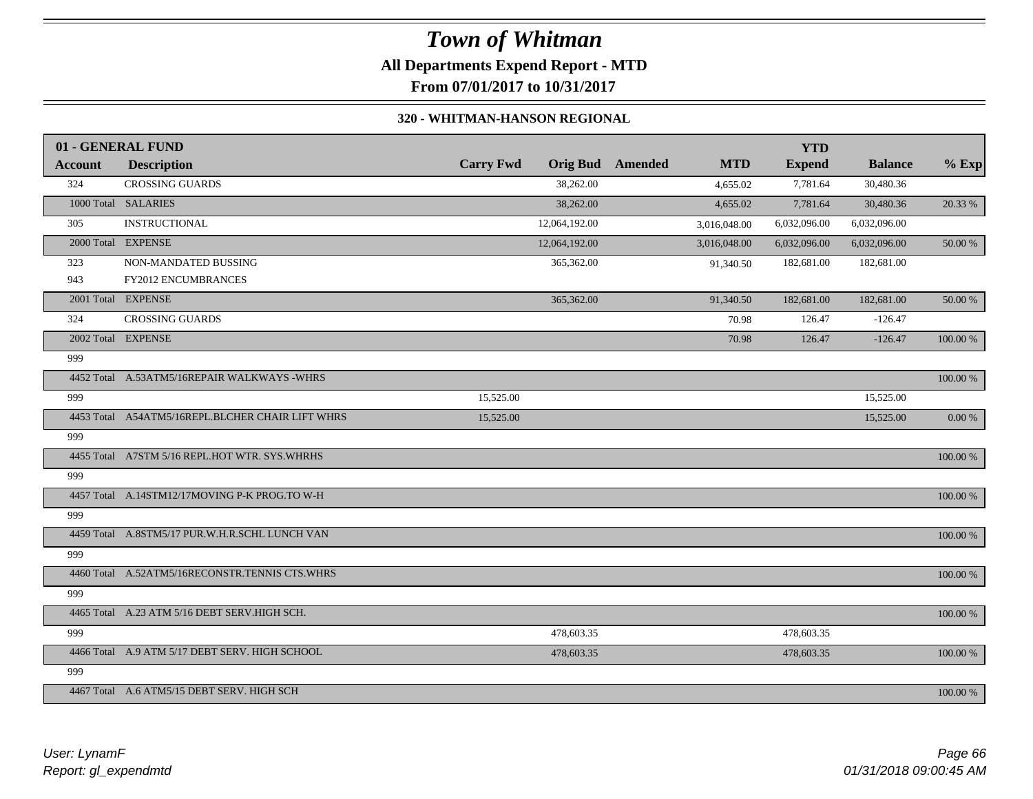# Town of Whitman

**All Departments Expend Report - MTD**

**From 07/01/2017 to 10/31/2017**

### 320 - WHITMAN-HANSON REGIONAL

| 01 - GENERAL FUND | | | | | | YTD | | |
|---|---|---|---|---|---|---|---|---|
| **Account** | **Description** | **Carry Fwd** | **Orig Bud** | **Amended** | **MTD** | **Expend** | **Balance** | **% Exp** |
| 324 | CROSSING GUARDS | | 38,262.00 | | 4,655.02 | 7,781.64 | 30,480.36 | |
| 1000 Total | SALARIES | | 38,262.00 | | 4,655.02 | 7,781.64 | 30,480.36 | 20.33 % |
| 305 | INSTRUCTIONAL | | 12,064,192.00 | | 3,016,048.00 | 6,032,096.00 | 6,032,096.00 | |
| 2000 Total | EXPENSE | | 12,064,192.00 | | 3,016,048.00 | 6,032,096.00 | 6,032,096.00 | 50.00 % |
| 323 | NON-MANDATED BUSSING | | 365,362.00 | | 91,340.50 | 182,681.00 | 182,681.00 | |
| 943 | FY2012 ENCUMBRANCES | | | | | | | |
| 2001 Total | EXPENSE | | 365,362.00 | | 91,340.50 | 182,681.00 | 182,681.00 | 50.00 % |
| 324 | CROSSING GUARDS | | | | 70.98 | 126.47 | -126.47 | |
| 2002 Total | EXPENSE | | | | 70.98 | 126.47 | -126.47 | 100.00 % |
| 999 | | | | | | | | |
| 4452 Total | A.53ATM5/16REPAIR WALKWAYS -WHRS | | | | | | | 100.00 % |
| 999 | | 15,525.00 | | | | | 15,525.00 | |
| 4453 Total | A54ATM5/16REPL.BLCHER CHAIR LIFT WHRS | 15,525.00 | | | | | 15,525.00 | 0.00 % |
| 999 | | | | | | | | |
| 4455 Total | A7STM 5/16 REPL.HOT WTR. SYS.WHRHS | | | | | | | 100.00 % |
| 999 | | | | | | | | |
| 4457 Total | A.14STM12/17MOVING P-K PROG.TO W-H | | | | | | | 100.00 % |
| 999 | | | | | | | | |
| 4459 Total | A.8STM5/17 PUR.W.H.R.SCHL LUNCH VAN | | | | | | | 100.00 % |
| 999 | | | | | | | | |
| 4460 Total | A.52ATM5/16RECONSTR.TENNIS CTS.WHRS | | | | | | | 100.00 % |
| 999 | | | | | | | | |
| 4465 Total | A.23 ATM 5/16 DEBT SERV.HIGH SCH. | | | | | | | 100.00 % |
| 999 | | | 478,603.35 | | | 478,603.35 | | |
| 4466 Total | A.9 ATM 5/17 DEBT SERV. HIGH SCHOOL | | 478,603.35 | | | 478,603.35 | | 100.00 % |
| 999 | | | | | | | | |
| 4467 Total | A.6 ATM5/15 DEBT SERV. HIGH SCH | | | | | | | 100.00 % |

*User: LynamF*
*Report: gl_expendmtd*

*01/31/2018 09:00:45 AM*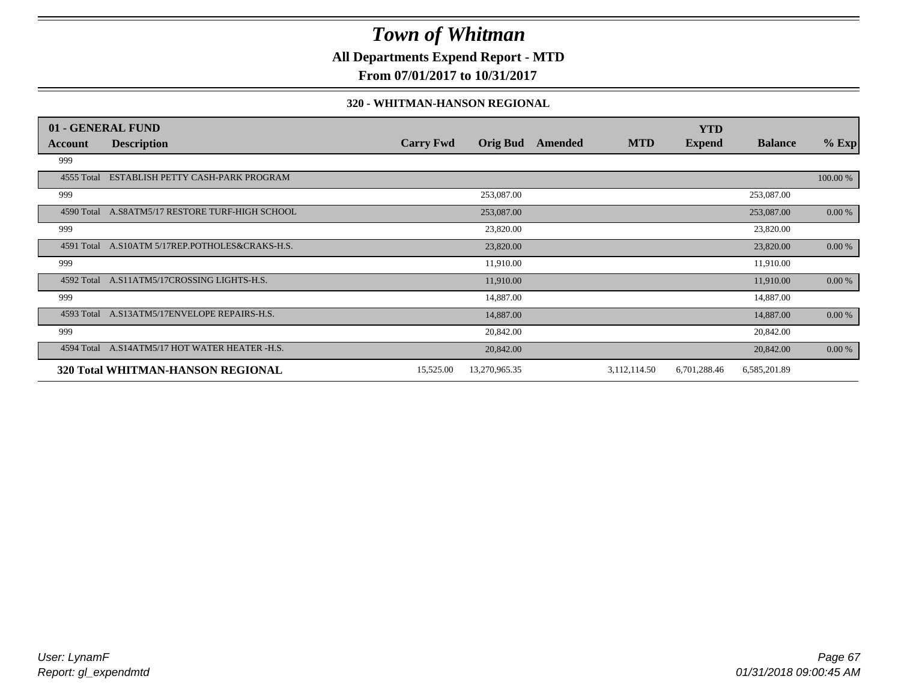# Town of Whitman

**All Departments Expend Report - MTD**

**From 07/01/2017 to 10/31/2017**

**320 - WHITMAN-HANSON REGIONAL**

| 01 - GENERAL FUND | | | | | | | | |
|---|---|---|---|---|---|---|---|---|
| **Account** | **Description** | **Carry Fwd** | **Orig Bud** | **Amended** | **MTD** | **YTD Expend** | **Balance** | **% Exp** |
| 999 | | | | | | | | |
| 4555 Total | ESTABLISH PETTY CASH-PARK PROGRAM | | | | | | | 100.00 % |
| 999 | | | 253,087.00 | | | | 253,087.00 | |
| 4590 Total | A.S8ATM5/17 RESTORE TURF-HIGH SCHOOL | | 253,087.00 | | | | 253,087.00 | 0.00 % |
| 999 | | | 23,820.00 | | | | 23,820.00 | |
| 4591 Total | A.S10ATM 5/17REP.POTHOLES&CRAKS-H.S. | | 23,820.00 | | | | 23,820.00 | 0.00 % |
| 999 | | | 11,910.00 | | | | 11,910.00 | |
| 4592 Total | A.S11ATM5/17CROSSING LIGHTS-H.S. | | 11,910.00 | | | | 11,910.00 | 0.00 % |
| 999 | | | 14,887.00 | | | | 14,887.00 | |
| 4593 Total | A.S13ATM5/17ENVELOPE REPAIRS-H.S. | | 14,887.00 | | | | 14,887.00 | 0.00 % |
| 999 | | | 20,842.00 | | | | 20,842.00 | |
| 4594 Total | A.S14ATM5/17 HOT WATER HEATER -H.S. | | 20,842.00 | | | | 20,842.00 | 0.00 % |
| **320 Total WHITMAN-HANSON REGIONAL** | | 15,525.00 | 13,270,965.35 | | 3,112,114.50 | 6,701,288.46 | 6,585,201.89 | |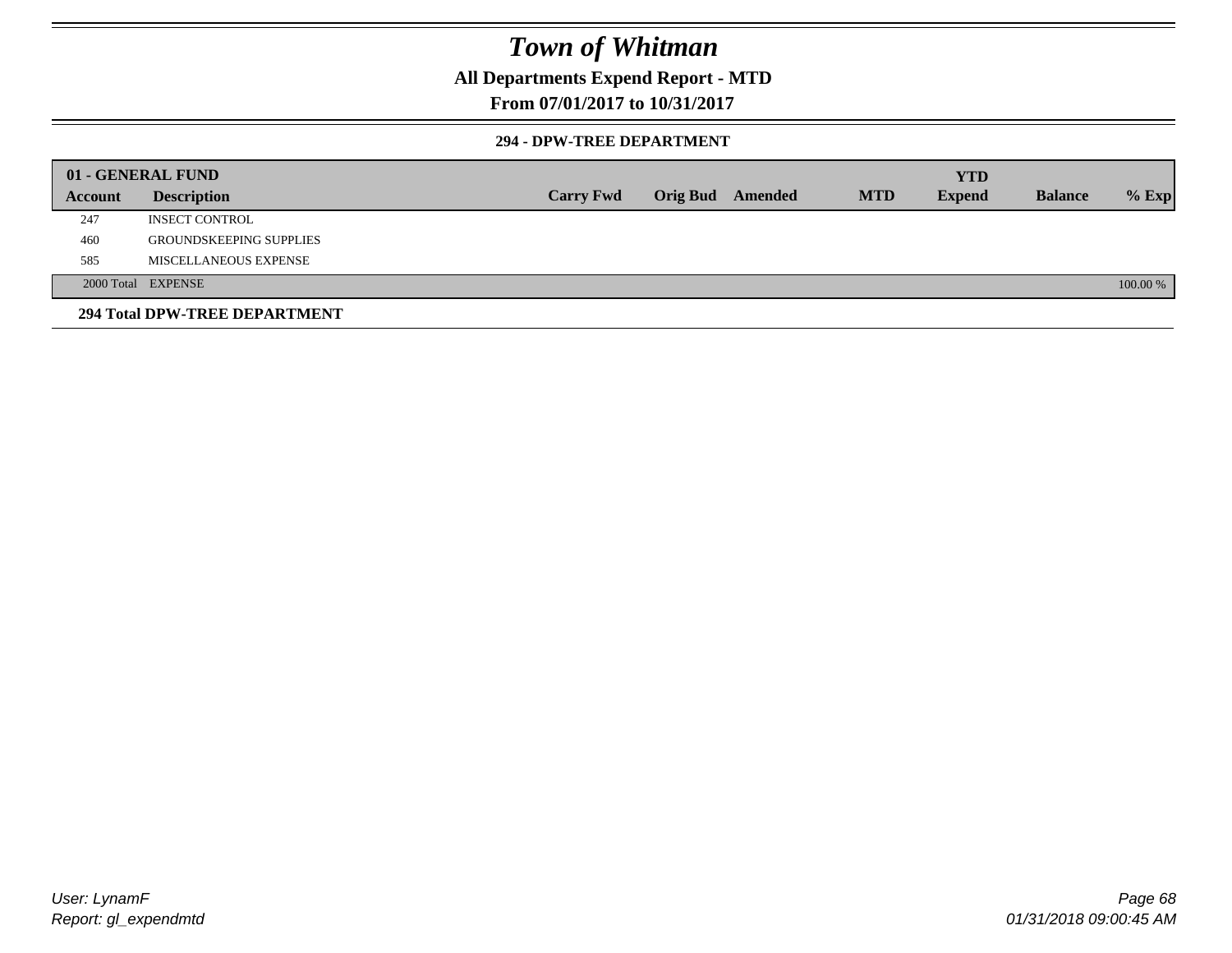# Town of Whitman

## All Departments Expend Report - MTD

## From 07/01/2017 to 10/31/2017

### 294 - DPW-TREE DEPARTMENT

| 01 - GENERAL FUND | | | | | | YTD | | |
|---|---|---|---|---|---|---|---|---|
| **Account** | **Description** | **Carry Fwd** | **Orig Bud** | **Amended** | **MTD** | **Expend** | **Balance** | **% Exp** |
| 247 | INSECT CONTROL | | | | | | | |
| 460 | GROUNDSKEEPING SUPPLIES | | | | | | | |
| 585 | MISCELLANEOUS EXPENSE | | | | | | | |
| 2000 Total | EXPENSE | | | | | | | 100.00 % |

**294 Total DPW-TREE DEPARTMENT**

*User: LynamF*
*Report: gl_expendmtd*
*01/31/2018 09:00:45 AM*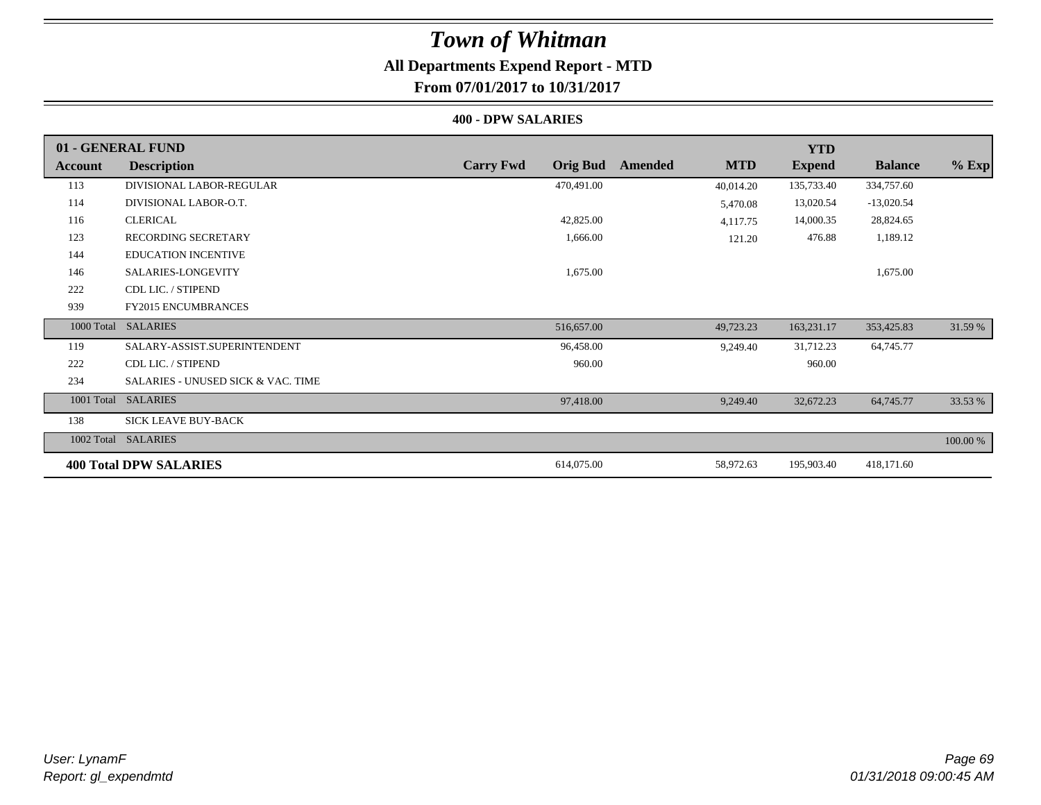# Town of Whitman

## All Departments Expend Report - MTD

### From 07/01/2017 to 10/31/2017

#### 400 - DPW SALARIES

| 01 - GENERAL FUND | | | | | | YTD | | |
|---|---|---|---|---|---|---|---|---|
| **Account** | **Description** | **Carry Fwd** | **Orig Bud** | **Amended** | **MTD** | **Expend** | **Balance** | **% Exp** |
| 113 | DIVISIONAL LABOR-REGULAR | | 470,491.00 | | 40,014.20 | 135,733.40 | 334,757.60 | |
| 114 | DIVISIONAL LABOR-O.T. | | | | 5,470.08 | 13,020.54 | -13,020.54 | |
| 116 | CLERICAL | | 42,825.00 | | 4,117.75 | 14,000.35 | 28,824.65 | |
| 123 | RECORDING SECRETARY | | 1,666.00 | | 121.20 | 476.88 | 1,189.12 | |
| 144 | EDUCATION INCENTIVE | | | | | | | |
| 146 | SALARIES-LONGEVITY | | 1,675.00 | | | | 1,675.00 | |
| 222 | CDL LIC. / STIPEND | | | | | | | |
| 939 | FY2015 ENCUMBRANCES | | | | | | | |
| 1000 Total | SALARIES | | 516,657.00 | | 49,723.23 | 163,231.17 | 353,425.83 | 31.59 % |
| 119 | SALARY-ASSIST.SUPERINTENDENT | | 96,458.00 | | 9,249.40 | 31,712.23 | 64,745.77 | |
| 222 | CDL LIC. / STIPEND | | 960.00 | | | 960.00 | | |
| 234 | SALARIES - UNUSED SICK & VAC. TIME | | | | | | | |
| 1001 Total | SALARIES | | 97,418.00 | | 9,249.40 | 32,672.23 | 64,745.77 | 33.53 % |
| 138 | SICK LEAVE BUY-BACK | | | | | | | |
| 1002 Total | SALARIES | | | | | | | 100.00 % |
| **400 Total DPW SALARIES** | | | 614,075.00 | | 58,972.63 | 195,903.40 | 418,171.60 | |

*User: LynamF*
*Report: gl_expendmtd*

*01/31/2018 09:00:45 AM*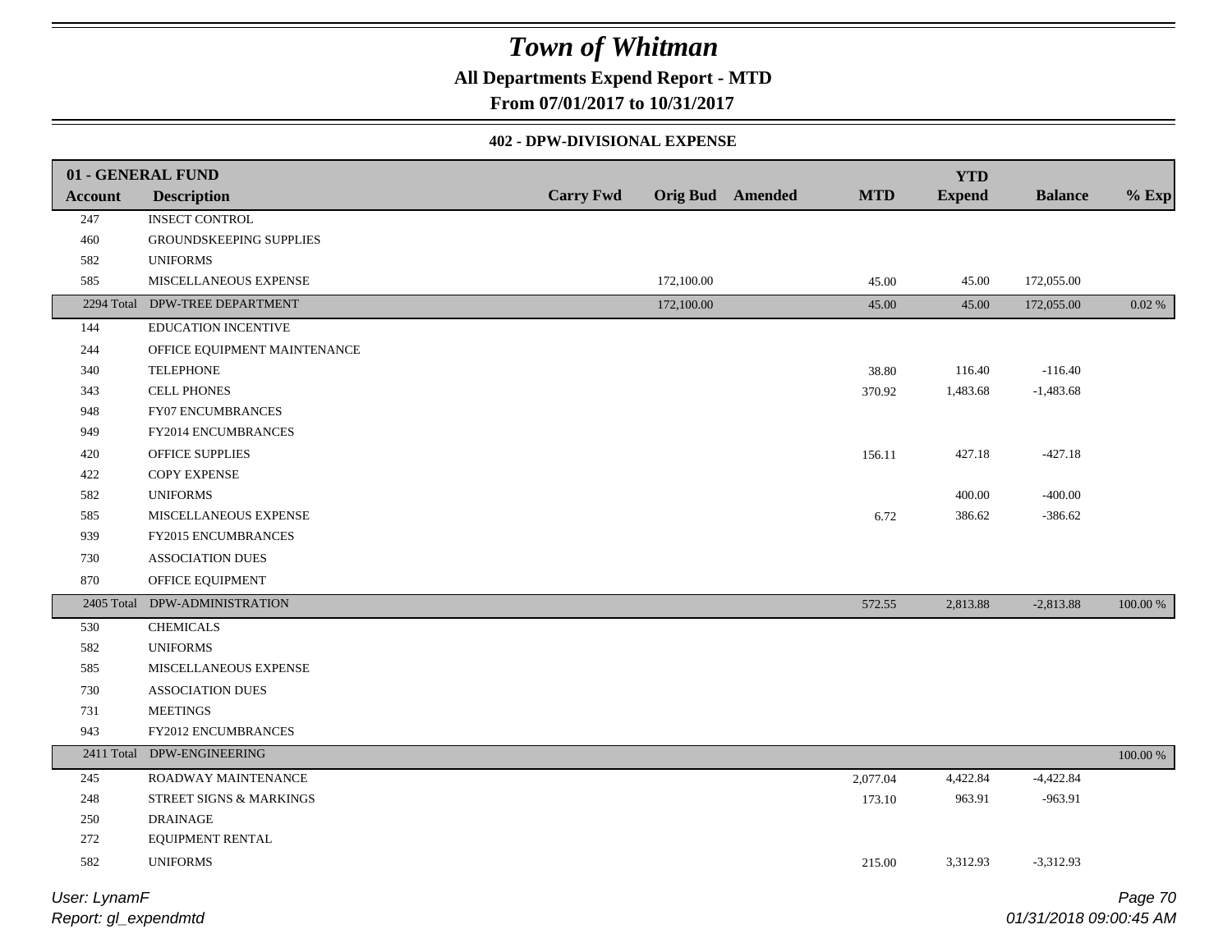# Town of Whitman

**All Departments Expend Report - MTD**

**From 07/01/2017 to 10/31/2017**

**402 - DPW-DIVISIONAL EXPENSE**

| Account | Description | Carry Fwd | Orig Bud | Amended | MTD | YTD Expend | Balance | % Exp |
|---|---|---|---|---|---|---|---|---|
| **01 - GENERAL FUND** | | | | | | | | |
| 247 | INSECT CONTROL | | | | | | | |
| 460 | GROUNDSKEEPING SUPPLIES | | | | | | | |
| 582 | UNIFORMS | | | | | | | |
| 585 | MISCELLANEOUS EXPENSE | | 172,100.00 | | 45.00 | 45.00 | 172,055.00 | |
| 2294 Total | DPW-TREE DEPARTMENT | | 172,100.00 | | 45.00 | 45.00 | 172,055.00 | 0.02 % |
| 144 | EDUCATION INCENTIVE | | | | | | | |
| 244 | OFFICE EQUIPMENT MAINTENANCE | | | | | | | |
| 340 | TELEPHONE | | | | 38.80 | 116.40 | -116.40 | |
| 343 | CELL PHONES | | | | 370.92 | 1,483.68 | -1,483.68 | |
| 948 | FY07 ENCUMBRANCES | | | | | | | |
| 949 | FY2014 ENCUMBRANCES | | | | | | | |
| 420 | OFFICE SUPPLIES | | | | 156.11 | 427.18 | -427.18 | |
| 422 | COPY EXPENSE | | | | | | | |
| 582 | UNIFORMS | | | | | 400.00 | -400.00 | |
| 585 | MISCELLANEOUS EXPENSE | | | | 6.72 | 386.62 | -386.62 | |
| 939 | FY2015 ENCUMBRANCES | | | | | | | |
| 730 | ASSOCIATION DUES | | | | | | | |
| 870 | OFFICE EQUIPMENT | | | | | | | |
| 2405 Total | DPW-ADMINISTRATION | | | | 572.55 | 2,813.88 | -2,813.88 | 100.00 % |
| 530 | CHEMICALS | | | | | | | |
| 582 | UNIFORMS | | | | | | | |
| 585 | MISCELLANEOUS EXPENSE | | | | | | | |
| 730 | ASSOCIATION DUES | | | | | | | |
| 731 | MEETINGS | | | | | | | |
| 943 | FY2012 ENCUMBRANCES | | | | | | | |
| 2411 Total | DPW-ENGINEERING | | | | | | | 100.00 % |
| 245 | ROADWAY MAINTENANCE | | | | 2,077.04 | 4,422.84 | -4,422.84 | |
| 248 | STREET SIGNS & MARKINGS | | | | 173.10 | 963.91 | -963.91 | |
| 250 | DRAINAGE | | | | | | | |
| 272 | EQUIPMENT RENTAL | | | | | | | |
| 582 | UNIFORMS | | | | 215.00 | 3,312.93 | -3,312.93 | |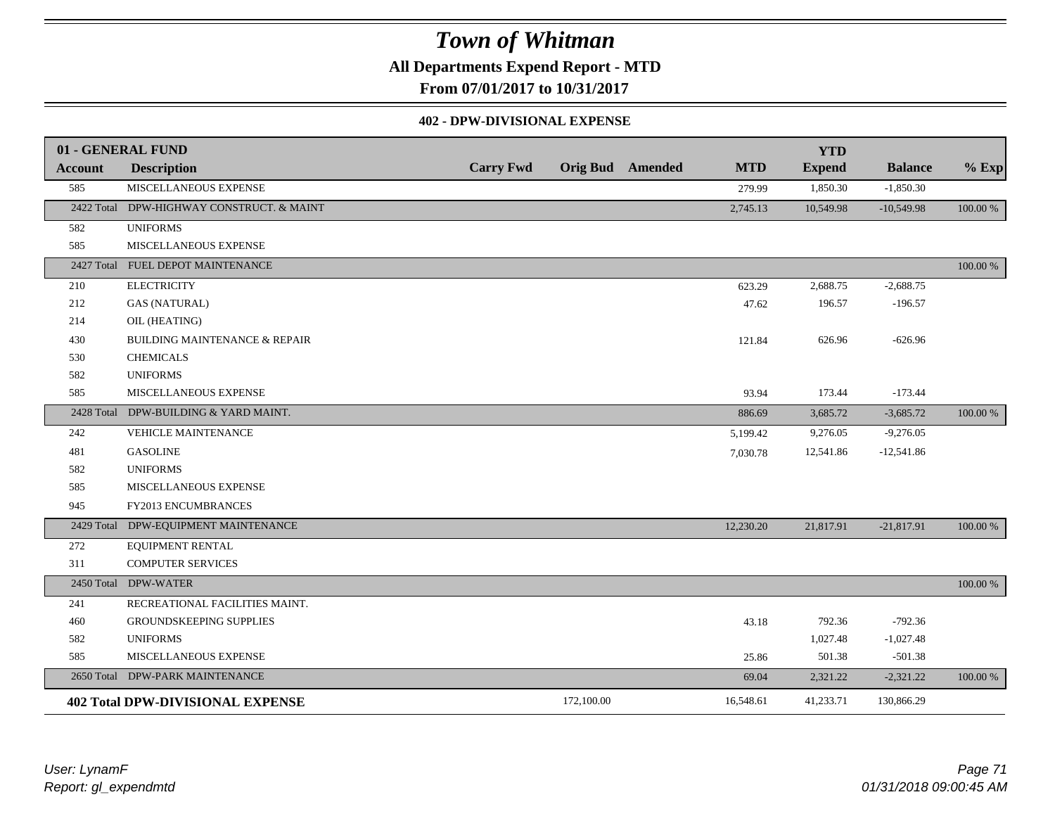# Town of Whitman

**All Departments Expend Report - MTD**

**From 07/01/2017 to 10/31/2017**

### 402 - DPW-DIVISIONAL EXPENSE

| 01 - GENERAL FUND | | | | | | YTD | | |
|---|---|---|---|---|---|---|---|---|
| **Account** | **Description** | **Carry Fwd** | **Orig Bud** | **Amended** | **MTD** | **Expend** | **Balance** | **% Exp** |
| 585 | MISCELLANEOUS EXPENSE | | | | 279.99 | 1,850.30 | -1,850.30 | |
| 2422 Total | DPW-HIGHWAY CONSTRUCT. & MAINT | | | | 2,745.13 | 10,549.98 | -10,549.98 | 100.00 % |
| 582 | UNIFORMS | | | | | | | |
| 585 | MISCELLANEOUS EXPENSE | | | | | | | |
| 2427 Total | FUEL DEPOT MAINTENANCE | | | | | | | 100.00 % |
| 210 | ELECTRICITY | | | | 623.29 | 2,688.75 | -2,688.75 | |
| 212 | GAS (NATURAL) | | | | 47.62 | 196.57 | -196.57 | |
| 214 | OIL (HEATING) | | | | | | | |
| 430 | BUILDING MAINTENANCE & REPAIR | | | | 121.84 | 626.96 | -626.96 | |
| 530 | CHEMICALS | | | | | | | |
| 582 | UNIFORMS | | | | | | | |
| 585 | MISCELLANEOUS EXPENSE | | | | 93.94 | 173.44 | -173.44 | |
| 2428 Total | DPW-BUILDING & YARD MAINT. | | | | 886.69 | 3,685.72 | -3,685.72 | 100.00 % |
| 242 | VEHICLE MAINTENANCE | | | | 5,199.42 | 9,276.05 | -9,276.05 | |
| 481 | GASOLINE | | | | 7,030.78 | 12,541.86 | -12,541.86 | |
| 582 | UNIFORMS | | | | | | | |
| 585 | MISCELLANEOUS EXPENSE | | | | | | | |
| 945 | FY2013 ENCUMBRANCES | | | | | | | |
| 2429 Total | DPW-EQUIPMENT MAINTENANCE | | | | 12,230.20 | 21,817.91 | -21,817.91 | 100.00 % |
| 272 | EQUIPMENT RENTAL | | | | | | | |
| 311 | COMPUTER SERVICES | | | | | | | |
| 2450 Total | DPW-WATER | | | | | | | 100.00 % |
| 241 | RECREATIONAL FACILITIES MAINT. | | | | | | | |
| 460 | GROUNDSKEEPING SUPPLIES | | | | 43.18 | 792.36 | -792.36 | |
| 582 | UNIFORMS | | | | | 1,027.48 | -1,027.48 | |
| 585 | MISCELLANEOUS EXPENSE | | | | 25.86 | 501.38 | -501.38 | |
| 2650 Total | DPW-PARK MAINTENANCE | | | | 69.04 | 2,321.22 | -2,321.22 | 100.00 % |
| **402 Total DPW-DIVISIONAL EXPENSE** | | | 172,100.00 | | 16,548.61 | 41,233.71 | 130,866.29 | |

User: LynamF
Report: gl_expendmtd

01/31/2018 09:00:45 AM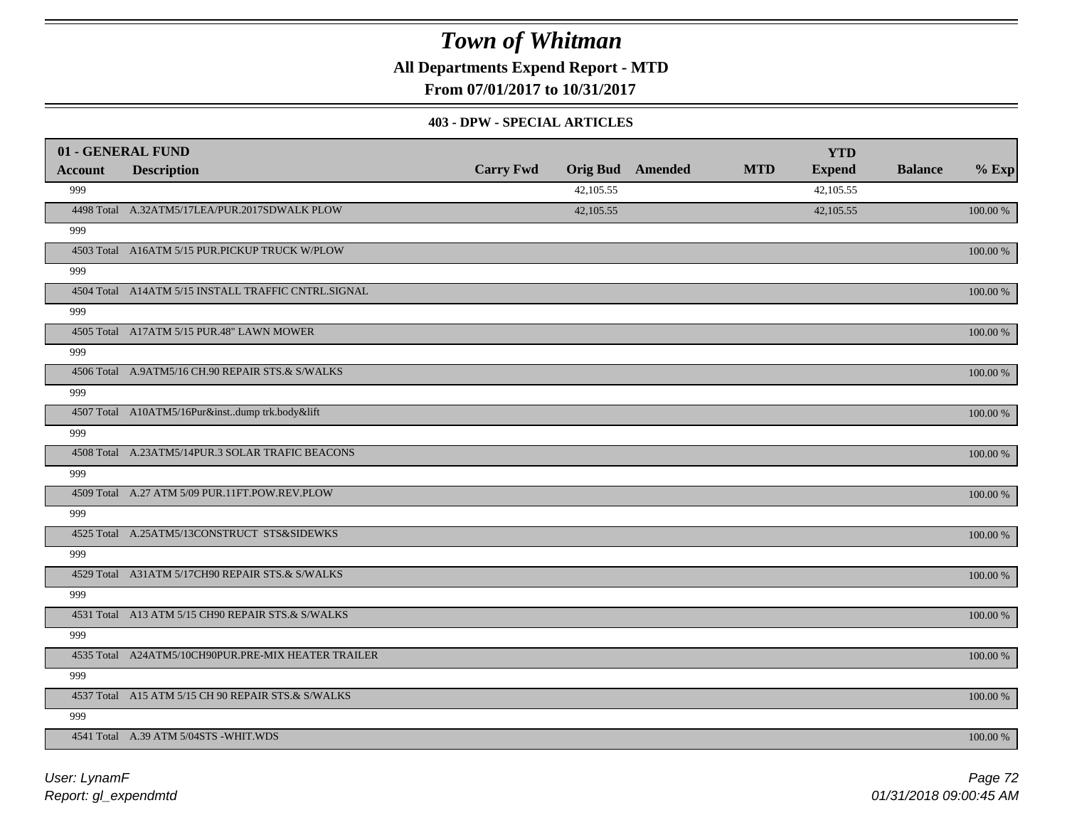# Town of Whitman

**All Departments Expend Report - MTD**

**From 07/01/2017 to 10/31/2017**

**403 - DPW - SPECIAL ARTICLES**

| 01 - GENERAL FUND | | | | | | | | |
|---|---|---|---|---|---|---|---|---|
| **Account** | **Description** | **Carry Fwd** | **Orig Bud** | **Amended** | **MTD** | **YTD Expend** | **Balance** | **% Exp** |
| 999 | | | 42,105.55 | | | 42,105.55 | | |
| 4498 Total | A.32ATM5/17LEA/PUR.2017SDWALK PLOW | | 42,105.55 | | | 42,105.55 | | 100.00 % |
| 999 | | | | | | | | |
| 4503 Total | A16ATM 5/15 PUR.PICKUP TRUCK W/PLOW | | | | | | | 100.00 % |
| 999 | | | | | | | | |
| 4504 Total | A14ATM 5/15 INSTALL TRAFFIC CNTRL.SIGNAL | | | | | | | 100.00 % |
| 999 | | | | | | | | |
| 4505 Total | A17ATM 5/15 PUR.48" LAWN MOWER | | | | | | | 100.00 % |
| 999 | | | | | | | | |
| 4506 Total | A.9ATM5/16 CH.90 REPAIR STS.& S/WALKS | | | | | | | 100.00 % |
| 999 | | | | | | | | |
| 4507 Total | A10ATM5/16Pur&inst..dump trk.body&lift | | | | | | | 100.00 % |
| 999 | | | | | | | | |
| 4508 Total | A.23ATM5/14PUR.3 SOLAR TRAFIC BEACONS | | | | | | | 100.00 % |
| 999 | | | | | | | | |
| 4509 Total | A.27 ATM 5/09 PUR.11FT.POW.REV.PLOW | | | | | | | 100.00 % |
| 999 | | | | | | | | |
| 4525 Total | A.25ATM5/13CONSTRUCT STS&SIDEWKS | | | | | | | 100.00 % |
| 999 | | | | | | | | |
| 4529 Total | A31ATM 5/17CH90 REPAIR STS.& S/WALKS | | | | | | | 100.00 % |
| 999 | | | | | | | | |
| 4531 Total | A13 ATM 5/15 CH90 REPAIR STS.& S/WALKS | | | | | | | 100.00 % |
| 999 | | | | | | | | |
| 4535 Total | A24ATM5/10CH90PUR.PRE-MIX HEATER TRAILER | | | | | | | 100.00 % |
| 999 | | | | | | | | |
| 4537 Total | A15 ATM 5/15 CH 90 REPAIR STS.& S/WALKS | | | | | | | 100.00 % |
| 999 | | | | | | | | |
| 4541 Total | A.39 ATM 5/04STS -WHIT.WDS | | | | | | | 100.00 % |

*User: LynamF*

*Report: gl_expendmtd*

*01/31/2018 09:00:45 AM*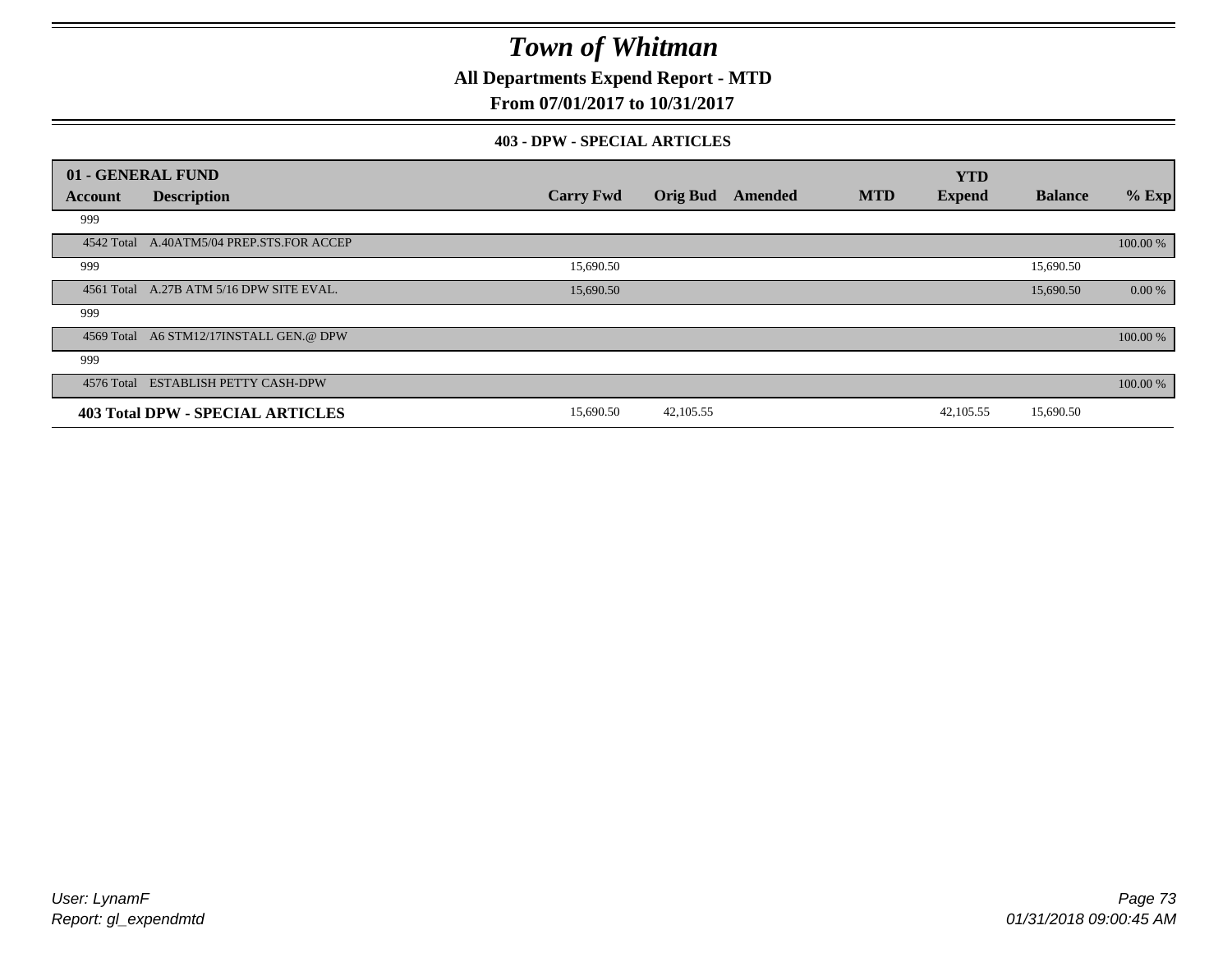# Town of Whitman

**All Departments Expend Report - MTD**

**From 07/01/2017 to 10/31/2017**

**403 - DPW - SPECIAL ARTICLES**

| 01 - GENERAL FUND | | | | | | YTD | | |
|---|---|---|---|---|---|---|---|---|
| **Account** | **Description** | **Carry Fwd** | **Orig Bud** | **Amended** | **MTD** | **Expend** | **Balance** | **% Exp** |
| 999 | | | | | | | | |
| 4542 Total | A.40ATM5/04 PREP.STS.FOR ACCEP | | | | | | | 100.00 % |
| 999 | | 15,690.50 | | | | | 15,690.50 | |
| 4561 Total | A.27B ATM 5/16 DPW SITE EVAL. | 15,690.50 | | | | | 15,690.50 | 0.00 % |
| 999 | | | | | | | | |
| 4569 Total | A6 STM12/17INSTALL GEN.@ DPW | | | | | | | 100.00 % |
| 999 | | | | | | | | |
| 4576 Total | ESTABLISH PETTY CASH-DPW | | | | | | | 100.00 % |
| **403 Total DPW - SPECIAL ARTICLES** | | 15,690.50 | 42,105.55 | | | 42,105.55 | 15,690.50 | |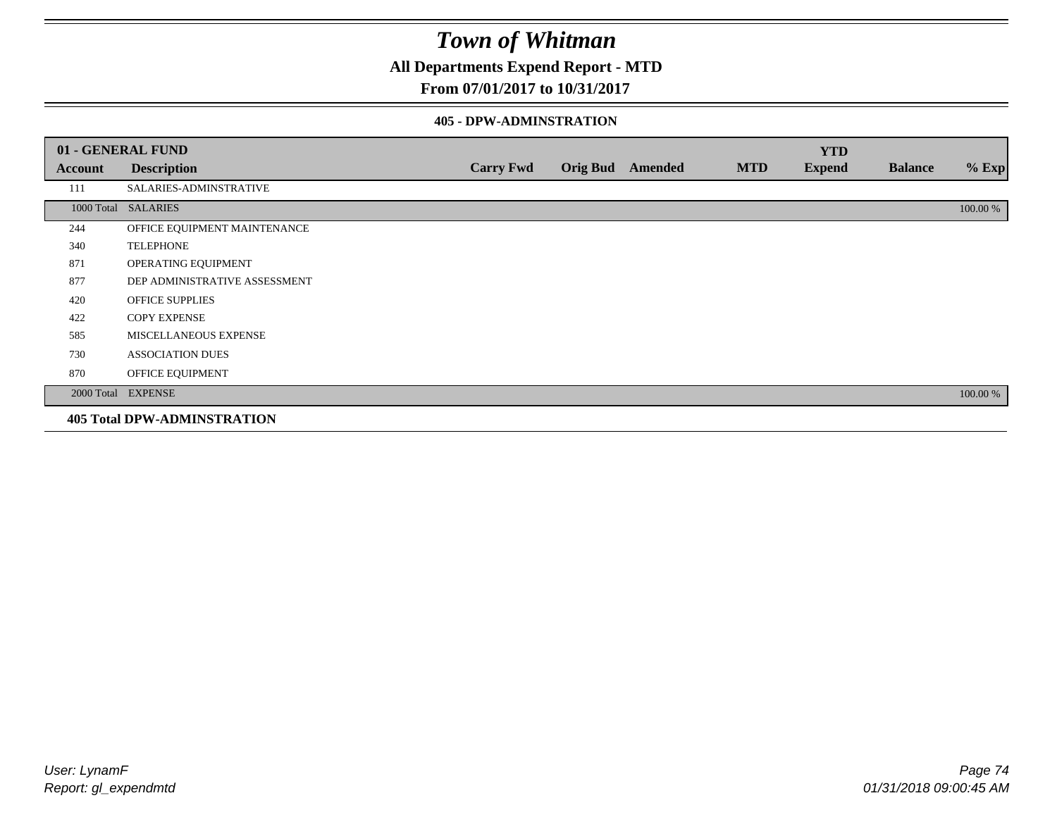# Town of Whitman

## All Departments Expend Report - MTD

## From 07/01/2017 to 10/31/2017

### 405 - DPW-ADMINSTRATION

| 01 - GENERAL FUND | | | | | | | | |
|---|---|---|---|---|---|---|---|---|
| **Account** | **Description** | **Carry Fwd** | **Orig Bud** | **Amended** | **MTD** | **YTD Expend** | **Balance** | **% Exp** |
| 111 | SALARIES-ADMINSTRATIVE | | | | | | | |
| 1000 Total | SALARIES | | | | | | | 100.00 % |
| 244 | OFFICE EQUIPMENT MAINTENANCE | | | | | | | |
| 340 | TELEPHONE | | | | | | | |
| 871 | OPERATING EQUIPMENT | | | | | | | |
| 877 | DEP ADMINISTRATIVE ASSESSMENT | | | | | | | |
| 420 | OFFICE SUPPLIES | | | | | | | |
| 422 | COPY EXPENSE | | | | | | | |
| 585 | MISCELLANEOUS EXPENSE | | | | | | | |
| 730 | ASSOCIATION DUES | | | | | | | |
| 870 | OFFICE EQUIPMENT | | | | | | | |
| 2000 Total | EXPENSE | | | | | | | 100.00 % |
| **405 Total DPW-ADMINSTRATION** | | | | | | | | |

User: LynamF
Report: gl_expendmtd

01/31/2018 09:00:45 AM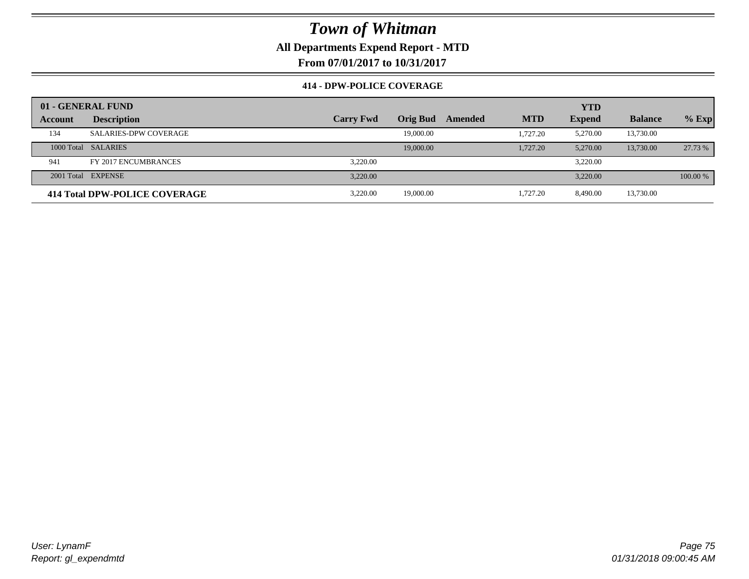# Town of Whitman

**All Departments Expend Report - MTD**

**From 07/01/2017 to 10/31/2017**

**414 - DPW-POLICE COVERAGE**

| 01 - GENERAL FUND | | | | | | YTD | | |
|---|---|---|---|---|---|---|---|---|
| **Account** | **Description** | **Carry Fwd** | **Orig Bud** | **Amended** | **MTD** | **Expend** | **Balance** | **% Exp** |
| 134 | SALARIES-DPW COVERAGE | | 19,000.00 | | 1,727.20 | 5,270.00 | 13,730.00 | |
| 1000 Total | SALARIES | | 19,000.00 | | 1,727.20 | 5,270.00 | 13,730.00 | 27.73 % |
| 941 | FY 2017 ENCUMBRANCES | 3,220.00 | | | | 3,220.00 | | |
| 2001 Total | EXPENSE | 3,220.00 | | | | 3,220.00 | | 100.00 % |
| **414 Total DPW-POLICE COVERAGE** | | 3,220.00 | 19,000.00 | | 1,727.20 | 8,490.00 | 13,730.00 | |

*User: LynamF*
*Report: gl_expendmtd*

*01/31/2018 09:00:45 AM*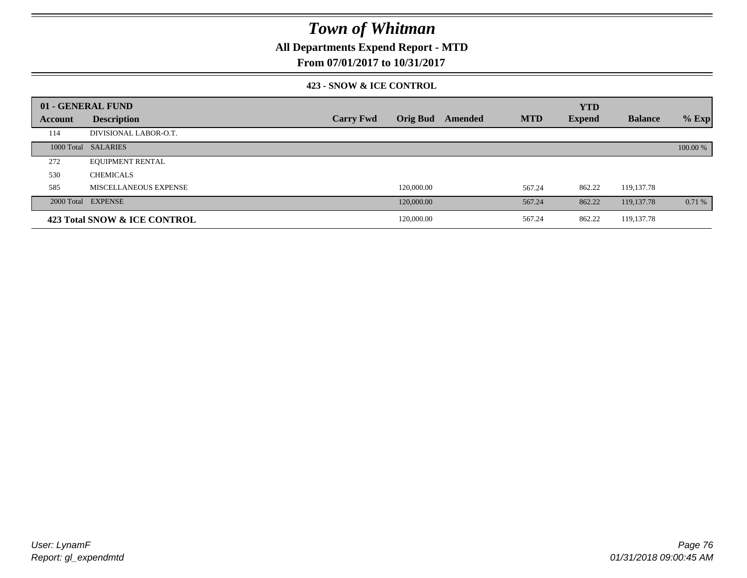# Town of Whitman

**All Departments Expend Report - MTD**

**From 07/01/2017 to 10/31/2017**

### 423 - SNOW & ICE CONTROL

| 01 - GENERAL FUND | | | | | | YTD | | |
|---|---|---|---|---|---|---|---|---|
| **Account** | **Description** | **Carry Fwd** | **Orig Bud** | **Amended** | **MTD** | **Expend** | **Balance** | **% Exp** |
| 114 | DIVISIONAL LABOR-O.T. | | | | | | | |
| 1000 Total | SALARIES | | | | | | | 100.00 % |
| 272 | EQUIPMENT RENTAL | | | | | | | |
| 530 | CHEMICALS | | | | | | | |
| 585 | MISCELLANEOUS EXPENSE | | 120,000.00 | | 567.24 | 862.22 | 119,137.78 | |
| 2000 Total | EXPENSE | | 120,000.00 | | 567.24 | 862.22 | 119,137.78 | 0.71 % |
| **423 Total SNOW & ICE CONTROL** | | | 120,000.00 | | 567.24 | 862.22 | 119,137.78 | |

User: LynamF
Report: gl_expendmtd

01/31/2018 09:00:45 AM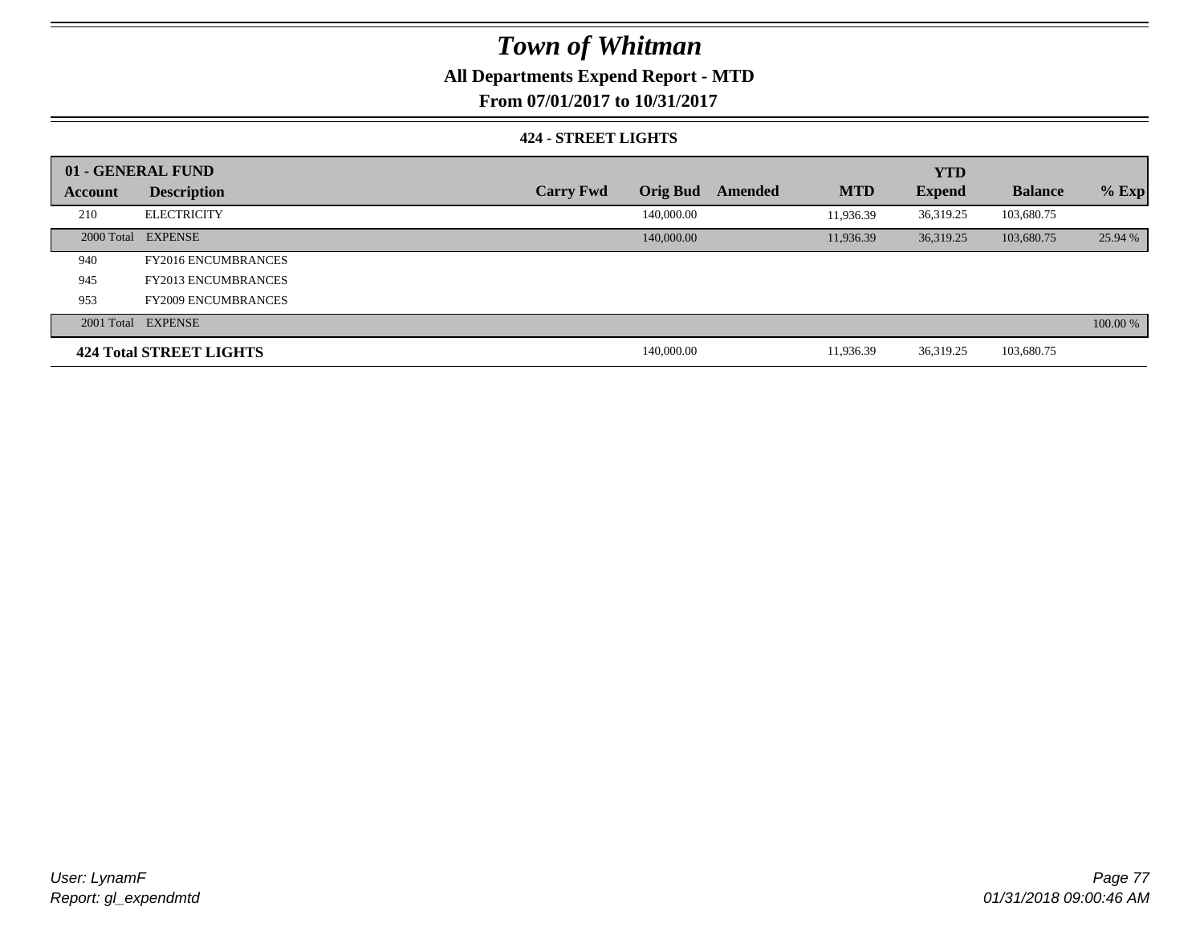# Town of Whitman

**All Departments Expend Report - MTD**

**From 07/01/2017 to 10/31/2017**

**424 - STREET LIGHTS**

| 01 - GENERAL FUND | | | | | | | | | |
|---|---|---|---|---|---|---|---|---|---|
| **Account** | **Description** | **Carry Fwd** | **Orig Bud** | **Amended** | **MTD** | **YTD Expend** | **Balance** | **% Exp** |
| 210 | ELECTRICITY | | 140,000.00 | | 11,936.39 | 36,319.25 | 103,680.75 | |
| 2000 Total | EXPENSE | | 140,000.00 | | 11,936.39 | 36,319.25 | 103,680.75 | 25.94 % |
| 940 | FY2016 ENCUMBRANCES | | | | | | | |
| 945 | FY2013 ENCUMBRANCES | | | | | | | |
| 953 | FY2009 ENCUMBRANCES | | | | | | | |
| 2001 Total | EXPENSE | | | | | | | 100.00 % |
| **424 Total STREET LIGHTS** | | | 140,000.00 | | 11,936.39 | 36,319.25 | 103,680.75 | |

User: LynamF
Report: gl_expendmtd

01/31/2018 09:00:46 AM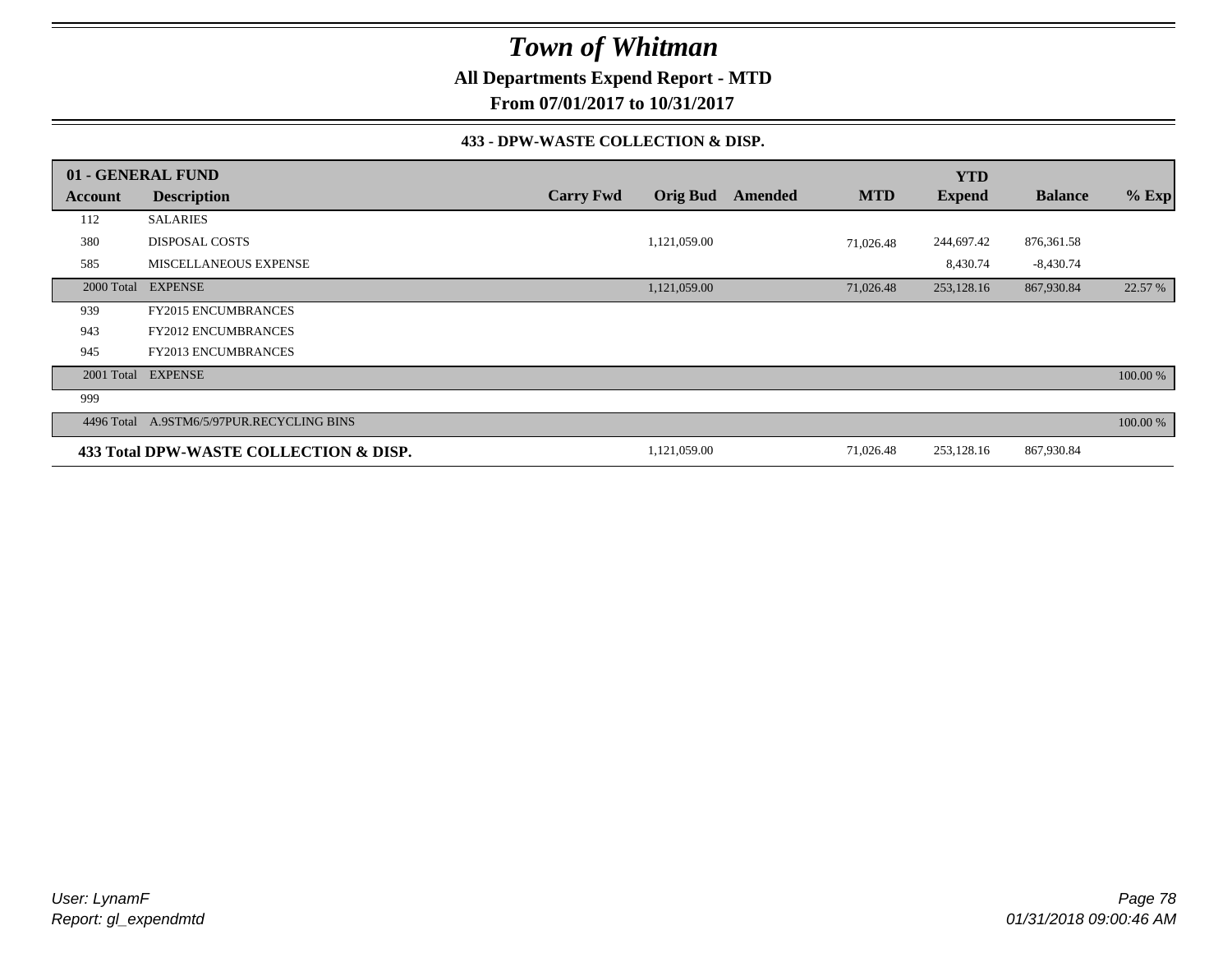# Town of Whitman

**All Departments Expend Report - MTD**

**From 07/01/2017 to 10/31/2017**

**433 - DPW-WASTE COLLECTION & DISP.**

| 01 - GENERAL FUND | | | | | | YTD | | |
|---|---|---|---|---|---|---|---|---|
| **Account** | **Description** | **Carry Fwd** | **Orig Bud** | **Amended** | **MTD** | **Expend** | **Balance** | **% Exp** |
| 112 | SALARIES | | | | | | | |
| 380 | DISPOSAL COSTS | | 1,121,059.00 | | 71,026.48 | 244,697.42 | 876,361.58 | |
| 585 | MISCELLANEOUS EXPENSE | | | | | 8,430.74 | -8,430.74 | |
| 2000 Total | EXPENSE | | 1,121,059.00 | | 71,026.48 | 253,128.16 | 867,930.84 | 22.57 % |
| 939 | FY2015 ENCUMBRANCES | | | | | | | |
| 943 | FY2012 ENCUMBRANCES | | | | | | | |
| 945 | FY2013 ENCUMBRANCES | | | | | | | |
| 2001 Total | EXPENSE | | | | | | | 100.00 % |
| 999 | | | | | | | | |
| 4496 Total | A.9STM6/5/97PUR.RECYCLING BINS | | | | | | | 100.00 % |
| **433 Total DPW-WASTE COLLECTION & DISP.** | | | 1,121,059.00 | | 71,026.48 | 253,128.16 | 867,930.84 | |

*User: LynamF*
*Report: gl_expendmtd*

*01/31/2018 09:00:46 AM*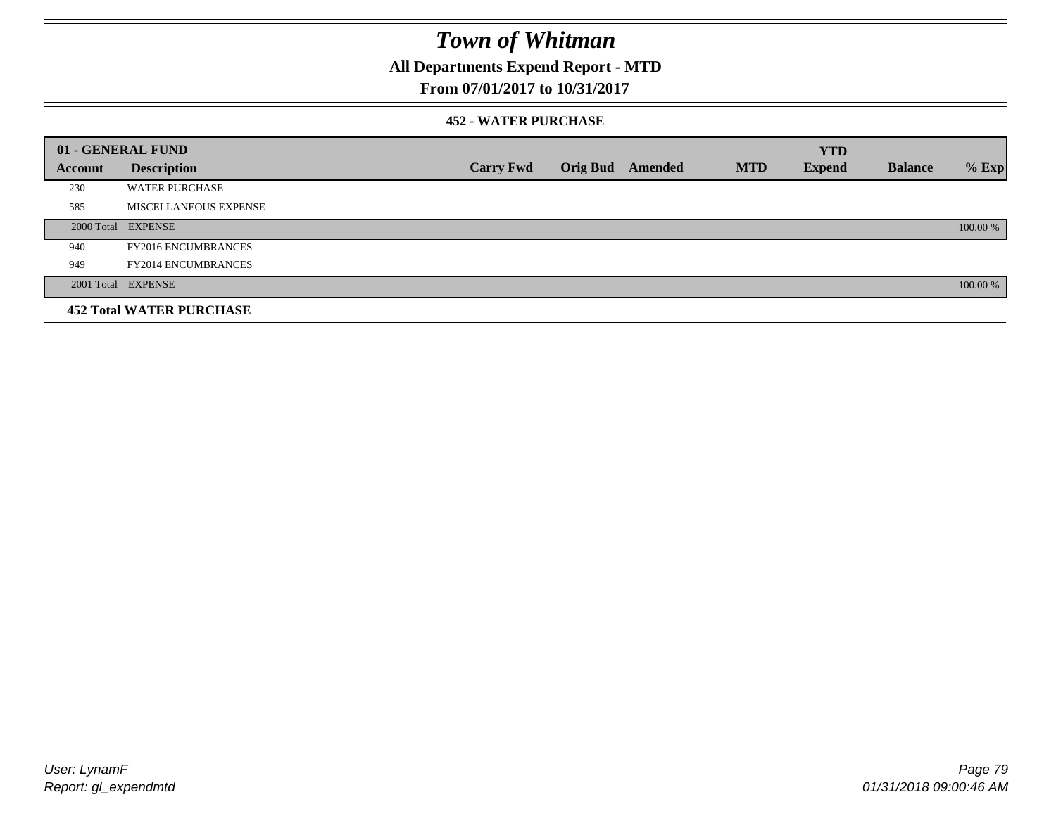# Town of Whitman

## All Departments Expend Report - MTD

## From 07/01/2017 to 10/31/2017

### 452 - WATER PURCHASE

| 01 - GENERAL FUND | | | | | | YTD | | |
|---|---|---|---|---|---|---|---|---|
| **Account** | **Description** | **Carry Fwd** | **Orig Bud** | **Amended** | **MTD** | **Expend** | **Balance** | **% Exp** |
| 230 | WATER PURCHASE | | | | | | | |
| 585 | MISCELLANEOUS EXPENSE | | | | | | | |
| 2000 Total | EXPENSE | | | | | | | 100.00 % |
| 940 | FY2016 ENCUMBRANCES | | | | | | | |
| 949 | FY2014 ENCUMBRANCES | | | | | | | |
| 2001 Total | EXPENSE | | | | | | | 100.00 % |
| **452 Total WATER PURCHASE** | | | | | | | | |

*User: LynamF*
*Report: gl_expendmtd*

*01/31/2018 09:00:46 AM*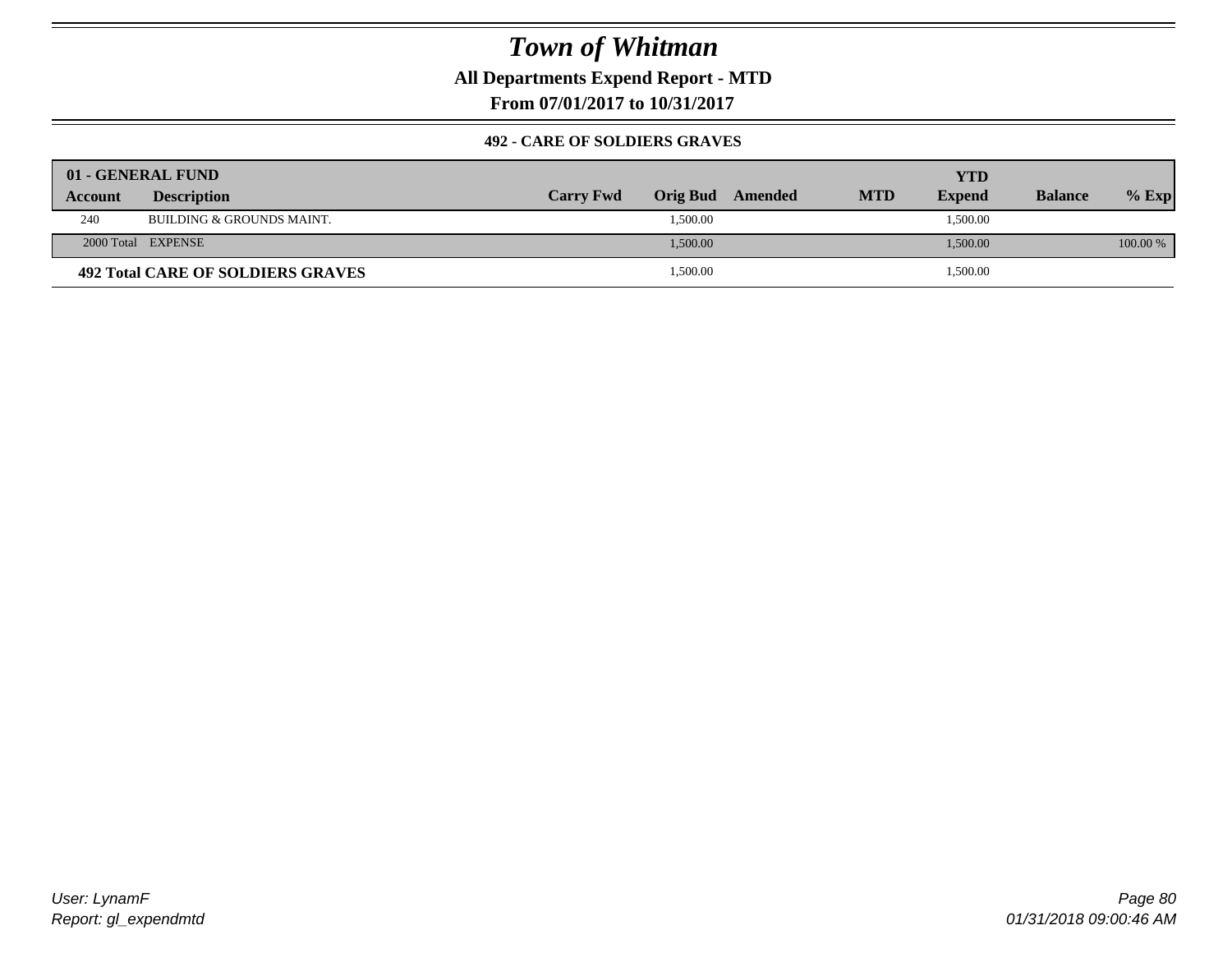# Town of Whitman

**All Departments Expend Report - MTD**

**From 07/01/2017 to 10/31/2017**

### 492 - CARE OF SOLDIERS GRAVES

| 01 - GENERAL FUND | | | | | | YTD | | |
|---|---|---|---|---|---|---|---|---|
| **Account** | **Description** | **Carry Fwd** | **Orig Bud** | **Amended** | **MTD** | **Expend** | **Balance** | **% Exp** |
| 240 | BUILDING & GROUNDS MAINT. | | 1,500.00 | | | 1,500.00 | | |
| 2000 Total | EXPENSE | | 1,500.00 | | | 1,500.00 | | 100.00 % |
| **492 Total CARE OF SOLDIERS GRAVES** | | | 1,500.00 | | | 1,500.00 | | |

User: LynamF

Report: gl_expendmtd

01/31/2018 09:00:46 AM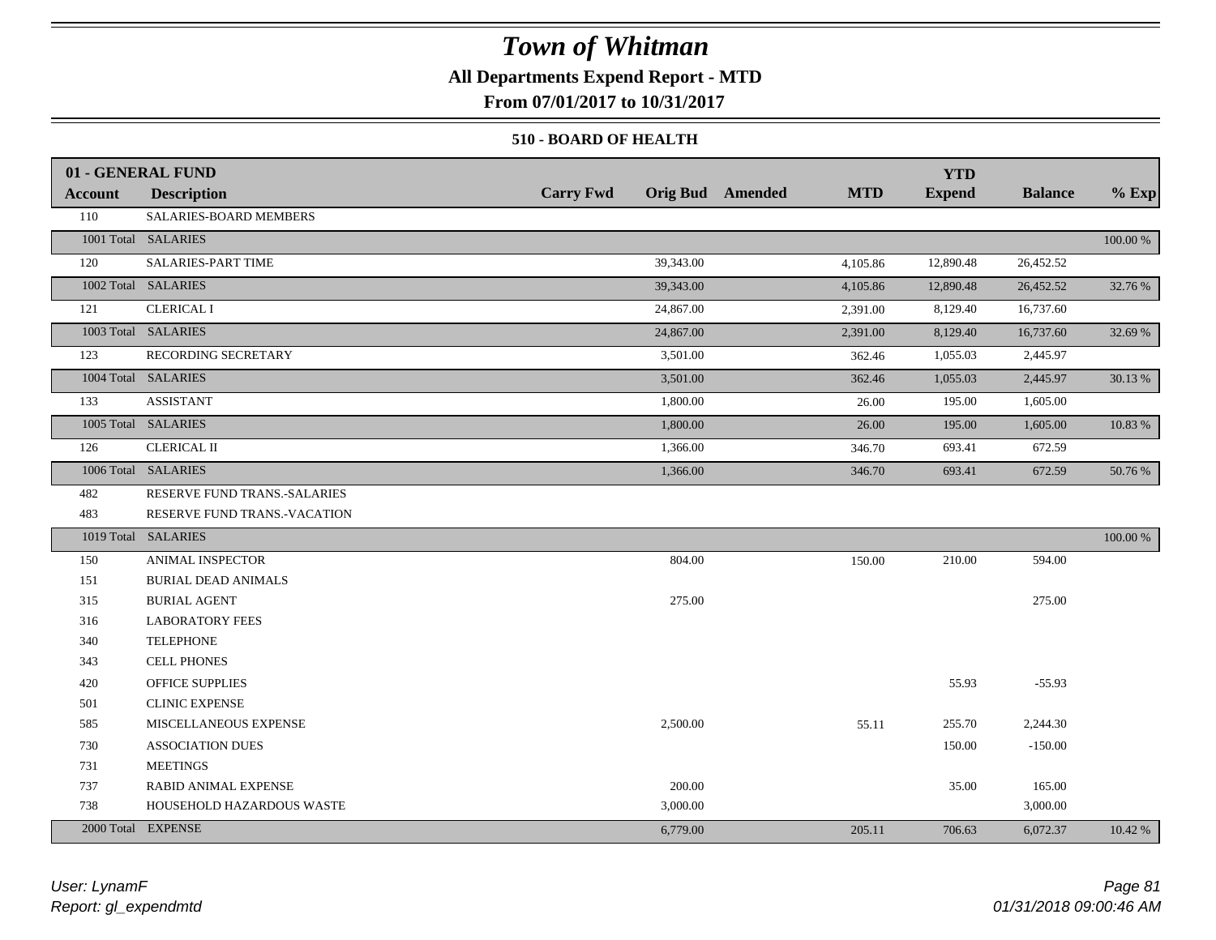# Town of Whitman

**All Departments Expend Report - MTD**

**From 07/01/2017 to 10/31/2017**

### 510 - BOARD OF HEALTH

| 01 - GENERAL FUND | | | | | | YTD | | |
|---|---|---|---|---|---|---|---|---|
| **Account** | **Description** | **Carry Fwd** | **Orig Bud** | **Amended** | **MTD** | **Expend** | **Balance** | **% Exp** |
| 110 | SALARIES-BOARD MEMBERS | | | | | | | |
| 1001 Total | SALARIES | | | | | | | 100.00 % |
| 120 | SALARIES-PART TIME | | 39,343.00 | | 4,105.86 | 12,890.48 | 26,452.52 | |
| 1002 Total | SALARIES | | 39,343.00 | | 4,105.86 | 12,890.48 | 26,452.52 | 32.76 % |
| 121 | CLERICAL I | | 24,867.00 | | 2,391.00 | 8,129.40 | 16,737.60 | |
| 1003 Total | SALARIES | | 24,867.00 | | 2,391.00 | 8,129.40 | 16,737.60 | 32.69 % |
| 123 | RECORDING SECRETARY | | 3,501.00 | | 362.46 | 1,055.03 | 2,445.97 | |
| 1004 Total | SALARIES | | 3,501.00 | | 362.46 | 1,055.03 | 2,445.97 | 30.13 % |
| 133 | ASSISTANT | | 1,800.00 | | 26.00 | 195.00 | 1,605.00 | |
| 1005 Total | SALARIES | | 1,800.00 | | 26.00 | 195.00 | 1,605.00 | 10.83 % |
| 126 | CLERICAL II | | 1,366.00 | | 346.70 | 693.41 | 672.59 | |
| 1006 Total | SALARIES | | 1,366.00 | | 346.70 | 693.41 | 672.59 | 50.76 % |
| 482 | RESERVE FUND TRANS.-SALARIES | | | | | | | |
| 483 | RESERVE FUND TRANS.-VACATION | | | | | | | |
| 1019 Total | SALARIES | | | | | | | 100.00 % |
| 150 | ANIMAL INSPECTOR | | 804.00 | | 150.00 | 210.00 | 594.00 | |
| 151 | BURIAL DEAD ANIMALS | | | | | | | |
| 315 | BURIAL AGENT | | 275.00 | | | | 275.00 | |
| 316 | LABORATORY FEES | | | | | | | |
| 340 | TELEPHONE | | | | | | | |
| 343 | CELL PHONES | | | | | | | |
| 420 | OFFICE SUPPLIES | | | | | 55.93 | -55.93 | |
| 501 | CLINIC EXPENSE | | | | | | | |
| 585 | MISCELLANEOUS EXPENSE | | 2,500.00 | | 55.11 | 255.70 | 2,244.30 | |
| 730 | ASSOCIATION DUES | | | | | 150.00 | -150.00 | |
| 731 | MEETINGS | | | | | | | |
| 737 | RABID ANIMAL EXPENSE | | 200.00 | | | 35.00 | 165.00 | |
| 738 | HOUSEHOLD HAZARDOUS WASTE | | 3,000.00 | | | | 3,000.00 | |
| 2000 Total | EXPENSE | | 6,779.00 | | 205.11 | 706.63 | 6,072.37 | 10.42 % |

*User: LynamF*
*Report: gl_expendmtd*

*01/31/2018 09:00:46 AM*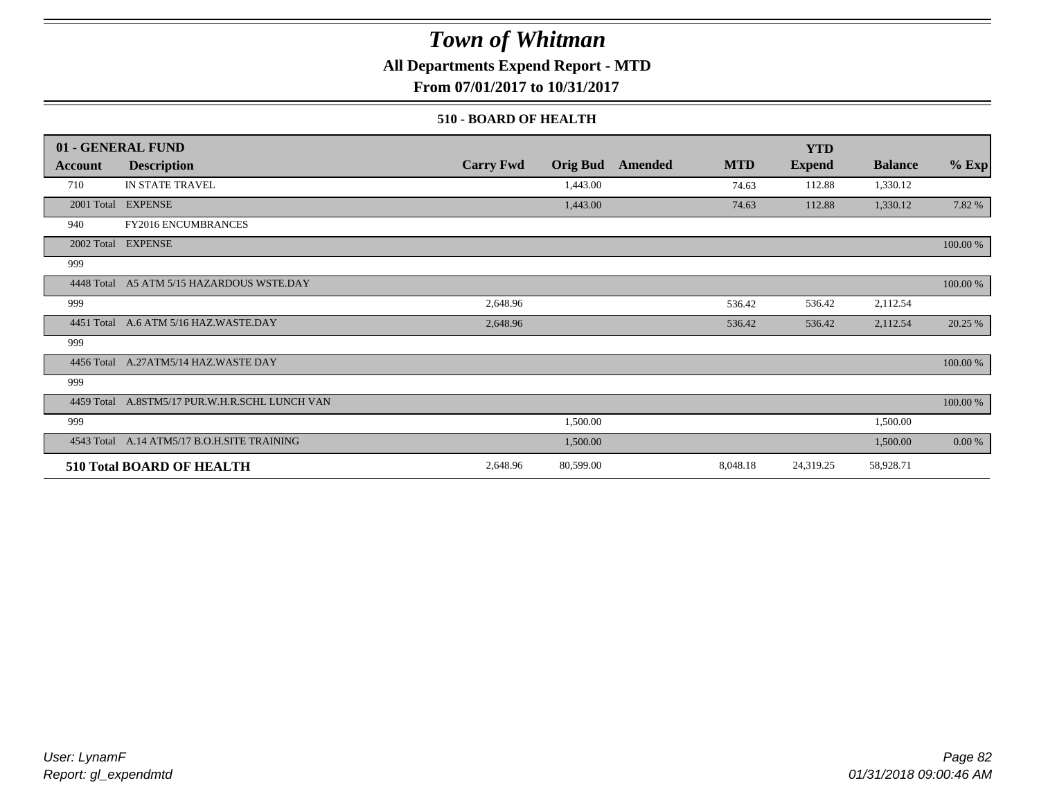# Town of Whitman

**All Departments Expend Report - MTD**

**From 07/01/2017 to 10/31/2017**

**510 - BOARD OF HEALTH**

| 01 - GENERAL FUND | | | | | | | | |
|---|---|---|---|---|---|---|---|---|
| **Account** | **Description** | **Carry Fwd** | **Orig Bud** | **Amended** | **MTD** | **YTD Expend** | **Balance** | **% Exp** |
| 710 | IN STATE TRAVEL | | 1,443.00 | | 74.63 | 112.88 | 1,330.12 | |
| 2001 Total | EXPENSE | | 1,443.00 | | 74.63 | 112.88 | 1,330.12 | 7.82 % |
| 940 | FY2016 ENCUMBRANCES | | | | | | | |
| 2002 Total | EXPENSE | | | | | | | 100.00 % |
| 999 | | | | | | | | |
| 4448 Total | A5 ATM 5/15 HAZARDOUS WSTE.DAY | | | | | | | 100.00 % |
| 999 | | 2,648.96 | | | 536.42 | 536.42 | 2,112.54 | |
| 4451 Total | A.6 ATM 5/16 HAZ.WASTE.DAY | 2,648.96 | | | 536.42 | 536.42 | 2,112.54 | 20.25 % |
| 999 | | | | | | | | |
| 4456 Total | A.27ATM5/14 HAZ.WASTE DAY | | | | | | | 100.00 % |
| 999 | | | | | | | | |
| 4459 Total | A.8STM5/17 PUR.W.H.R.SCHL LUNCH VAN | | | | | | | 100.00 % |
| 999 | | | 1,500.00 | | | | 1,500.00 | |
| 4543 Total | A.14 ATM5/17 B.O.H.SITE TRAINING | | 1,500.00 | | | | 1,500.00 | 0.00 % |
| **510 Total BOARD OF HEALTH** | | 2,648.96 | 80,599.00 | | 8,048.18 | 24,319.25 | 58,928.71 | |

*User: LynamF*
*Report: gl_expendmtd*

*01/31/2018 09:00:46 AM*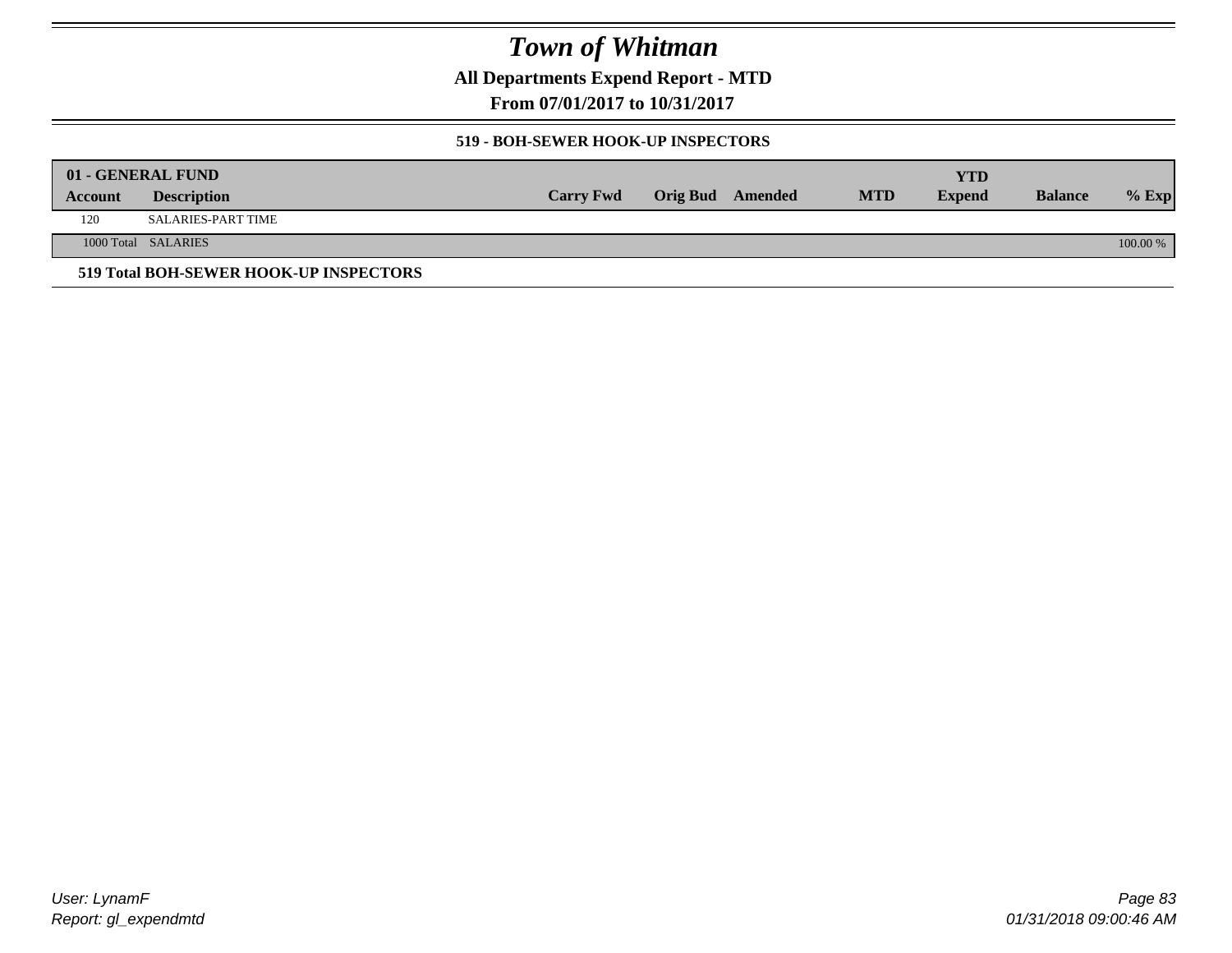# Town of Whitman

**All Departments Expend Report - MTD**

**From 07/01/2017 to 10/31/2017**

### 519 - BOH-SEWER HOOK-UP INSPECTORS

| 01 - GENERAL FUND | | | | | | YTD | | |
|---|---|---|---|---|---|---|---|---|
| **Account** | **Description** | **Carry Fwd** | **Orig Bud** | **Amended** | **MTD** | **Expend** | **Balance** | **% Exp** |
| 120 | SALARIES-PART TIME | | | | | | | |
| 1000 Total | SALARIES | | | | | | | 100.00 % |

**519 Total BOH-SEWER HOOK-UP INSPECTORS**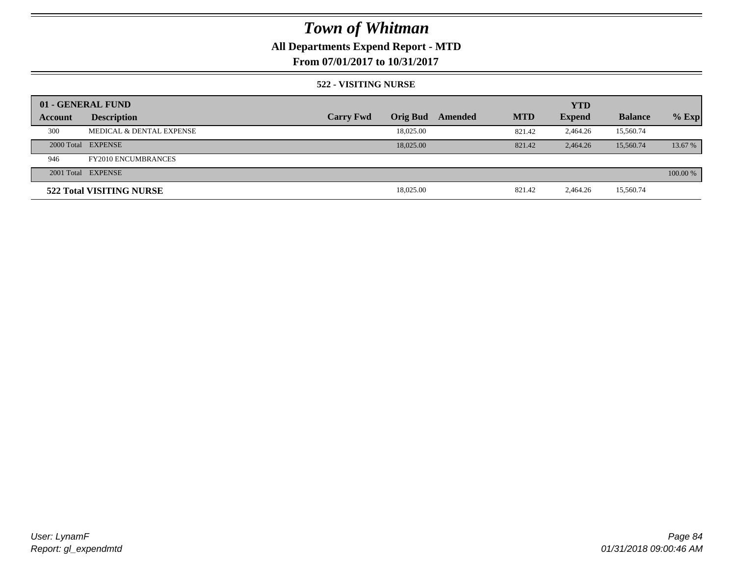# Town of Whitman

**All Departments Expend Report - MTD**

**From 07/01/2017 to 10/31/2017**

**522 - VISITING NURSE**

| 01 - GENERAL FUND | | | | | | YTD | | |
|---|---|---|---|---|---|---|---|---|
| **Account** | **Description** | **Carry Fwd** | **Orig Bud** | **Amended** | **MTD** | **Expend** | **Balance** | **% Exp** |
| 300 | MEDICAL & DENTAL EXPENSE | | 18,025.00 | | 821.42 | 2,464.26 | 15,560.74 | |
| 2000 Total | EXPENSE | | 18,025.00 | | 821.42 | 2,464.26 | 15,560.74 | 13.67 % |
| 946 | FY2010 ENCUMBRANCES | | | | | | | |
| 2001 Total | EXPENSE | | | | | | | 100.00 % |
| **522 Total VISITING NURSE** | | | 18,025.00 | | 821.42 | 2,464.26 | 15,560.74 | |

*User: LynamF*
*Report: gl_expendmtd*

*01/31/2018 09:00:46 AM*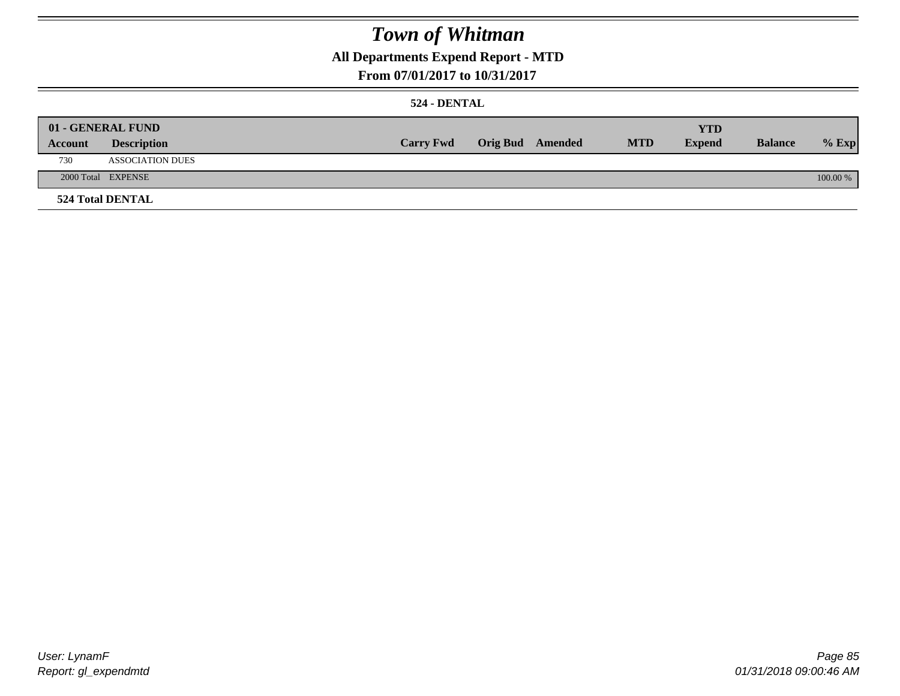# Town of Whitman

## All Departments Expend Report - MTD

### From 07/01/2017 to 10/31/2017

### 524 - DENTAL

| 01 - GENERAL FUND | | | | | | | | |
|---|---|---|---|---|---|---|---|---|
| **Account** | **Description** | **Carry Fwd** | **Orig Bud** | **Amended** | **MTD** | **YTD Expend** | **Balance** | **% Exp** |
| 730 | ASSOCIATION DUES | | | | | | | |
| 2000 Total | EXPENSE | | | | | | | 100.00 % |

**524 Total DENTAL**

User: LynamF
Report: gl_expendmtd

01/31/2018 09:00:46 AM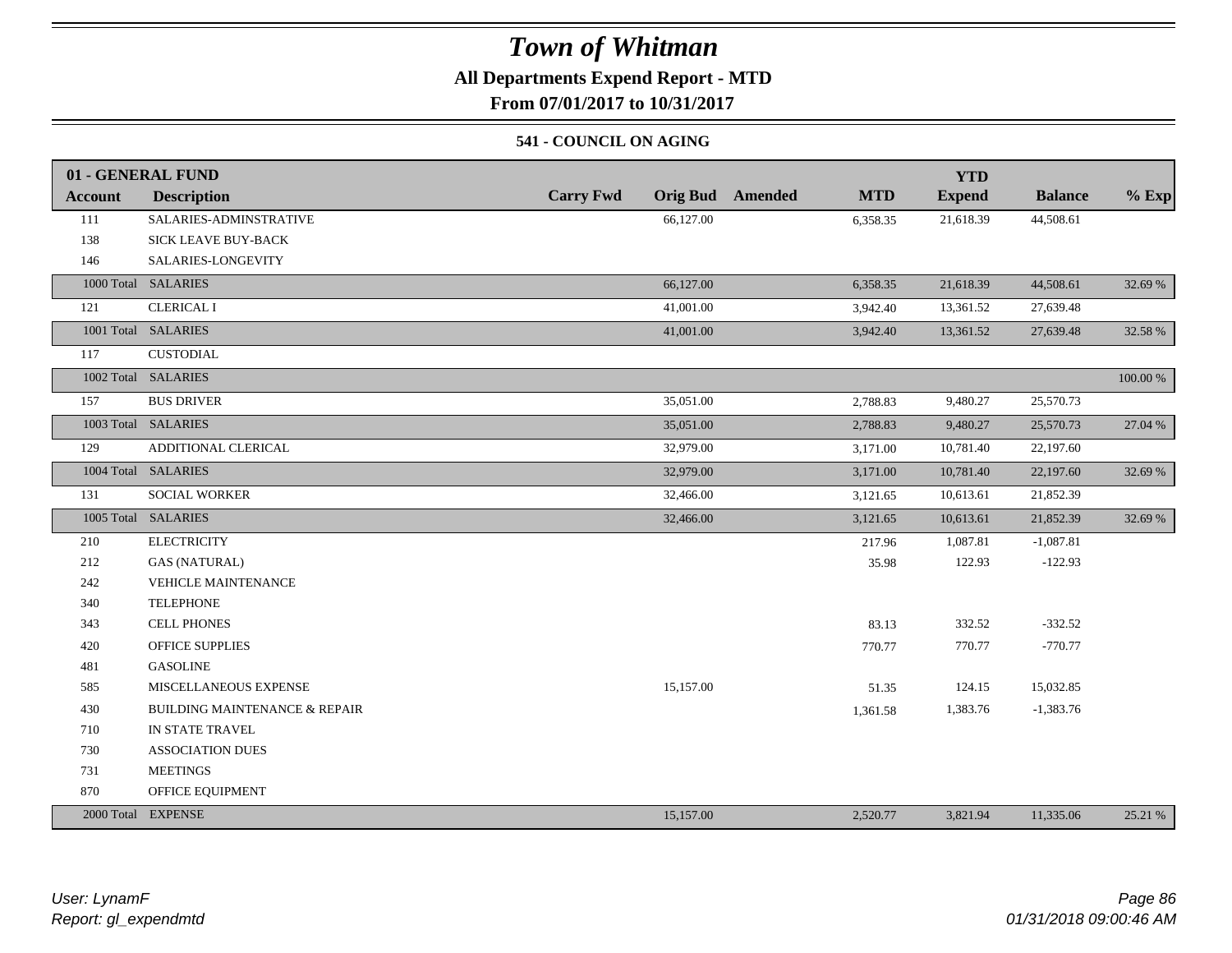# Town of Whitman

## All Departments Expend Report - MTD

**From 07/01/2017 to 10/31/2017**

### 541 - COUNCIL ON AGING

| 01 - GENERAL FUND | | | | | | YTD | | |
|---|---|---|---|---|---|---|---|---|
| **Account** | **Description** | **Carry Fwd** | **Orig Bud** | **Amended** | **MTD** | **Expend** | **Balance** | **% Exp** |
| 111 | SALARIES-ADMINSTRATIVE | | 66,127.00 | | 6,358.35 | 21,618.39 | 44,508.61 | |
| 138 | SICK LEAVE BUY-BACK | | | | | | | |
| 146 | SALARIES-LONGEVITY | | | | | | | |
| 1000 Total | SALARIES | | 66,127.00 | | 6,358.35 | 21,618.39 | 44,508.61 | 32.69 % |
| 121 | CLERICAL I | | 41,001.00 | | 3,942.40 | 13,361.52 | 27,639.48 | |
| 1001 Total | SALARIES | | 41,001.00 | | 3,942.40 | 13,361.52 | 27,639.48 | 32.58 % |
| 117 | CUSTODIAL | | | | | | | |
| 1002 Total | SALARIES | | | | | | | 100.00 % |
| 157 | BUS DRIVER | | 35,051.00 | | 2,788.83 | 9,480.27 | 25,570.73 | |
| 1003 Total | SALARIES | | 35,051.00 | | 2,788.83 | 9,480.27 | 25,570.73 | 27.04 % |
| 129 | ADDITIONAL CLERICAL | | 32,979.00 | | 3,171.00 | 10,781.40 | 22,197.60 | |
| 1004 Total | SALARIES | | 32,979.00 | | 3,171.00 | 10,781.40 | 22,197.60 | 32.69 % |
| 131 | SOCIAL WORKER | | 32,466.00 | | 3,121.65 | 10,613.61 | 21,852.39 | |
| 1005 Total | SALARIES | | 32,466.00 | | 3,121.65 | 10,613.61 | 21,852.39 | 32.69 % |
| 210 | ELECTRICITY | | | | 217.96 | 1,087.81 | -1,087.81 | |
| 212 | GAS (NATURAL) | | | | 35.98 | 122.93 | -122.93 | |
| 242 | VEHICLE MAINTENANCE | | | | | | | |
| 340 | TELEPHONE | | | | | | | |
| 343 | CELL PHONES | | | | 83.13 | 332.52 | -332.52 | |
| 420 | OFFICE SUPPLIES | | | | 770.77 | 770.77 | -770.77 | |
| 481 | GASOLINE | | | | | | | |
| 585 | MISCELLANEOUS EXPENSE | | 15,157.00 | | 51.35 | 124.15 | 15,032.85 | |
| 430 | BUILDING MAINTENANCE & REPAIR | | | | 1,361.58 | 1,383.76 | -1,383.76 | |
| 710 | IN STATE TRAVEL | | | | | | | |
| 730 | ASSOCIATION DUES | | | | | | | |
| 731 | MEETINGS | | | | | | | |
| 870 | OFFICE EQUIPMENT | | | | | | | |
| 2000 Total | EXPENSE | | 15,157.00 | | 2,520.77 | 3,821.94 | 11,335.06 | 25.21 % |

*User: LynamF*
*Report: gl_expendmtd*

*01/31/2018 09:00:46 AM*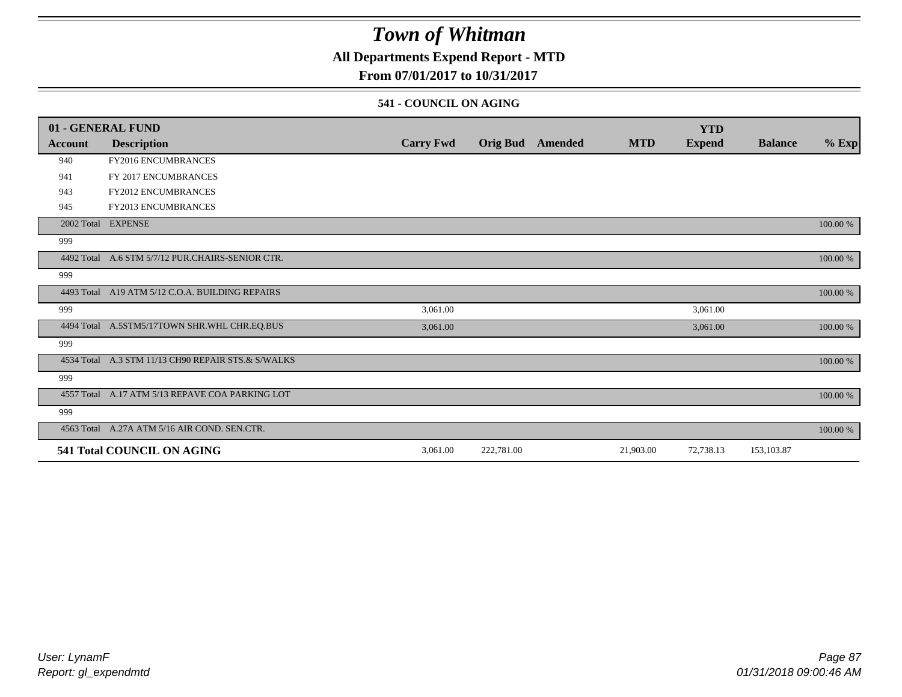# Town of Whitman

**All Departments Expend Report - MTD**

**From 07/01/2017 to 10/31/2017**

### 541 - COUNCIL ON AGING

| 01 - GENERAL FUND | | | | | | YTD | | |
|---|---|---|---|---|---|---|---|---|
| Account | Description | Carry Fwd | Orig Bud | Amended | MTD | Expend | Balance | % Exp |
| 940 | FY2016 ENCUMBRANCES | | | | | | | |
| 941 | FY 2017 ENCUMBRANCES | | | | | | | |
| 943 | FY2012 ENCUMBRANCES | | | | | | | |
| 945 | FY2013 ENCUMBRANCES | | | | | | | |
| 2002 Total | EXPENSE | | | | | | | 100.00 % |
| 999 | | | | | | | | |
| 4492 Total | A.6 STM 5/7/12 PUR.CHAIRS-SENIOR CTR. | | | | | | | 100.00 % |
| 999 | | | | | | | | |
| 4493 Total | A19 ATM 5/12 C.O.A. BUILDING REPAIRS | | | | | | | 100.00 % |
| 999 | | 3,061.00 | | | | 3,061.00 | | |
| 4494 Total | A.5STM5/17TOWN SHR.WHL CHR.EQ.BUS | 3,061.00 | | | | 3,061.00 | | 100.00 % |
| 999 | | | | | | | | |
| 4534 Total | A.3 STM 11/13 CH90 REPAIR STS.& S/WALKS | | | | | | | 100.00 % |
| 999 | | | | | | | | |
| 4557 Total | A.17 ATM 5/13 REPAVE COA PARKING LOT | | | | | | | 100.00 % |
| 999 | | | | | | | | |
| 4563 Total | A.27A ATM 5/16 AIR COND. SEN.CTR. | | | | | | | 100.00 % |
| **541 Total COUNCIL ON AGING** | | 3,061.00 | 222,781.00 | | 21,903.00 | 72,738.13 | 153,103.87 | |

*User: LynamF*
*Report: gl_expendmtd*

*01/31/2018 09:00:46 AM*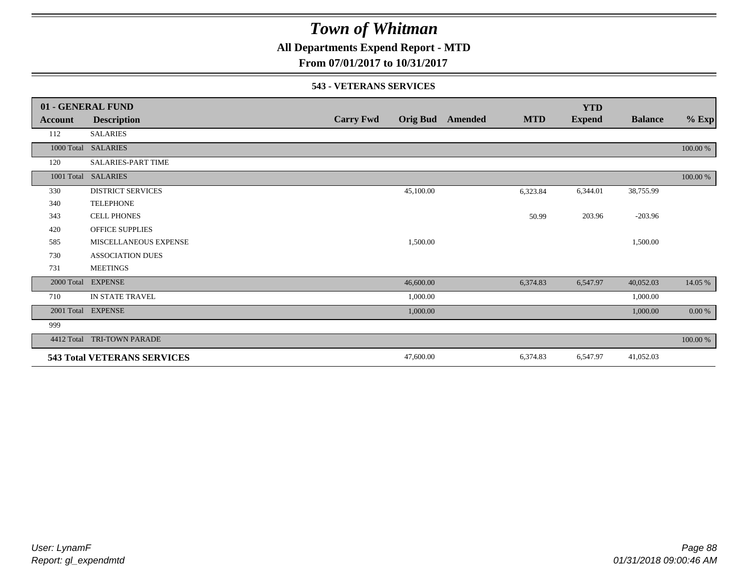# Town of Whitman

**All Departments Expend Report - MTD**

**From 07/01/2017 to 10/31/2017**

### 543 - VETERANS SERVICES

| 01 - GENERAL FUND Account | Description | Carry Fwd | Orig Bud | Amended | MTD | YTD Expend | Balance | % Exp |
|---|---|---|---|---|---|---|---|---|
| 112 | SALARIES | | | | | | | |
| 1000 Total | SALARIES | | | | | | | 100.00 % |
| 120 | SALARIES-PART TIME | | | | | | | |
| 1001 Total | SALARIES | | | | | | | 100.00 % |
| 330 | DISTRICT SERVICES | | 45,100.00 | | 6,323.84 | 6,344.01 | 38,755.99 | |
| 340 | TELEPHONE | | | | | | | |
| 343 | CELL PHONES | | | | 50.99 | 203.96 | -203.96 | |
| 420 | OFFICE SUPPLIES | | | | | | | |
| 585 | MISCELLANEOUS EXPENSE | | 1,500.00 | | | | 1,500.00 | |
| 730 | ASSOCIATION DUES | | | | | | | |
| 731 | MEETINGS | | | | | | | |
| 2000 Total | EXPENSE | | 46,600.00 | | 6,374.83 | 6,547.97 | 40,052.03 | 14.05 % |
| 710 | IN STATE TRAVEL | | 1,000.00 | | | | 1,000.00 | |
| 2001 Total | EXPENSE | | 1,000.00 | | | | 1,000.00 | 0.00 % |
| 999 | | | | | | | | |
| 4412 Total | TRI-TOWN PARADE | | | | | | | 100.00 % |
| **543 Total VETERANS SERVICES** | | | 47,600.00 | | 6,374.83 | 6,547.97 | 41,052.03 | |

*User: LynamF*
*Report: gl_expendmtd*

*01/31/2018 09:00:46 AM*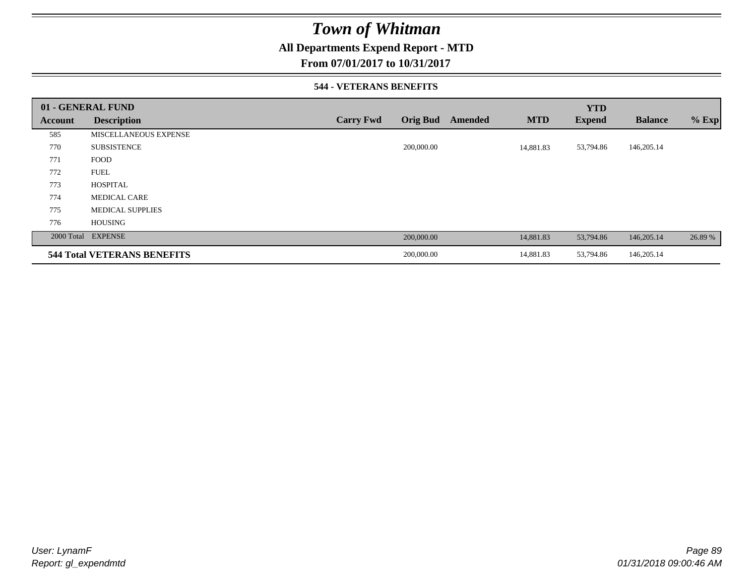# Town of Whitman

**All Departments Expend Report - MTD**

**From 07/01/2017 to 10/31/2017**

**544 - VETERANS BENEFITS**

| 01 - GENERAL FUND | | | | | | YTD | | |
|---|---|---|---|---|---|---|---|---|
| **Account** | **Description** | **Carry Fwd** | **Orig Bud** | **Amended** | **MTD** | **Expend** | **Balance** | **% Exp** |
| 585 | MISCELLANEOUS EXPENSE | | | | | | | |
| 770 | SUBSISTENCE | | 200,000.00 | | 14,881.83 | 53,794.86 | 146,205.14 | |
| 771 | FOOD | | | | | | | |
| 772 | FUEL | | | | | | | |
| 773 | HOSPITAL | | | | | | | |
| 774 | MEDICAL CARE | | | | | | | |
| 775 | MEDICAL SUPPLIES | | | | | | | |
| 776 | HOUSING | | | | | | | |
| 2000 Total | EXPENSE | | 200,000.00 | | 14,881.83 | 53,794.86 | 146,205.14 | 26.89 % |
| **544 Total VETERANS BENEFITS** | | | 200,000.00 | | 14,881.83 | 53,794.86 | 146,205.14 | |

*User: LynamF*
*Report: gl_expendmtd*

*01/31/2018 09:00:46 AM*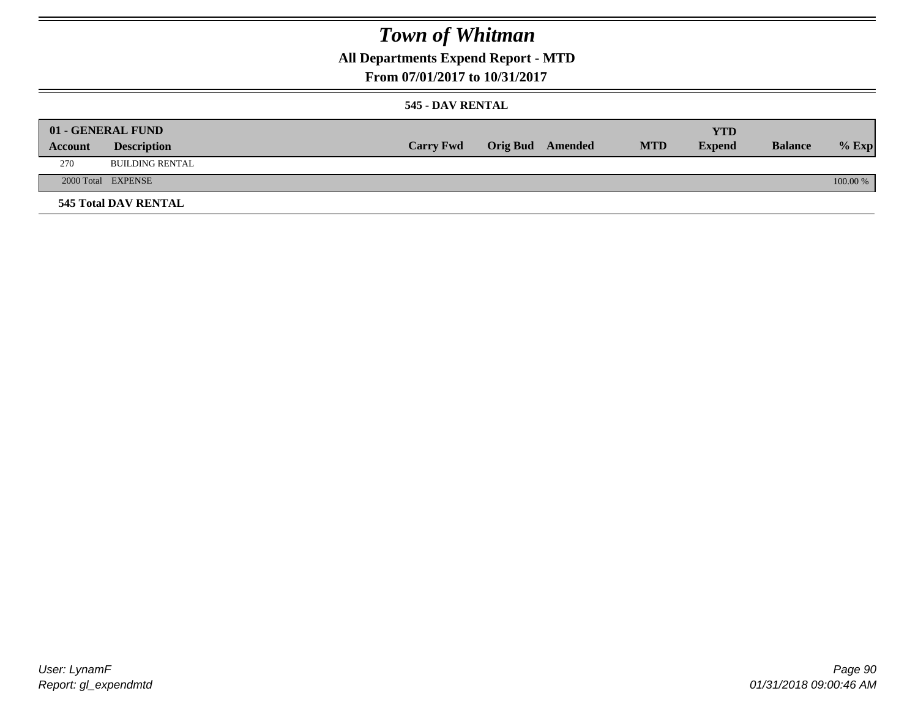# Town of Whitman

## All Departments Expend Report - MTD

### From 07/01/2017 to 10/31/2017

#### 545 - DAV RENTAL

| 01 - GENERAL FUND | | | | | | | | |
|---|---|---|---|---|---|---|---|---|
| **Account** | **Description** | **Carry Fwd** | **Orig Bud** | **Amended** | **MTD** | **YTD Expend** | **Balance** | **% Exp** |
| 270 | BUILDING RENTAL | | | | | | | |
| 2000 Total | EXPENSE | | | | | | | 100.00 % |

**545 Total DAV RENTAL**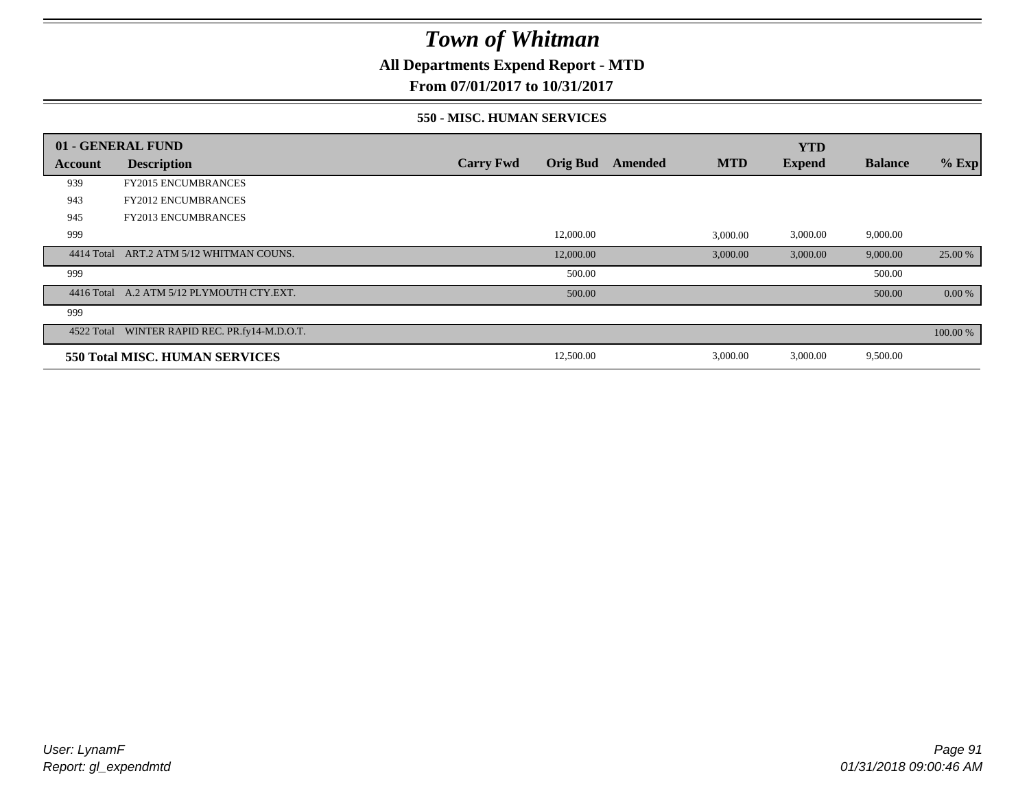# Town of Whitman

**All Departments Expend Report - MTD**

**From 07/01/2017 to 10/31/2017**

**550 - MISC. HUMAN SERVICES**

| 01 - GENERAL FUND | | | | | | YTD | | |
|---|---|---|---|---|---|---|---|---|
| **Account** | **Description** | **Carry Fwd** | **Orig Bud** | **Amended** | **MTD** | **Expend** | **Balance** | **% Exp** |
| 939 | FY2015 ENCUMBRANCES | | | | | | | |
| 943 | FY2012 ENCUMBRANCES | | | | | | | |
| 945 | FY2013 ENCUMBRANCES | | | | | | | |
| 999 | | | 12,000.00 | | 3,000.00 | 3,000.00 | 9,000.00 | |
| 4414 Total | ART.2 ATM 5/12 WHITMAN COUNS. | | 12,000.00 | | 3,000.00 | 3,000.00 | 9,000.00 | 25.00 % |
| 999 | | | 500.00 | | | | 500.00 | |
| 4416 Total | A.2 ATM 5/12 PLYMOUTH CTY.EXT. | | 500.00 | | | | 500.00 | 0.00 % |
| 999 | | | | | | | | |
| 4522 Total | WINTER RAPID REC. PR.fy14-M.D.O.T. | | | | | | | 100.00 % |
| **550 Total MISC. HUMAN SERVICES** | | | 12,500.00 | | 3,000.00 | 3,000.00 | 9,500.00 | |

*User: LynamF*
*Report: gl_expendmtd*

*01/31/2018 09:00:46 AM*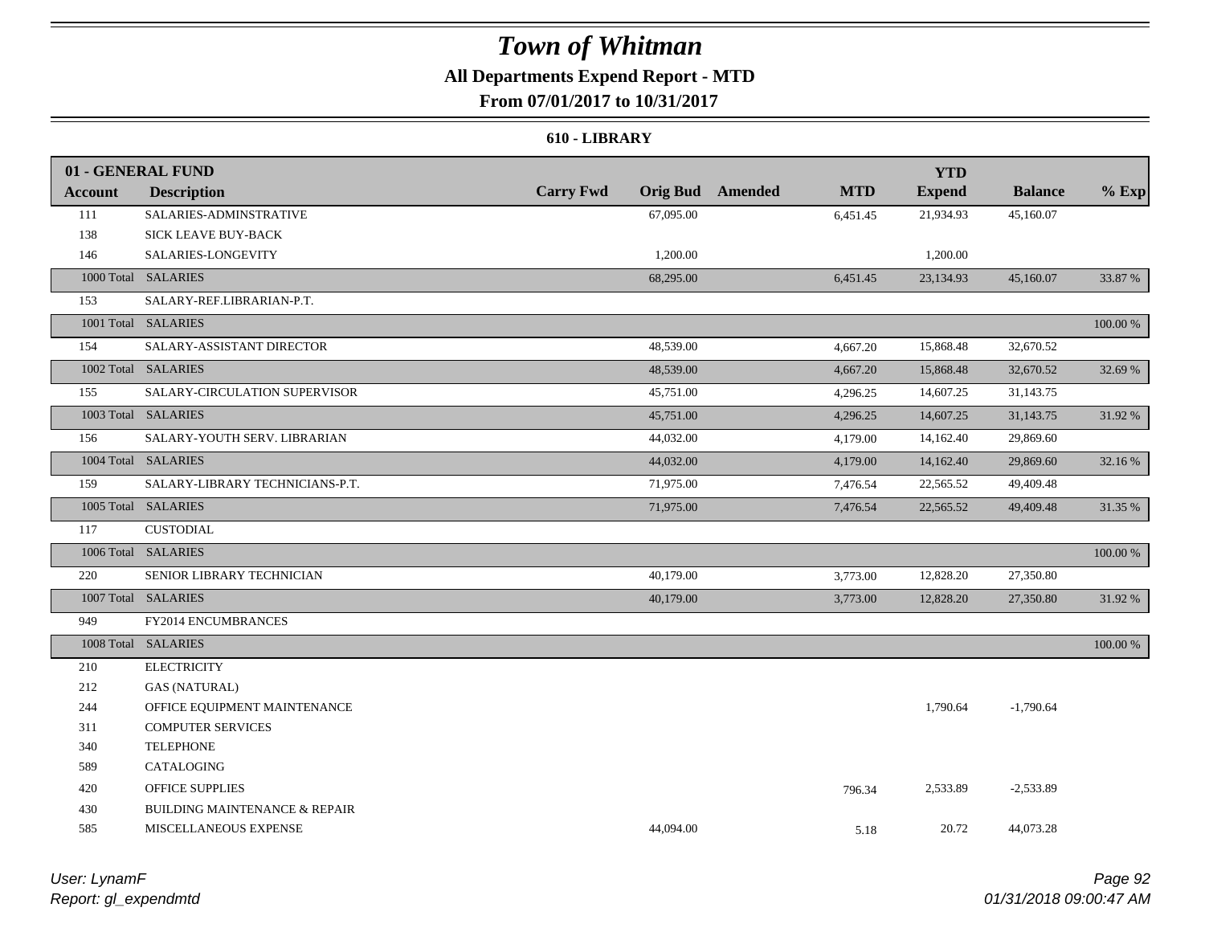# Town of Whitman

## All Departments Expend Report - MTD

### From 07/01/2017 to 10/31/2017

#### 610 - LIBRARY

| 01 - GENERAL FUND | | | | | | YTD | | |
|---|---|---|---|---|---|---|---|---|
| Account | Description | Carry Fwd | Orig Bud | Amended | MTD | Expend | Balance | % Exp |
| 111 | SALARIES-ADMINSTRATIVE | | 67,095.00 | | 6,451.45 | 21,934.93 | 45,160.07 | |
| 138 | SICK LEAVE BUY-BACK | | | | | | | |
| 146 | SALARIES-LONGEVITY | | 1,200.00 | | | 1,200.00 | | |
| 1000 Total | SALARIES | | 68,295.00 | | 6,451.45 | 23,134.93 | 45,160.07 | 33.87 % |
| 153 | SALARY-REF.LIBRARIAN-P.T. | | | | | | | |
| 1001 Total | SALARIES | | | | | | | 100.00 % |
| 154 | SALARY-ASSISTANT DIRECTOR | | 48,539.00 | | 4,667.20 | 15,868.48 | 32,670.52 | |
| 1002 Total | SALARIES | | 48,539.00 | | 4,667.20 | 15,868.48 | 32,670.52 | 32.69 % |
| 155 | SALARY-CIRCULATION SUPERVISOR | | 45,751.00 | | 4,296.25 | 14,607.25 | 31,143.75 | |
| 1003 Total | SALARIES | | 45,751.00 | | 4,296.25 | 14,607.25 | 31,143.75 | 31.92 % |
| 156 | SALARY-YOUTH SERV. LIBRARIAN | | 44,032.00 | | 4,179.00 | 14,162.40 | 29,869.60 | |
| 1004 Total | SALARIES | | 44,032.00 | | 4,179.00 | 14,162.40 | 29,869.60 | 32.16 % |
| 159 | SALARY-LIBRARY TECHNICIANS-P.T. | | 71,975.00 | | 7,476.54 | 22,565.52 | 49,409.48 | |
| 1005 Total | SALARIES | | 71,975.00 | | 7,476.54 | 22,565.52 | 49,409.48 | 31.35 % |
| 117 | CUSTODIAL | | | | | | | |
| 1006 Total | SALARIES | | | | | | | 100.00 % |
| 220 | SENIOR LIBRARY TECHNICIAN | | 40,179.00 | | 3,773.00 | 12,828.20 | 27,350.80 | |
| 1007 Total | SALARIES | | 40,179.00 | | 3,773.00 | 12,828.20 | 27,350.80 | 31.92 % |
| 949 | FY2014 ENCUMBRANCES | | | | | | | |
| 1008 Total | SALARIES | | | | | | | 100.00 % |
| 210 | ELECTRICITY | | | | | | | |
| 212 | GAS (NATURAL) | | | | | | | |
| 244 | OFFICE EQUIPMENT MAINTENANCE | | | | | 1,790.64 | -1,790.64 | |
| 311 | COMPUTER SERVICES | | | | | | | |
| 340 | TELEPHONE | | | | | | | |
| 589 | CATALOGING | | | | | | | |
| 420 | OFFICE SUPPLIES | | | | 796.34 | 2,533.89 | -2,533.89 | |
| 430 | BUILDING MAINTENANCE & REPAIR | | | | | | | |
| 585 | MISCELLANEOUS EXPENSE | | 44,094.00 | | 5.18 | 20.72 | 44,073.28 | |

User: LynamF
Report: gl_expendmtd

01/31/2018 09:00:47 AM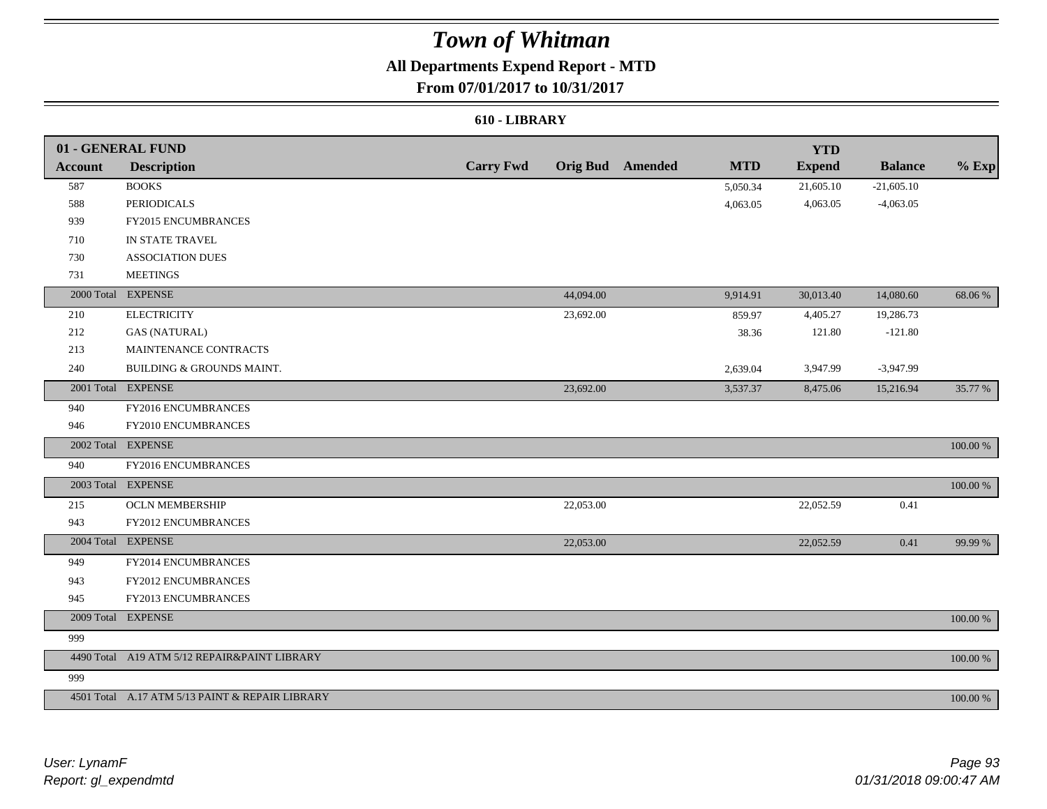# Town of Whitman

## All Departments Expend Report - MTD

### From 07/01/2017 to 10/31/2017

#### 610 - LIBRARY

| 01 - GENERAL FUND | | | | | | YTD | | |
|---|---|---|---|---|---|---|---|---|
| **Account** | **Description** | **Carry Fwd** | **Orig Bud** | **Amended** | **MTD** | **Expend** | **Balance** | **% Exp** |
| 587 | BOOKS | | | | 5,050.34 | 21,605.10 | -21,605.10 | |
| 588 | PERIODICALS | | | | 4,063.05 | 4,063.05 | -4,063.05 | |
| 939 | FY2015 ENCUMBRANCES | | | | | | | |
| 710 | IN STATE TRAVEL | | | | | | | |
| 730 | ASSOCIATION DUES | | | | | | | |
| 731 | MEETINGS | | | | | | | |
| 2000 Total | EXPENSE | | 44,094.00 | | 9,914.91 | 30,013.40 | 14,080.60 | 68.06 % |
| 210 | ELECTRICITY | | 23,692.00 | | 859.97 | 4,405.27 | 19,286.73 | |
| 212 | GAS (NATURAL) | | | | 38.36 | 121.80 | -121.80 | |
| 213 | MAINTENANCE CONTRACTS | | | | | | | |
| 240 | BUILDING & GROUNDS MAINT. | | | | 2,639.04 | 3,947.99 | -3,947.99 | |
| 2001 Total | EXPENSE | | 23,692.00 | | 3,537.37 | 8,475.06 | 15,216.94 | 35.77 % |
| 940 | FY2016 ENCUMBRANCES | | | | | | | |
| 946 | FY2010 ENCUMBRANCES | | | | | | | |
| 2002 Total | EXPENSE | | | | | | | 100.00 % |
| 940 | FY2016 ENCUMBRANCES | | | | | | | |
| 2003 Total | EXPENSE | | | | | | | 100.00 % |
| 215 | OCLN MEMBERSHIP | | 22,053.00 | | | 22,052.59 | 0.41 | |
| 943 | FY2012 ENCUMBRANCES | | | | | | | |
| 2004 Total | EXPENSE | | 22,053.00 | | | 22,052.59 | 0.41 | 99.99 % |
| 949 | FY2014 ENCUMBRANCES | | | | | | | |
| 943 | FY2012 ENCUMBRANCES | | | | | | | |
| 945 | FY2013 ENCUMBRANCES | | | | | | | |
| 2009 Total | EXPENSE | | | | | | | 100.00 % |
| 999 | | | | | | | | |
| 4490 Total | A19 ATM 5/12 REPAIR&PAINT LIBRARY | | | | | | | 100.00 % |
| 999 | | | | | | | | |
| 4501 Total | A.17 ATM 5/13 PAINT & REPAIR LIBRARY | | | | | | | 100.00 % |

*User: LynamF*
*Report: gl_expendmtd*

*01/31/2018 09:00:47 AM*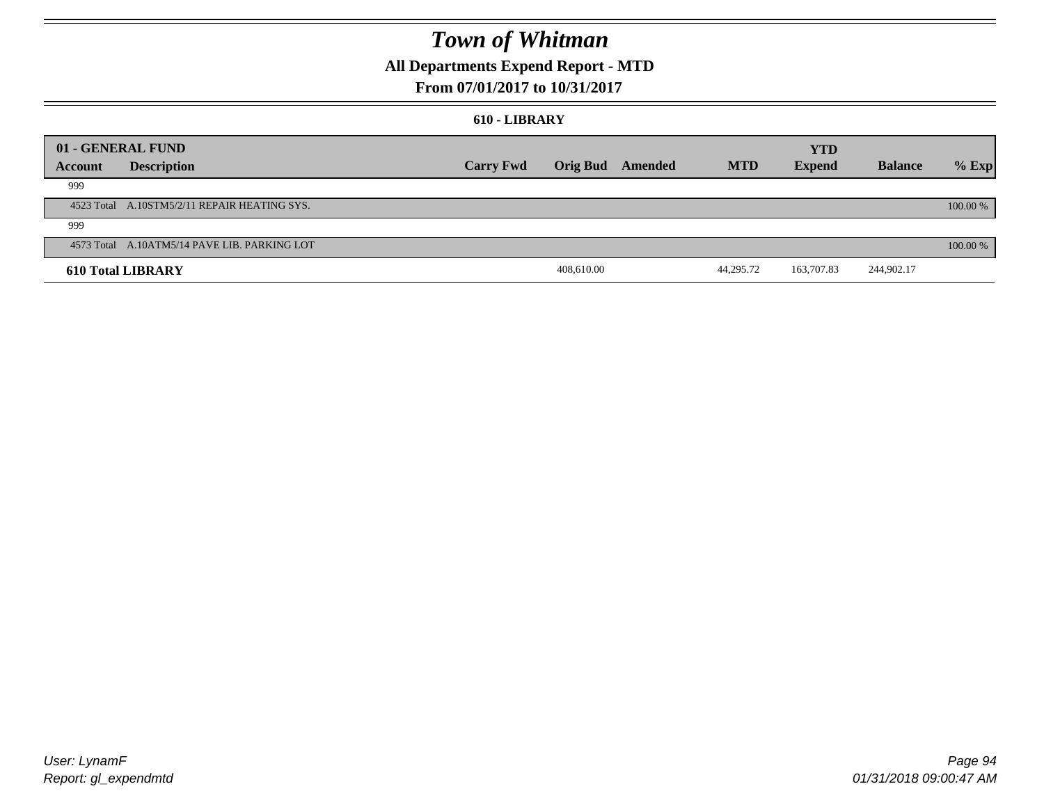# Town of Whitman

## All Departments Expend Report - MTD

### From 07/01/2017 to 10/31/2017

#### 610 - LIBRARY

| 01 - GENERAL FUND | | | | | | YTD | | |
|---|---|---|---|---|---|---|---|---|
| Account | Description | Carry Fwd | Orig Bud | Amended | MTD | Expend | Balance | % Exp |
| 999 | | | | | | | | |
| 4523 Total | A.10STM5/2/11 REPAIR HEATING SYS. | | | | | | | 100.00 % |
| 999 | | | | | | | | |
| 4573 Total | A.10ATM5/14 PAVE LIB. PARKING LOT | | | | | | | 100.00 % |
| **610 Total LIBRARY** | | | 408,610.00 | | 44,295.72 | 163,707.83 | 244,902.17 | |

User: LynamF
Report: gl_expendmtd

01/31/2018 09:00:47 AM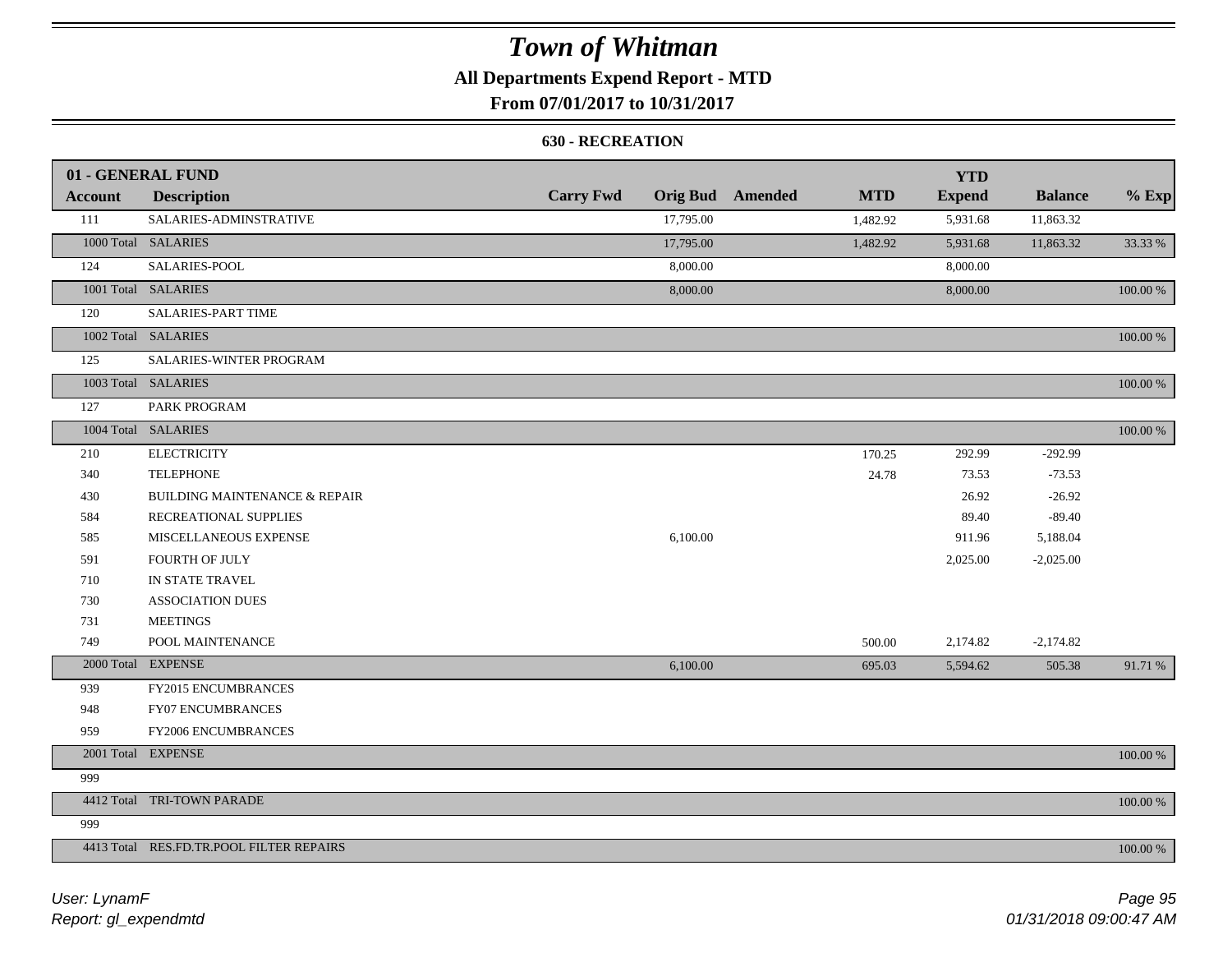# Town of Whitman

**All Departments Expend Report - MTD**

**From 07/01/2017 to 10/31/2017**

**630 - RECREATION**

| 01 - GENERAL FUND | | | | | | YTD | | |
|---|---|---|---|---|---|---|---|---|
| **Account** | **Description** | **Carry Fwd** | **Orig Bud** | **Amended** | **MTD** | **Expend** | **Balance** | **% Exp** |
| 111 | SALARIES-ADMINSTRATIVE | | 17,795.00 | | 1,482.92 | 5,931.68 | 11,863.32 | |
| 1000 Total | SALARIES | | 17,795.00 | | 1,482.92 | 5,931.68 | 11,863.32 | 33.33 % |
| 124 | SALARIES-POOL | | 8,000.00 | | | 8,000.00 | | |
| 1001 Total | SALARIES | | 8,000.00 | | | 8,000.00 | | 100.00 % |
| 120 | SALARIES-PART TIME | | | | | | | |
| 1002 Total | SALARIES | | | | | | | 100.00 % |
| 125 | SALARIES-WINTER PROGRAM | | | | | | | |
| 1003 Total | SALARIES | | | | | | | 100.00 % |
| 127 | PARK PROGRAM | | | | | | | |
| 1004 Total | SALARIES | | | | | | | 100.00 % |
| 210 | ELECTRICITY | | | | 170.25 | 292.99 | -292.99 | |
| 340 | TELEPHONE | | | | 24.78 | 73.53 | -73.53 | |
| 430 | BUILDING MAINTENANCE & REPAIR | | | | | 26.92 | -26.92 | |
| 584 | RECREATIONAL SUPPLIES | | | | | 89.40 | -89.40 | |
| 585 | MISCELLANEOUS EXPENSE | | 6,100.00 | | | 911.96 | 5,188.04 | |
| 591 | FOURTH OF JULY | | | | | 2,025.00 | -2,025.00 | |
| 710 | IN STATE TRAVEL | | | | | | | |
| 730 | ASSOCIATION DUES | | | | | | | |
| 731 | MEETINGS | | | | | | | |
| 749 | POOL MAINTENANCE | | | | 500.00 | 2,174.82 | -2,174.82 | |
| 2000 Total | EXPENSE | | 6,100.00 | | 695.03 | 5,594.62 | 505.38 | 91.71 % |
| 939 | FY2015 ENCUMBRANCES | | | | | | | |
| 948 | FY07 ENCUMBRANCES | | | | | | | |
| 959 | FY2006 ENCUMBRANCES | | | | | | | |
| 2001 Total | EXPENSE | | | | | | | 100.00 % |
| 999 | | | | | | | | |
| 4412 Total | TRI-TOWN PARADE | | | | | | | 100.00 % |
| 999 | | | | | | | | |
| 4413 Total | RES.FD.TR.POOL FILTER REPAIRS | | | | | | | 100.00 % |

*User: LynamF*
*Report: gl_expendmtd*

*01/31/2018 09:00:47 AM*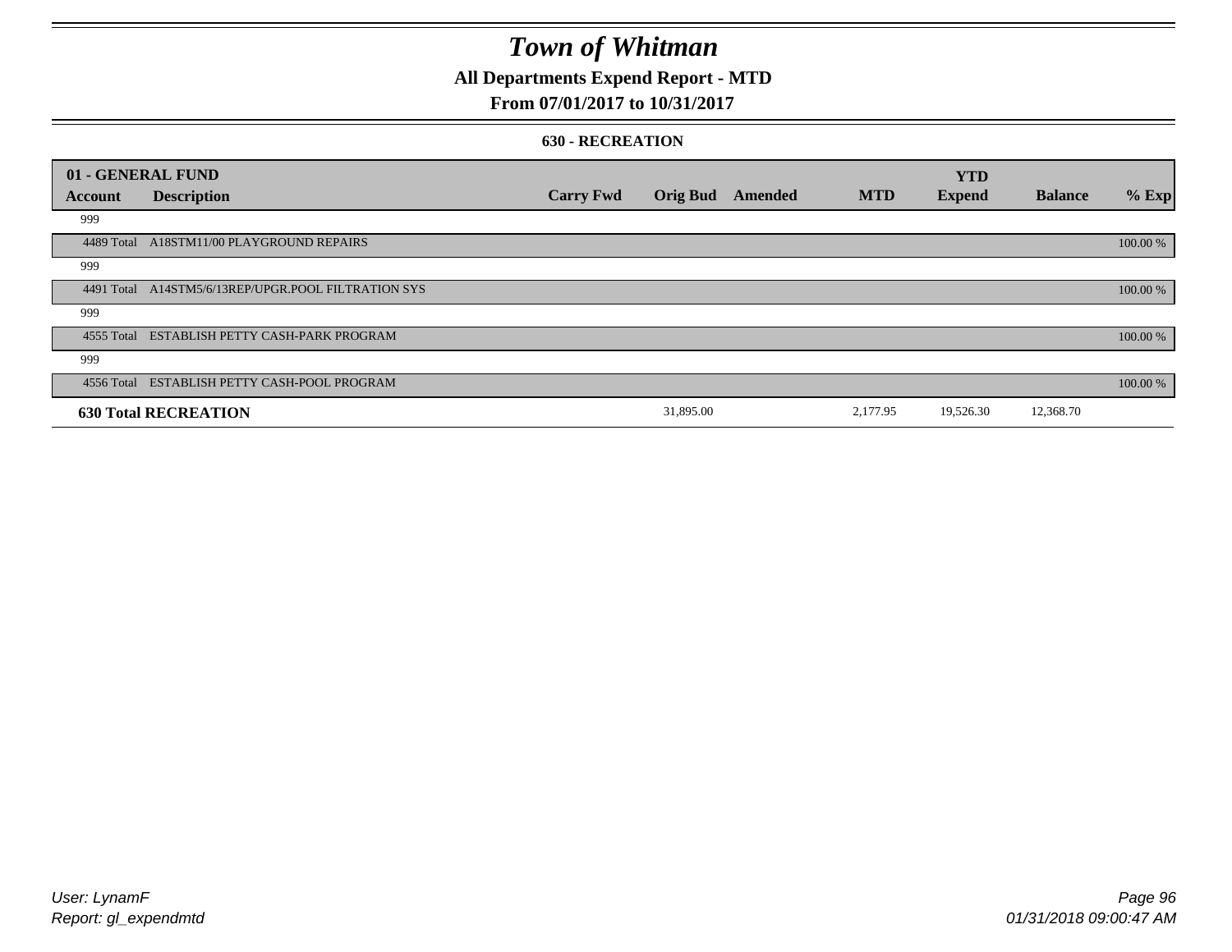# Town of Whitman

## All Departments Expend Report - MTD

### From 07/01/2017 to 10/31/2017

#### 630 - RECREATION

| 01 - GENERAL FUND | | | | | | YTD | | |
|---|---|---|---|---|---|---|---|---|
| Account | Description | Carry Fwd | Orig Bud | Amended | MTD | Expend | Balance | % Exp |
| 999 | | | | | | | | |
| 4489 Total | A18STM11/00 PLAYGROUND REPAIRS | | | | | | | 100.00 % |
| 999 | | | | | | | | |
| 4491 Total | A14STM5/6/13REP/UPGR.POOL FILTRATION SYS | | | | | | | 100.00 % |
| 999 | | | | | | | | |
| 4555 Total | ESTABLISH PETTY CASH-PARK PROGRAM | | | | | | | 100.00 % |
| 999 | | | | | | | | |
| 4556 Total | ESTABLISH PETTY CASH-POOL PROGRAM | | | | | | | 100.00 % |
| **630 Total RECREATION** | | | 31,895.00 | | 2,177.95 | 19,526.30 | 12,368.70 | |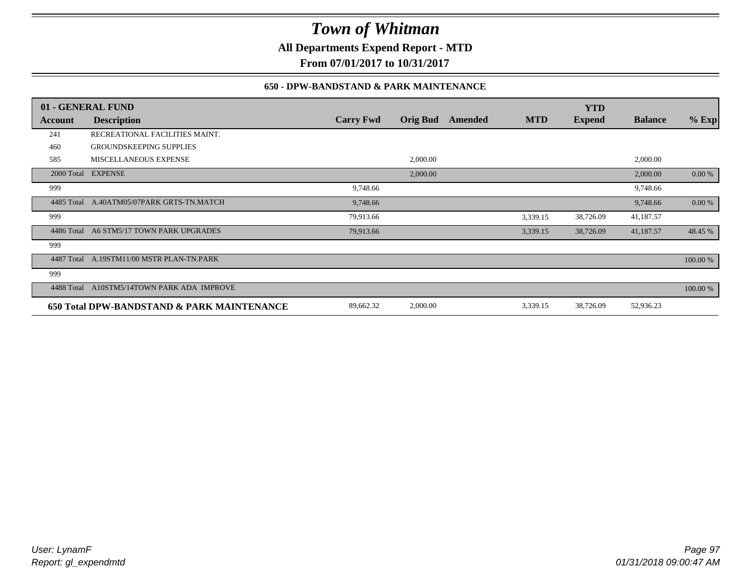# Town of Whitman

**All Departments Expend Report - MTD**

**From 07/01/2017 to 10/31/2017**

### 650 - DPW-BANDSTAND & PARK MAINTENANCE

| 01 - GENERAL FUND | | | | | | YTD | | |
|---|---|---|---|---|---|---|---|---|
| **Account** | **Description** | **Carry Fwd** | **Orig Bud** | **Amended** | **MTD** | **Expend** | **Balance** | **% Exp** |
| 241 | RECREATIONAL FACILITIES MAINT. | | | | | | | |
| 460 | GROUNDSKEEPING SUPPLIES | | | | | | | |
| 585 | MISCELLANEOUS EXPENSE | | 2,000.00 | | | | 2,000.00 | |
| 2000 Total | EXPENSE | | 2,000.00 | | | | 2,000.00 | 0.00 % |
| 999 | | 9,748.66 | | | | | 9,748.66 | |
| 4485 Total | A.40ATM05/07PARK GRTS-TN.MATCH | 9,748.66 | | | | | 9,748.66 | 0.00 % |
| 999 | | 79,913.66 | | | 3,339.15 | 38,726.09 | 41,187.57 | |
| 4486 Total | A6 STM5/17 TOWN PARK UPGRADES | 79,913.66 | | | 3,339.15 | 38,726.09 | 41,187.57 | 48.45 % |
| 999 | | | | | | | | |
| 4487 Total | A.19STM11/00 MSTR PLAN-TN.PARK | | | | | | | 100.00 % |
| 999 | | | | | | | | |
| 4488 Total | A10STM5/14TOWN PARK ADA IMPROVE | | | | | | | 100.00 % |
| **650 Total DPW-BANDSTAND & PARK MAINTENANCE** | | 89,662.32 | 2,000.00 | | 3,339.15 | 38,726.09 | 52,936.23 | |

*User: LynamF*
*Report: gl_expendmtd*

*01/31/2018 09:00:47 AM*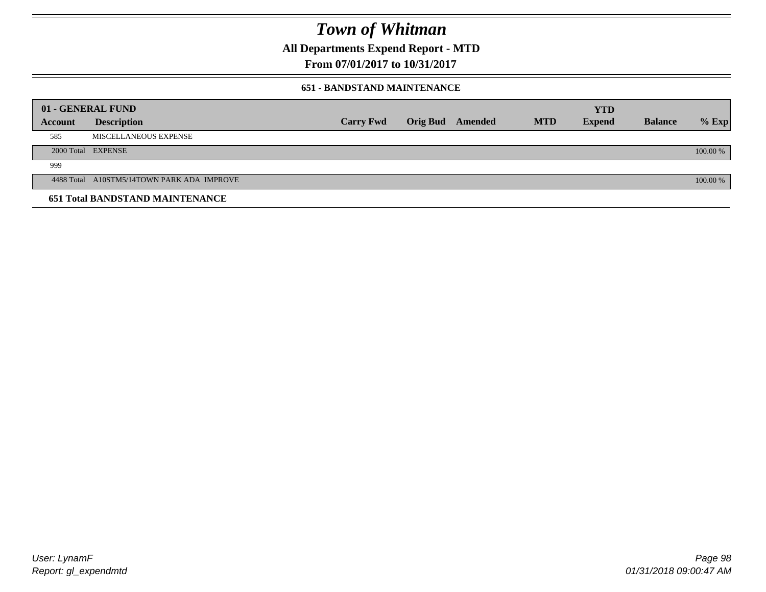# Town of Whitman

## All Departments Expend Report - MTD

## From 07/01/2017 to 10/31/2017

### 651 - BANDSTAND MAINTENANCE

| 01 - GENERAL FUND | | | | | | YTD | | |
|---|---|---|---|---|---|---|---|---|
| **Account** | **Description** | **Carry Fwd** | **Orig Bud** | **Amended** | **MTD** | **Expend** | **Balance** | **% Exp** |
| 585 | MISCELLANEOUS EXPENSE | | | | | | | |
| 2000 Total | EXPENSE | | | | | | | 100.00 % |
| 999 | | | | | | | | |
| 4488 Total | A10STM5/14TOWN PARK ADA IMPROVE | | | | | | | 100.00 % |
| **651 Total BANDSTAND MAINTENANCE** | | | | | | | | |

User: LynamF
Report: gl_expendmtd

01/31/2018 09:00:47 AM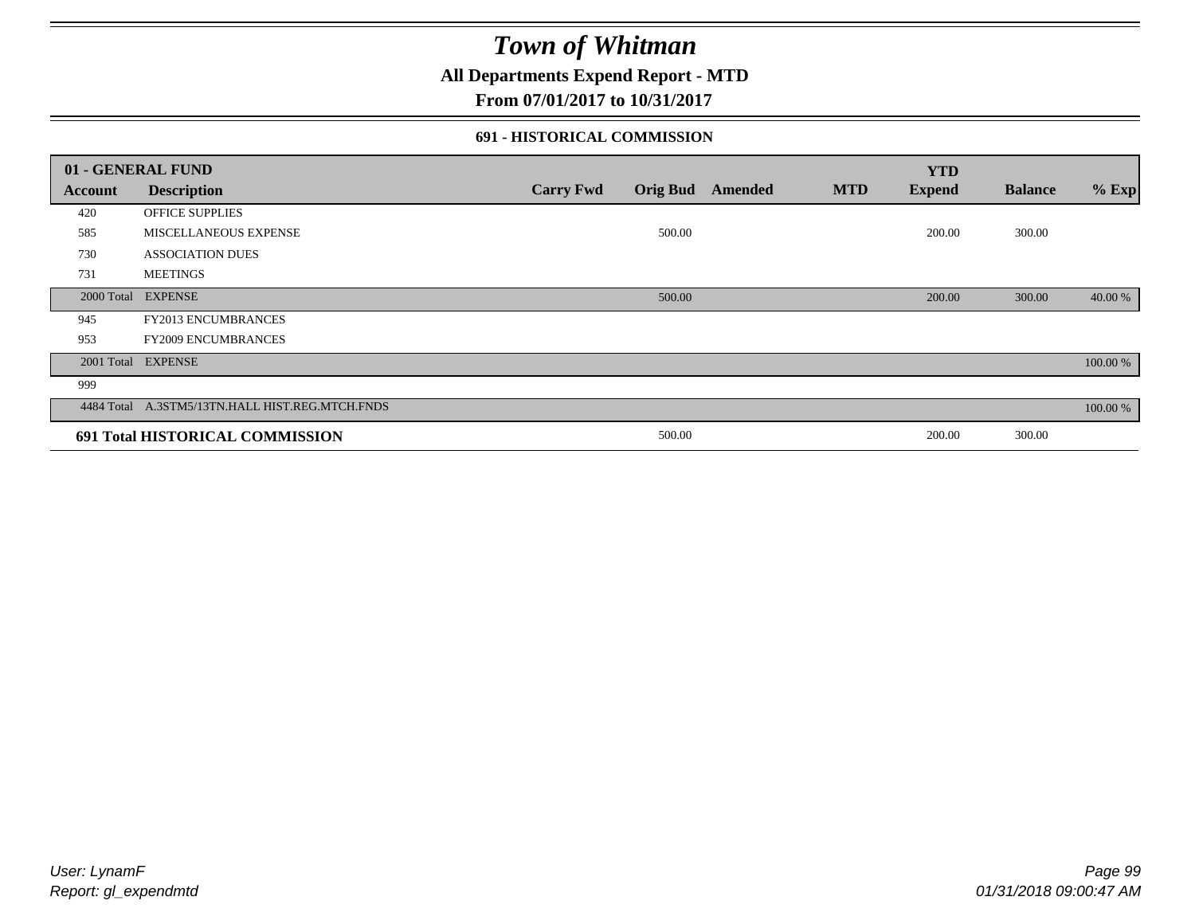# Town of Whitman

## All Departments Expend Report - MTD

### From 07/01/2017 to 10/31/2017

#### 691 - HISTORICAL COMMISSION

| 01 - GENERAL FUND | | | | | | YTD | | |
|---|---|---|---|---|---|---|---|---|
| **Account** | **Description** | **Carry Fwd** | **Orig Bud** | **Amended** | **MTD** | **Expend** | **Balance** | **% Exp** |
| 420 | OFFICE SUPPLIES | | | | | | | |
| 585 | MISCELLANEOUS EXPENSE | | 500.00 | | | 200.00 | 300.00 | |
| 730 | ASSOCIATION DUES | | | | | | | |
| 731 | MEETINGS | | | | | | | |
| 2000 Total | EXPENSE | | 500.00 | | | 200.00 | 300.00 | 40.00 % |
| 945 | FY2013 ENCUMBRANCES | | | | | | | |
| 953 | FY2009 ENCUMBRANCES | | | | | | | |
| 2001 Total | EXPENSE | | | | | | | 100.00 % |
| 999 | | | | | | | | |
| 4484 Total | A.3STM5/13TN.HALL HIST.REG.MTCH.FNDS | | | | | | | 100.00 % |
| **691 Total HISTORICAL COMMISSION** | | | 500.00 | | | 200.00 | 300.00 | |

User: LynamF
Report: gl_expendmtd

01/31/2018 09:00:47 AM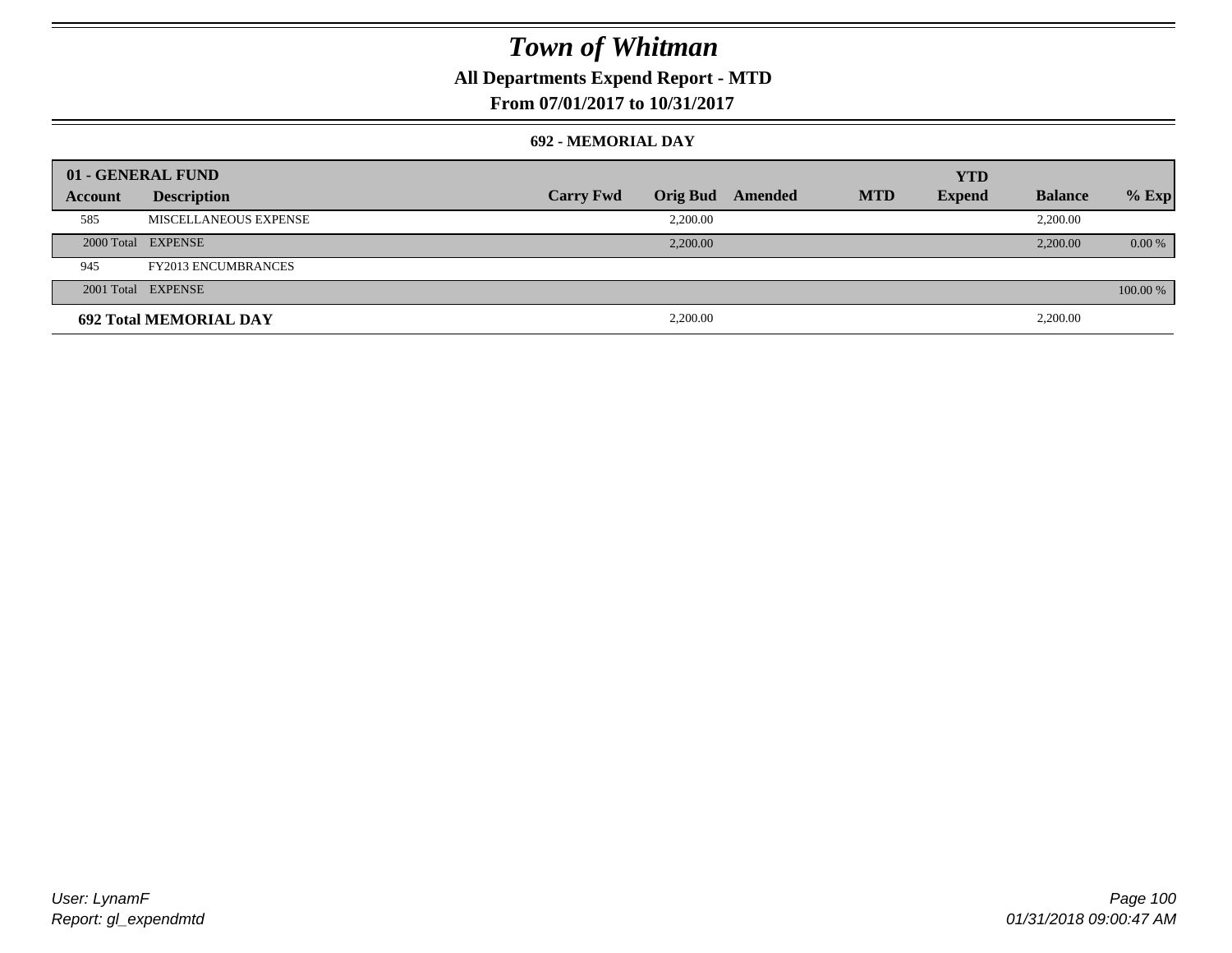# Town of Whitman

**All Departments Expend Report - MTD**

**From 07/01/2017 to 10/31/2017**

**692 - MEMORIAL DAY**

| 01 - GENERAL FUND | | | | | | | | |
|---|---|---|---|---|---|---|---|---|
| **Account** | **Description** | **Carry Fwd** | **Orig Bud** | **Amended** | **MTD** | **YTD Expend** | **Balance** | **% Exp** |
| 585 | MISCELLANEOUS EXPENSE | | 2,200.00 | | | | 2,200.00 | |
| 2000 Total | EXPENSE | | 2,200.00 | | | | 2,200.00 | 0.00 % |
| 945 | FY2013 ENCUMBRANCES | | | | | | | |
| 2001 Total | EXPENSE | | | | | | | 100.00 % |
| **692 Total MEMORIAL DAY** | | | 2,200.00 | | | | 2,200.00 | |

*User: LynamF*

*Report: gl_expendmtd*

*01/31/2018 09:00:47 AM*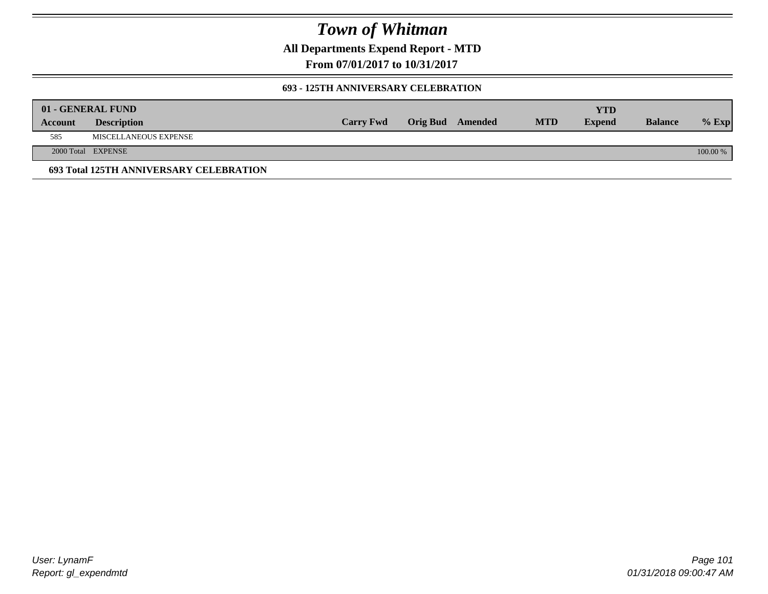# Town of Whitman

**All Departments Expend Report - MTD**

**From 07/01/2017 to 10/31/2017**

### 693 - 125TH ANNIVERSARY CELEBRATION

| 01 - GENERAL FUND | | | | | | YTD | | |
|---|---|---|---|---|---|---|---|---|
| Account | Description | Carry Fwd | Orig Bud | Amended | MTD | Expend | Balance | % Exp |
| 585 | MISCELLANEOUS EXPENSE | | | | | | | |
| 2000 Total | EXPENSE | | | | | | | 100.00 % |

**693 Total 125TH ANNIVERSARY CELEBRATION**

User: LynamF
Report: gl_expendmtd

01/31/2018 09:00:47 AM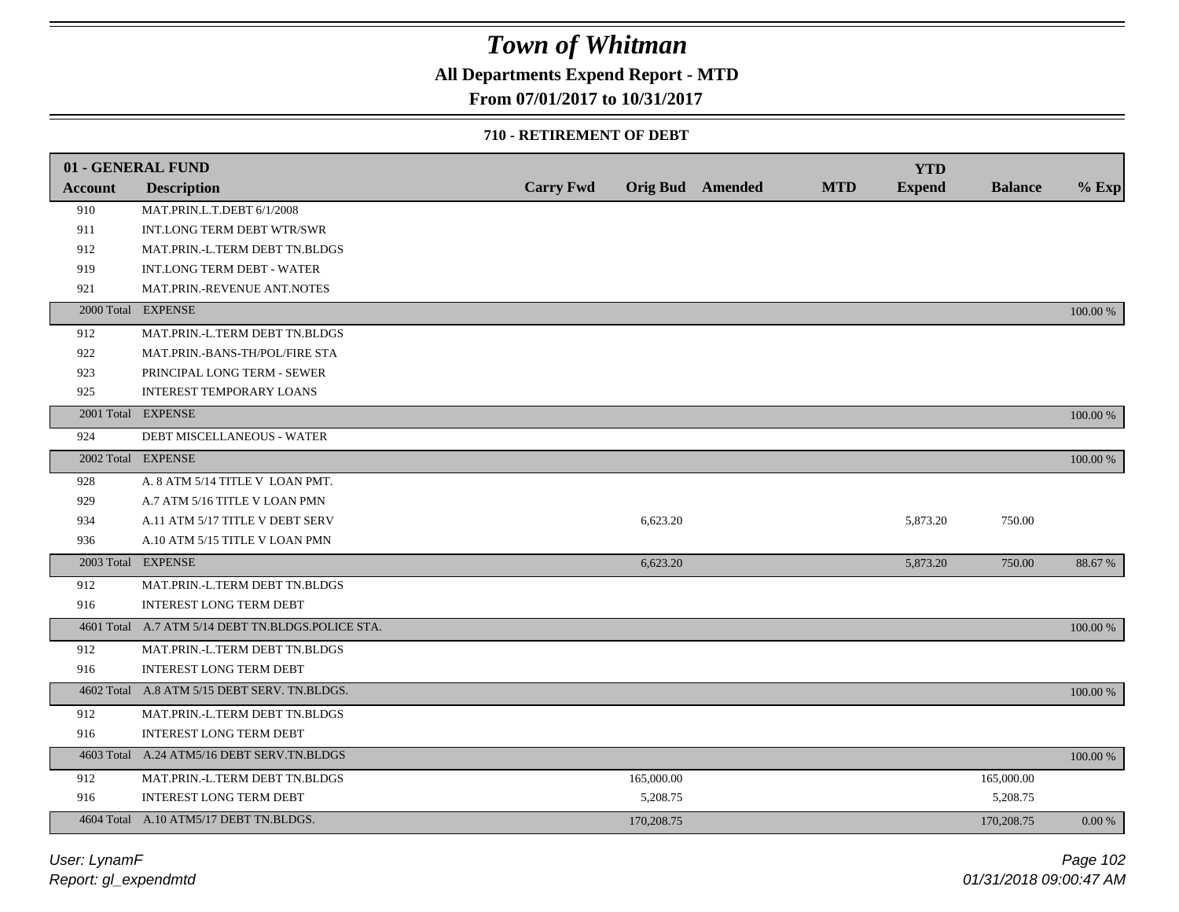# Town of Whitman

**All Departments Expend Report - MTD**

**From 07/01/2017 to 10/31/2017**

**710 - RETIREMENT OF DEBT**

| 01 - GENERAL FUND | | | | | | | | |
|---|---|---|---|---|---|---|---|---|
| **Account** | **Description** | **Carry Fwd** | **Orig Bud** | **Amended** | **MTD** | **YTD Expend** | **Balance** | **% Exp** |
| 910 | MAT.PRIN.L.T.DEBT 6/1/2008 | | | | | | | |
| 911 | INT.LONG TERM DEBT WTR/SWR | | | | | | | |
| 912 | MAT.PRIN.-L.TERM DEBT TN.BLDGS | | | | | | | |
| 919 | INT.LONG TERM DEBT - WATER | | | | | | | |
| 921 | MAT.PRIN.-REVENUE ANT.NOTES | | | | | | | |
| 2000 Total | EXPENSE | | | | | | | 100.00 % |
| 912 | MAT.PRIN.-L.TERM DEBT TN.BLDGS | | | | | | | |
| 922 | MAT.PRIN.-BANS-TH/POL/FIRE STA | | | | | | | |
| 923 | PRINCIPAL LONG TERM - SEWER | | | | | | | |
| 925 | INTEREST TEMPORARY LOANS | | | | | | | |
| 2001 Total | EXPENSE | | | | | | | 100.00 % |
| 924 | DEBT MISCELLANEOUS - WATER | | | | | | | |
| 2002 Total | EXPENSE | | | | | | | 100.00 % |
| 928 | A. 8 ATM 5/14 TITLE V LOAN PMT. | | | | | | | |
| 929 | A.7 ATM 5/16 TITLE V LOAN PMN | | | | | | | |
| 934 | A.11 ATM 5/17 TITLE V DEBT SERV | | 6,623.20 | | | 5,873.20 | 750.00 | |
| 936 | A.10 ATM 5/15 TITLE V LOAN PMN | | | | | | | |
| 2003 Total | EXPENSE | | 6,623.20 | | | 5,873.20 | 750.00 | 88.67 % |
| 912 | MAT.PRIN.-L.TERM DEBT TN.BLDGS | | | | | | | |
| 916 | INTEREST LONG TERM DEBT | | | | | | | |
| 4601 Total | A.7 ATM 5/14 DEBT TN.BLDGS.POLICE STA. | | | | | | | 100.00 % |
| 912 | MAT.PRIN.-L.TERM DEBT TN.BLDGS | | | | | | | |
| 916 | INTEREST LONG TERM DEBT | | | | | | | |
| 4602 Total | A.8 ATM 5/15 DEBT SERV. TN.BLDGS. | | | | | | | 100.00 % |
| 912 | MAT.PRIN.-L.TERM DEBT TN.BLDGS | | | | | | | |
| 916 | INTEREST LONG TERM DEBT | | | | | | | |
| 4603 Total | A.24 ATM5/16 DEBT SERV.TN.BLDGS | | | | | | | 100.00 % |
| 912 | MAT.PRIN.-L.TERM DEBT TN.BLDGS | | 165,000.00 | | | | 165,000.00 | |
| 916 | INTEREST LONG TERM DEBT | | 5,208.75 | | | | 5,208.75 | |
| 4604 Total | A.10 ATM5/17 DEBT TN.BLDGS. | | 170,208.75 | | | | 170,208.75 | 0.00 % |

*User: LynamF*
*Report: gl_expendmtd*

*01/31/2018 09:00:47 AM*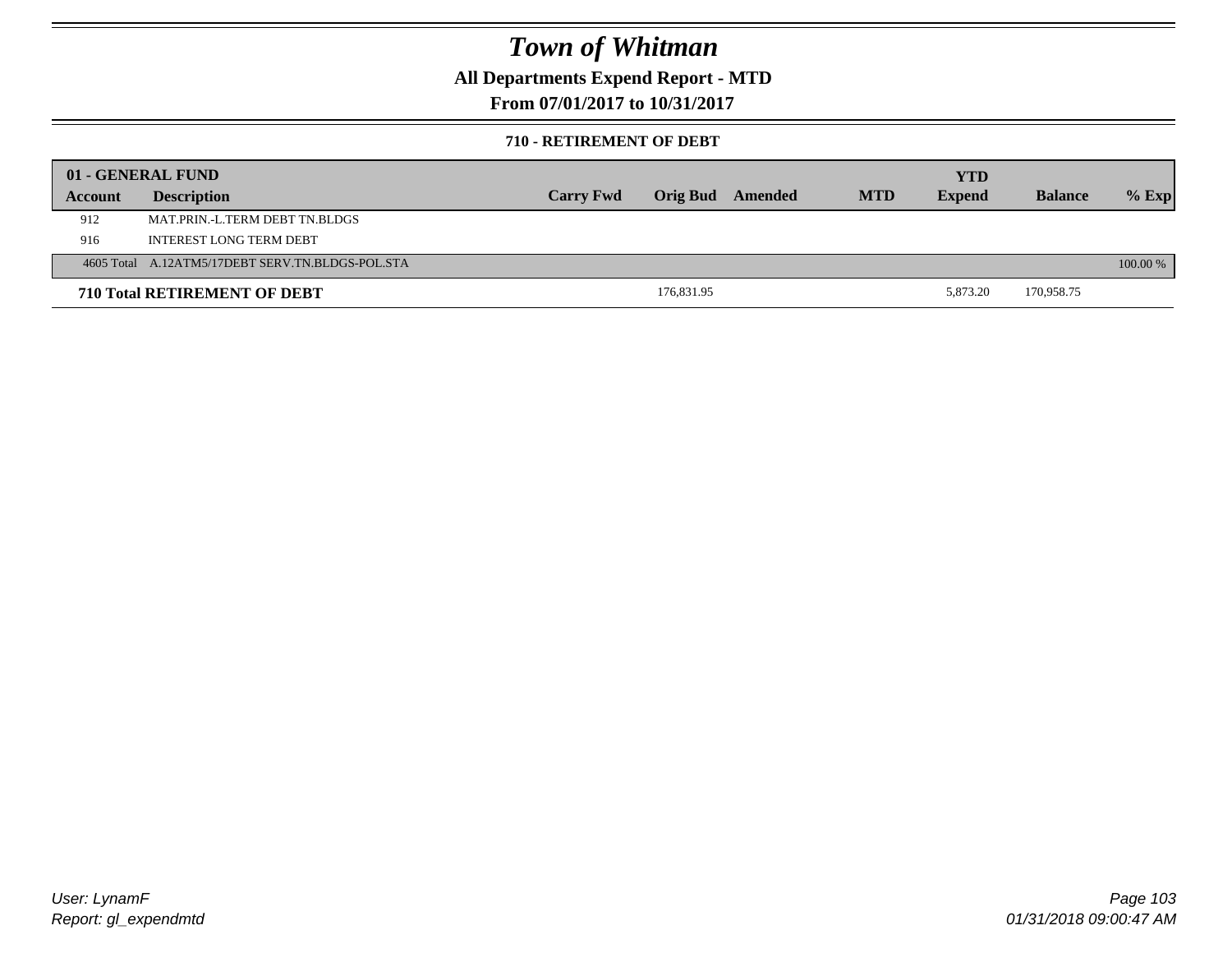# Town of Whitman

**All Departments Expend Report - MTD**

**From 07/01/2017 to 10/31/2017**

### 710 - RETIREMENT OF DEBT

| 01 - GENERAL FUND | | | | | | YTD | | |
|---|---|---|---|---|---|---|---|---|
| **Account** | **Description** | **Carry Fwd** | **Orig Bud** | **Amended** | **MTD** | **Expend** | **Balance** | **% Exp** |
| 912 | MAT.PRIN.-L.TERM DEBT TN.BLDGS | | | | | | | |
| 916 | INTEREST LONG TERM DEBT | | | | | | | |
| 4605 Total | A.12ATM5/17DEBT SERV.TN.BLDGS-POL.STA | | | | | | | 100.00 % |
| **710 Total RETIREMENT OF DEBT** | | | 176,831.95 | | | 5,873.20 | 170,958.75 | |

User: LynamF

Report: gl_expendmtd

01/31/2018 09:00:47 AM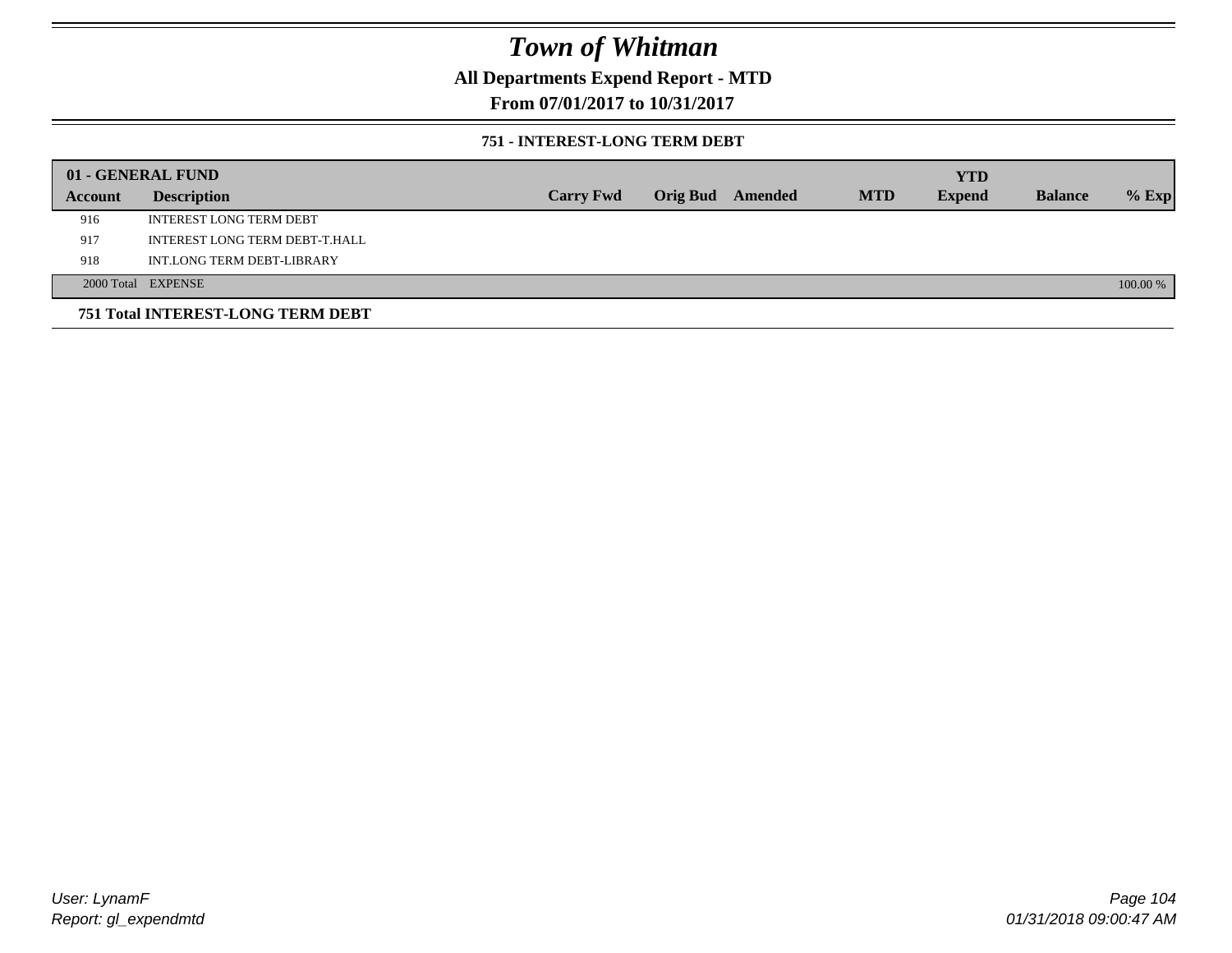# Town of Whitman

## All Departments Expend Report - MTD

### From 07/01/2017 to 10/31/2017

#### 751 - INTEREST-LONG TERM DEBT

| 01 - GENERAL FUND | | | | | | YTD | | |
|---|---|---|---|---|---|---|---|---|
| **Account** | **Description** | **Carry Fwd** | **Orig Bud** | **Amended** | **MTD** | **Expend** | **Balance** | **% Exp** |
| 916 | INTEREST LONG TERM DEBT | | | | | | | |
| 917 | INTEREST LONG TERM DEBT-T.HALL | | | | | | | |
| 918 | INT.LONG TERM DEBT-LIBRARY | | | | | | | |
| 2000 Total | EXPENSE | | | | | | | 100.00 % |

**751 Total INTEREST-LONG TERM DEBT**

User: LynamF
Report: gl_expendmtd

01/31/2018 09:00:47 AM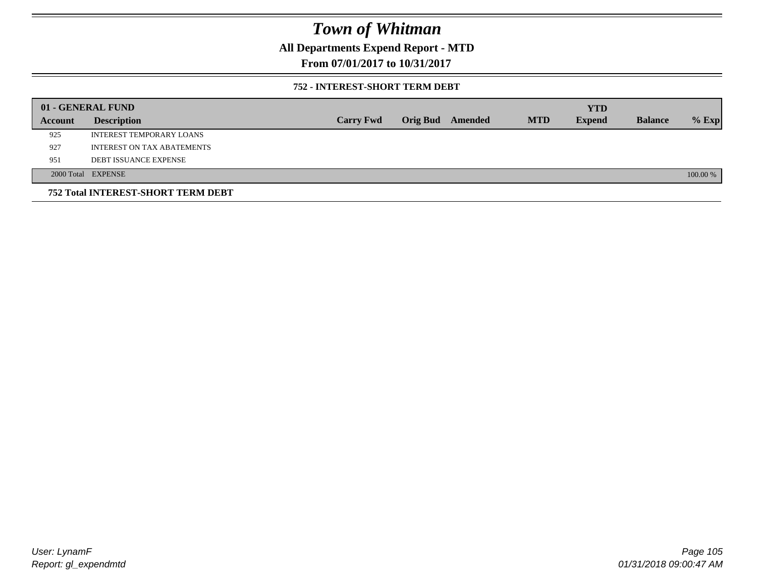# Town of Whitman

## All Departments Expend Report - MTD

### From 07/01/2017 to 10/31/2017

### 752 - INTEREST-SHORT TERM DEBT

| 01 - GENERAL FUND | | | | | | YTD | | |
|---|---|---|---|---|---|---|---|---|
| **Account** | **Description** | **Carry Fwd** | **Orig Bud** | **Amended** | **MTD** | **Expend** | **Balance** | **% Exp** |
| 925 | INTEREST TEMPORARY LOANS | | | | | | | |
| 927 | INTEREST ON TAX ABATEMENTS | | | | | | | |
| 951 | DEBT ISSUANCE EXPENSE | | | | | | | |
| 2000 Total | EXPENSE | | | | | | | 100.00 % |

**752 Total INTEREST-SHORT TERM DEBT**

*User: LynamF*
*Report: gl_expendmtd*

*01/31/2018 09:00:47 AM*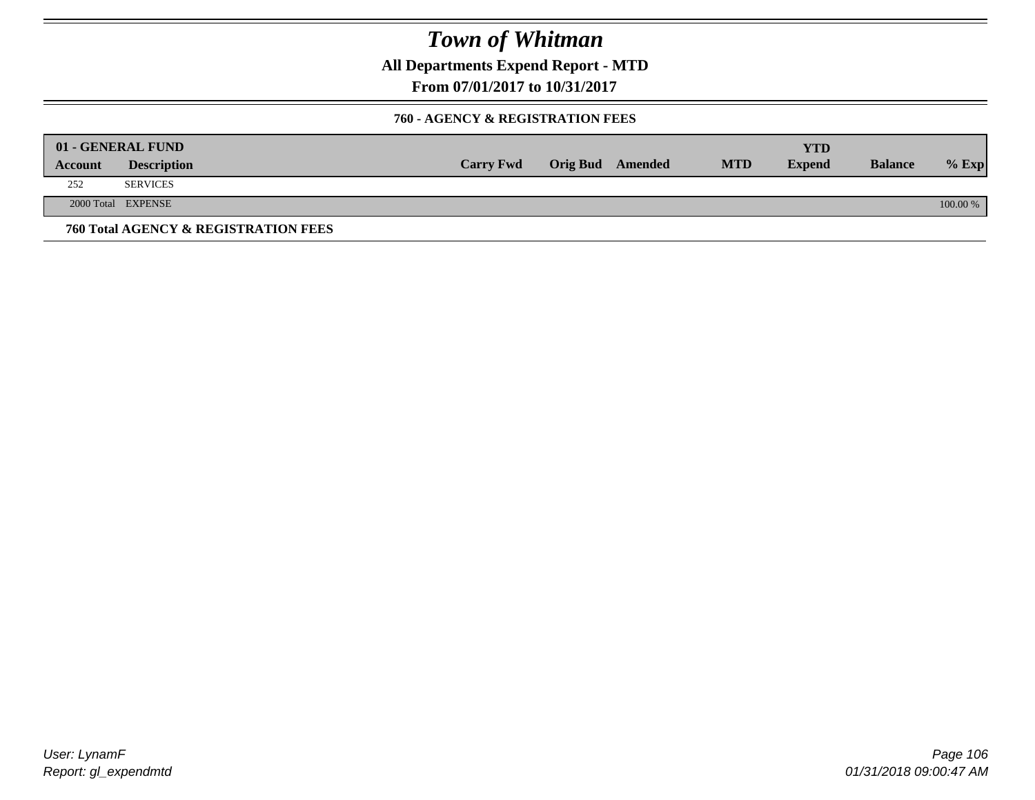# Town of Whitman

**All Departments Expend Report - MTD**

**From 07/01/2017 to 10/31/2017**

### 760 - AGENCY & REGISTRATION FEES

| 01 - GENERAL FUND | | | | | | YTD | | |
|---|---|---|---|---|---|---|---|---|
| Account | Description | Carry Fwd | Orig Bud | Amended | MTD | Expend | Balance | % Exp |
| 252 | SERVICES | | | | | | | |
| 2000 Total | EXPENSE | | | | | | | 100.00 % |

**760 Total AGENCY & REGISTRATION FEES**

User: LynamF
Report: gl_expendmtd

01/31/2018 09:00:47 AM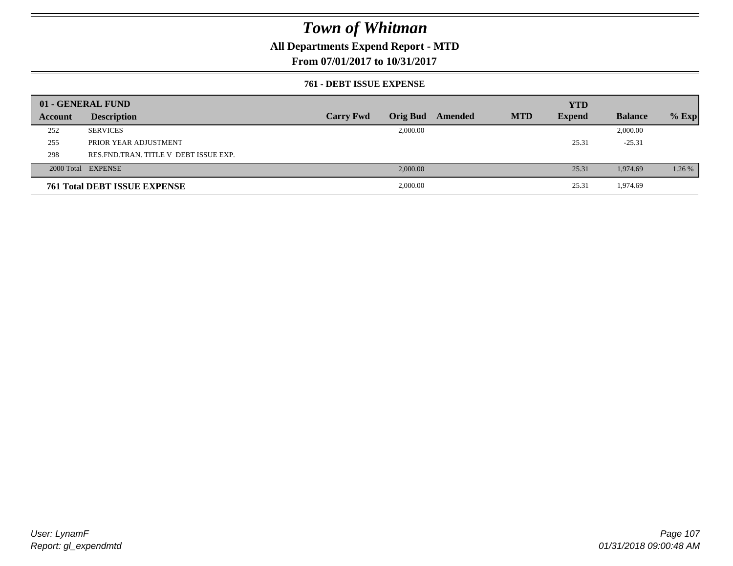# Town of Whitman

## All Departments Expend Report - MTD

### From 07/01/2017 to 10/31/2017

#### 761 - DEBT ISSUE EXPENSE

| 01 - GENERAL FUND | | | | | | YTD | | |
|---|---|---|---|---|---|---|---|---|
| Account | Description | Carry Fwd | Orig Bud | Amended | MTD | Expend | Balance | % Exp |
| 252 | SERVICES | | 2,000.00 | | | | 2,000.00 | |
| 255 | PRIOR YEAR ADJUSTMENT | | | | | 25.31 | -25.31 | |
| 298 | RES.FND.TRAN. TITLE V DEBT ISSUE EXP. | | | | | | | |
| 2000 Total | EXPENSE | | 2,000.00 | | | 25.31 | 1,974.69 | 1.26 % |
| **761 Total DEBT ISSUE EXPENSE** | | | 2,000.00 | | | 25.31 | 1,974.69 | |

*User: LynamF*
*Report: gl_expendmtd*

*01/31/2018 09:00:48 AM*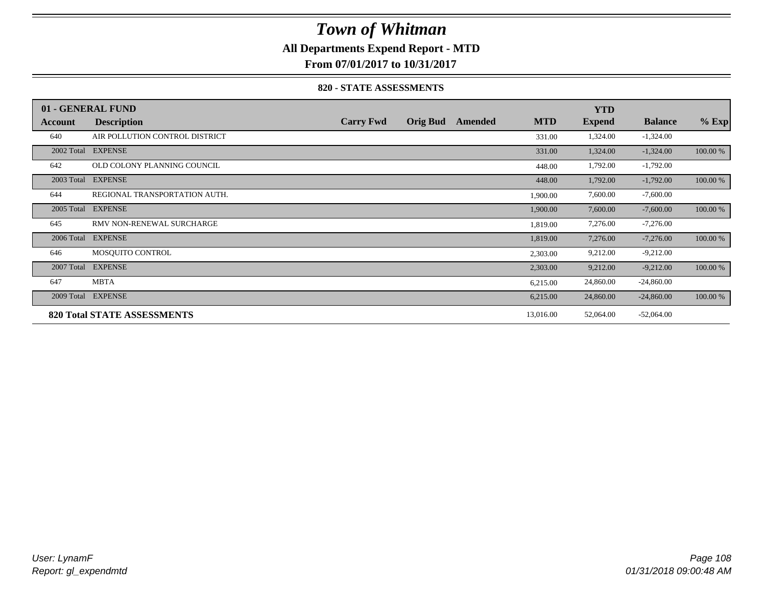# Town of Whitman

**All Departments Expend Report - MTD**

**From 07/01/2017 to 10/31/2017**

**820 - STATE ASSESSMENTS**

| 01 - GENERAL FUND | | | | | | YTD | | |
|---|---|---|---|---|---|---|---|---|
| **Account** | **Description** | **Carry Fwd** | **Orig Bud** | **Amended** | **MTD** | **Expend** | **Balance** | **% Exp** |
| 640 | AIR POLLUTION CONTROL DISTRICT | | | | 331.00 | 1,324.00 | -1,324.00 | |
| 2002 Total | EXPENSE | | | | 331.00 | 1,324.00 | -1,324.00 | 100.00 % |
| 642 | OLD COLONY PLANNING COUNCIL | | | | 448.00 | 1,792.00 | -1,792.00 | |
| 2003 Total | EXPENSE | | | | 448.00 | 1,792.00 | -1,792.00 | 100.00 % |
| 644 | REGIONAL TRANSPORTATION AUTH. | | | | 1,900.00 | 7,600.00 | -7,600.00 | |
| 2005 Total | EXPENSE | | | | 1,900.00 | 7,600.00 | -7,600.00 | 100.00 % |
| 645 | RMV NON-RENEWAL SURCHARGE | | | | 1,819.00 | 7,276.00 | -7,276.00 | |
| 2006 Total | EXPENSE | | | | 1,819.00 | 7,276.00 | -7,276.00 | 100.00 % |
| 646 | MOSQUITO CONTROL | | | | 2,303.00 | 9,212.00 | -9,212.00 | |
| 2007 Total | EXPENSE | | | | 2,303.00 | 9,212.00 | -9,212.00 | 100.00 % |
| 647 | MBTA | | | | 6,215.00 | 24,860.00 | -24,860.00 | |
| 2009 Total | EXPENSE | | | | 6,215.00 | 24,860.00 | -24,860.00 | 100.00 % |
| **820 Total STATE ASSESSMENTS** | | | | | 13,016.00 | 52,064.00 | -52,064.00 | |

*User: LynamF*
*Report: gl_expendmtd*

*01/31/2018 09:00:48 AM*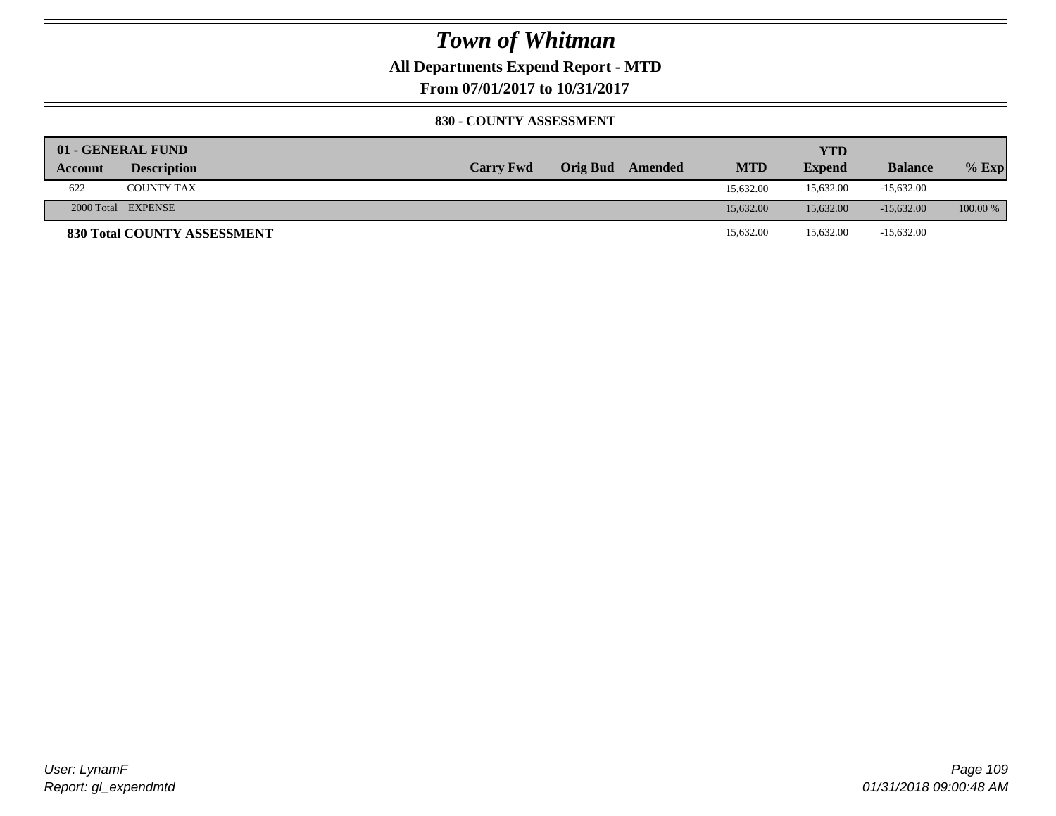# Town of Whitman

**All Departments Expend Report - MTD**

**From 07/01/2017 to 10/31/2017**

**830 - COUNTY ASSESSMENT**

| 01 - GENERAL FUND | | | | | | | | |
|---|---|---|---|---|---|---|---|---|
| **Account** | **Description** | **Carry Fwd** | **Orig Bud** | **Amended** | **MTD** | **YTD Expend** | **Balance** | **% Exp** |
| 622 | COUNTY TAX | | | | 15,632.00 | 15,632.00 | -15,632.00 | |
| 2000 Total | EXPENSE | | | | 15,632.00 | 15,632.00 | -15,632.00 | 100.00 % |
| **830 Total COUNTY ASSESSMENT** | | | | | 15,632.00 | 15,632.00 | -15,632.00 | |

*User: LynamF*
*Report: gl_expendmtd*

*01/31/2018 09:00:48 AM*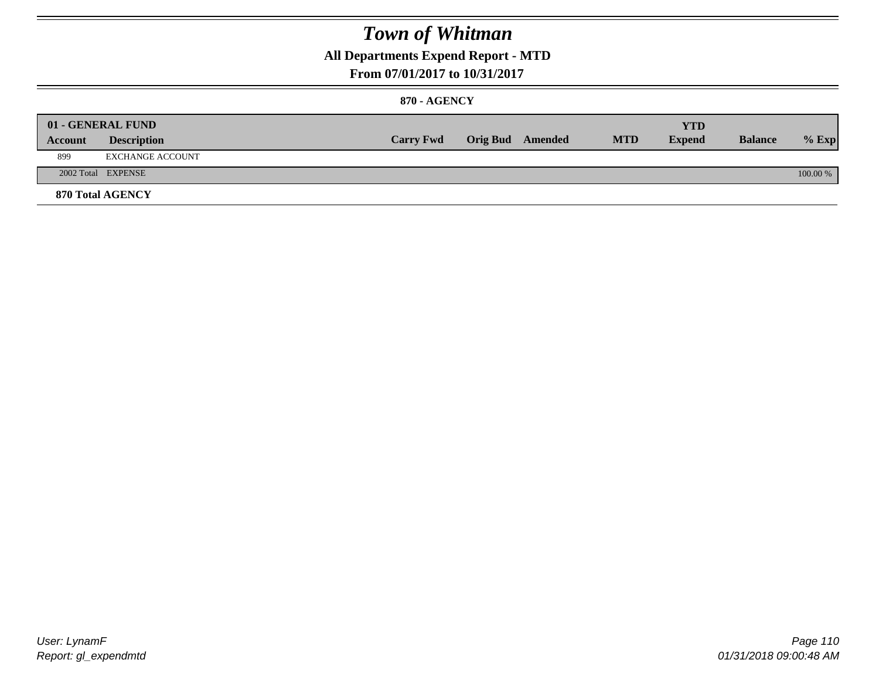# Town of Whitman

## All Departments Expend Report - MTD

### From 07/01/2017 to 10/31/2017

#### 870 - AGENCY

| 01 - GENERAL FUND | | | | | | YTD | | |
|---|---|---|---|---|---|---|---|---|
| **Account** | **Description** | **Carry Fwd** | **Orig Bud** | **Amended** | **MTD** | **Expend** | **Balance** | **% Exp** |
| 899 | EXCHANGE ACCOUNT | | | | | | | |
| 2002 Total | EXPENSE | | | | | | | 100.00 % |
| **870 Total AGENCY** | | | | | | | | |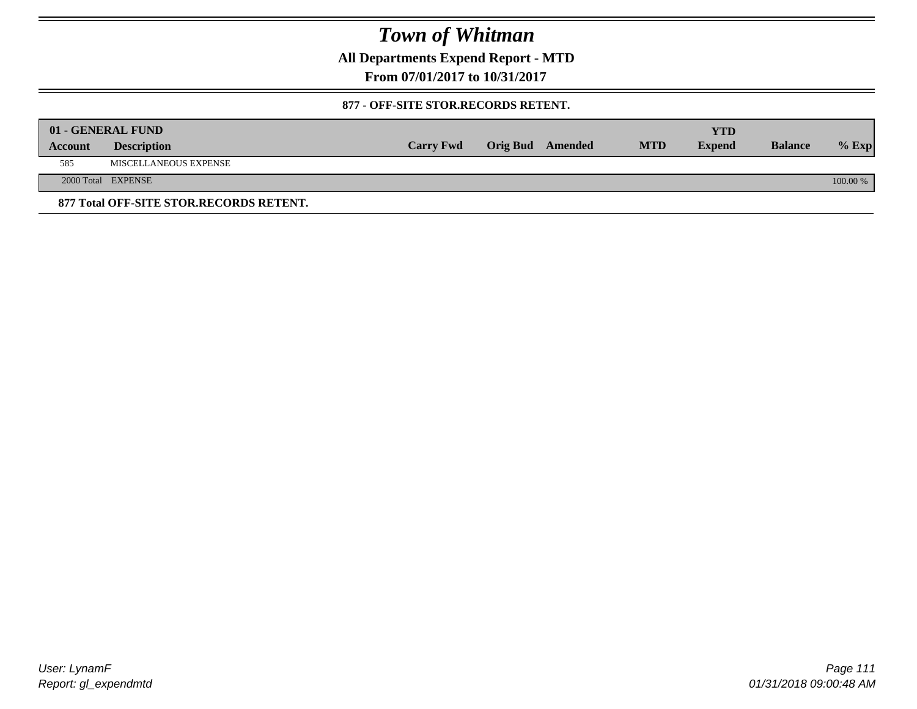# Town of Whitman

**All Departments Expend Report - MTD**

**From 07/01/2017 to 10/31/2017**

**877 - OFF-SITE STOR.RECORDS RETENT.**

| 01 - GENERAL FUND | | | | | | | | |
|---|---|---|---|---|---|---|---|---|
| **Account** | **Description** | **Carry Fwd** | **Orig Bud** | **Amended** | **MTD** | **YTD Expend** | **Balance** | **% Exp** |
| 585 | MISCELLANEOUS EXPENSE | | | | | | | |
| 2000 Total | EXPENSE | | | | | | | 100.00 % |

**877 Total OFF-SITE STOR.RECORDS RETENT.**

User: LynamF
Report: gl_expendmtd

01/31/2018 09:00:48 AM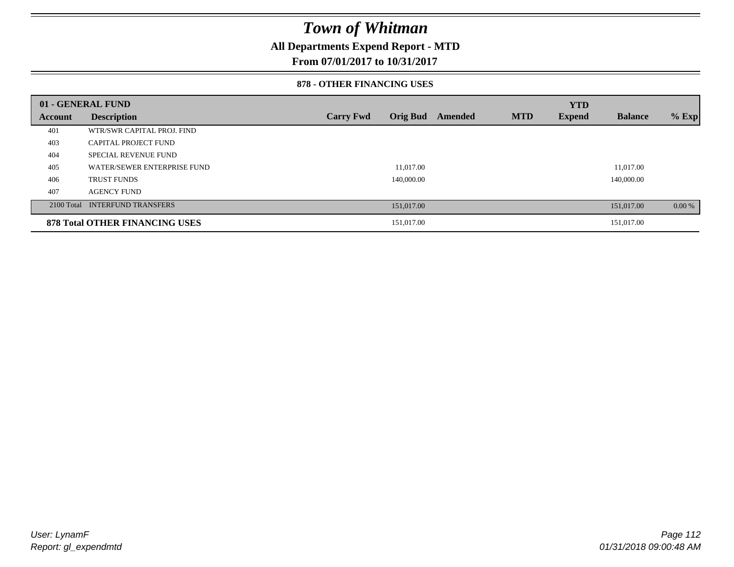# Town of Whitman

## All Departments Expend Report - MTD

### From 07/01/2017 to 10/31/2017

### 878 - OTHER FINANCING USES

| 01 - GENERAL FUND | | | | | | YTD | | |
|---|---|---|---|---|---|---|---|---|
| Account | Description | Carry Fwd | Orig Bud | Amended | MTD | Expend | Balance | % Exp |
| 401 | WTR/SWR CAPITAL PROJ. FIND | | | | | | | |
| 403 | CAPITAL PROJECT FUND | | | | | | | |
| 404 | SPECIAL REVENUE FUND | | | | | | | |
| 405 | WATER/SEWER ENTERPRISE FUND | | 11,017.00 | | | | 11,017.00 | |
| 406 | TRUST FUNDS | | 140,000.00 | | | | 140,000.00 | |
| 407 | AGENCY FUND | | | | | | | |
| 2100 Total | INTERFUND TRANSFERS | | 151,017.00 | | | | 151,017.00 | 0.00 % |
| **878 Total OTHER FINANCING USES** | | | 151,017.00 | | | | 151,017.00 | |

*User: LynamF*
*Report: gl_expendmtd*

*01/31/2018 09:00:48 AM*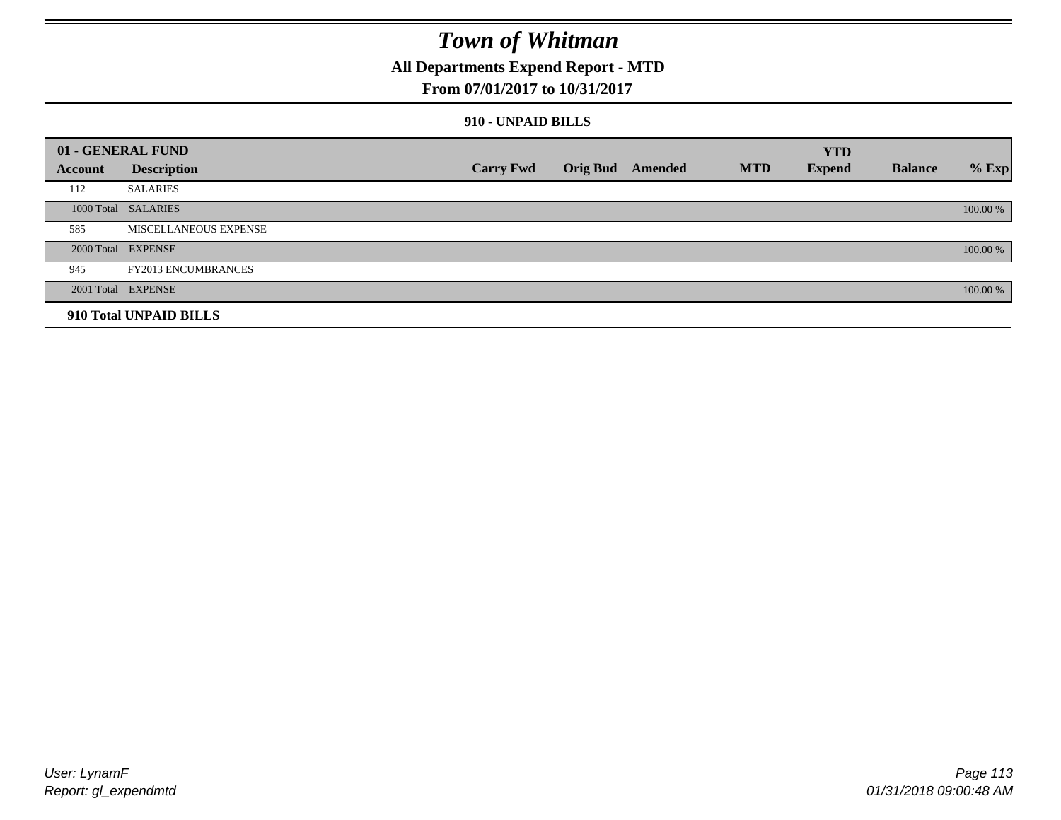# Town of Whitman

## All Departments Expend Report - MTD

### From 07/01/2017 to 10/31/2017

#### 910 - UNPAID BILLS

| 01 - GENERAL FUND | | | | | | YTD | | |
|---|---|---|---|---|---|---|---|---|
| Account | Description | Carry Fwd | Orig Bud | Amended | MTD | Expend | Balance | % Exp |
| 112 | SALARIES | | | | | | | |
| 1000 Total | SALARIES | | | | | | | 100.00 % |
| 585 | MISCELLANEOUS EXPENSE | | | | | | | |
| 2000 Total | EXPENSE | | | | | | | 100.00 % |
| 945 | FY2013 ENCUMBRANCES | | | | | | | |
| 2001 Total | EXPENSE | | | | | | | 100.00 % |
| **910 Total UNPAID BILLS** | | | | | | | | |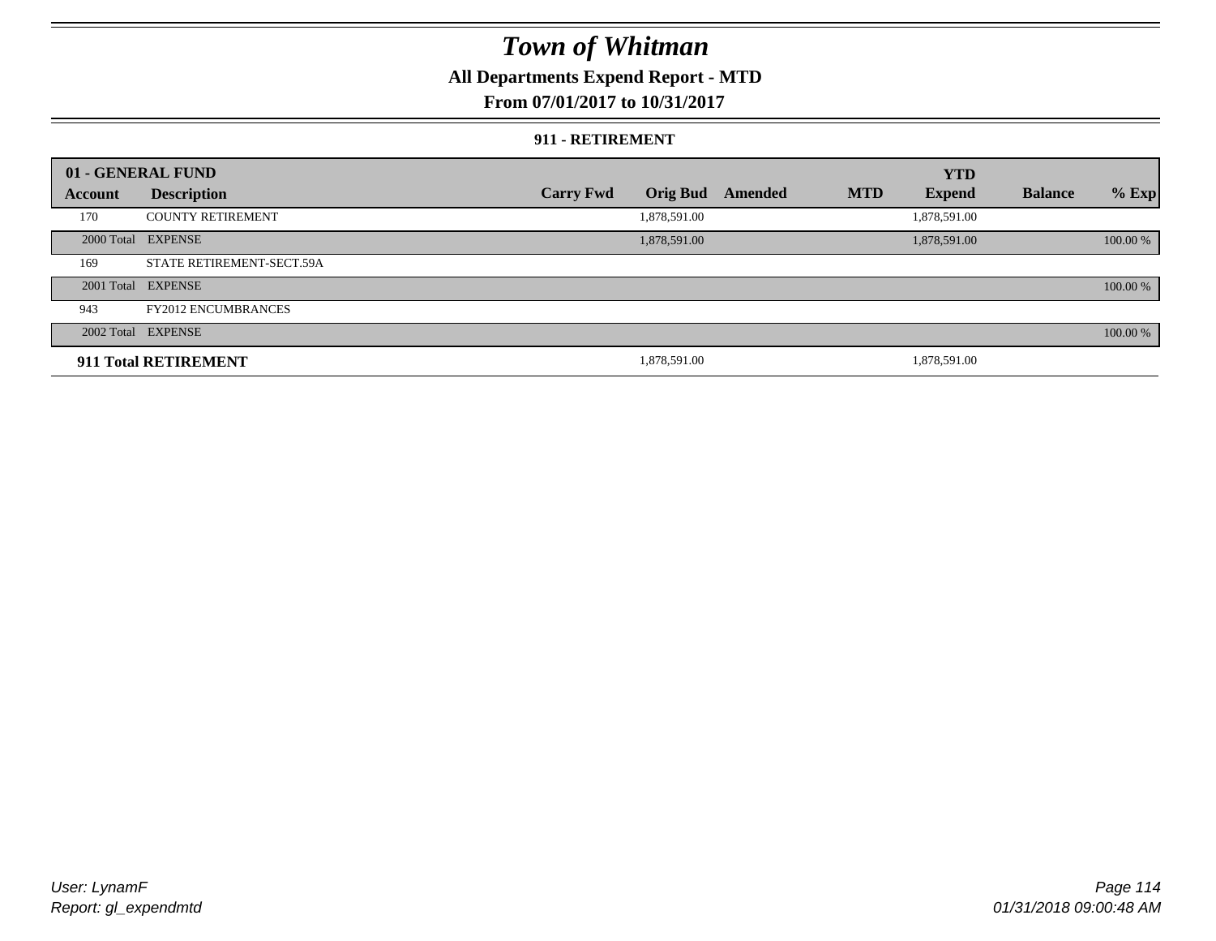# Town of Whitman

## All Departments Expend Report - MTD

### From 07/01/2017 to 10/31/2017

#### 911 - RETIREMENT

| 01 - GENERAL FUND | | | | | | YTD | | |
|---|---|---|---|---|---|---|---|---|
| **Account** | **Description** | **Carry Fwd** | **Orig Bud** | **Amended** | **MTD** | **Expend** | **Balance** | **% Exp** |
| 170 | COUNTY RETIREMENT | | 1,878,591.00 | | | 1,878,591.00 | | |
| 2000 Total | EXPENSE | | 1,878,591.00 | | | 1,878,591.00 | | 100.00 % |
| 169 | STATE RETIREMENT-SECT.59A | | | | | | | |
| 2001 Total | EXPENSE | | | | | | | 100.00 % |
| 943 | FY2012 ENCUMBRANCES | | | | | | | |
| 2002 Total | EXPENSE | | | | | | | 100.00 % |
| **911 Total RETIREMENT** | | | 1,878,591.00 | | | 1,878,591.00 | | |

User: LynamF
Report: gl_expendmtd

01/31/2018 09:00:48 AM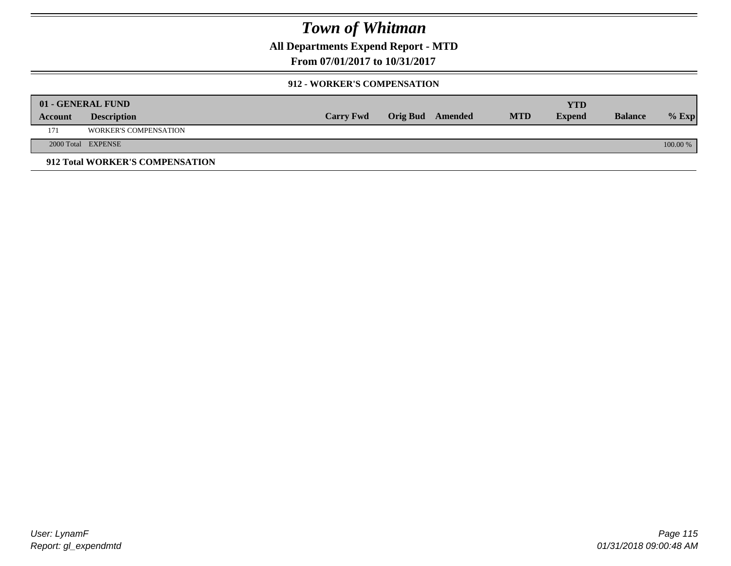# Town of Whitman

**All Departments Expend Report - MTD**

**From 07/01/2017 to 10/31/2017**

### 912 - WORKER'S COMPENSATION

| 01 - GENERAL FUND | | | | | | YTD | | |
|---|---|---|---|---|---|---|---|---|
| **Account** | **Description** | **Carry Fwd** | **Orig Bud** | **Amended** | **MTD** | **Expend** | **Balance** | **% Exp** |
| 171 | WORKER'S COMPENSATION | | | | | | | |
| 2000 Total | EXPENSE | | | | | | | 100.00 % |

**912 Total WORKER'S COMPENSATION**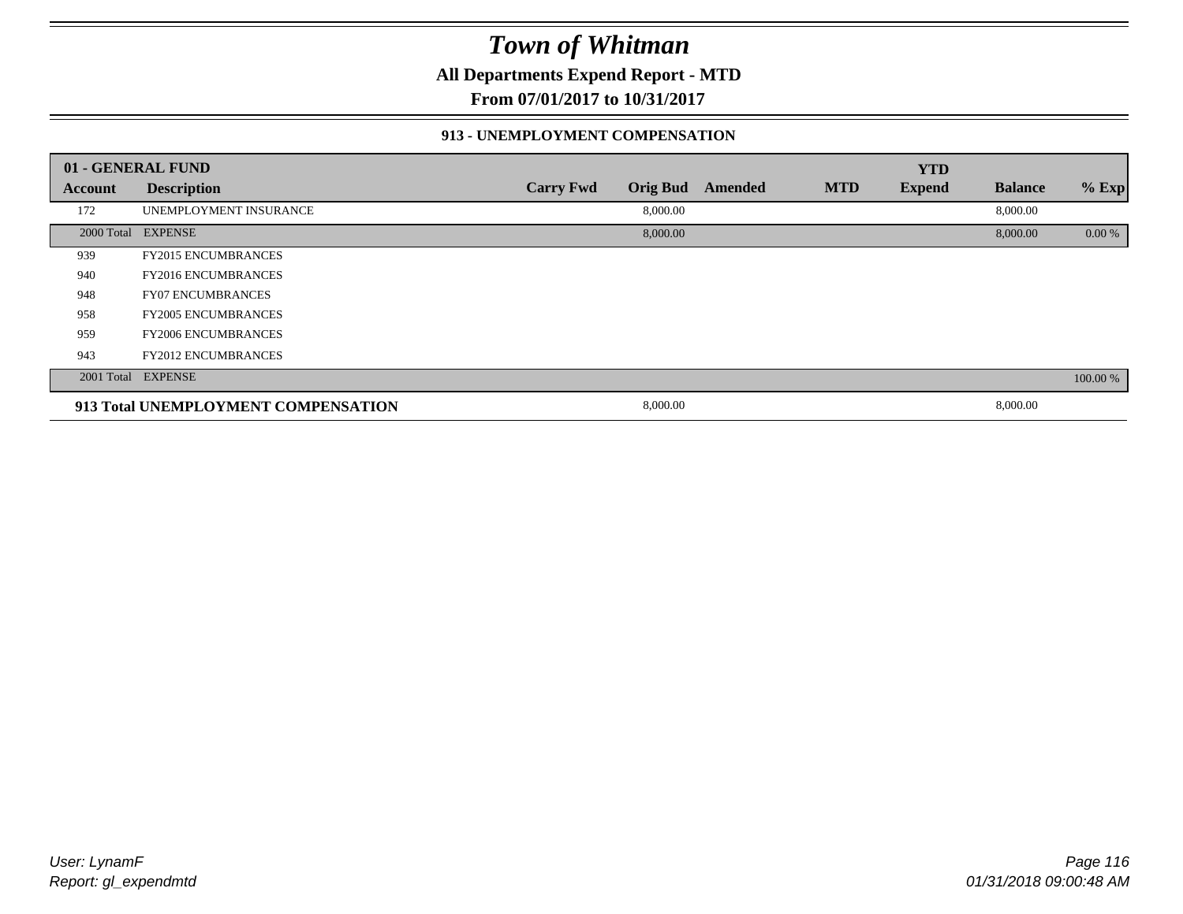# Town of Whitman

**All Departments Expend Report - MTD**

**From 07/01/2017 to 10/31/2017**

### 913 - UNEMPLOYMENT COMPENSATION

| 01 - GENERAL FUND | | | | | | YTD | | |
|---|---|---|---|---|---|---|---|---|
| **Account** | **Description** | **Carry Fwd** | **Orig Bud** | **Amended** | **MTD** | **Expend** | **Balance** | **% Exp** |
| 172 | UNEMPLOYMENT INSURANCE | | 8,000.00 | | | | 8,000.00 | |
| 2000 Total | EXPENSE | | 8,000.00 | | | | 8,000.00 | 0.00 % |
| 939 | FY2015 ENCUMBRANCES | | | | | | | |
| 940 | FY2016 ENCUMBRANCES | | | | | | | |
| 948 | FY07 ENCUMBRANCES | | | | | | | |
| 958 | FY2005 ENCUMBRANCES | | | | | | | |
| 959 | FY2006 ENCUMBRANCES | | | | | | | |
| 943 | FY2012 ENCUMBRANCES | | | | | | | |
| 2001 Total | EXPENSE | | | | | | | 100.00 % |
| **913 Total UNEMPLOYMENT COMPENSATION** | | | 8,000.00 | | | | 8,000.00 | |

*User: LynamF*
*Report: gl_expendmtd*

*01/31/2018 09:00:48 AM*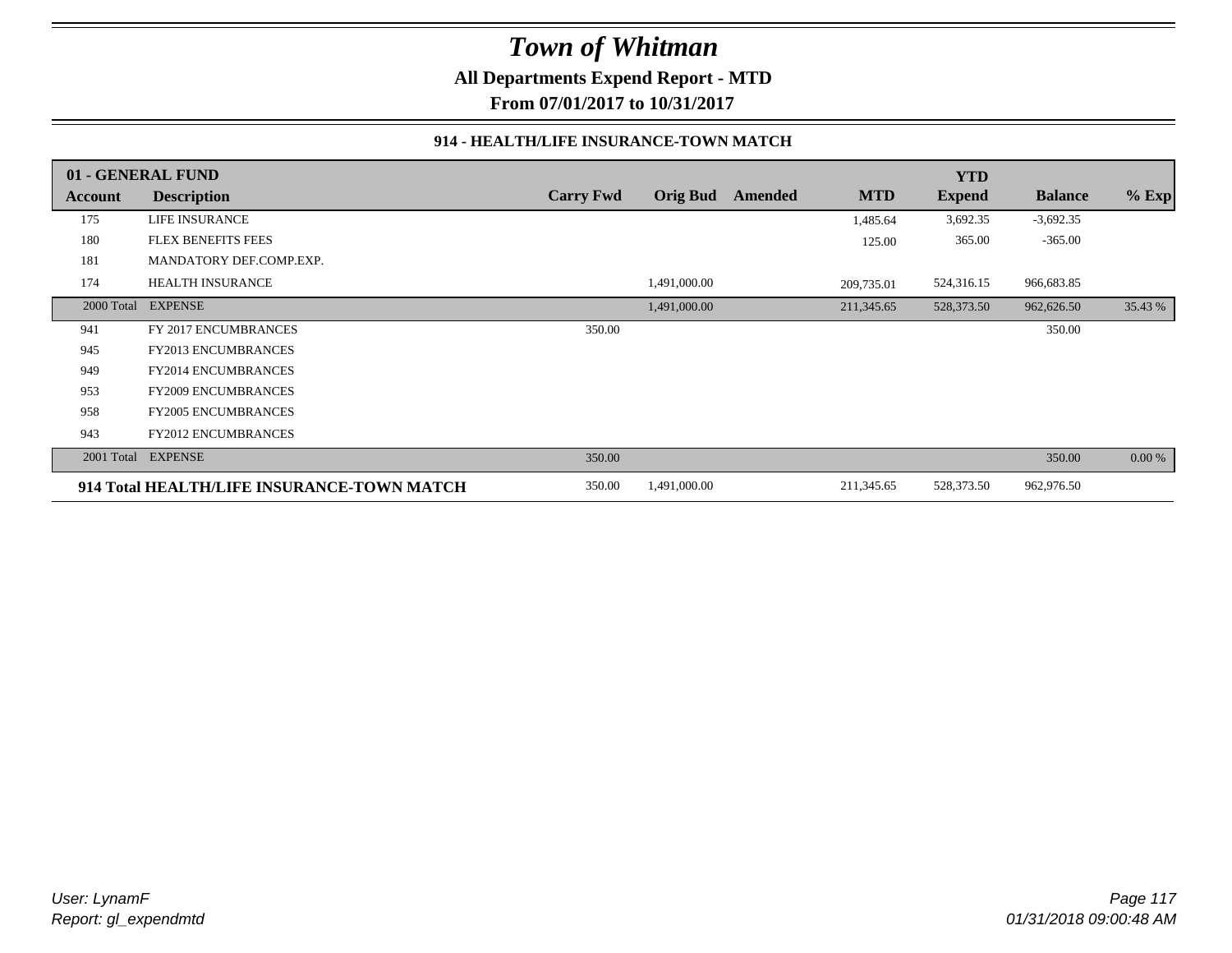# Town of Whitman

**All Departments Expend Report - MTD**

**From 07/01/2017 to 10/31/2017**

### 914 - HEALTH/LIFE INSURANCE-TOWN MATCH

| 01 - GENERAL FUND | | | | | | YTD | | |
|---|---|---|---|---|---|---|---|---|
| **Account** | **Description** | **Carry Fwd** | **Orig Bud** | **Amended** | **MTD** | **Expend** | **Balance** | **% Exp** |
| 175 | LIFE INSURANCE | | | | 1,485.64 | 3,692.35 | -3,692.35 | |
| 180 | FLEX BENEFITS FEES | | | | 125.00 | 365.00 | -365.00 | |
| 181 | MANDATORY DEF.COMP.EXP. | | | | | | | |
| 174 | HEALTH INSURANCE | | 1,491,000.00 | | 209,735.01 | 524,316.15 | 966,683.85 | |
| 2000 Total | EXPENSE | | 1,491,000.00 | | 211,345.65 | 528,373.50 | 962,626.50 | 35.43 % |
| 941 | FY 2017 ENCUMBRANCES | 350.00 | | | | | 350.00 | |
| 945 | FY2013 ENCUMBRANCES | | | | | | | |
| 949 | FY2014 ENCUMBRANCES | | | | | | | |
| 953 | FY2009 ENCUMBRANCES | | | | | | | |
| 958 | FY2005 ENCUMBRANCES | | | | | | | |
| 943 | FY2012 ENCUMBRANCES | | | | | | | |
| 2001 Total | EXPENSE | 350.00 | | | | | 350.00 | 0.00 % |
| **914 Total HEALTH/LIFE INSURANCE-TOWN MATCH** | | 350.00 | 1,491,000.00 | | 211,345.65 | 528,373.50 | 962,976.50 | |

*User: LynamF*
*Report: gl_expendmtd*

*01/31/2018 09:00:48 AM*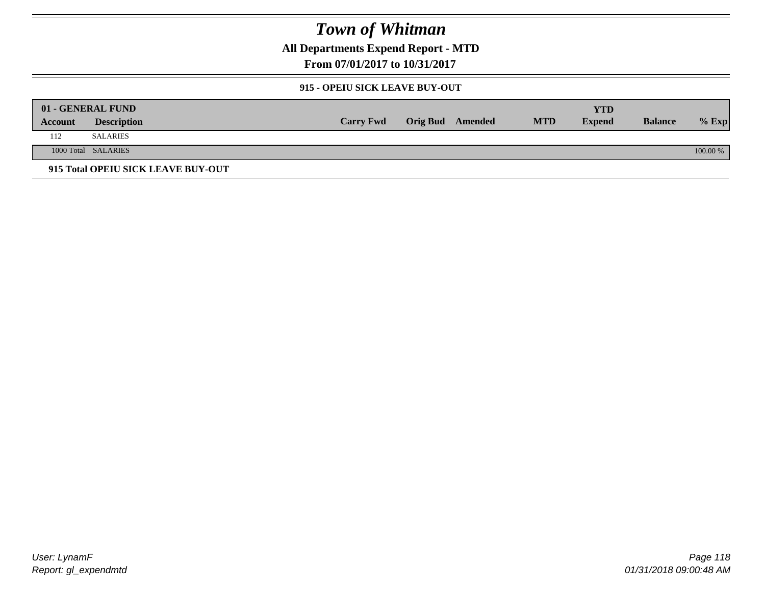# Town of Whitman

## All Departments Expend Report - MTD

### From 07/01/2017 to 10/31/2017

#### 915 - OPEIU SICK LEAVE BUY-OUT

| 01 - GENERAL FUND | | | | | | | | |
|---|---|---|---|---|---|---|---|---|
| **Account** | **Description** | **Carry Fwd** | **Orig Bud** | **Amended** | **MTD** | **YTD Expend** | **Balance** | **% Exp** |
| 112 | SALARIES | | | | | | | |
| 1000 Total | SALARIES | | | | | | | 100.00 % |

**915 Total OPEIU SICK LEAVE BUY-OUT**

User: LynamF
Report: gl_expendmtd

01/31/2018 09:00:48 AM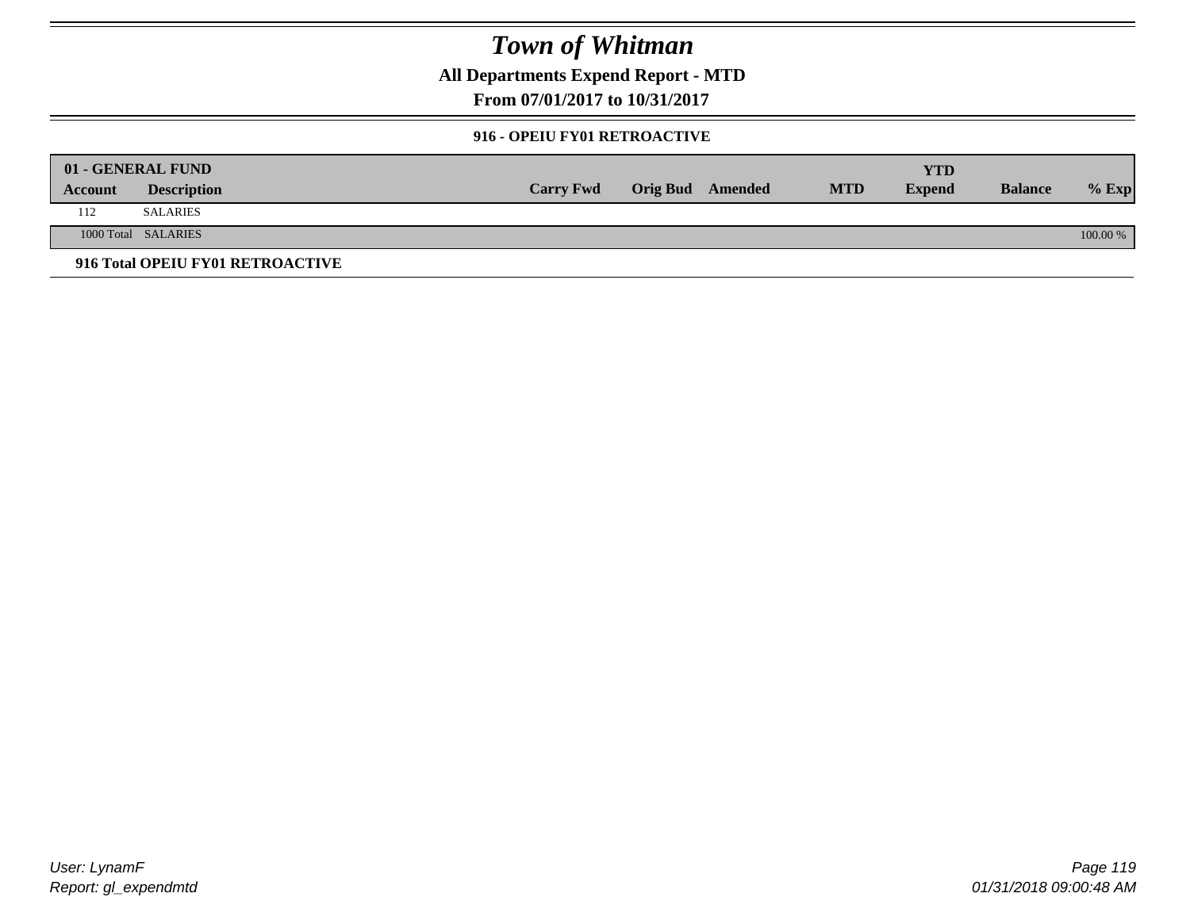# Town of Whitman

## All Departments Expend Report - MTD

## From 07/01/2017 to 10/31/2017

### 916 - OPEIU FY01 RETROACTIVE

| 01 - GENERAL FUND | | | | | | YTD | | |
|---|---|---|---|---|---|---|---|---|
| Account | Description | Carry Fwd | Orig Bud | Amended | MTD | Expend | Balance | % Exp |
| 112 | SALARIES | | | | | | | |
| 1000 Total | SALARIES | | | | | | | 100.00 % |

**916 Total OPEIU FY01 RETROACTIVE**

User: LynamF
Report: gl_expendmtd

01/31/2018 09:00:48 AM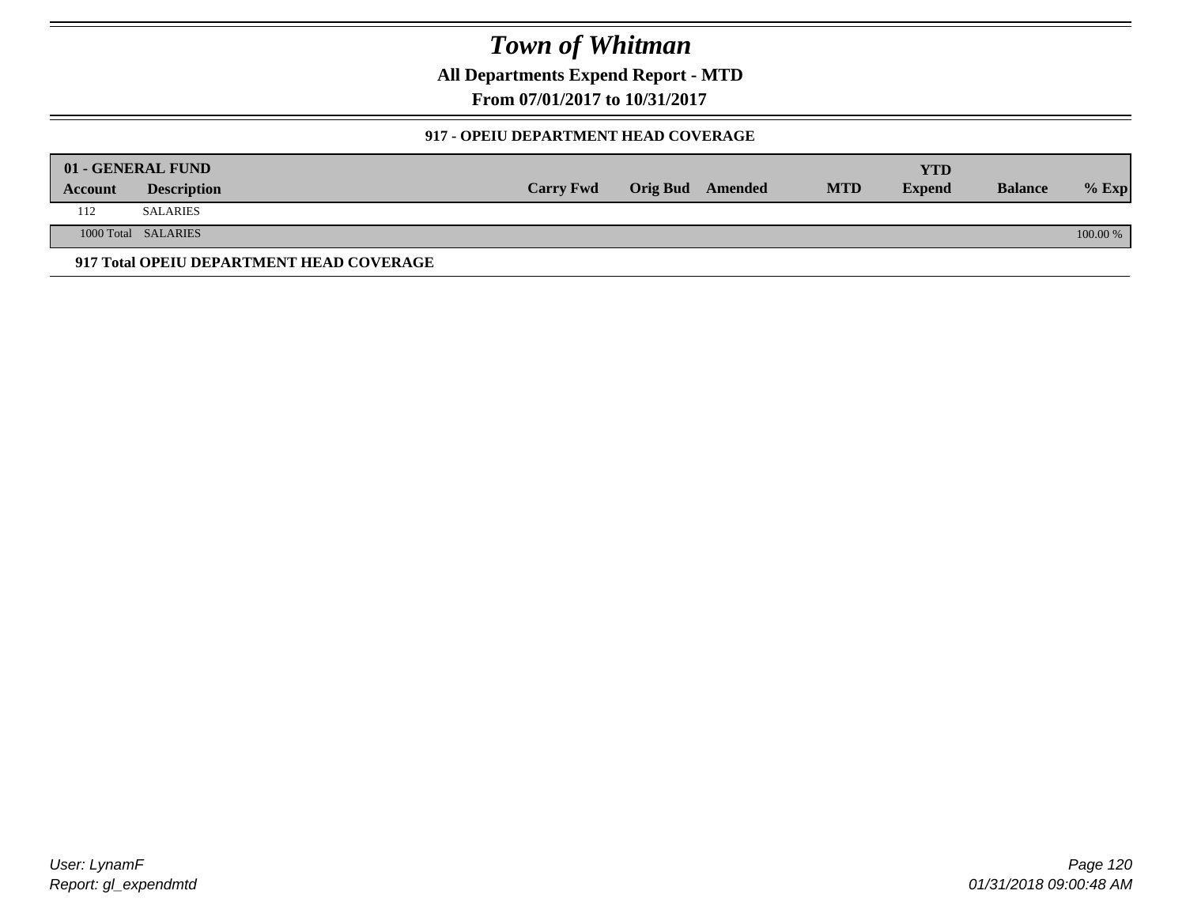# Town of Whitman

**All Departments Expend Report - MTD**

**From 07/01/2017 to 10/31/2017**

### 917 - OPEIU DEPARTMENT HEAD COVERAGE

| 01 - GENERAL FUND | | | | | | YTD | | |
|---|---|---|---|---|---|---|---|---|
| **Account** | **Description** | **Carry Fwd** | **Orig Bud** | **Amended** | **MTD** | **Expend** | **Balance** | **% Exp** |
| 112 | SALARIES | | | | | | | |
| 1000 Total | SALARIES | | | | | | | 100.00 % |

**917 Total OPEIU DEPARTMENT HEAD COVERAGE**

*User: LynamF*
*Report: gl_expendmtd*

*01/31/2018 09:00:48 AM*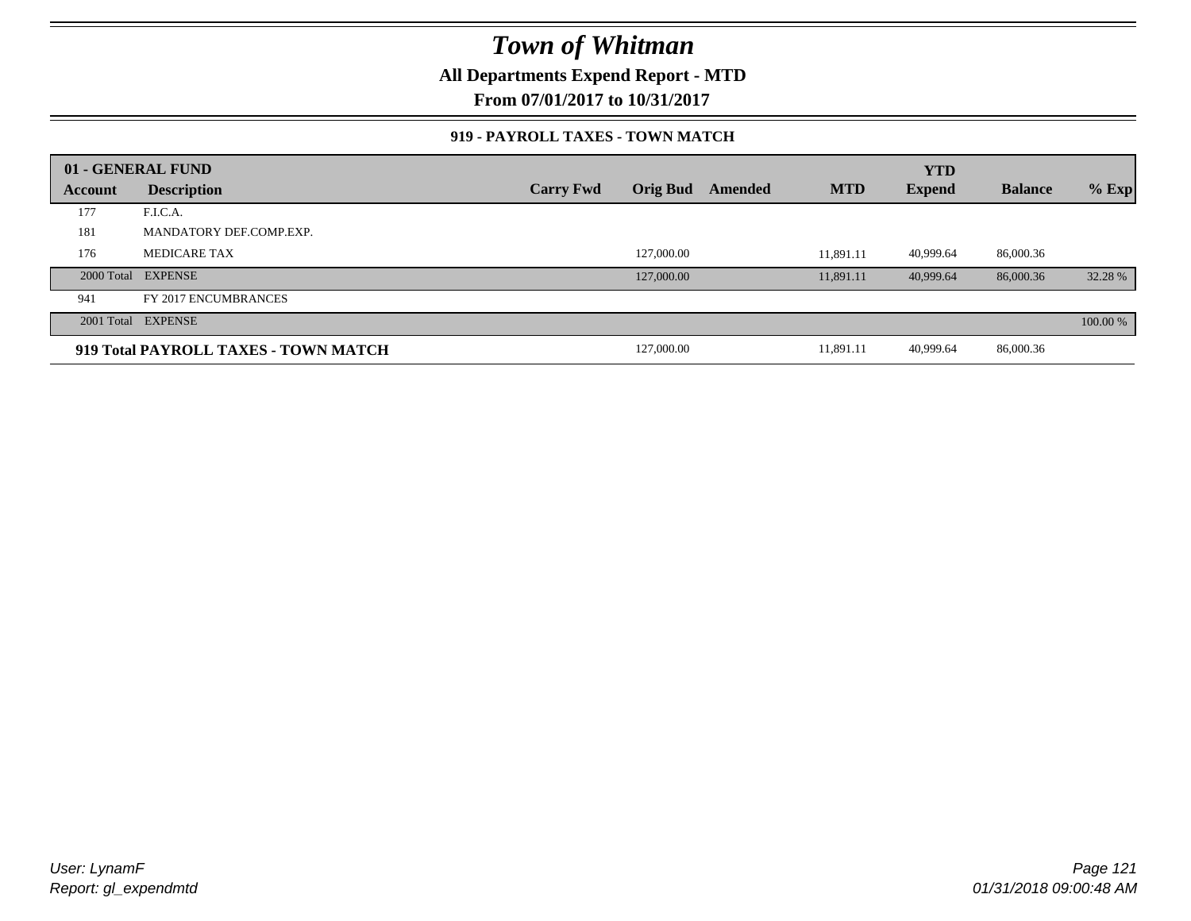# Town of Whitman

**All Departments Expend Report - MTD**

**From 07/01/2017 to 10/31/2017**

**919 - PAYROLL TAXES - TOWN MATCH**

| 01 - GENERAL FUND | | | | | | YTD | | |
|---|---|---|---|---|---|---|---|---|
| **Account** | **Description** | **Carry Fwd** | **Orig Bud** | **Amended** | **MTD** | **Expend** | **Balance** | **% Exp** |
| 177 | F.I.C.A. | | | | | | | |
| 181 | MANDATORY DEF.COMP.EXP. | | | | | | | |
| 176 | MEDICARE TAX | | 127,000.00 | | 11,891.11 | 40,999.64 | 86,000.36 | |
| 2000 Total | EXPENSE | | 127,000.00 | | 11,891.11 | 40,999.64 | 86,000.36 | 32.28 % |
| 941 | FY 2017 ENCUMBRANCES | | | | | | | |
| 2001 Total | EXPENSE | | | | | | | 100.00 % |
| **919 Total PAYROLL TAXES - TOWN MATCH** | | | 127,000.00 | | 11,891.11 | 40,999.64 | 86,000.36 | |

*User: LynamF*
*Report: gl_expendmtd*

*01/31/2018 09:00:48 AM*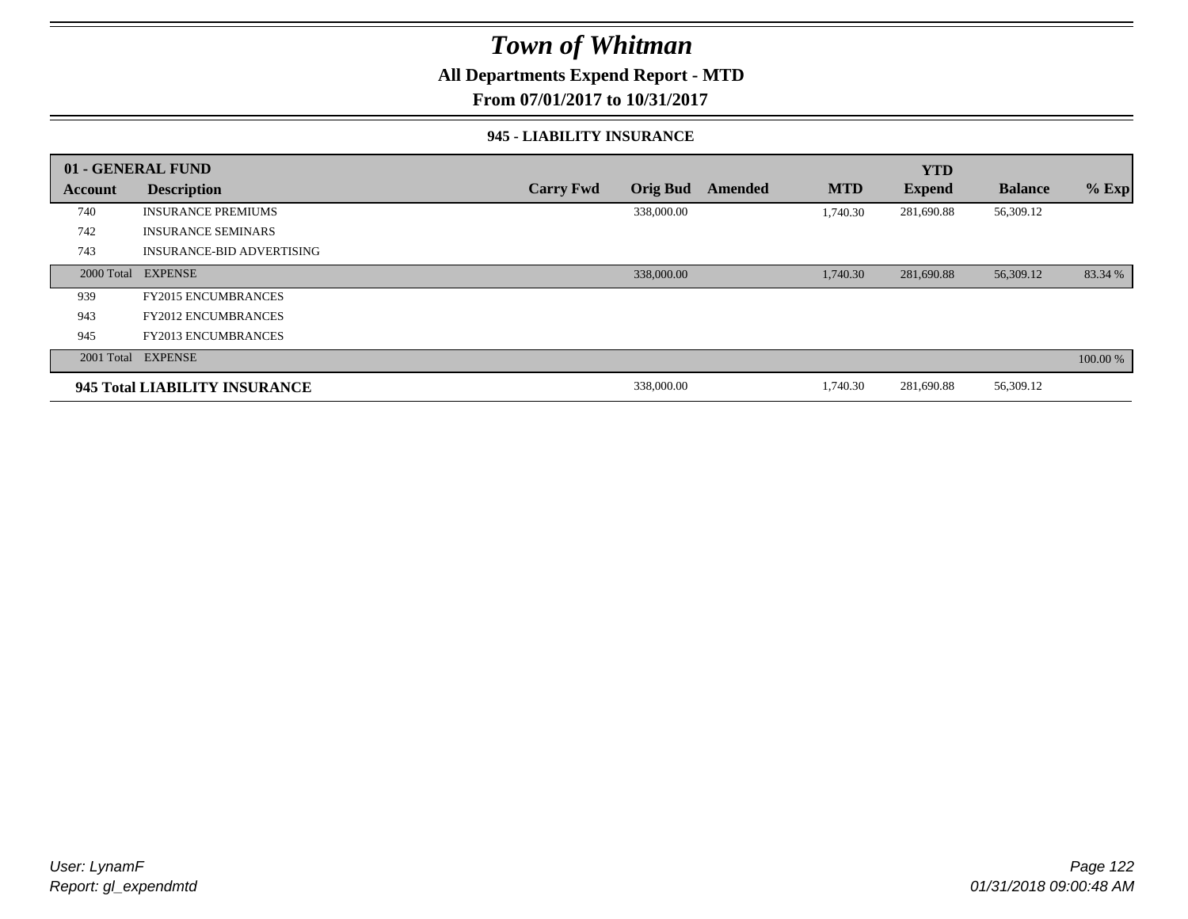# Town of Whitman

## All Departments Expend Report - MTD

### From 07/01/2017 to 10/31/2017

#### 945 - LIABILITY INSURANCE

| 01 - GENERAL FUND | | | | | | YTD | | |
|---|---|---|---|---|---|---|---|---|
| Account | Description | Carry Fwd | Orig Bud | Amended | MTD | Expend | Balance | % Exp |
| 740 | INSURANCE PREMIUMS | | 338,000.00 | | 1,740.30 | 281,690.88 | 56,309.12 | |
| 742 | INSURANCE SEMINARS | | | | | | | |
| 743 | INSURANCE-BID ADVERTISING | | | | | | | |
| 2000 Total | EXPENSE | | 338,000.00 | | 1,740.30 | 281,690.88 | 56,309.12 | 83.34 % |
| 939 | FY2015 ENCUMBRANCES | | | | | | | |
| 943 | FY2012 ENCUMBRANCES | | | | | | | |
| 945 | FY2013 ENCUMBRANCES | | | | | | | |
| 2001 Total | EXPENSE | | | | | | | 100.00 % |
| **945 Total LIABILITY INSURANCE** | | | 338,000.00 | | 1,740.30 | 281,690.88 | 56,309.12 | |

*User: LynamF*
*Report: gl_expendmtd*

*01/31/2018 09:00:48 AM*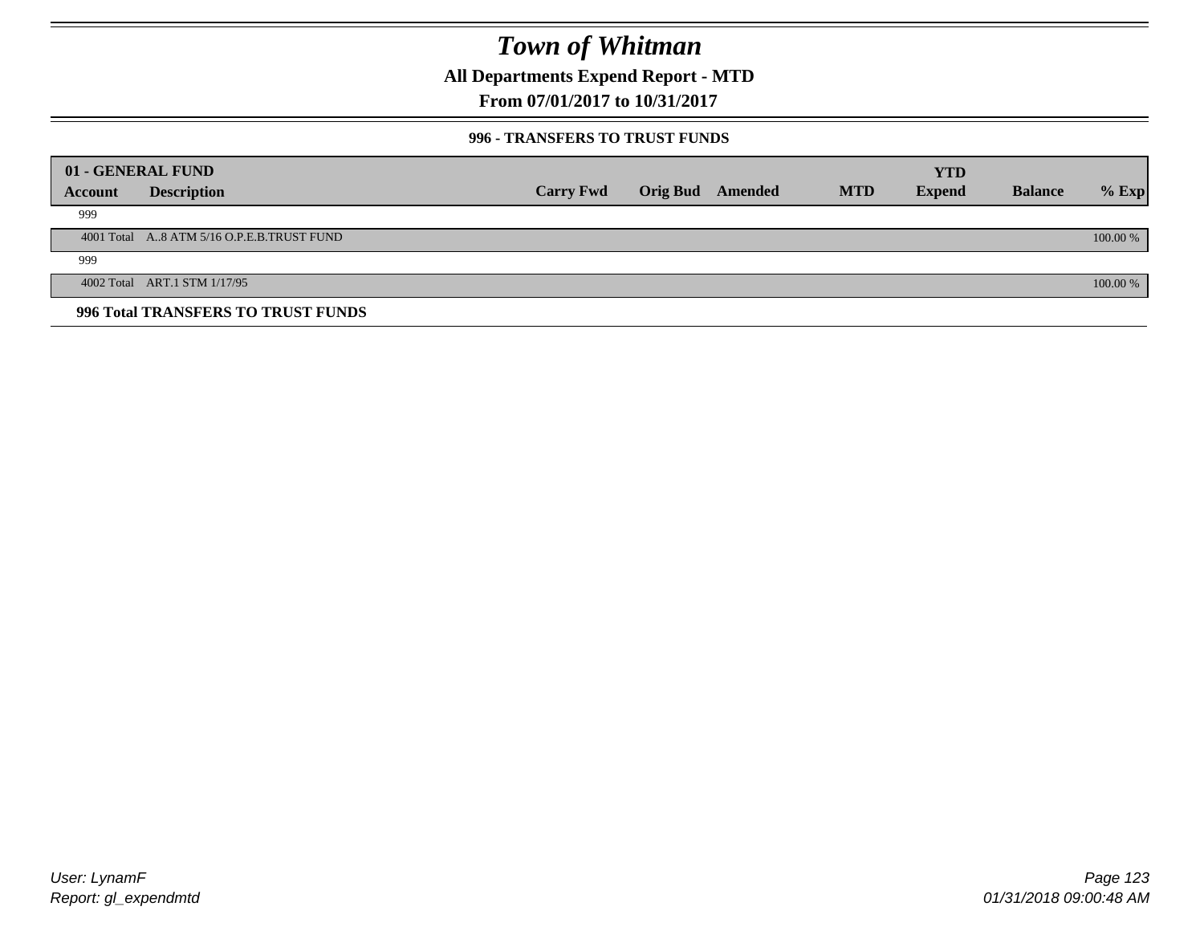# Town of Whitman

## All Departments Expend Report - MTD

### From 07/01/2017 to 10/31/2017

#### 996 - TRANSFERS TO TRUST FUNDS

| 01 - GENERAL FUND | | | | | | YTD | | |
|---|---|---|---|---|---|---|---|---|
| **Account** | **Description** | **Carry Fwd** | **Orig Bud** | **Amended** | **MTD** | **Expend** | **Balance** | **% Exp** |
| 999 | | | | | | | | |
| 4001 Total | A..8 ATM 5/16 O.P.E.B.TRUST FUND | | | | | | | 100.00 % |
| 999 | | | | | | | | |
| 4002 Total | ART.1 STM 1/17/95 | | | | | | | 100.00 % |
| **996 Total TRANSFERS TO TRUST FUNDS** | | | | | | | | |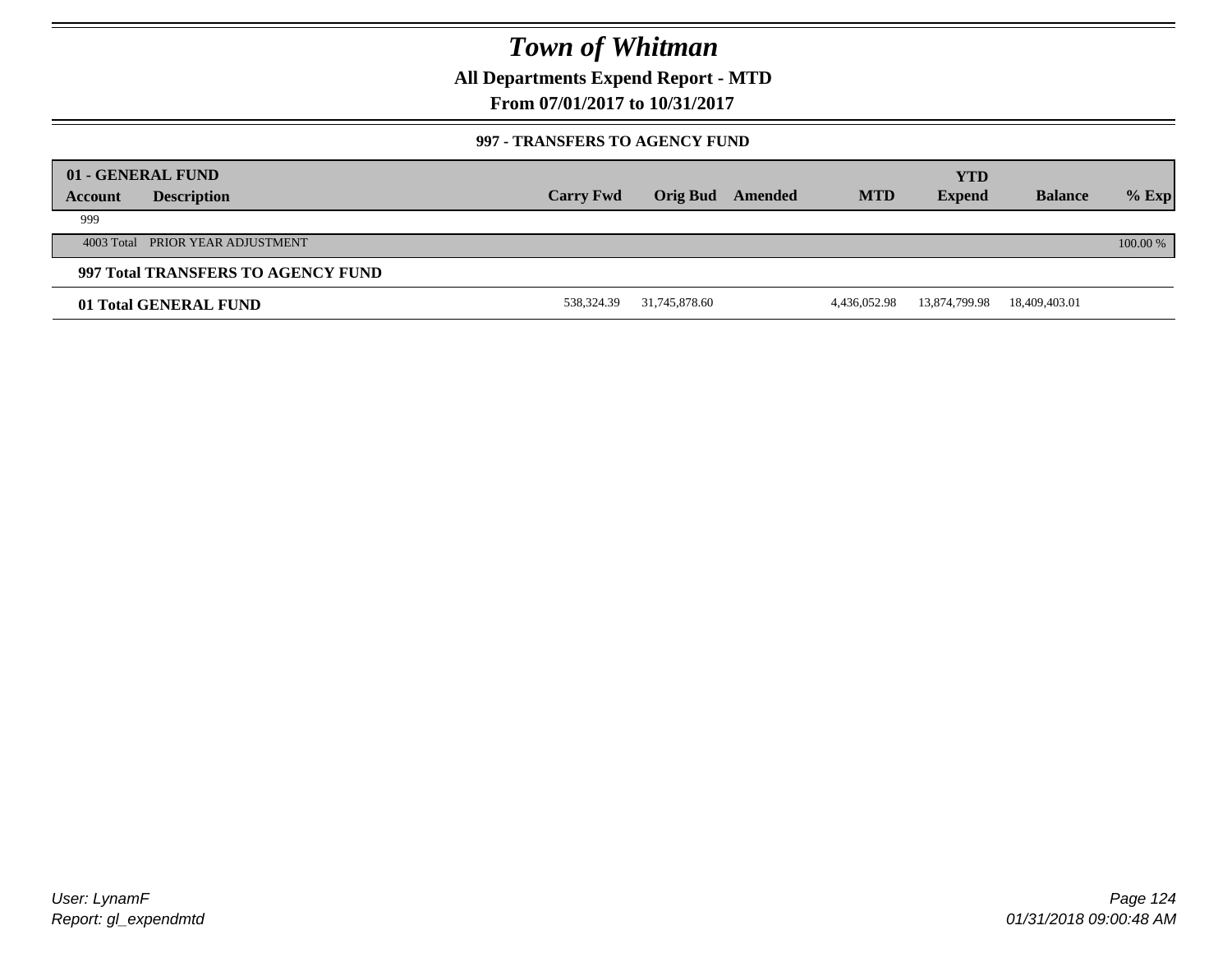# Town of Whitman

**All Departments Expend Report - MTD**

**From 07/01/2017 to 10/31/2017**

### 997 - TRANSFERS TO AGENCY FUND

| 01 - GENERAL FUND | | | | | | YTD | | |
|---|---|---|---|---|---|---|---|---|
| **Account** | **Description** | **Carry Fwd** | **Orig Bud** | **Amended** | **MTD** | **Expend** | **Balance** | **% Exp** |
| 999 | | | | | | | | |
| 4003 Total | PRIOR YEAR ADJUSTMENT | | | | | | | 100.00 % |
| **997 Total TRANSFERS TO AGENCY FUND** | | | | | | | | |
| **01 Total GENERAL FUND** | | 538,324.39 | 31,745,878.60 | | 4,436,052.98 | 13,874,799.98 | 18,409,403.01 | |

*User: LynamF*
*Report: gl_expendmtd*

*01/31/2018 09:00:48 AM*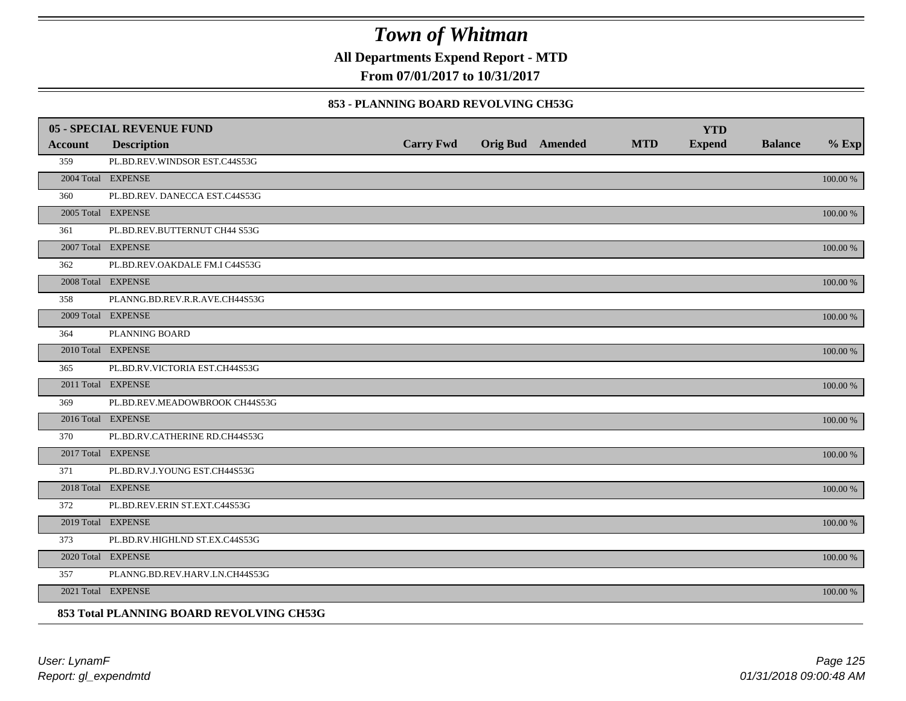# Town of Whitman

**All Departments Expend Report - MTD**

**From 07/01/2017 to 10/31/2017**

### 853 - PLANNING BOARD REVOLVING CH53G

| Account | Description | Carry Fwd | Orig Bud | Amended | MTD | YTD Expend | Balance | % Exp |
|---|---|---|---|---|---|---|---|---|
| **05 - SPECIAL REVENUE FUND** | | | | | | | | |
| 359 | PL.BD.REV.WINDSOR EST.C44S53G | | | | | | | |
| 2004 Total | EXPENSE | | | | | | | 100.00 % |
| 360 | PL.BD.REV. DANECCA EST.C44S53G | | | | | | | |
| 2005 Total | EXPENSE | | | | | | | 100.00 % |
| 361 | PL.BD.REV.BUTTERNUT CH44 S53G | | | | | | | |
| 2007 Total | EXPENSE | | | | | | | 100.00 % |
| 362 | PL.BD.REV.OAKDALE FM.I C44S53G | | | | | | | |
| 2008 Total | EXPENSE | | | | | | | 100.00 % |
| 358 | PLANNG.BD.REV.R.R.AVE.CH44S53G | | | | | | | |
| 2009 Total | EXPENSE | | | | | | | 100.00 % |
| 364 | PLANNING BOARD | | | | | | | |
| 2010 Total | EXPENSE | | | | | | | 100.00 % |
| 365 | PL.BD.RV.VICTORIA EST.CH44S53G | | | | | | | |
| 2011 Total | EXPENSE | | | | | | | 100.00 % |
| 369 | PL.BD.REV.MEADOWBROOK CH44S53G | | | | | | | |
| 2016 Total | EXPENSE | | | | | | | 100.00 % |
| 370 | PL.BD.RV.CATHERINE RD.CH44S53G | | | | | | | |
| 2017 Total | EXPENSE | | | | | | | 100.00 % |
| 371 | PL.BD.RV.J.YOUNG EST.CH44S53G | | | | | | | |
| 2018 Total | EXPENSE | | | | | | | 100.00 % |
| 372 | PL.BD.REV.ERIN ST.EXT.C44S53G | | | | | | | |
| 2019 Total | EXPENSE | | | | | | | 100.00 % |
| 373 | PL.BD.RV.HIGHLND ST.EX.C44S53G | | | | | | | |
| 2020 Total | EXPENSE | | | | | | | 100.00 % |
| 357 | PLANNG.BD.REV.HARV.LN.CH44S53G | | | | | | | |
| 2021 Total | EXPENSE | | | | | | | 100.00 % |

**853 Total PLANNING BOARD REVOLVING CH53G**

*User: LynamF*
*Report: gl_expendmtd*

*01/31/2018 09:00:48 AM*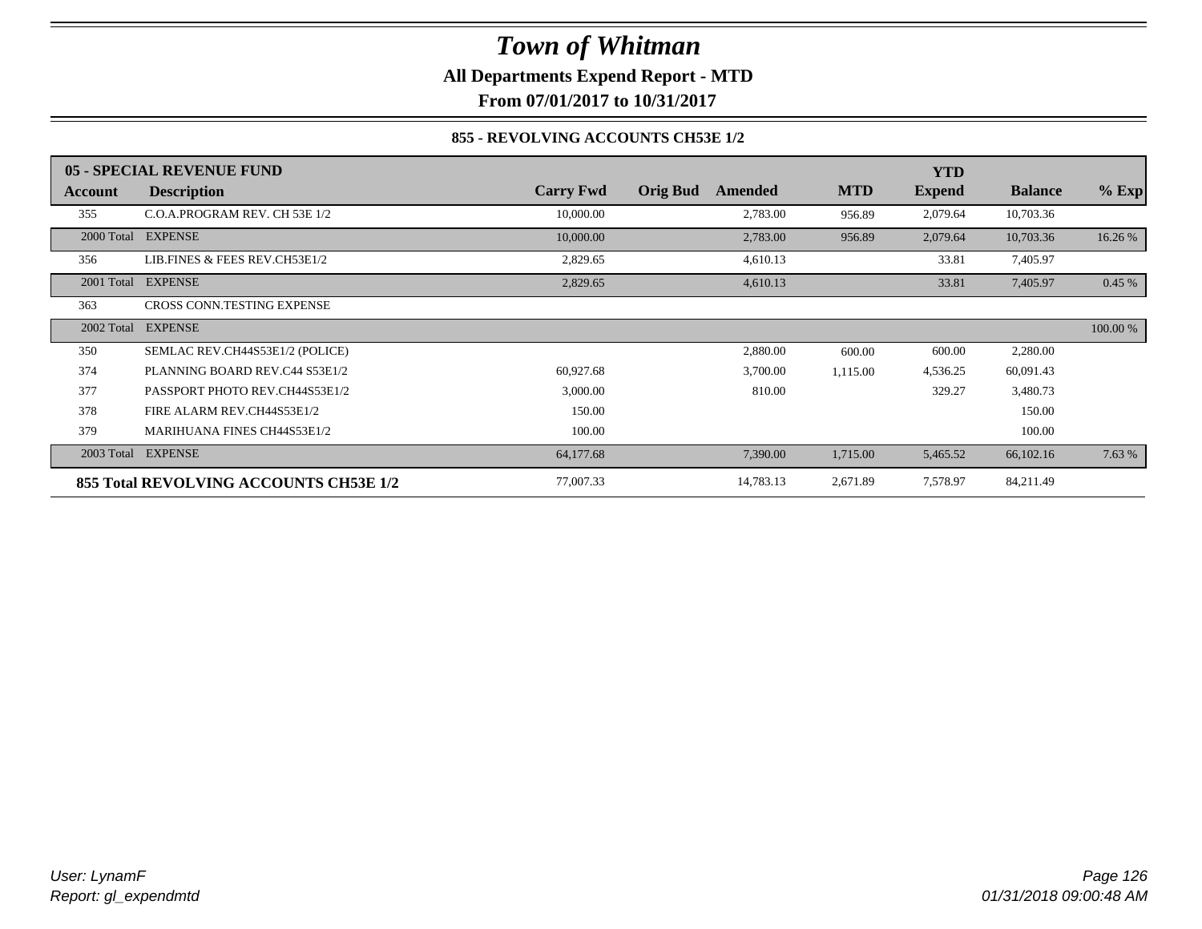# Town of Whitman

**All Departments Expend Report - MTD**

**From 07/01/2017 to 10/31/2017**

**855 - REVOLVING ACCOUNTS CH53E 1/2**

| **05 - SPECIAL REVENUE FUND** | | | | | | | | |
|---|---|---|---|---|---|---|---|---|
| **Account** | **Description** | **Carry Fwd** | **Orig Bud** | **Amended** | **MTD** | **YTD Expend** | **Balance** | **% Exp** |
| 355 | C.O.A.PROGRAM REV. CH 53E 1/2 | 10,000.00 | | 2,783.00 | 956.89 | 2,079.64 | 10,703.36 | |
| 2000 Total | EXPENSE | 10,000.00 | | 2,783.00 | 956.89 | 2,079.64 | 10,703.36 | 16.26 % |
| 356 | LIB.FINES & FEES REV.CH53E1/2 | 2,829.65 | | 4,610.13 | | 33.81 | 7,405.97 | |
| 2001 Total | EXPENSE | 2,829.65 | | 4,610.13 | | 33.81 | 7,405.97 | 0.45 % |
| 363 | CROSS CONN.TESTING EXPENSE | | | | | | | |
| 2002 Total | EXPENSE | | | | | | | 100.00 % |
| 350 | SEMLAC REV.CH44S53E1/2 (POLICE) | | | 2,880.00 | 600.00 | 600.00 | 2,280.00 | |
| 374 | PLANNING BOARD REV.C44 S53E1/2 | 60,927.68 | | 3,700.00 | 1,115.00 | 4,536.25 | 60,091.43 | |
| 377 | PASSPORT PHOTO REV.CH44S53E1/2 | 3,000.00 | | 810.00 | | 329.27 | 3,480.73 | |
| 378 | FIRE ALARM REV.CH44S53E1/2 | 150.00 | | | | | 150.00 | |
| 379 | MARIHUANA FINES CH44S53E1/2 | 100.00 | | | | | 100.00 | |
| 2003 Total | EXPENSE | 64,177.68 | | 7,390.00 | 1,715.00 | 5,465.52 | 66,102.16 | 7.63 % |
| **855 Total REVOLVING ACCOUNTS CH53E 1/2** | | 77,007.33 | | 14,783.13 | 2,671.89 | 7,578.97 | 84,211.49 | |

*User: LynamF*
*Report: gl_expendmtd*

*01/31/2018 09:00:48 AM*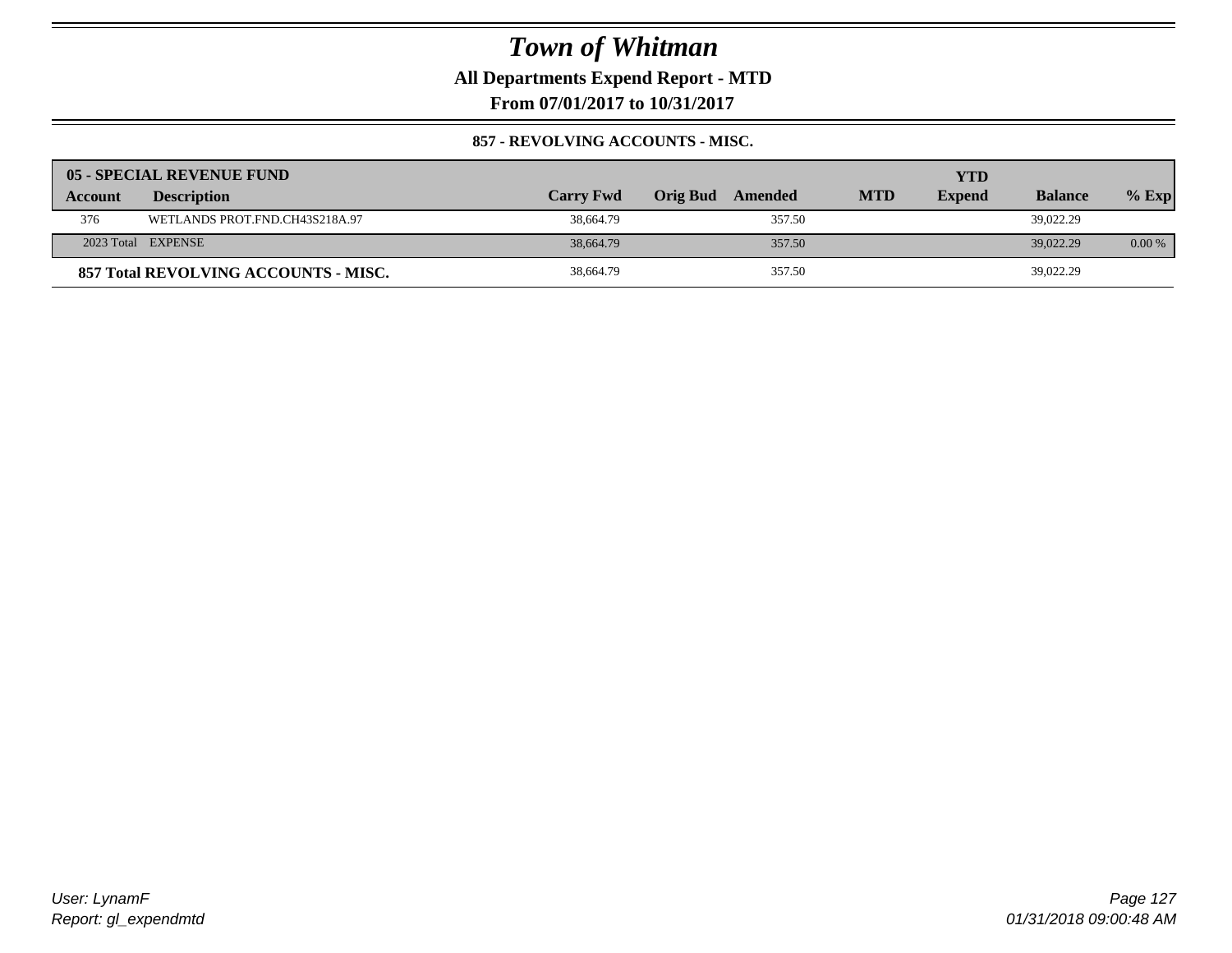# Town of Whitman

**All Departments Expend Report - MTD**

**From 07/01/2017 to 10/31/2017**

**857 - REVOLVING ACCOUNTS - MISC.**

| 05 - SPECIAL REVENUE FUND | | | | | | | | |
|---|---|---|---|---|---|---|---|---|
| **Account** | **Description** | **Carry Fwd** | **Orig Bud** | **Amended** | **MTD** | **YTD Expend** | **Balance** | **% Exp** |
| 376 | WETLANDS PROT.FND.CH43S218A.97 | 38,664.79 | | 357.50 | | | 39,022.29 | |
| 2023 Total | EXPENSE | 38,664.79 | | 357.50 | | | 39,022.29 | 0.00 % |
| **857 Total REVOLVING ACCOUNTS - MISC.** | | 38,664.79 | | 357.50 | | | 39,022.29 | |

User: LynamF
Report: gl_expendmtd

01/31/2018 09:00:48 AM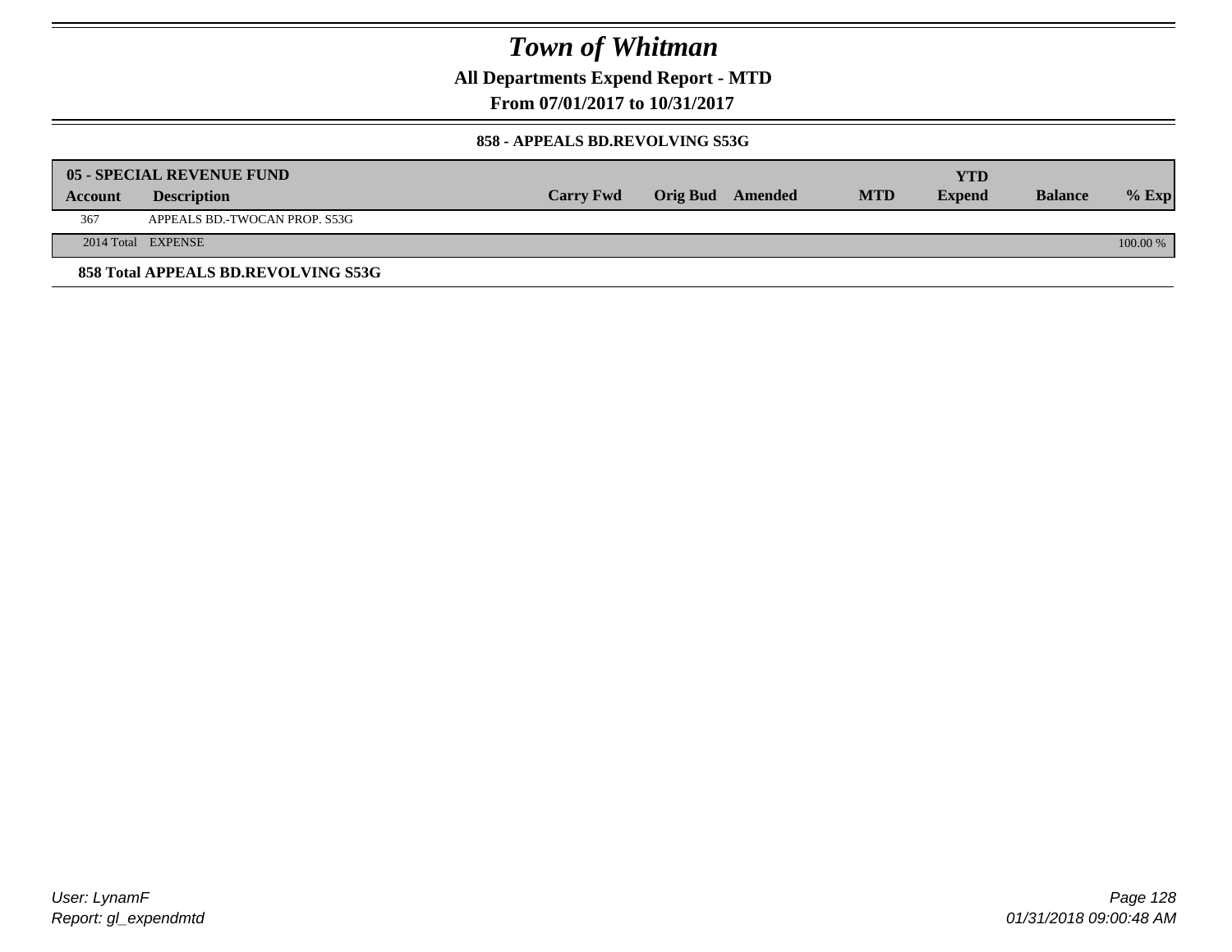# Town of Whitman

**All Departments Expend Report - MTD**

**From 07/01/2017 to 10/31/2017**

**858 - APPEALS BD.REVOLVING S53G**

| 05 - SPECIAL REVENUE FUND | | | | | | YTD | | |
|---|---|---|---|---|---|---|---|---|
| **Account** | **Description** | **Carry Fwd** | **Orig Bud** | **Amended** | **MTD** | **Expend** | **Balance** | **% Exp** |
| 367 | APPEALS BD.-TWOCAN PROP. S53G | | | | | | | |
| 2014 Total | EXPENSE | | | | | | | 100.00 % |

**858 Total APPEALS BD.REVOLVING S53G**

*User: LynamF*
*Report: gl_expendmtd*

*01/31/2018 09:00:48 AM*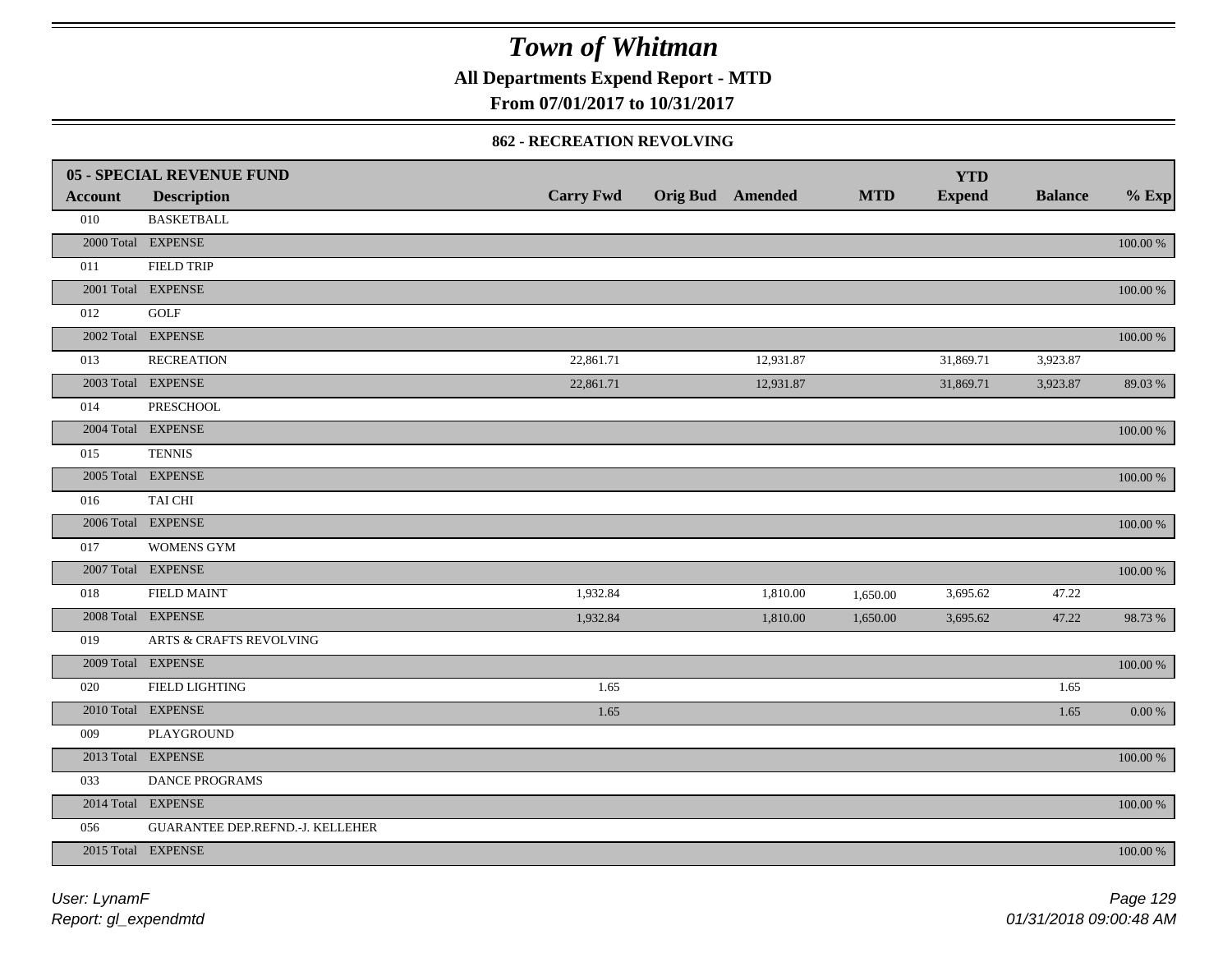# Town of Whitman

**All Departments Expend Report - MTD**

**From 07/01/2017 to 10/31/2017**

**862 - RECREATION REVOLVING**

| 05 - SPECIAL REVENUE FUND | | | | | | | | |
|---|---|---|---|---|---|---|---|---|
| **Account** | **Description** | **Carry Fwd** | **Orig Bud** | **Amended** | **MTD** | **YTD Expend** | **Balance** | **% Exp** |
| 010 | BASKETBALL | | | | | | | |
| 2000 Total | EXPENSE | | | | | | | 100.00 % |
| 011 | FIELD TRIP | | | | | | | |
| 2001 Total | EXPENSE | | | | | | | 100.00 % |
| 012 | GOLF | | | | | | | |
| 2002 Total | EXPENSE | | | | | | | 100.00 % |
| 013 | RECREATION | 22,861.71 | | 12,931.87 | | 31,869.71 | 3,923.87 | |
| 2003 Total | EXPENSE | 22,861.71 | | 12,931.87 | | 31,869.71 | 3,923.87 | 89.03 % |
| 014 | PRESCHOOL | | | | | | | |
| 2004 Total | EXPENSE | | | | | | | 100.00 % |
| 015 | TENNIS | | | | | | | |
| 2005 Total | EXPENSE | | | | | | | 100.00 % |
| 016 | TAI CHI | | | | | | | |
| 2006 Total | EXPENSE | | | | | | | 100.00 % |
| 017 | WOMENS GYM | | | | | | | |
| 2007 Total | EXPENSE | | | | | | | 100.00 % |
| 018 | FIELD MAINT | 1,932.84 | | 1,810.00 | 1,650.00 | 3,695.62 | 47.22 | |
| 2008 Total | EXPENSE | 1,932.84 | | 1,810.00 | 1,650.00 | 3,695.62 | 47.22 | 98.73 % |
| 019 | ARTS & CRAFTS REVOLVING | | | | | | | |
| 2009 Total | EXPENSE | | | | | | | 100.00 % |
| 020 | FIELD LIGHTING | 1.65 | | | | | 1.65 | |
| 2010 Total | EXPENSE | 1.65 | | | | | 1.65 | 0.00 % |
| 009 | PLAYGROUND | | | | | | | |
| 2013 Total | EXPENSE | | | | | | | 100.00 % |
| 033 | DANCE PROGRAMS | | | | | | | |
| 2014 Total | EXPENSE | | | | | | | 100.00 % |
| 056 | GUARANTEE DEP.REFND.-J. KELLEHER | | | | | | | |
| 2015 Total | EXPENSE | | | | | | | 100.00 % |

*User: LynamF*
*Report: gl_expendmtd*

*01/31/2018 09:00:48 AM*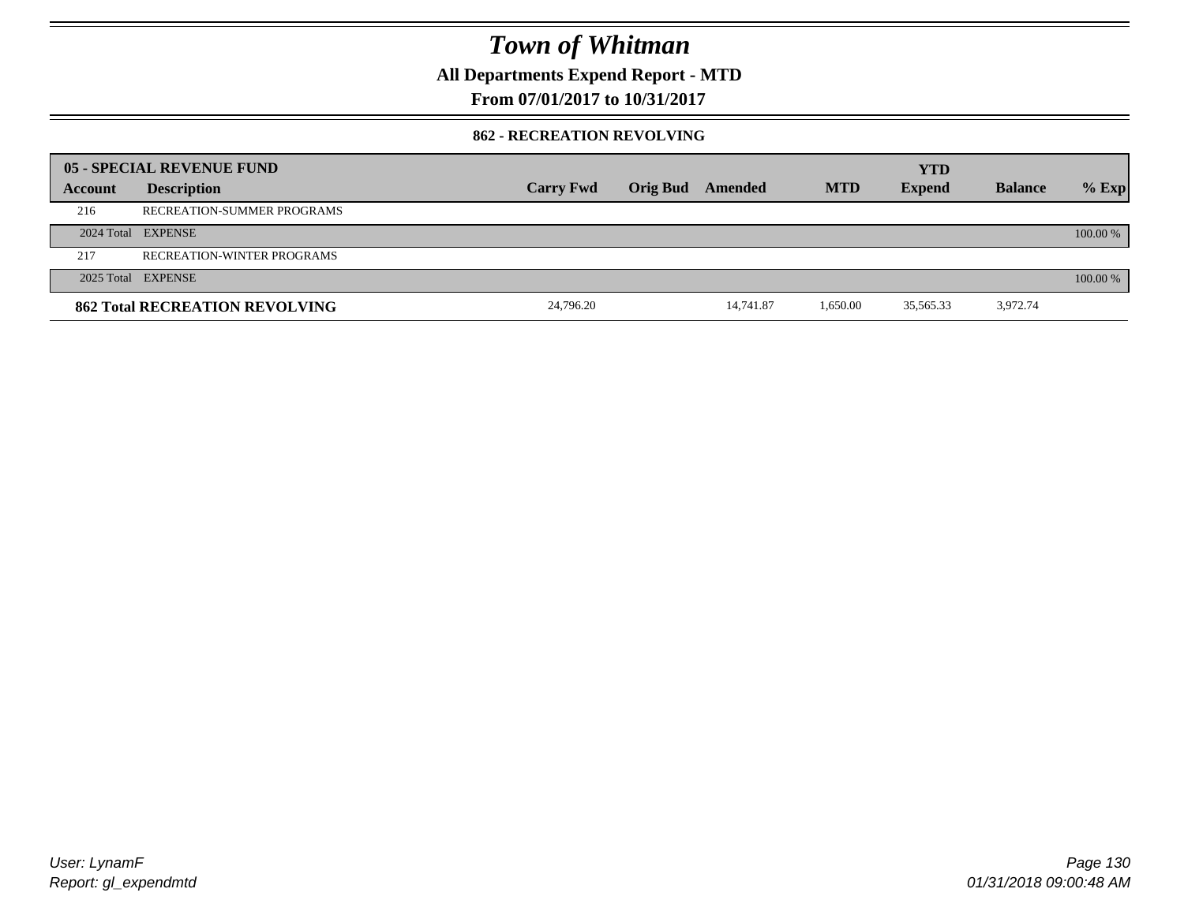# Town of Whitman

**All Departments Expend Report - MTD**

**From 07/01/2017 to 10/31/2017**

**862 - RECREATION REVOLVING**

| 05 - SPECIAL REVENUE FUND | | | | | | YTD | | |
|---|---|---|---|---|---|---|---|---|
| **Account** | **Description** | **Carry Fwd** | **Orig Bud** | **Amended** | **MTD** | **Expend** | **Balance** | **% Exp** |
| 216 | RECREATION-SUMMER PROGRAMS | | | | | | | |
| 2024 Total | EXPENSE | | | | | | | 100.00 % |
| 217 | RECREATION-WINTER PROGRAMS | | | | | | | |
| 2025 Total | EXPENSE | | | | | | | 100.00 % |
| **862 Total RECREATION REVOLVING** | | 24,796.20 | | 14,741.87 | 1,650.00 | 35,565.33 | 3,972.74 | |

*User: LynamF*
*Report: gl_expendmtd*

*01/31/2018 09:00:48 AM*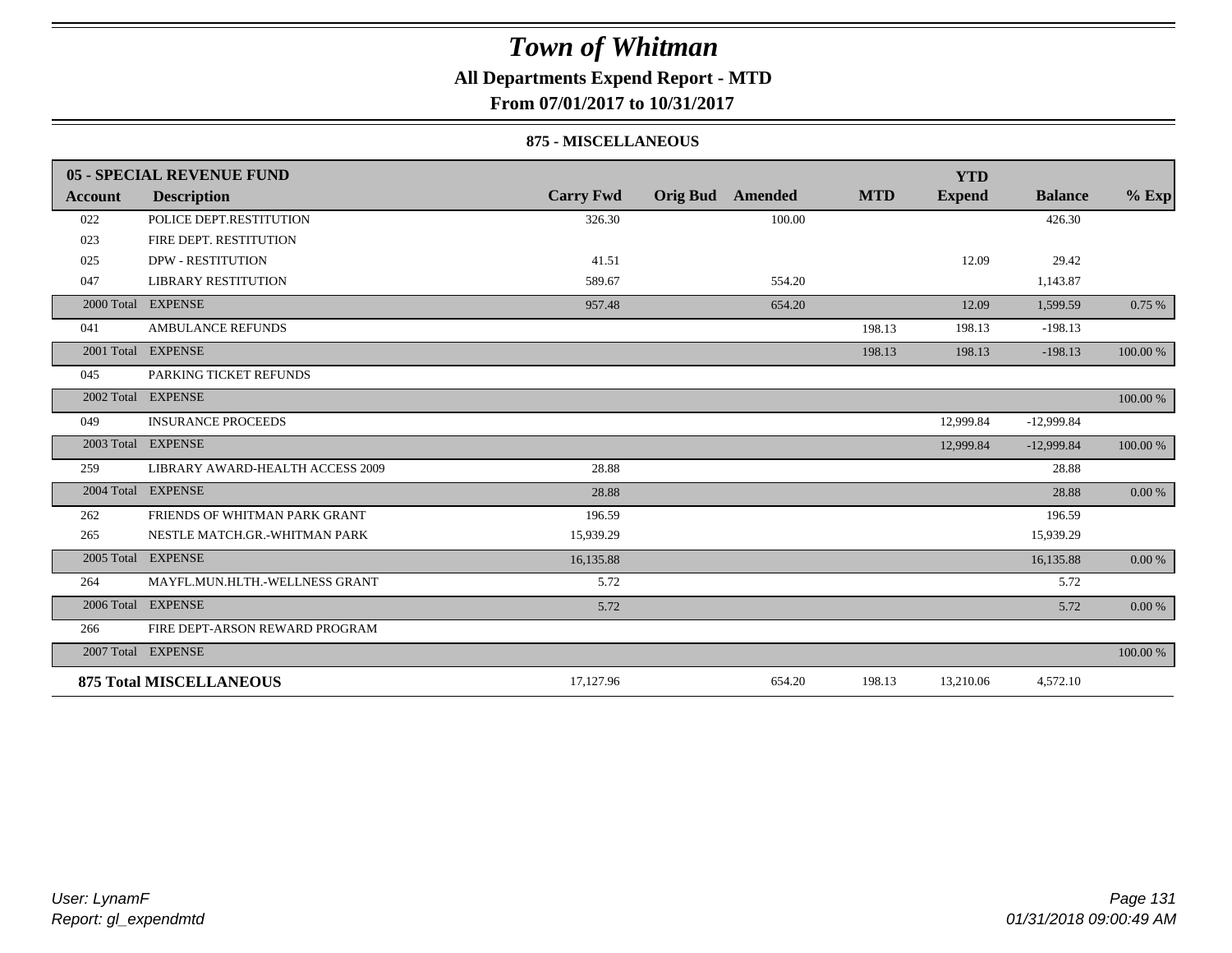# Town of Whitman

## All Departments Expend Report - MTD

## From 07/01/2017 to 10/31/2017

### 875 - MISCELLANEOUS

| 05 - SPECIAL REVENUE FUND | | | | | | YTD | | |
|---|---|---|---|---|---|---|---|---|
| **Account** | **Description** | **Carry Fwd** | **Orig Bud** | **Amended** | **MTD** | **Expend** | **Balance** | **% Exp** |
| 022 | POLICE DEPT.RESTITUTION | 326.30 | | 100.00 | | | 426.30 | |
| 023 | FIRE DEPT. RESTITUTION | | | | | | | |
| 025 | DPW - RESTITUTION | 41.51 | | | | 12.09 | 29.42 | |
| 047 | LIBRARY RESTITUTION | 589.67 | | 554.20 | | | 1,143.87 | |
| 2000 Total | EXPENSE | 957.48 | | 654.20 | | 12.09 | 1,599.59 | 0.75 % |
| 041 | AMBULANCE REFUNDS | | | | 198.13 | 198.13 | -198.13 | |
| 2001 Total | EXPENSE | | | | 198.13 | 198.13 | -198.13 | 100.00 % |
| 045 | PARKING TICKET REFUNDS | | | | | | | |
| 2002 Total | EXPENSE | | | | | | | 100.00 % |
| 049 | INSURANCE PROCEEDS | | | | | 12,999.84 | -12,999.84 | |
| 2003 Total | EXPENSE | | | | | 12,999.84 | -12,999.84 | 100.00 % |
| 259 | LIBRARY AWARD-HEALTH ACCESS 2009 | 28.88 | | | | | 28.88 | |
| 2004 Total | EXPENSE | 28.88 | | | | | 28.88 | 0.00 % |
| 262 | FRIENDS OF WHITMAN PARK GRANT | 196.59 | | | | | 196.59 | |
| 265 | NESTLE MATCH.GR.-WHITMAN PARK | 15,939.29 | | | | | 15,939.29 | |
| 2005 Total | EXPENSE | 16,135.88 | | | | | 16,135.88 | 0.00 % |
| 264 | MAYFL.MUN.HLTH.-WELLNESS GRANT | 5.72 | | | | | 5.72 | |
| 2006 Total | EXPENSE | 5.72 | | | | | 5.72 | 0.00 % |
| 266 | FIRE DEPT-ARSON REWARD PROGRAM | | | | | | | |
| 2007 Total | EXPENSE | | | | | | | 100.00 % |
| **875 Total MISCELLANEOUS** | | 17,127.96 | | 654.20 | 198.13 | 13,210.06 | 4,572.10 | |

*User: LynamF*
*Report: gl_expendmtd*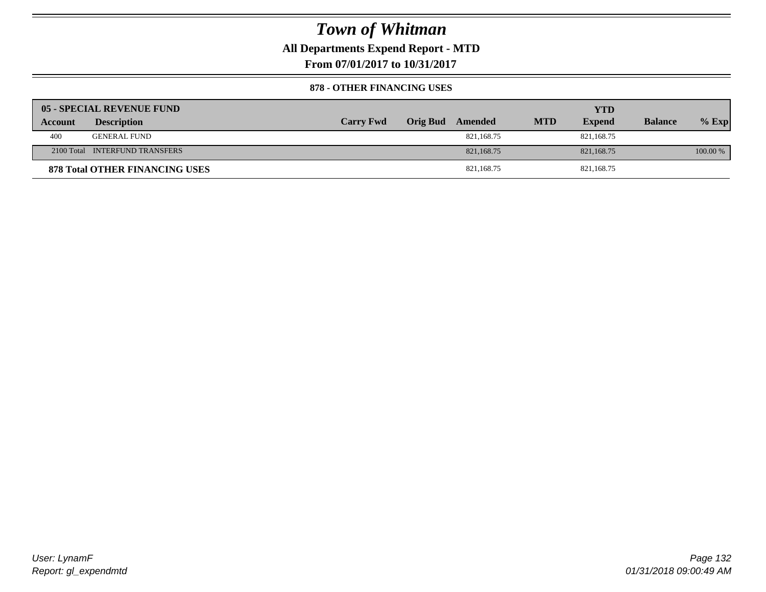# Town of Whitman

**All Departments Expend Report - MTD**

**From 07/01/2017 to 10/31/2017**

### 878 - OTHER FINANCING USES

| **05 - SPECIAL REVENUE FUND** | | | | | | | | |
|---|---|---|---|---|---|---|---|---|
| **Account** | **Description** | **Carry Fwd** | **Orig Bud** | **Amended** | **MTD** | **YTD Expend** | **Balance** | **% Exp** |
| 400 | GENERAL FUND | | | 821,168.75 | | 821,168.75 | | |
| 2100 Total | INTERFUND TRANSFERS | | | 821,168.75 | | 821,168.75 | | 100.00 % |
| **878 Total OTHER FINANCING USES** | | | | 821,168.75 | | 821,168.75 | | |

*User: LynamF*
*Report: gl_expendmtd*

*01/31/2018 09:00:49 AM*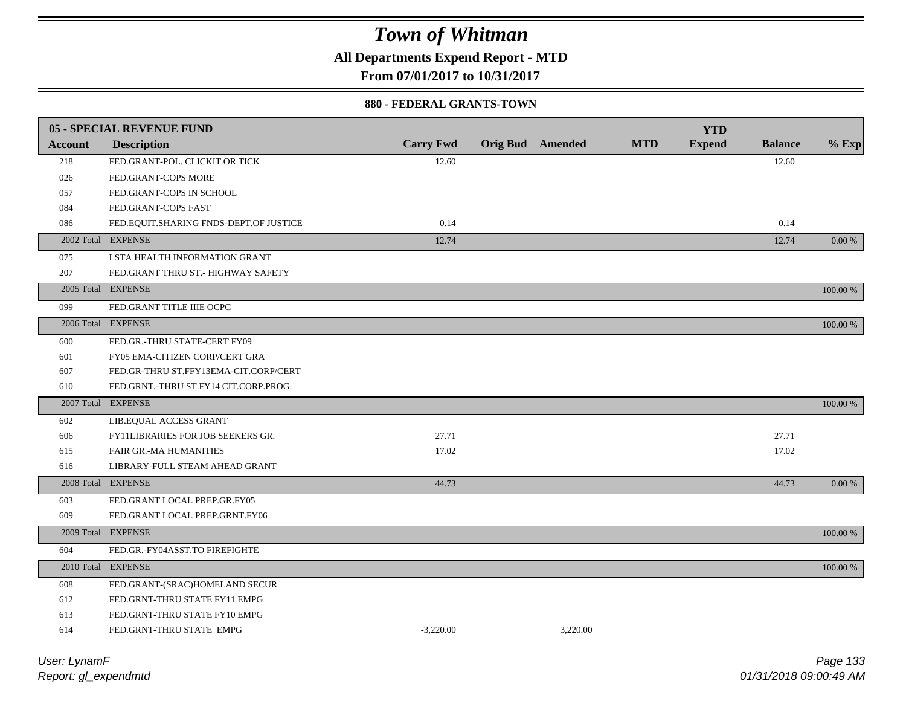# Town of Whitman

## All Departments Expend Report - MTD

### From 07/01/2017 to 10/31/2017

#### 880 - FEDERAL GRANTS-TOWN

| 05 - SPECIAL REVENUE FUND | | | | | | YTD | | |
|---|---|---|---|---|---|---|---|---|
| Account | Description | Carry Fwd | Orig Bud | Amended | MTD | Expend | Balance | % Exp |
| 218 | FED.GRANT-POL. CLICKIT OR TICK | 12.60 | | | | | 12.60 | |
| 026 | FED.GRANT-COPS MORE | | | | | | | |
| 057 | FED.GRANT-COPS IN SCHOOL | | | | | | | |
| 084 | FED.GRANT-COPS FAST | | | | | | | |
| 086 | FED.EQUIT.SHARING FNDS-DEPT.OF JUSTICE | 0.14 | | | | | 0.14 | |
| 2002 Total | EXPENSE | 12.74 | | | | | 12.74 | 0.00 % |
| 075 | LSTA HEALTH INFORMATION GRANT | | | | | | | |
| 207 | FED.GRANT THRU ST.- HIGHWAY SAFETY | | | | | | | |
| 2005 Total | EXPENSE | | | | | | | 100.00 % |
| 099 | FED.GRANT TITLE IIIE OCPC | | | | | | | |
| 2006 Total | EXPENSE | | | | | | | 100.00 % |
| 600 | FED.GR.-THRU STATE-CERT FY09 | | | | | | | |
| 601 | FY05 EMA-CITIZEN CORP/CERT GRA | | | | | | | |
| 607 | FED.GR-THRU ST.FFY13EMA-CIT.CORP/CERT | | | | | | | |
| 610 | FED.GRNT.-THRU ST.FY14 CIT.CORP.PROG. | | | | | | | |
| 2007 Total | EXPENSE | | | | | | | 100.00 % |
| 602 | LIB.EQUAL ACCESS GRANT | | | | | | | |
| 606 | FY11LIBRARIES FOR JOB SEEKERS GR. | 27.71 | | | | | 27.71 | |
| 615 | FAIR GR.-MA HUMANITIES | 17.02 | | | | | 17.02 | |
| 616 | LIBRARY-FULL STEAM AHEAD GRANT | | | | | | | |
| 2008 Total | EXPENSE | 44.73 | | | | | 44.73 | 0.00 % |
| 603 | FED.GRANT LOCAL PREP.GR.FY05 | | | | | | | |
| 609 | FED.GRANT LOCAL PREP.GRNT.FY06 | | | | | | | |
| 2009 Total | EXPENSE | | | | | | | 100.00 % |
| 604 | FED.GR.-FY04ASST.TO FIREFIGHTE | | | | | | | |
| 2010 Total | EXPENSE | | | | | | | 100.00 % |
| 608 | FED.GRANT-(SRAC)HOMELAND SECUR | | | | | | | |
| 612 | FED.GRNT-THRU STATE FY11 EMPG | | | | | | | |
| 613 | FED.GRNT-THRU STATE FY10 EMPG | | | | | | | |
| 614 | FED.GRNT-THRU STATE EMPG | -3,220.00 | | 3,220.00 | | | | |

User: LynamF

Report: gl_expendmtd

01/31/2018 09:00:49 AM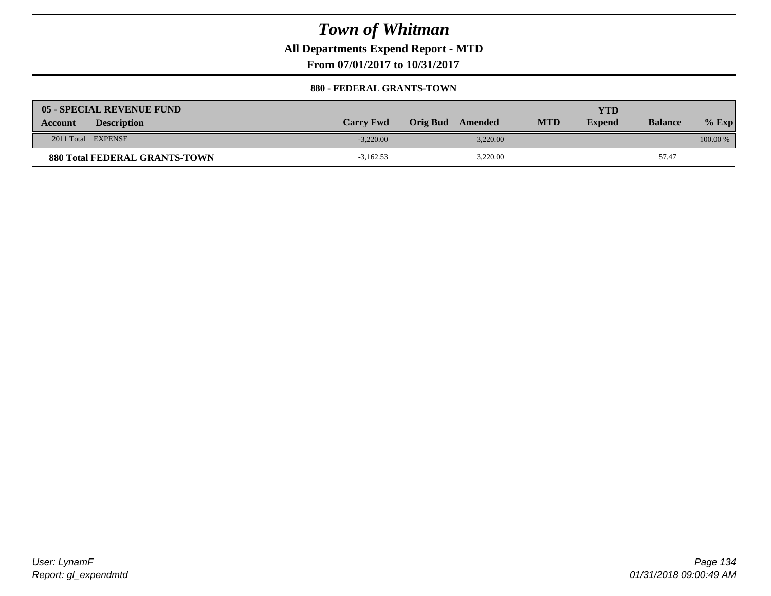# Town of Whitman

**All Departments Expend Report - MTD**

**From 07/01/2017 to 10/31/2017**

**880 - FEDERAL GRANTS-TOWN**

| 05 - SPECIAL REVENUE FUND | | | | | | | | |
|---|---|---|---|---|---|---|---|---|
| **Account** | **Description** | **Carry Fwd** | **Orig Bud** | **Amended** | **MTD** | **YTD Expend** | **Balance** | **% Exp** |
| 2011 Total | EXPENSE | -3,220.00 | | 3,220.00 | | | | 100.00 % |
| **880 Total FEDERAL GRANTS-TOWN** | | -3,162.53 | | 3,220.00 | | | 57.47 | |

*User: LynamF*
*Report: gl_expendmtd*

*01/31/2018 09:00:49 AM*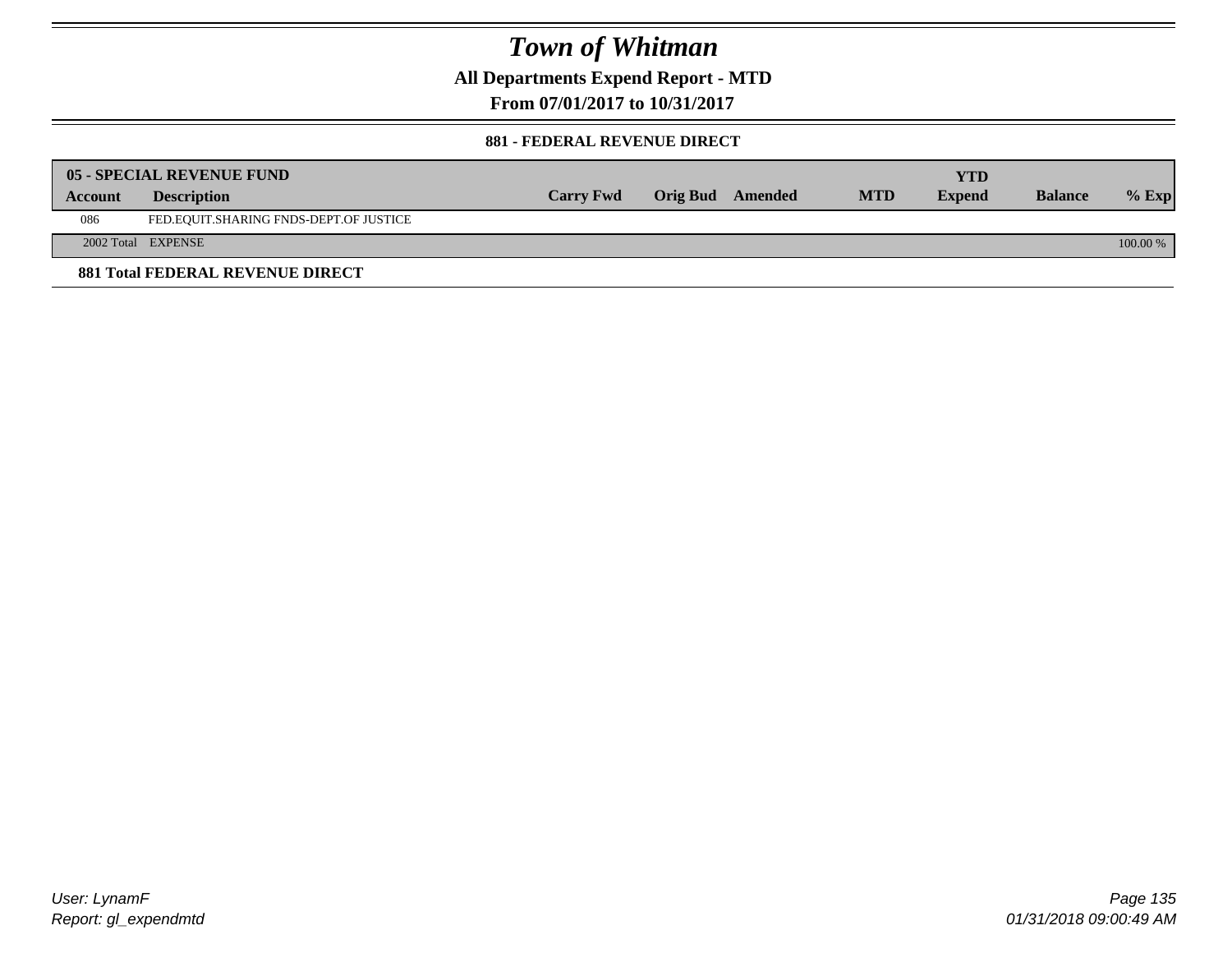# Town of Whitman

**All Departments Expend Report - MTD**

**From 07/01/2017 to 10/31/2017**

**881 - FEDERAL REVENUE DIRECT**

| **05 - SPECIAL REVENUE FUND** | | | | | | | | |
|---|---|---|---|---|---|---|---|---|
| **Account** | **Description** | **Carry Fwd** | **Orig Bud** | **Amended** | **MTD** | **YTD Expend** | **Balance** | **% Exp** |
| 086 | FED.EQUIT.SHARING FNDS-DEPT.OF JUSTICE | | | | | | | |
| 2002 Total | EXPENSE | | | | | | | 100.00 % |

**881 Total FEDERAL REVENUE DIRECT**

*User: LynamF*
*Report: gl_expendmtd*

*01/31/2018 09:00:49 AM*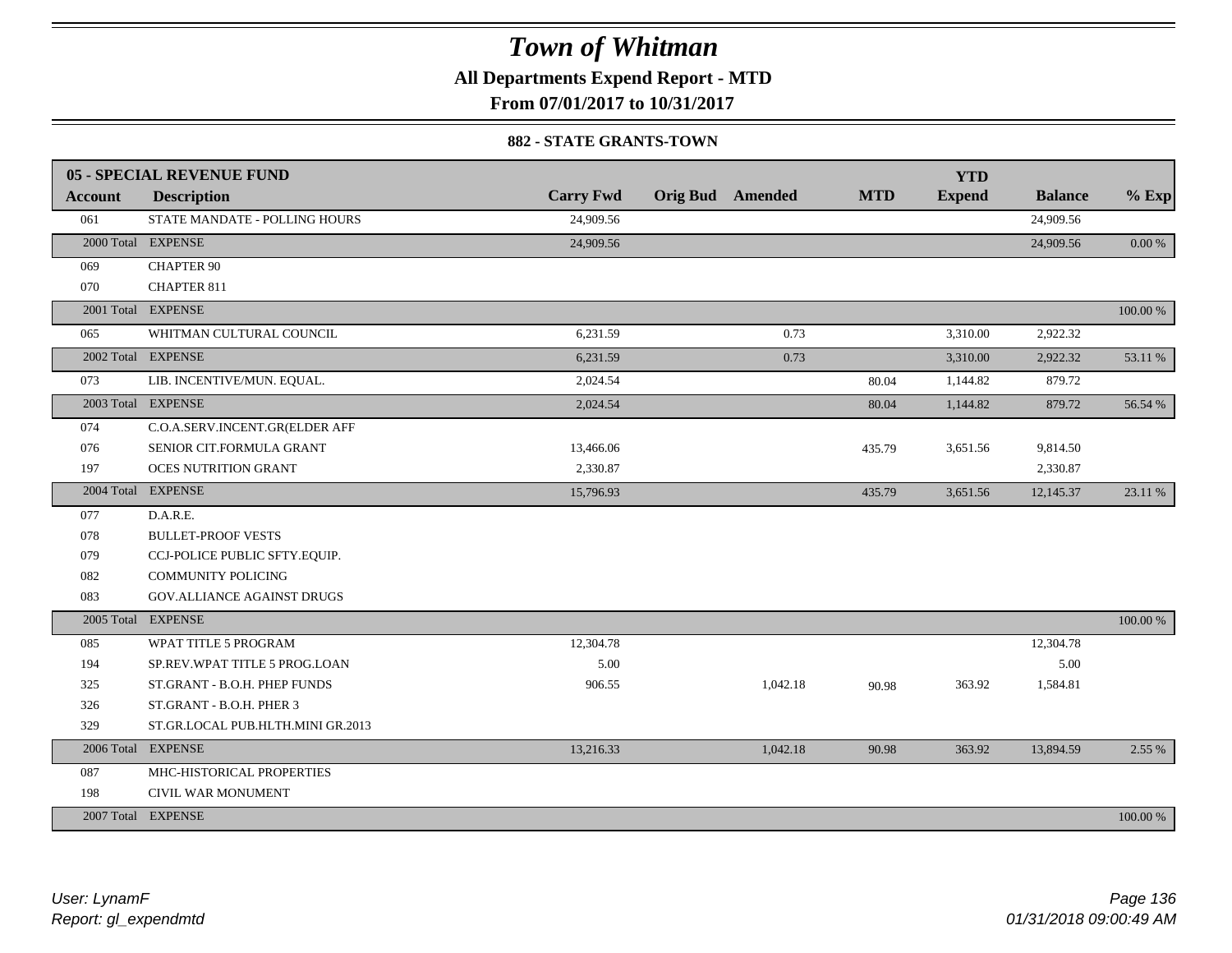# Town of Whitman

## All Departments Expend Report - MTD

## From 07/01/2017 to 10/31/2017

### 882 - STATE GRANTS-TOWN

| 05 - SPECIAL REVENUE FUND | | | | | | YTD | | |
|---|---|---|---|---|---|---|---|---|
| **Account** | **Description** | **Carry Fwd** | **Orig Bud** | **Amended** | **MTD** | **Expend** | **Balance** | **% Exp** |
| 061 | STATE MANDATE - POLLING HOURS | 24,909.56 | | | | | 24,909.56 | |
| 2000 Total | EXPENSE | 24,909.56 | | | | | 24,909.56 | 0.00 % |
| 069 | CHAPTER 90 | | | | | | | |
| 070 | CHAPTER 811 | | | | | | | |
| 2001 Total | EXPENSE | | | | | | | 100.00 % |
| 065 | WHITMAN CULTURAL COUNCIL | 6,231.59 | | 0.73 | | 3,310.00 | 2,922.32 | |
| 2002 Total | EXPENSE | 6,231.59 | | 0.73 | | 3,310.00 | 2,922.32 | 53.11 % |
| 073 | LIB. INCENTIVE/MUN. EQUAL. | 2,024.54 | | | 80.04 | 1,144.82 | 879.72 | |
| 2003 Total | EXPENSE | 2,024.54 | | | 80.04 | 1,144.82 | 879.72 | 56.54 % |
| 074 | C.O.A.SERV.INCENT.GR(ELDER AFF | | | | | | | |
| 076 | SENIOR CIT.FORMULA GRANT | 13,466.06 | | | 435.79 | 3,651.56 | 9,814.50 | |
| 197 | OCES NUTRITION GRANT | 2,330.87 | | | | | 2,330.87 | |
| 2004 Total | EXPENSE | 15,796.93 | | | 435.79 | 3,651.56 | 12,145.37 | 23.11 % |
| 077 | D.A.R.E. | | | | | | | |
| 078 | BULLET-PROOF VESTS | | | | | | | |
| 079 | CCJ-POLICE PUBLIC SFTY.EQUIP. | | | | | | | |
| 082 | COMMUNITY POLICING | | | | | | | |
| 083 | GOV.ALLIANCE AGAINST DRUGS | | | | | | | |
| 2005 Total | EXPENSE | | | | | | | 100.00 % |
| 085 | WPAT TITLE 5 PROGRAM | 12,304.78 | | | | | 12,304.78 | |
| 194 | SP.REV.WPAT TITLE 5 PROG.LOAN | 5.00 | | | | | 5.00 | |
| 325 | ST.GRANT - B.O.H. PHEP FUNDS | 906.55 | | 1,042.18 | 90.98 | 363.92 | 1,584.81 | |
| 326 | ST.GRANT - B.O.H. PHER 3 | | | | | | | |
| 329 | ST.GR.LOCAL PUB.HLTH.MINI GR.2013 | | | | | | | |
| 2006 Total | EXPENSE | 13,216.33 | | 1,042.18 | 90.98 | 363.92 | 13,894.59 | 2.55 % |
| 087 | MHC-HISTORICAL PROPERTIES | | | | | | | |
| 198 | CIVIL WAR MONUMENT | | | | | | | |
| 2007 Total | EXPENSE | | | | | | | 100.00 % |

*User: LynamF*
*Report: gl_expendmtd*

*01/31/2018 09:00:49 AM*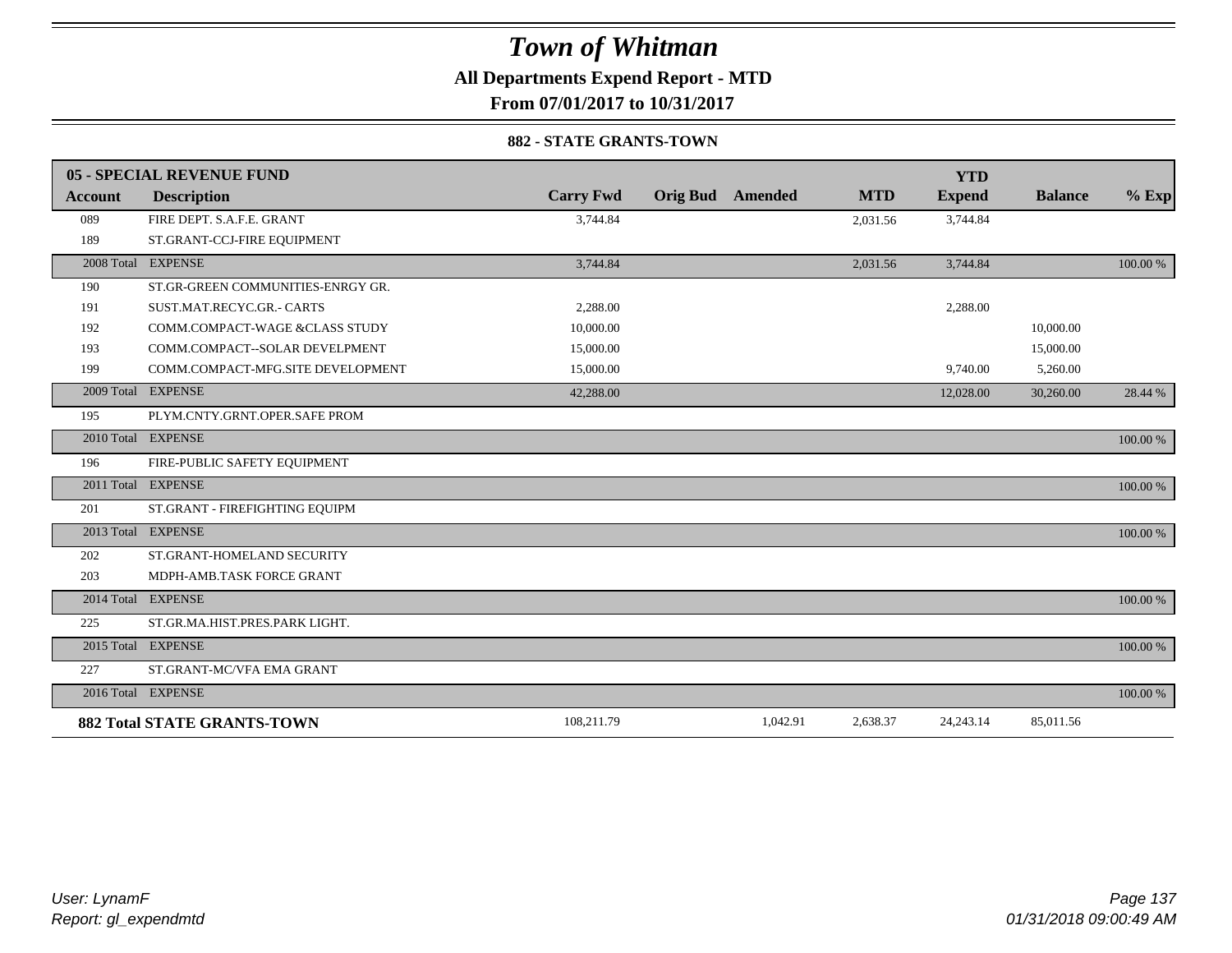# Town of Whitman

## All Departments Expend Report - MTD

### From 07/01/2017 to 10/31/2017

#### 882 - STATE GRANTS-TOWN

| 05 - SPECIAL REVENUE FUND | | | | | | YTD | | |
|---|---|---|---|---|---|---|---|---|
| **Account** | **Description** | **Carry Fwd** | **Orig Bud** | **Amended** | **MTD** | **Expend** | **Balance** | **% Exp** |
| 089 | FIRE DEPT. S.A.F.E. GRANT | 3,744.84 | | | 2,031.56 | 3,744.84 | | |
| 189 | ST.GRANT-CCJ-FIRE EQUIPMENT | | | | | | | |
| 2008 Total | EXPENSE | 3,744.84 | | | 2,031.56 | 3,744.84 | | 100.00 % |
| 190 | ST.GR-GREEN COMMUNITIES-ENRGY GR. | | | | | | | |
| 191 | SUST.MAT.RECYC.GR.- CARTS | 2,288.00 | | | | 2,288.00 | | |
| 192 | COMM.COMPACT-WAGE &CLASS STUDY | 10,000.00 | | | | | 10,000.00 | |
| 193 | COMM.COMPACT--SOLAR DEVELPMENT | 15,000.00 | | | | | 15,000.00 | |
| 199 | COMM.COMPACT-MFG.SITE DEVELOPMENT | 15,000.00 | | | | 9,740.00 | 5,260.00 | |
| 2009 Total | EXPENSE | 42,288.00 | | | | 12,028.00 | 30,260.00 | 28.44 % |
| 195 | PLYM.CNTY.GRNT.OPER.SAFE PROM | | | | | | | |
| 2010 Total | EXPENSE | | | | | | | 100.00 % |
| 196 | FIRE-PUBLIC SAFETY EQUIPMENT | | | | | | | |
| 2011 Total | EXPENSE | | | | | | | 100.00 % |
| 201 | ST.GRANT - FIREFIGHTING EQUIPM | | | | | | | |
| 2013 Total | EXPENSE | | | | | | | 100.00 % |
| 202 | ST.GRANT-HOMELAND SECURITY | | | | | | | |
| 203 | MDPH-AMB.TASK FORCE GRANT | | | | | | | |
| 2014 Total | EXPENSE | | | | | | | 100.00 % |
| 225 | ST.GR.MA.HIST.PRES.PARK LIGHT. | | | | | | | |
| 2015 Total | EXPENSE | | | | | | | 100.00 % |
| 227 | ST.GRANT-MC/VFA EMA GRANT | | | | | | | |
| 2016 Total | EXPENSE | | | | | | | 100.00 % |
| **882 Total STATE GRANTS-TOWN** | | 108,211.79 | | 1,042.91 | 2,638.37 | 24,243.14 | 85,011.56 | |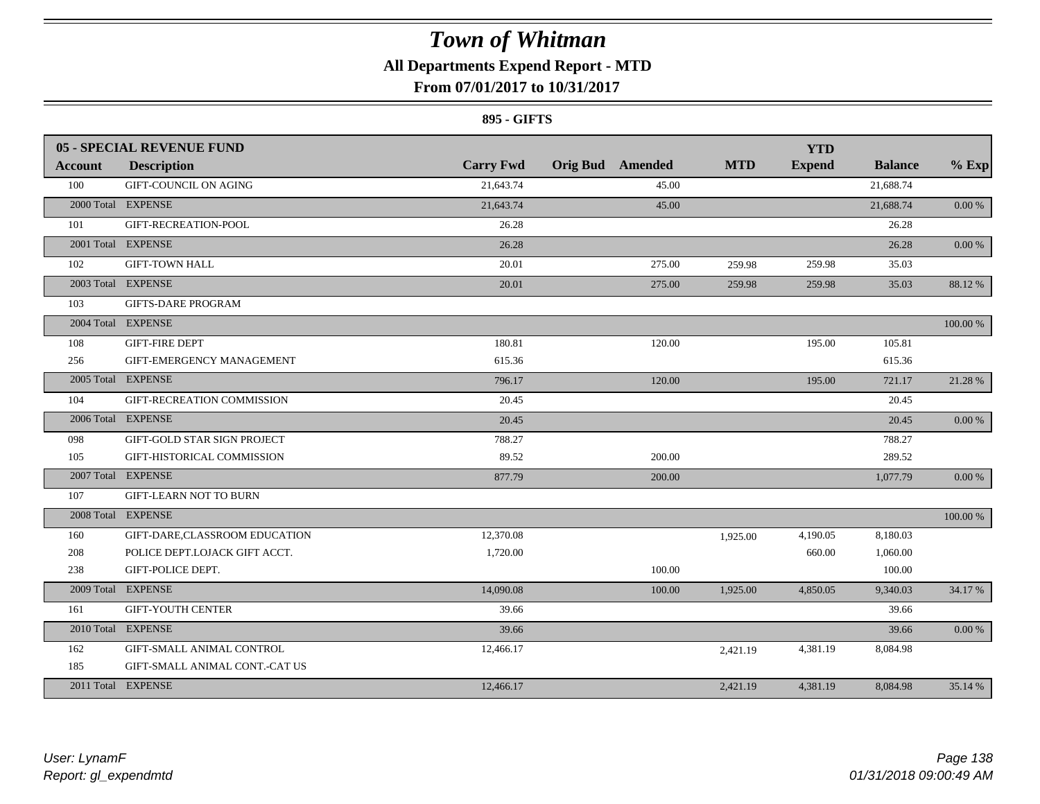# Town of Whitman

## All Departments Expend Report - MTD

### From 07/01/2017 to 10/31/2017

#### 895 - GIFTS

| 05 - SPECIAL REVENUE FUND | | | | | | YTD | | |
|---|---|---|---|---|---|---|---|---|
| **Account** | **Description** | **Carry Fwd** | **Orig Bud** | **Amended** | **MTD** | **Expend** | **Balance** | **% Exp** |
| 100 | GIFT-COUNCIL ON AGING | 21,643.74 | | 45.00 | | | 21,688.74 | |
| 2000 Total | EXPENSE | 21,643.74 | | 45.00 | | | 21,688.74 | 0.00 % |
| 101 | GIFT-RECREATION-POOL | 26.28 | | | | | 26.28 | |
| 2001 Total | EXPENSE | 26.28 | | | | | 26.28 | 0.00 % |
| 102 | GIFT-TOWN HALL | 20.01 | | 275.00 | 259.98 | 259.98 | 35.03 | |
| 2003 Total | EXPENSE | 20.01 | | 275.00 | 259.98 | 259.98 | 35.03 | 88.12 % |
| 103 | GIFTS-DARE PROGRAM | | | | | | | |
| 2004 Total | EXPENSE | | | | | | | 100.00 % |
| 108 | GIFT-FIRE DEPT | 180.81 | | 120.00 | | 195.00 | 105.81 | |
| 256 | GIFT-EMERGENCY MANAGEMENT | 615.36 | | | | | 615.36 | |
| 2005 Total | EXPENSE | 796.17 | | 120.00 | | 195.00 | 721.17 | 21.28 % |
| 104 | GIFT-RECREATION COMMISSION | 20.45 | | | | | 20.45 | |
| 2006 Total | EXPENSE | 20.45 | | | | | 20.45 | 0.00 % |
| 098 | GIFT-GOLD STAR SIGN PROJECT | 788.27 | | | | | 788.27 | |
| 105 | GIFT-HISTORICAL COMMISSION | 89.52 | | 200.00 | | | 289.52 | |
| 2007 Total | EXPENSE | 877.79 | | 200.00 | | | 1,077.79 | 0.00 % |
| 107 | GIFT-LEARN NOT TO BURN | | | | | | | |
| 2008 Total | EXPENSE | | | | | | | 100.00 % |
| 160 | GIFT-DARE,CLASSROOM EDUCATION | 12,370.08 | | | 1,925.00 | 4,190.05 | 8,180.03 | |
| 208 | POLICE DEPT.LOJACK GIFT ACCT. | 1,720.00 | | | | 660.00 | 1,060.00 | |
| 238 | GIFT-POLICE DEPT. | | | 100.00 | | | 100.00 | |
| 2009 Total | EXPENSE | 14,090.08 | | 100.00 | 1,925.00 | 4,850.05 | 9,340.03 | 34.17 % |
| 161 | GIFT-YOUTH CENTER | 39.66 | | | | | 39.66 | |
| 2010 Total | EXPENSE | 39.66 | | | | | 39.66 | 0.00 % |
| 162 | GIFT-SMALL ANIMAL CONTROL | 12,466.17 | | | 2,421.19 | 4,381.19 | 8,084.98 | |
| 185 | GIFT-SMALL ANIMAL CONT.-CAT US | | | | | | | |
| 2011 Total | EXPENSE | 12,466.17 | | | 2,421.19 | 4,381.19 | 8,084.98 | 35.14 % |

*User: LynamF*
*Report: gl_expendmtd*

*01/31/2018 09:00:49 AM*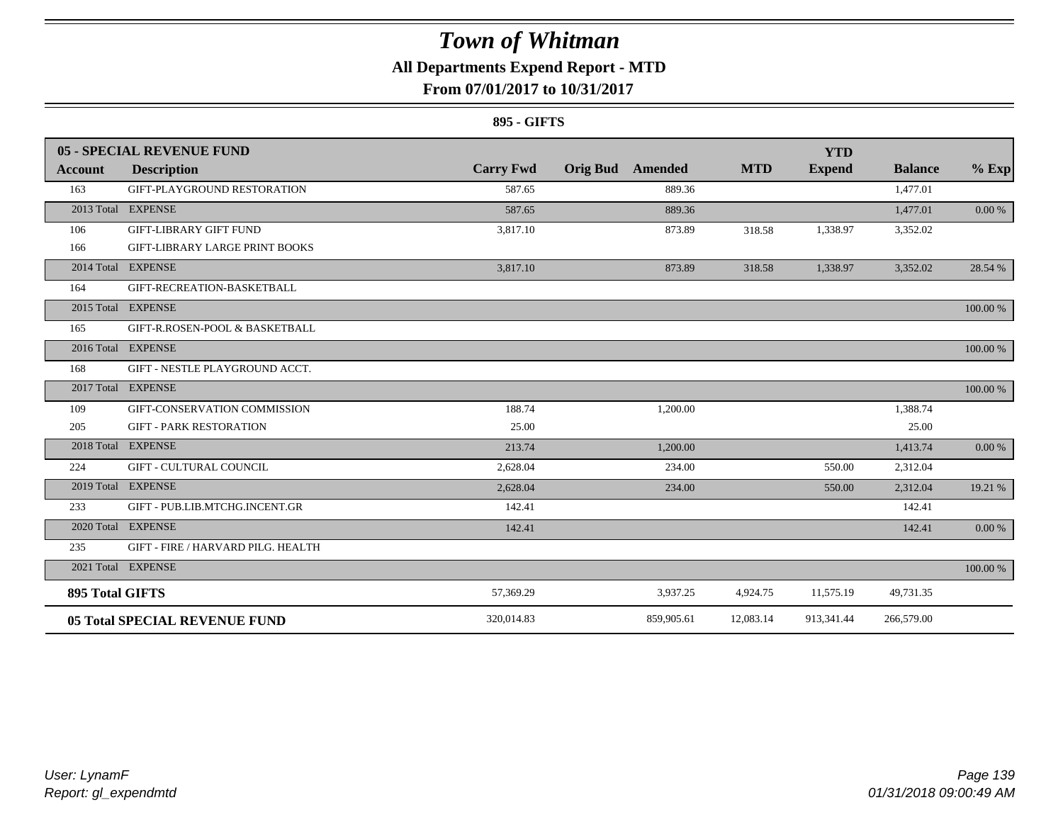# Town of Whitman

**All Departments Expend Report - MTD**

**From 07/01/2017 to 10/31/2017**

**895 - GIFTS**

| **05 - SPECIAL REVENUE FUND** | | | | | | **YTD** | | |
|---|---|---|---|---|---|---|---|---|
| **Account** | **Description** | **Carry Fwd** | **Orig Bud** | **Amended** | **MTD** | **Expend** | **Balance** | **% Exp** |
| 163 | GIFT-PLAYGROUND RESTORATION | 587.65 | | 889.36 | | | 1,477.01 | |
| 2013 Total | EXPENSE | 587.65 | | 889.36 | | | 1,477.01 | 0.00 % |
| 106 | GIFT-LIBRARY GIFT FUND | 3,817.10 | | 873.89 | 318.58 | 1,338.97 | 3,352.02 | |
| 166 | GIFT-LIBRARY LARGE PRINT BOOKS | | | | | | | |
| 2014 Total | EXPENSE | 3,817.10 | | 873.89 | 318.58 | 1,338.97 | 3,352.02 | 28.54 % |
| 164 | GIFT-RECREATION-BASKETBALL | | | | | | | |
| 2015 Total | EXPENSE | | | | | | | 100.00 % |
| 165 | GIFT-R.ROSEN-POOL & BASKETBALL | | | | | | | |
| 2016 Total | EXPENSE | | | | | | | 100.00 % |
| 168 | GIFT - NESTLE PLAYGROUND ACCT. | | | | | | | |
| 2017 Total | EXPENSE | | | | | | | 100.00 % |
| 109 | GIFT-CONSERVATION COMMISSION | 188.74 | | 1,200.00 | | | 1,388.74 | |
| 205 | GIFT - PARK RESTORATION | 25.00 | | | | | 25.00 | |
| 2018 Total | EXPENSE | 213.74 | | 1,200.00 | | | 1,413.74 | 0.00 % |
| 224 | GIFT - CULTURAL COUNCIL | 2,628.04 | | 234.00 | | 550.00 | 2,312.04 | |
| 2019 Total | EXPENSE | 2,628.04 | | 234.00 | | 550.00 | 2,312.04 | 19.21 % |
| 233 | GIFT - PUB.LIB.MTCHG.INCENT.GR | 142.41 | | | | | 142.41 | |
| 2020 Total | EXPENSE | 142.41 | | | | | 142.41 | 0.00 % |
| 235 | GIFT - FIRE / HARVARD PILG. HEALTH | | | | | | | |
| 2021 Total | EXPENSE | | | | | | | 100.00 % |
| **895 Total GIFTS** | | 57,369.29 | | 3,937.25 | 4,924.75 | 11,575.19 | 49,731.35 | |
| **05 Total SPECIAL REVENUE FUND** | | 320,014.83 | | 859,905.61 | 12,083.14 | 913,341.44 | 266,579.00 | |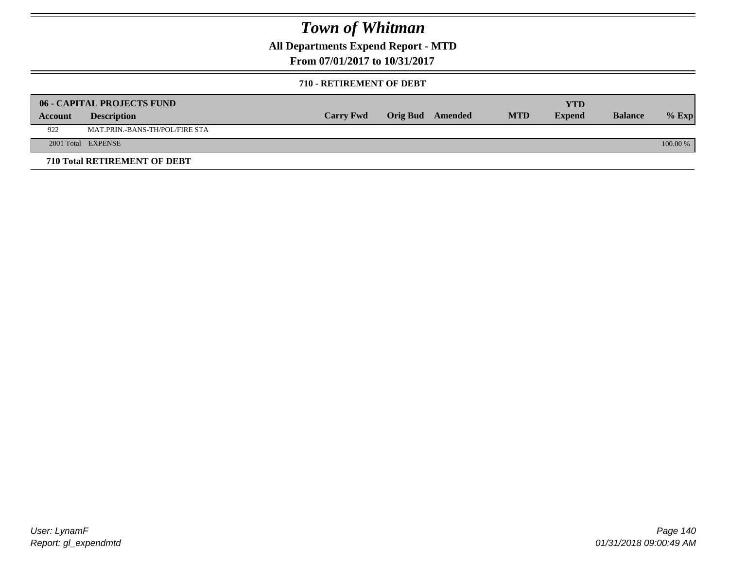# Town of Whitman

## All Departments Expend Report - MTD

## From 07/01/2017 to 10/31/2017

### 710 - RETIREMENT OF DEBT

| 06 - CAPITAL PROJECTS FUND | | | | | | YTD | | |
|---|---|---|---|---|---|---|---|---|
| **Account** | **Description** | **Carry Fwd** | **Orig Bud** | **Amended** | **MTD** | **Expend** | **Balance** | **% Exp** |
| 922 | MAT.PRIN.-BANS-TH/POL/FIRE STA | | | | | | | |
| 2001 Total | EXPENSE | | | | | | | 100.00 % |

**710 Total RETIREMENT OF DEBT**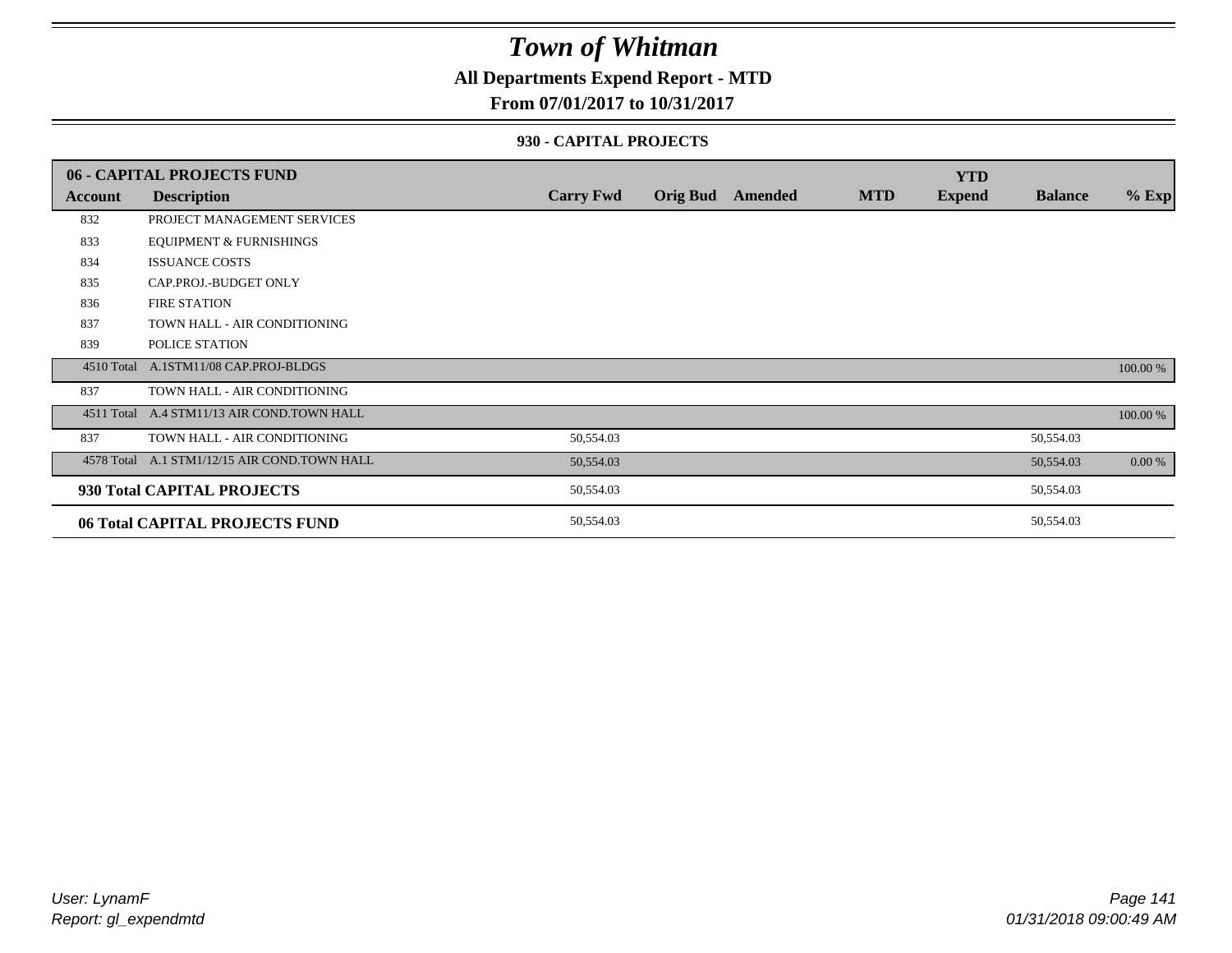# Town of Whitman

**All Departments Expend Report - MTD**

**From 07/01/2017 to 10/31/2017**

**930 - CAPITAL PROJECTS**

| **06 - CAPITAL PROJECTS FUND** | | | | | | **YTD** | | |
|---|---|---|---|---|---|---|---|---|
| **Account** | **Description** | **Carry Fwd** | **Orig Bud** | **Amended** | **MTD** | **Expend** | **Balance** | **% Exp** |
| 832 | PROJECT MANAGEMENT SERVICES | | | | | | | |
| 833 | EQUIPMENT & FURNISHINGS | | | | | | | |
| 834 | ISSUANCE COSTS | | | | | | | |
| 835 | CAP.PROJ.-BUDGET ONLY | | | | | | | |
| 836 | FIRE STATION | | | | | | | |
| 837 | TOWN HALL - AIR CONDITIONING | | | | | | | |
| 839 | POLICE STATION | | | | | | | |
| 4510 Total | A.1STM11/08 CAP.PROJ-BLDGS | | | | | | | 100.00 % |
| 837 | TOWN HALL - AIR CONDITIONING | | | | | | | |
| 4511 Total | A.4 STM11/13 AIR COND.TOWN HALL | | | | | | | 100.00 % |
| 837 | TOWN HALL - AIR CONDITIONING | 50,554.03 | | | | | 50,554.03 | |
| 4578 Total | A.1 STM1/12/15 AIR COND.TOWN HALL | 50,554.03 | | | | | 50,554.03 | 0.00 % |
| **930 Total CAPITAL PROJECTS** | | 50,554.03 | | | | | 50,554.03 | |
| **06 Total CAPITAL PROJECTS FUND** | | 50,554.03 | | | | | 50,554.03 | |

*User: LynamF*
*Report: gl_expendmtd*

*01/31/2018 09:00:49 AM*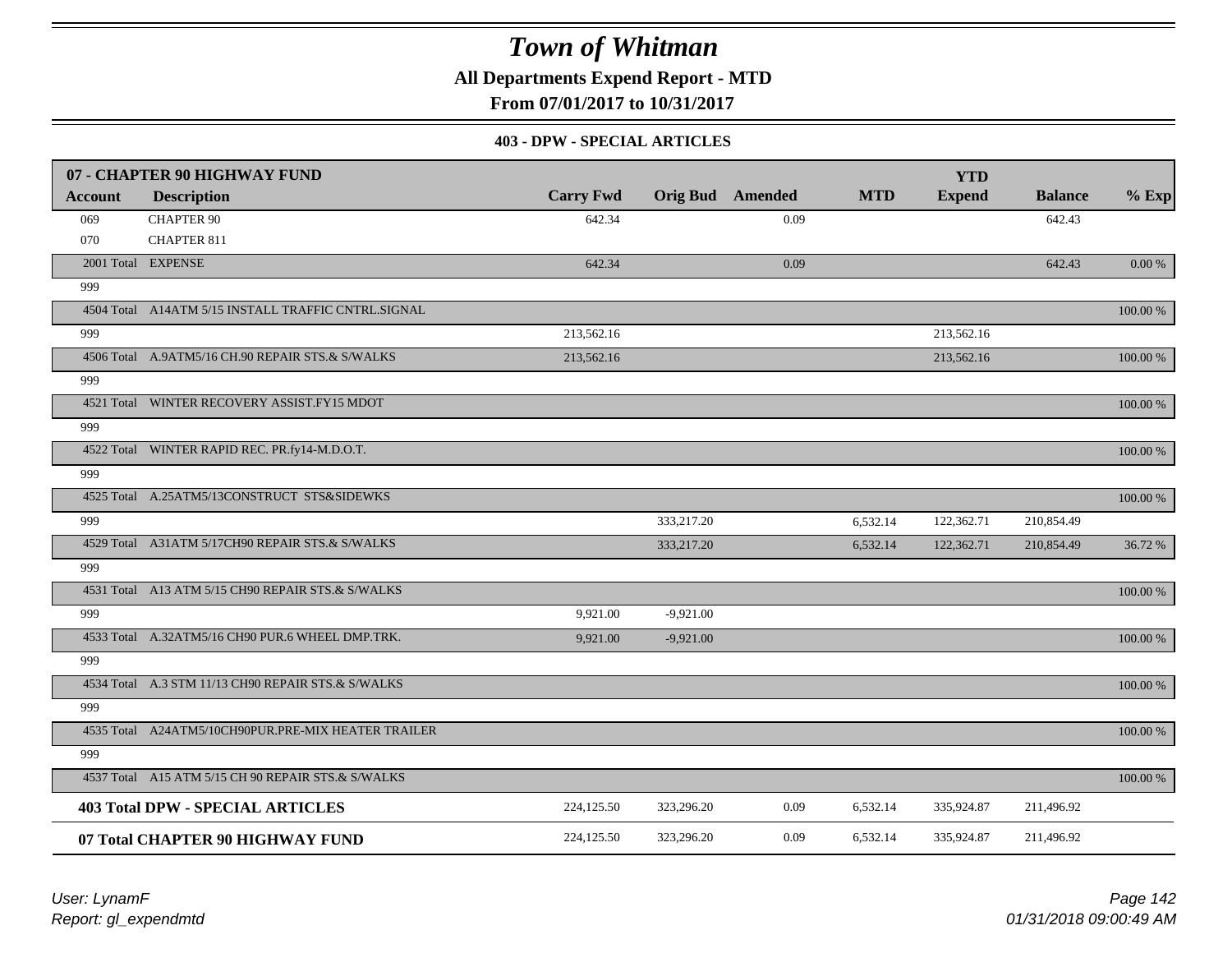# Town of Whitman

**All Departments Expend Report - MTD**

**From 07/01/2017 to 10/31/2017**

**403 - DPW - SPECIAL ARTICLES**

| 07 - CHAPTER 90 HIGHWAY FUND | | | | | | | | |
|---|---|---|---|---|---|---|---|---|
| **Account** | **Description** | **Carry Fwd** | **Orig Bud** | **Amended** | **MTD** | **YTD Expend** | **Balance** | **% Exp** |
| 069 | CHAPTER 90 | 642.34 | | 0.09 | | | 642.43 | |
| 070 | CHAPTER 811 | | | | | | | |
| 2001 Total | EXPENSE | 642.34 | | 0.09 | | | 642.43 | 0.00 % |
| 999 | | | | | | | | |
| 4504 Total | A14ATM 5/15 INSTALL TRAFFIC CNTRL.SIGNAL | | | | | | | 100.00 % |
| 999 | | 213,562.16 | | | | 213,562.16 | | |
| 4506 Total | A.9ATM5/16 CH.90 REPAIR STS.& S/WALKS | 213,562.16 | | | | 213,562.16 | | 100.00 % |
| 999 | | | | | | | | |
| 4521 Total | WINTER RECOVERY ASSIST.FY15 MDOT | | | | | | | 100.00 % |
| 999 | | | | | | | | |
| 4522 Total | WINTER RAPID REC. PR.fy14-M.D.O.T. | | | | | | | 100.00 % |
| 999 | | | | | | | | |
| 4525 Total | A.25ATM5/13CONSTRUCT STS&SIDEWKS | | | | | | | 100.00 % |
| 999 | | | 333,217.20 | | 6,532.14 | 122,362.71 | 210,854.49 | |
| 4529 Total | A31ATM 5/17CH90 REPAIR STS.& S/WALKS | | 333,217.20 | | 6,532.14 | 122,362.71 | 210,854.49 | 36.72 % |
| 999 | | | | | | | | |
| 4531 Total | A13 ATM 5/15 CH90 REPAIR STS.& S/WALKS | | | | | | | 100.00 % |
| 999 | | 9,921.00 | -9,921.00 | | | | | |
| 4533 Total | A.32ATM5/16 CH90 PUR.6 WHEEL DMP.TRK. | 9,921.00 | -9,921.00 | | | | | 100.00 % |
| 999 | | | | | | | | |
| 4534 Total | A.3 STM 11/13 CH90 REPAIR STS.& S/WALKS | | | | | | | 100.00 % |
| 999 | | | | | | | | |
| 4535 Total | A24ATM5/10CH90PUR.PRE-MIX HEATER TRAILER | | | | | | | 100.00 % |
| 999 | | | | | | | | |
| 4537 Total | A15 ATM 5/15 CH 90 REPAIR STS.& S/WALKS | | | | | | | 100.00 % |
| **403 Total DPW - SPECIAL ARTICLES** | | 224,125.50 | 323,296.20 | 0.09 | 6,532.14 | 335,924.87 | 211,496.92 | |
| **07 Total CHAPTER 90 HIGHWAY FUND** | | 224,125.50 | 323,296.20 | 0.09 | 6,532.14 | 335,924.87 | 211,496.92 | |

User: LynamF
Report: gl_expendmtd

01/31/2018 09:00:49 AM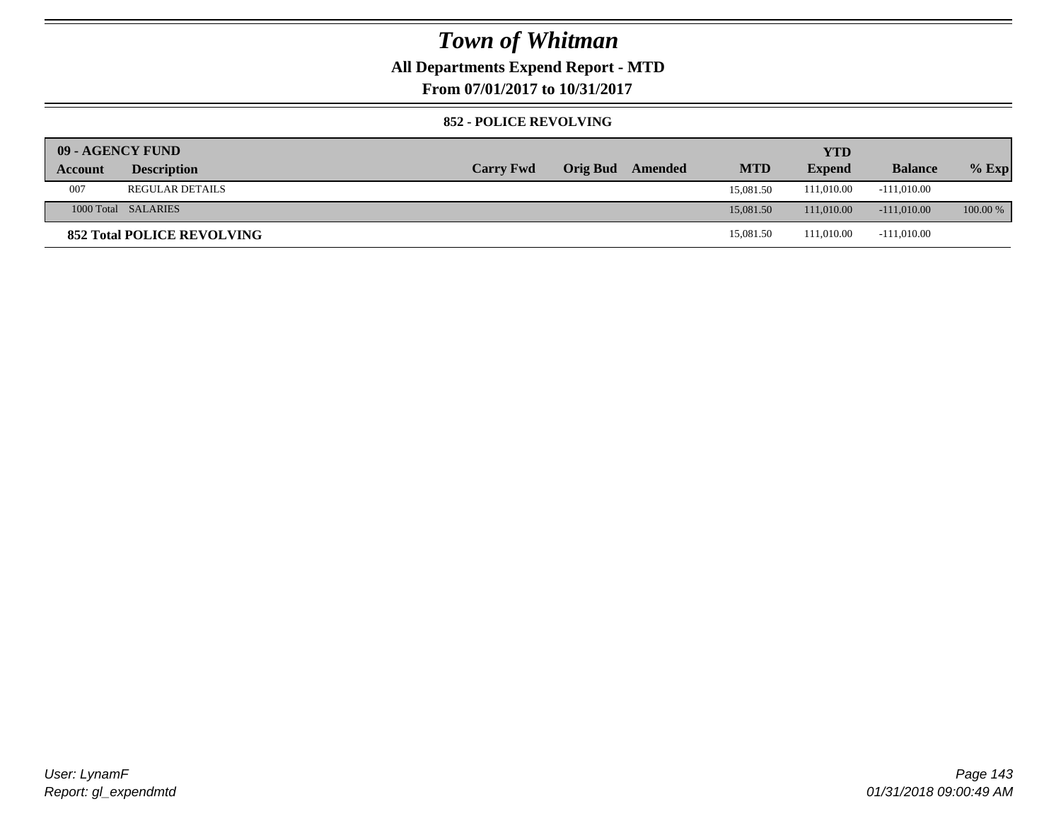# Town of Whitman

**All Departments Expend Report - MTD**

**From 07/01/2017 to 10/31/2017**

**852 - POLICE REVOLVING**

| 09 - AGENCY FUND | | | | | | YTD | | |
|---|---|---|---|---|---|---|---|---|
| **Account** | **Description** | **Carry Fwd** | **Orig Bud** | **Amended** | **MTD** | **Expend** | **Balance** | **% Exp** |
| 007 | REGULAR DETAILS | | | | 15,081.50 | 111,010.00 | -111,010.00 | |
| 1000 Total | SALARIES | | | | 15,081.50 | 111,010.00 | -111,010.00 | 100.00 % |
| **852 Total POLICE REVOLVING** | | | | | 15,081.50 | 111,010.00 | -111,010.00 | |

*User: LynamF*
*Report: gl_expendmtd*

*01/31/2018 09:00:49 AM*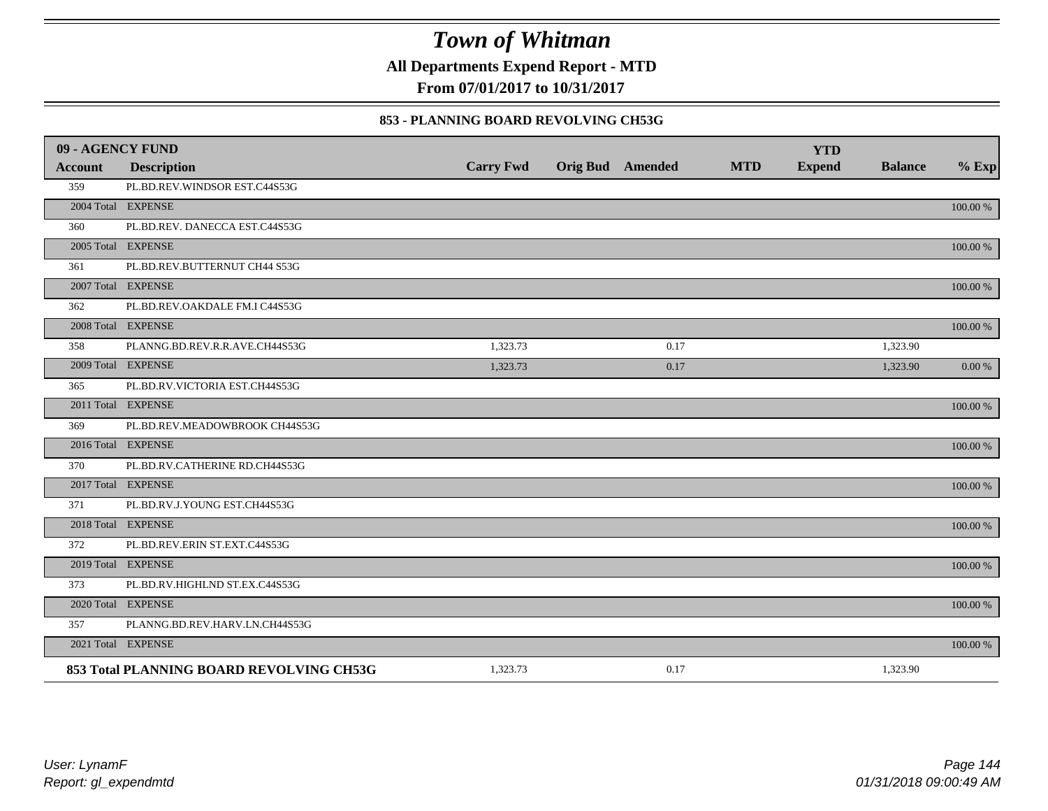# Town of Whitman

**All Departments Expend Report - MTD**

**From 07/01/2017 to 10/31/2017**

### 853 - PLANNING BOARD REVOLVING CH53G

| 09 - AGENCY FUND | | | | | | YTD | | |
|---|---|---|---|---|---|---|---|---|
| **Account** | **Description** | **Carry Fwd** | **Orig Bud** | **Amended** | **MTD** | **Expend** | **Balance** | **% Exp** |
| 359 | PL.BD.REV.WINDSOR EST.C44S53G | | | | | | | |
| 2004 Total | EXPENSE | | | | | | | 100.00 % |
| 360 | PL.BD.REV. DANECCA EST.C44S53G | | | | | | | |
| 2005 Total | EXPENSE | | | | | | | 100.00 % |
| 361 | PL.BD.REV.BUTTERNUT CH44 S53G | | | | | | | |
| 2007 Total | EXPENSE | | | | | | | 100.00 % |
| 362 | PL.BD.REV.OAKDALE FM.I C44S53G | | | | | | | |
| 2008 Total | EXPENSE | | | | | | | 100.00 % |
| 358 | PLANNG.BD.REV.R.R.AVE.CH44S53G | 1,323.73 | | 0.17 | | | 1,323.90 | |
| 2009 Total | EXPENSE | 1,323.73 | | 0.17 | | | 1,323.90 | 0.00 % |
| 365 | PL.BD.RV.VICTORIA EST.CH44S53G | | | | | | | |
| 2011 Total | EXPENSE | | | | | | | 100.00 % |
| 369 | PL.BD.REV.MEADOWBROOK CH44S53G | | | | | | | |
| 2016 Total | EXPENSE | | | | | | | 100.00 % |
| 370 | PL.BD.RV.CATHERINE RD.CH44S53G | | | | | | | |
| 2017 Total | EXPENSE | | | | | | | 100.00 % |
| 371 | PL.BD.RV.J.YOUNG EST.CH44S53G | | | | | | | |
| 2018 Total | EXPENSE | | | | | | | 100.00 % |
| 372 | PL.BD.REV.ERIN ST.EXT.C44S53G | | | | | | | |
| 2019 Total | EXPENSE | | | | | | | 100.00 % |
| 373 | PL.BD.RV.HIGHLND ST.EX.C44S53G | | | | | | | |
| 2020 Total | EXPENSE | | | | | | | 100.00 % |
| 357 | PLANNG.BD.REV.HARV.LN.CH44S53G | | | | | | | |
| 2021 Total | EXPENSE | | | | | | | 100.00 % |
| **853 Total PLANNING BOARD REVOLVING CH53G** | | 1,323.73 | | 0.17 | | | 1,323.90 | |

*User: LynamF*
*Report: gl_expendmtd*

*01/31/2018 09:00:49 AM*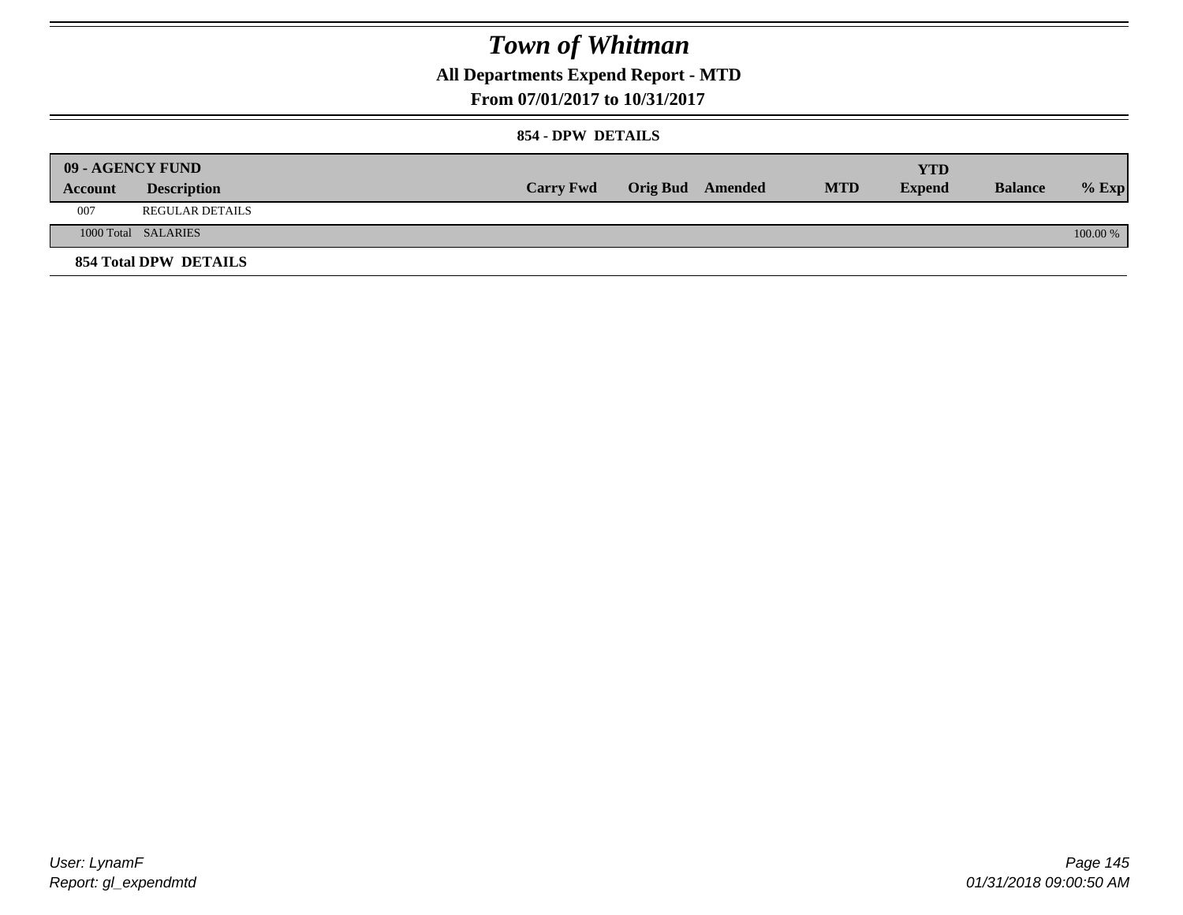# Town of Whitman

## All Departments Expend Report - MTD

## From 07/01/2017 to 10/31/2017

### 854 - DPW DETAILS

| 09 - AGENCY FUND | | | | | | YTD | | |
|---|---|---|---|---|---|---|---|---|
| **Account** | **Description** | **Carry Fwd** | **Orig Bud** | **Amended** | **MTD** | **Expend** | **Balance** | **% Exp** |
| 007 | REGULAR DETAILS | | | | | | | |
| 1000 Total | SALARIES | | | | | | | 100.00 % |
| **854 Total DPW DETAILS** | | | | | | | | |

User: LynamF
Report: gl_expendmtd

01/31/2018 09:00:50 AM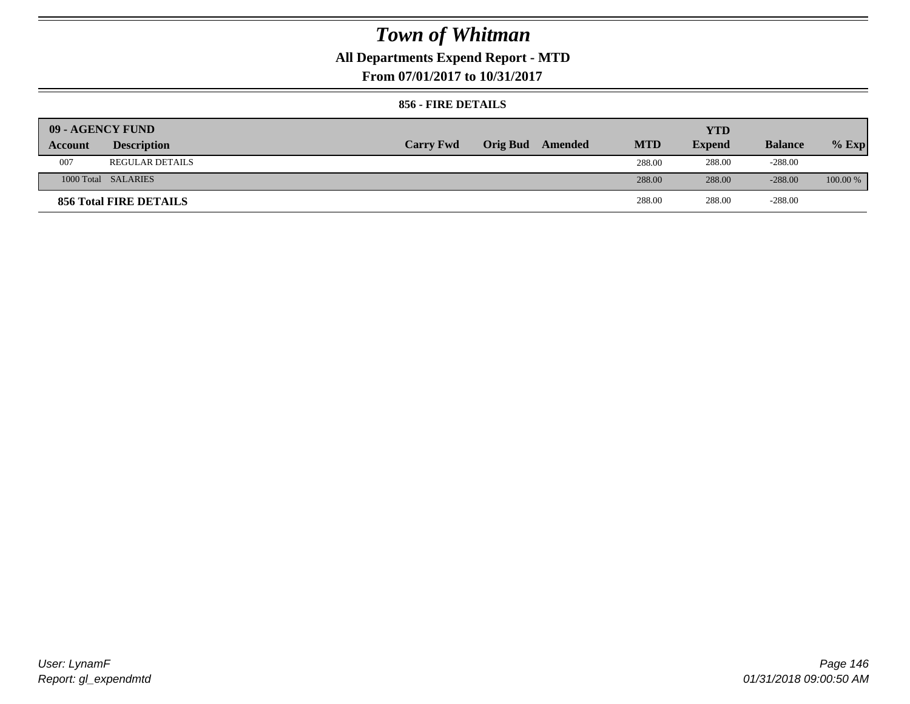# Town of Whitman

**All Departments Expend Report - MTD**

**From 07/01/2017 to 10/31/2017**

**856 - FIRE DETAILS**

| 09 - AGENCY FUND | | | | | | YTD | | |
|---|---|---|---|---|---|---|---|---|
| **Account** | **Description** | **Carry Fwd** | **Orig Bud** | **Amended** | **MTD** | **Expend** | **Balance** | **% Exp** |
| 007 | REGULAR DETAILS | | | | 288.00 | 288.00 | -288.00 | |
| 1000 Total | SALARIES | | | | 288.00 | 288.00 | -288.00 | 100.00 % |
| **856 Total FIRE DETAILS** | | | | | 288.00 | 288.00 | -288.00 | |

User: LynamF

Report: gl_expendmtd

01/31/2018 09:00:50 AM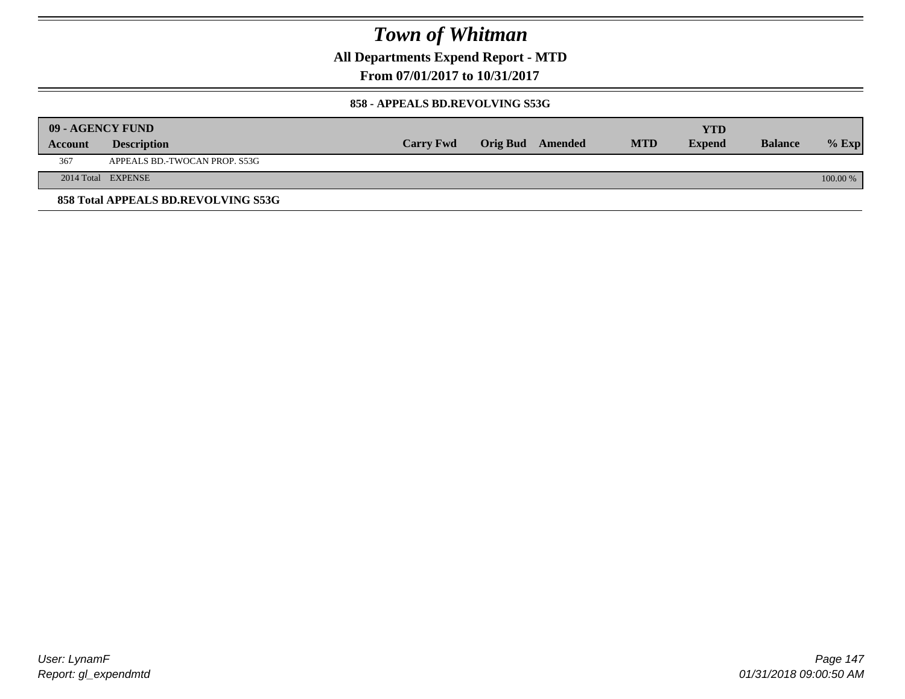# Town of Whitman

**All Departments Expend Report - MTD**

**From 07/01/2017 to 10/31/2017**

**858 - APPEALS BD.REVOLVING S53G**

| 09 - AGENCY FUND | | | | | | YTD | | |
|---|---|---|---|---|---|---|---|---|
| Account | Description | Carry Fwd | Orig Bud | Amended | MTD | Expend | Balance | % Exp |
| 367 | APPEALS BD.-TWOCAN PROP. S53G | | | | | | | |
| 2014 Total | EXPENSE | | | | | | | 100.00 % |

**858 Total APPEALS BD.REVOLVING S53G**

*User: LynamF*
*Report: gl_expendmtd*

*01/31/2018 09:00:50 AM*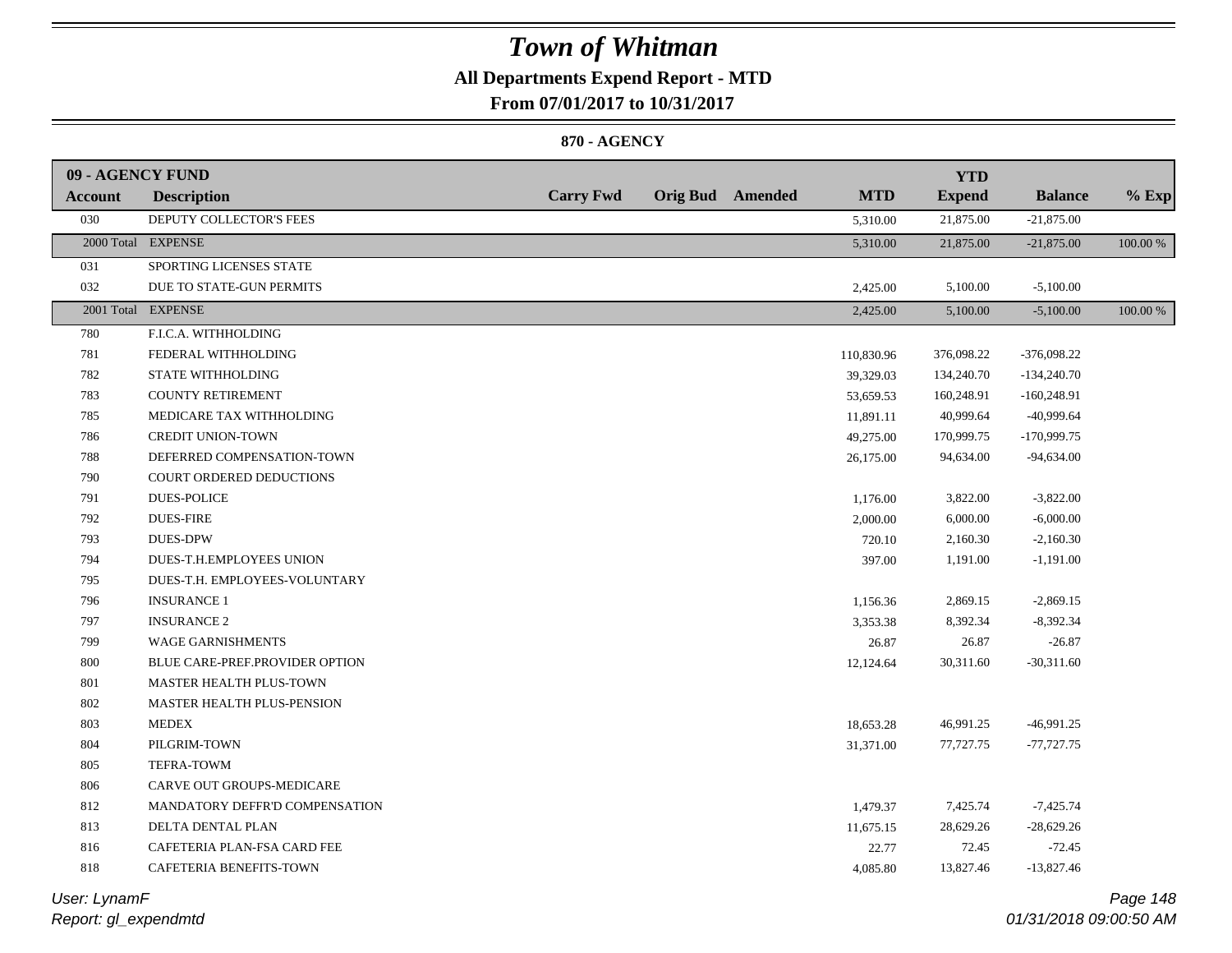# Town of Whitman

**All Departments Expend Report - MTD**

**From 07/01/2017 to 10/31/2017**

**870 - AGENCY**

| 09 - AGENCY FUND | | | | | | YTD | | |
|---|---|---|---|---|---|---|---|---|
| **Account** | **Description** | **Carry Fwd** | **Orig Bud** | **Amended** | **MTD** | **Expend** | **Balance** | **% Exp** |
| 030 | DEPUTY COLLECTOR'S FEES | | | | 5,310.00 | 21,875.00 | -21,875.00 | |
| 2000 Total | EXPENSE | | | | 5,310.00 | 21,875.00 | -21,875.00 | 100.00 % |
| 031 | SPORTING LICENSES STATE | | | | | | | |
| 032 | DUE TO STATE-GUN PERMITS | | | | 2,425.00 | 5,100.00 | -5,100.00 | |
| 2001 Total | EXPENSE | | | | 2,425.00 | 5,100.00 | -5,100.00 | 100.00 % |
| 780 | F.I.C.A. WITHHOLDING | | | | | | | |
| 781 | FEDERAL WITHHOLDING | | | | 110,830.96 | 376,098.22 | -376,098.22 | |
| 782 | STATE WITHHOLDING | | | | 39,329.03 | 134,240.70 | -134,240.70 | |
| 783 | COUNTY RETIREMENT | | | | 53,659.53 | 160,248.91 | -160,248.91 | |
| 785 | MEDICARE TAX WITHHOLDING | | | | 11,891.11 | 40,999.64 | -40,999.64 | |
| 786 | CREDIT UNION-TOWN | | | | 49,275.00 | 170,999.75 | -170,999.75 | |
| 788 | DEFERRED COMPENSATION-TOWN | | | | 26,175.00 | 94,634.00 | -94,634.00 | |
| 790 | COURT ORDERED DEDUCTIONS | | | | | | | |
| 791 | DUES-POLICE | | | | 1,176.00 | 3,822.00 | -3,822.00 | |
| 792 | DUES-FIRE | | | | 2,000.00 | 6,000.00 | -6,000.00 | |
| 793 | DUES-DPW | | | | 720.10 | 2,160.30 | -2,160.30 | |
| 794 | DUES-T.H.EMPLOYEES UNION | | | | 397.00 | 1,191.00 | -1,191.00 | |
| 795 | DUES-T.H. EMPLOYEES-VOLUNTARY | | | | | | | |
| 796 | INSURANCE 1 | | | | 1,156.36 | 2,869.15 | -2,869.15 | |
| 797 | INSURANCE 2 | | | | 3,353.38 | 8,392.34 | -8,392.34 | |
| 799 | WAGE GARNISHMENTS | | | | 26.87 | 26.87 | -26.87 | |
| 800 | BLUE CARE-PREF.PROVIDER OPTION | | | | 12,124.64 | 30,311.60 | -30,311.60 | |
| 801 | MASTER HEALTH PLUS-TOWN | | | | | | | |
| 802 | MASTER HEALTH PLUS-PENSION | | | | | | | |
| 803 | MEDEX | | | | 18,653.28 | 46,991.25 | -46,991.25 | |
| 804 | PILGRIM-TOWN | | | | 31,371.00 | 77,727.75 | -77,727.75 | |
| 805 | TEFRA-TOWM | | | | | | | |
| 806 | CARVE OUT GROUPS-MEDICARE | | | | | | | |
| 812 | MANDATORY DEFFR'D COMPENSATION | | | | 1,479.37 | 7,425.74 | -7,425.74 | |
| 813 | DELTA DENTAL PLAN | | | | 11,675.15 | 28,629.26 | -28,629.26 | |
| 816 | CAFETERIA PLAN-FSA CARD FEE | | | | 22.77 | 72.45 | -72.45 | |
| 818 | CAFETERIA BENEFITS-TOWN | | | | 4,085.80 | 13,827.46 | -13,827.46 | |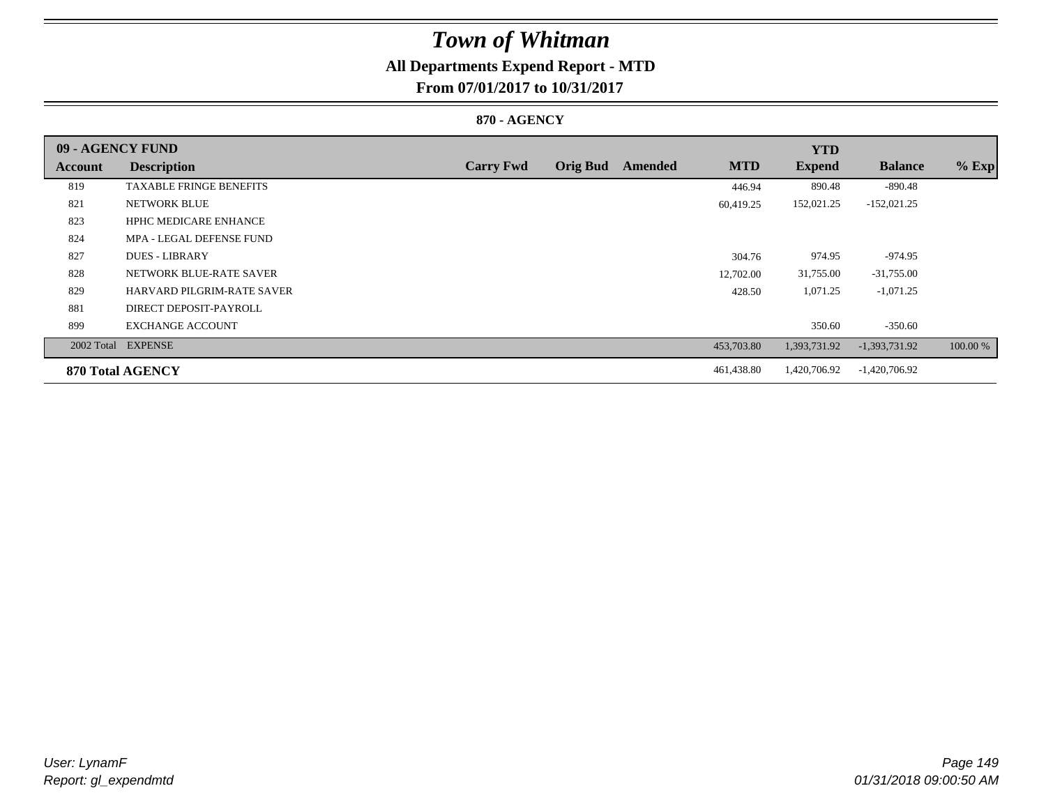# Town of Whitman

**All Departments Expend Report - MTD**

**From 07/01/2017 to 10/31/2017**

**870 - AGENCY**

| 09 - AGENCY FUND | | | | | | YTD | | |
|---|---|---|---|---|---|---|---|---|
| **Account** | **Description** | **Carry Fwd** | **Orig Bud** | **Amended** | **MTD** | **Expend** | **Balance** | **% Exp** |
| 819 | TAXABLE FRINGE BENEFITS | | | | 446.94 | 890.48 | -890.48 | |
| 821 | NETWORK BLUE | | | | 60,419.25 | 152,021.25 | -152,021.25 | |
| 823 | HPHC MEDICARE ENHANCE | | | | | | | |
| 824 | MPA - LEGAL DEFENSE FUND | | | | | | | |
| 827 | DUES - LIBRARY | | | | 304.76 | 974.95 | -974.95 | |
| 828 | NETWORK BLUE-RATE SAVER | | | | 12,702.00 | 31,755.00 | -31,755.00 | |
| 829 | HARVARD PILGRIM-RATE SAVER | | | | 428.50 | 1,071.25 | -1,071.25 | |
| 881 | DIRECT DEPOSIT-PAYROLL | | | | | | | |
| 899 | EXCHANGE ACCOUNT | | | | | 350.60 | -350.60 | |
| 2002 Total | EXPENSE | | | | 453,703.80 | 1,393,731.92 | -1,393,731.92 | 100.00 % |
| **870 Total AGENCY** | | | | | 461,438.80 | 1,420,706.92 | -1,420,706.92 | |

*User: LynamF*
*Report: gl_expendmtd*

*01/31/2018 09:00:50 AM*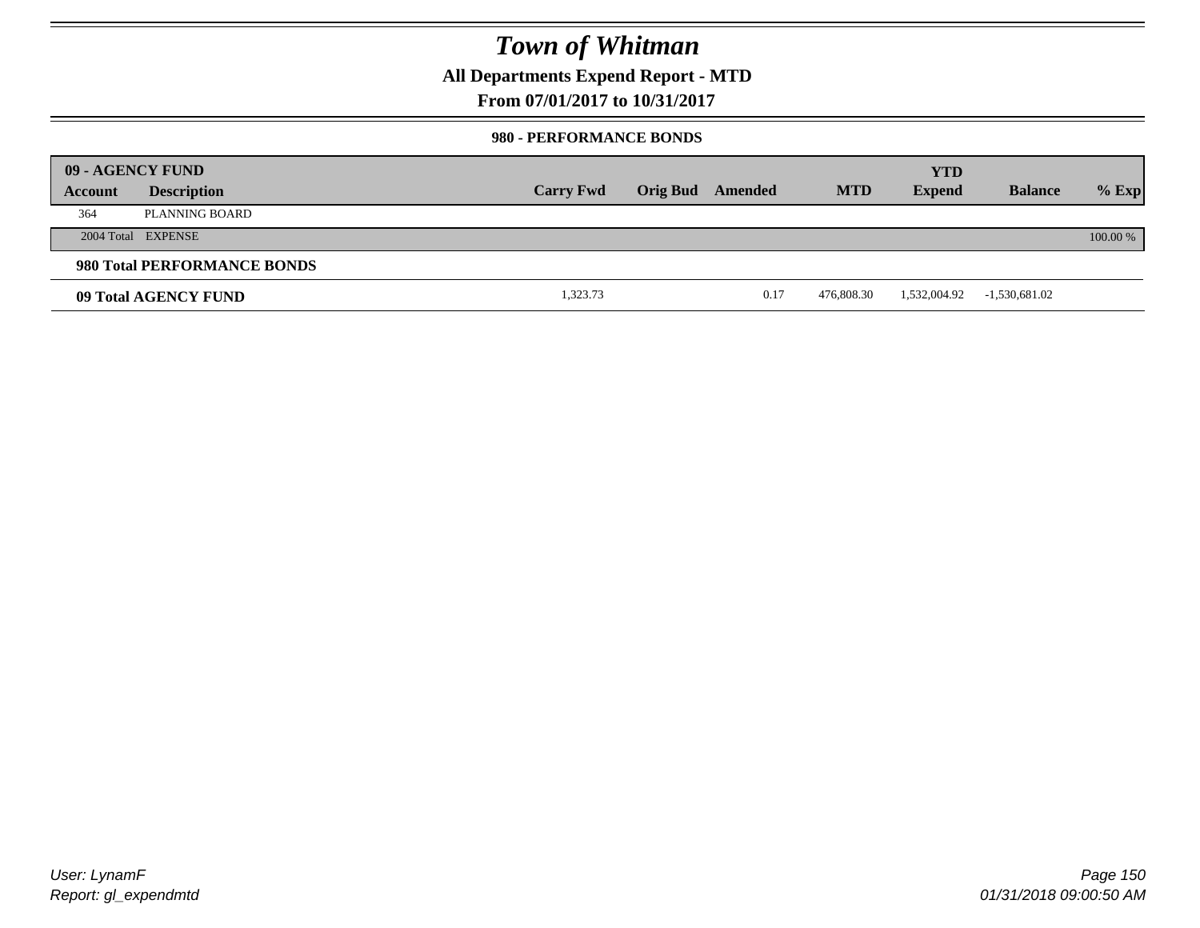# Town of Whitman

**All Departments Expend Report - MTD**

**From 07/01/2017 to 10/31/2017**

### 980 - PERFORMANCE BONDS

| 09 - AGENCY FUND | | | | | | | | |
|---|---|---|---|---|---|---|---|---|
| **Account** | **Description** | **Carry Fwd** | **Orig Bud** | **Amended** | **MTD** | **YTD Expend** | **Balance** | **% Exp** |
| 364 | PLANNING BOARD | | | | | | | |
| 2004 Total | EXPENSE | | | | | | | 100.00 % |
| **980 Total PERFORMANCE BONDS** | | | | | | | | |
| **09 Total AGENCY FUND** | | 1,323.73 | | 0.17 | 476,808.30 | 1,532,004.92 | -1,530,681.02 | |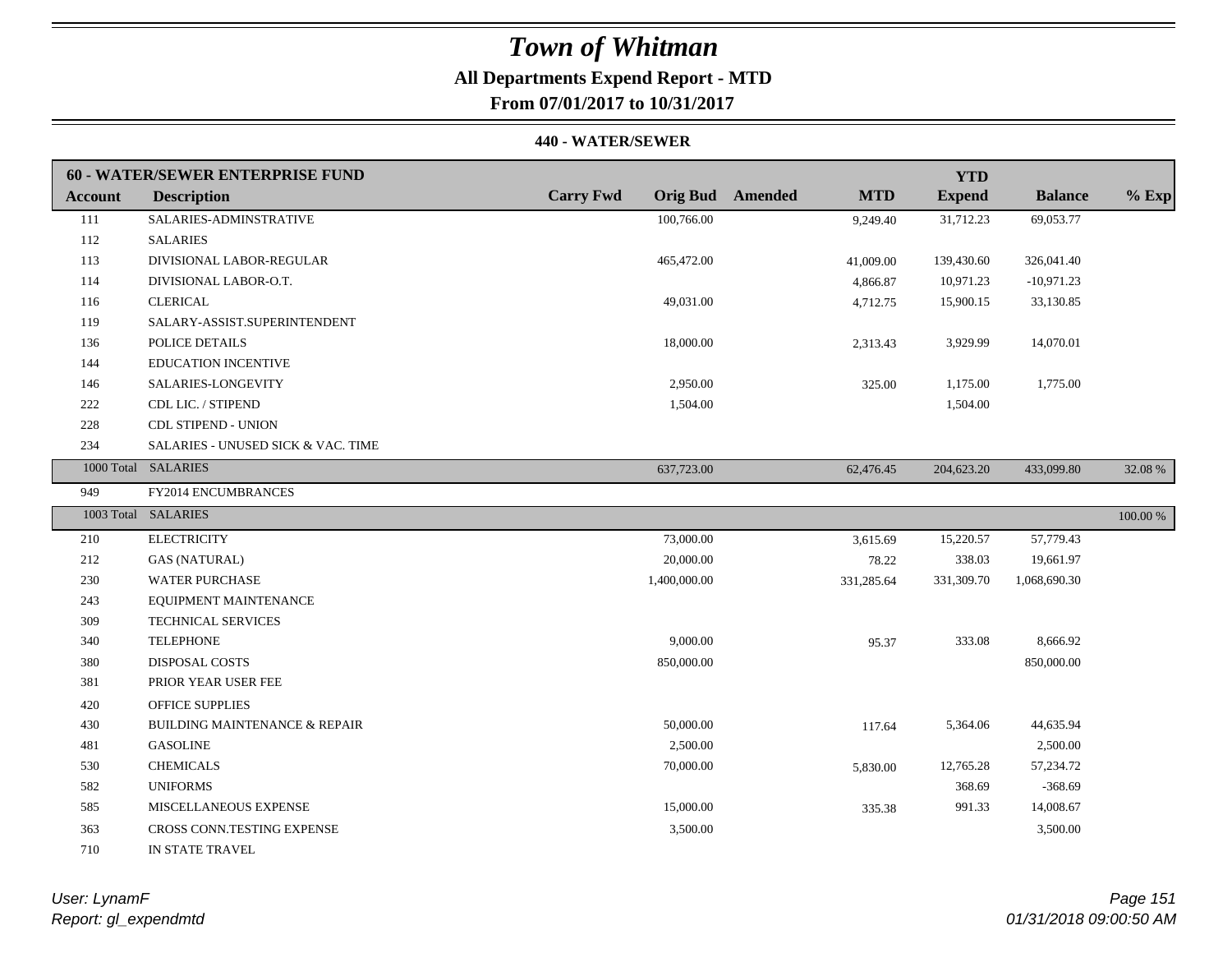# Town of Whitman

**All Departments Expend Report - MTD**

**From 07/01/2017 to 10/31/2017**

**440 - WATER/SEWER**

| Account | Description | Carry Fwd | Orig Bud | Amended | MTD | YTD Expend | Balance | % Exp |
|---|---|---|---|---|---|---|---|---|
| **60 - WATER/SEWER ENTERPRISE FUND** | | | | | | | | |
| 111 | SALARIES-ADMINSTRATIVE | | 100,766.00 | | 9,249.40 | 31,712.23 | 69,053.77 | |
| 112 | SALARIES | | | | | | | |
| 113 | DIVISIONAL LABOR-REGULAR | | 465,472.00 | | 41,009.00 | 139,430.60 | 326,041.40 | |
| 114 | DIVISIONAL LABOR-O.T. | | | | 4,866.87 | 10,971.23 | -10,971.23 | |
| 116 | CLERICAL | | 49,031.00 | | 4,712.75 | 15,900.15 | 33,130.85 | |
| 119 | SALARY-ASSIST.SUPERINTENDENT | | | | | | | |
| 136 | POLICE DETAILS | | 18,000.00 | | 2,313.43 | 3,929.99 | 14,070.01 | |
| 144 | EDUCATION INCENTIVE | | | | | | | |
| 146 | SALARIES-LONGEVITY | | 2,950.00 | | 325.00 | 1,175.00 | 1,775.00 | |
| 222 | CDL LIC. / STIPEND | | 1,504.00 | | | 1,504.00 | | |
| 228 | CDL STIPEND - UNION | | | | | | | |
| 234 | SALARIES - UNUSED SICK & VAC. TIME | | | | | | | |
| 1000 Total | SALARIES | | 637,723.00 | | 62,476.45 | 204,623.20 | 433,099.80 | 32.08 % |
| 949 | FY2014 ENCUMBRANCES | | | | | | | |
| 1003 Total | SALARIES | | | | | | | 100.00 % |
| 210 | ELECTRICITY | | 73,000.00 | | 3,615.69 | 15,220.57 | 57,779.43 | |
| 212 | GAS (NATURAL) | | 20,000.00 | | 78.22 | 338.03 | 19,661.97 | |
| 230 | WATER PURCHASE | | 1,400,000.00 | | 331,285.64 | 331,309.70 | 1,068,690.30 | |
| 243 | EQUIPMENT MAINTENANCE | | | | | | | |
| 309 | TECHNICAL SERVICES | | | | | | | |
| 340 | TELEPHONE | | 9,000.00 | | 95.37 | 333.08 | 8,666.92 | |
| 380 | DISPOSAL COSTS | | 850,000.00 | | | | 850,000.00 | |
| 381 | PRIOR YEAR USER FEE | | | | | | | |
| 420 | OFFICE SUPPLIES | | | | | | | |
| 430 | BUILDING MAINTENANCE & REPAIR | | 50,000.00 | | 117.64 | 5,364.06 | 44,635.94 | |
| 481 | GASOLINE | | 2,500.00 | | | | 2,500.00 | |
| 530 | CHEMICALS | | 70,000.00 | | 5,830.00 | 12,765.28 | 57,234.72 | |
| 582 | UNIFORMS | | | | | 368.69 | -368.69 | |
| 585 | MISCELLANEOUS EXPENSE | | 15,000.00 | | 335.38 | 991.33 | 14,008.67 | |
| 363 | CROSS CONN.TESTING EXPENSE | | 3,500.00 | | | | 3,500.00 | |
| 710 | IN STATE TRAVEL | | | | | | | |

*User: LynamF*

*Report: gl_expendmtd*

*01/31/2018 09:00:50 AM*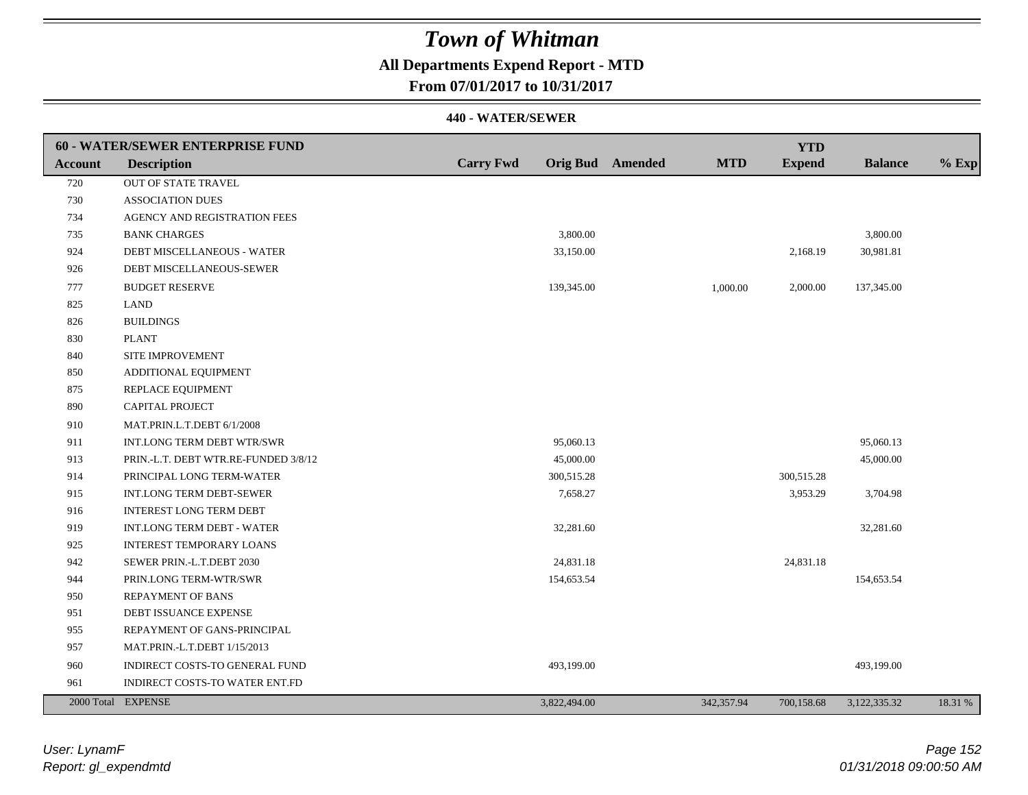# Town of Whitman

**All Departments Expend Report - MTD**

**From 07/01/2017 to 10/31/2017**

**440 - WATER/SEWER**

| Account | Description | Carry Fwd | Orig Bud | Amended | MTD | YTD Expend | Balance | % Exp |
|---|---|---|---|---|---|---|---|---|
| **60 - WATER/SEWER ENTERPRISE FUND** | | | | | | | | |
| 720 | OUT OF STATE TRAVEL | | | | | | | |
| 730 | ASSOCIATION DUES | | | | | | | |
| 734 | AGENCY AND REGISTRATION FEES | | | | | | | |
| 735 | BANK CHARGES | | 3,800.00 | | | | 3,800.00 | |
| 924 | DEBT MISCELLANEOUS - WATER | | 33,150.00 | | | 2,168.19 | 30,981.81 | |
| 926 | DEBT MISCELLANEOUS-SEWER | | | | | | | |
| 777 | BUDGET RESERVE | | 139,345.00 | | 1,000.00 | 2,000.00 | 137,345.00 | |
| 825 | LAND | | | | | | | |
| 826 | BUILDINGS | | | | | | | |
| 830 | PLANT | | | | | | | |
| 840 | SITE IMPROVEMENT | | | | | | | |
| 850 | ADDITIONAL EQUIPMENT | | | | | | | |
| 875 | REPLACE EQUIPMENT | | | | | | | |
| 890 | CAPITAL PROJECT | | | | | | | |
| 910 | MAT.PRIN.L.T.DEBT 6/1/2008 | | | | | | | |
| 911 | INT.LONG TERM DEBT WTR/SWR | | 95,060.13 | | | | 95,060.13 | |
| 913 | PRIN.-L.T. DEBT WTR.RE-FUNDED 3/8/12 | | 45,000.00 | | | | 45,000.00 | |
| 914 | PRINCIPAL LONG TERM-WATER | | 300,515.28 | | | 300,515.28 | | |
| 915 | INT.LONG TERM DEBT-SEWER | | 7,658.27 | | | 3,953.29 | 3,704.98 | |
| 916 | INTEREST LONG TERM DEBT | | | | | | | |
| 919 | INT.LONG TERM DEBT - WATER | | 32,281.60 | | | | 32,281.60 | |
| 925 | INTEREST TEMPORARY LOANS | | | | | | | |
| 942 | SEWER PRIN.-L.T.DEBT 2030 | | 24,831.18 | | | 24,831.18 | | |
| 944 | PRIN.LONG TERM-WTR/SWR | | 154,653.54 | | | | 154,653.54 | |
| 950 | REPAYMENT OF BANS | | | | | | | |
| 951 | DEBT ISSUANCE EXPENSE | | | | | | | |
| 955 | REPAYMENT OF GANS-PRINCIPAL | | | | | | | |
| 957 | MAT.PRIN.-L.T.DEBT 1/15/2013 | | | | | | | |
| 960 | INDIRECT COSTS-TO GENERAL FUND | | 493,199.00 | | | | 493,199.00 | |
| 961 | INDIRECT COSTS-TO WATER ENT.FD | | | | | | | |
| 2000 Total | EXPENSE | | 3,822,494.00 | | 342,357.94 | 700,158.68 | 3,122,335.32 | 18.31 % |

*User: LynamF*
*Report: gl_expendmtd*

*01/31/2018 09:00:50 AM*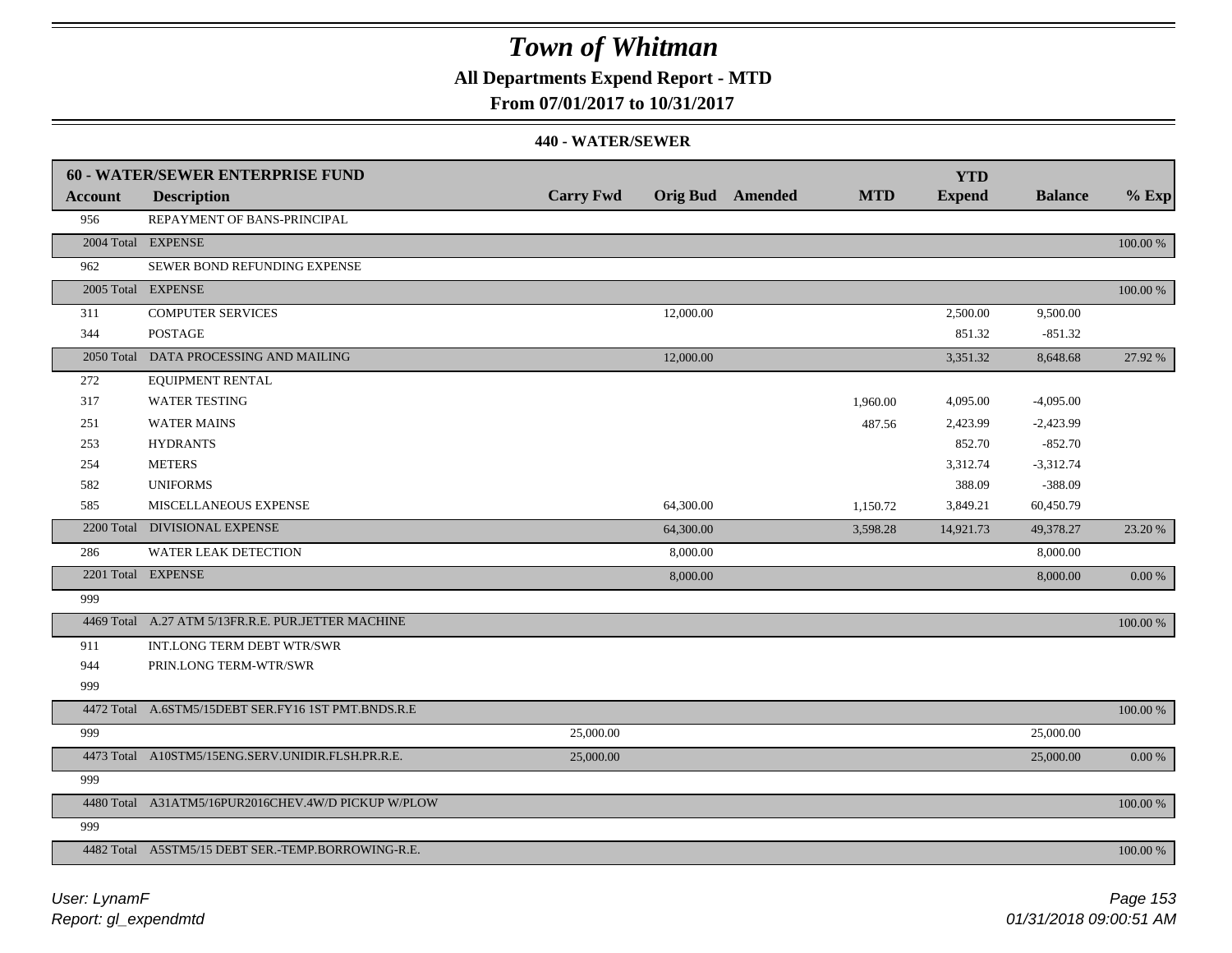# Town of Whitman

**All Departments Expend Report - MTD**

**From 07/01/2017 to 10/31/2017**

**440 - WATER/SEWER**

| **60 - WATER/SEWER ENTERPRISE FUND** | | | | | | **YTD** | | |
|---|---|---|---|---|---|---|---|---|
| **Account** | **Description** | **Carry Fwd** | **Orig Bud** | **Amended** | **MTD** | **Expend** | **Balance** | **% Exp** |
| 956 | REPAYMENT OF BANS-PRINCIPAL | | | | | | | |
| 2004 Total | EXPENSE | | | | | | | 100.00 % |
| 962 | SEWER BOND REFUNDING EXPENSE | | | | | | | |
| 2005 Total | EXPENSE | | | | | | | 100.00 % |
| 311 | COMPUTER SERVICES | | 12,000.00 | | | 2,500.00 | 9,500.00 | |
| 344 | POSTAGE | | | | | 851.32 | -851.32 | |
| 2050 Total | DATA PROCESSING AND MAILING | | 12,000.00 | | | 3,351.32 | 8,648.68 | 27.92 % |
| 272 | EQUIPMENT RENTAL | | | | | | | |
| 317 | WATER TESTING | | | | 1,960.00 | 4,095.00 | -4,095.00 | |
| 251 | WATER MAINS | | | | 487.56 | 2,423.99 | -2,423.99 | |
| 253 | HYDRANTS | | | | | 852.70 | -852.70 | |
| 254 | METERS | | | | | 3,312.74 | -3,312.74 | |
| 582 | UNIFORMS | | | | | 388.09 | -388.09 | |
| 585 | MISCELLANEOUS EXPENSE | | 64,300.00 | | 1,150.72 | 3,849.21 | 60,450.79 | |
| 2200 Total | DIVISIONAL EXPENSE | | 64,300.00 | | 3,598.28 | 14,921.73 | 49,378.27 | 23.20 % |
| 286 | WATER LEAK DETECTION | | 8,000.00 | | | | 8,000.00 | |
| 2201 Total | EXPENSE | | 8,000.00 | | | | 8,000.00 | 0.00 % |
| 999 | | | | | | | | |
| 4469 Total | A.27 ATM 5/13FR.R.E. PUR.JETTER MACHINE | | | | | | | 100.00 % |
| 911 | INT.LONG TERM DEBT WTR/SWR | | | | | | | |
| 944 | PRIN.LONG TERM-WTR/SWR | | | | | | | |
| 999 | | | | | | | | |
| 4472 Total | A.6STM5/15DEBT SER.FY16 1ST PMT.BNDS.R.E | | | | | | | 100.00 % |
| 999 | | 25,000.00 | | | | | 25,000.00 | |
| 4473 Total | A10STM5/15ENG.SERV.UNIDIR.FLSH.PR.R.E. | 25,000.00 | | | | | 25,000.00 | 0.00 % |
| 999 | | | | | | | | |
| 4480 Total | A31ATM5/16PUR2016CHEV.4W/D PICKUP W/PLOW | | | | | | | 100.00 % |
| 999 | | | | | | | | |
| 4482 Total | A5STM5/15 DEBT SER.-TEMP.BORROWING-R.E. | | | | | | | 100.00 % |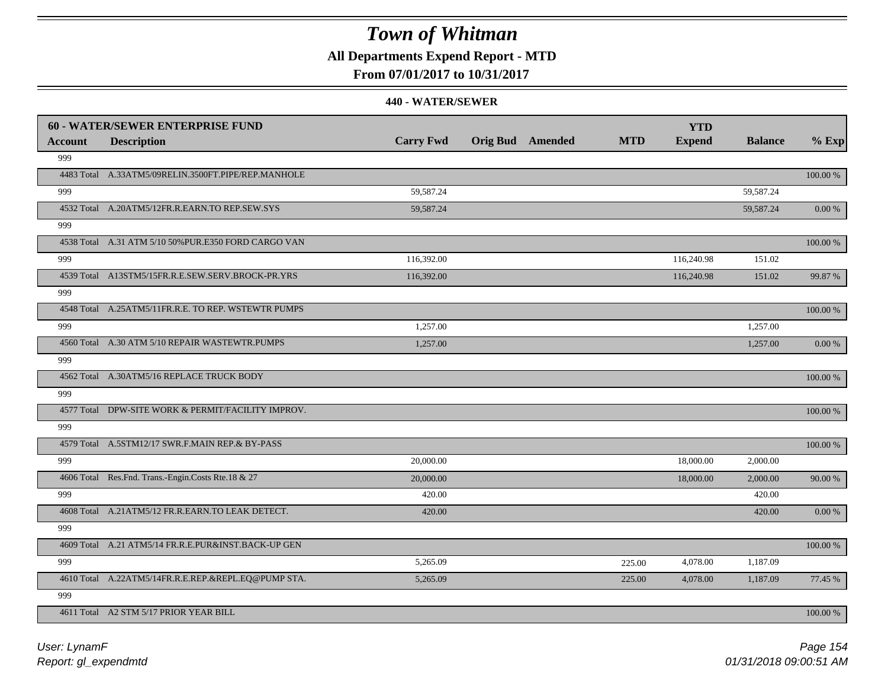# Town of Whitman

**All Departments Expend Report - MTD**

**From 07/01/2017 to 10/31/2017**

**440 - WATER/SEWER**

| **60 - WATER/SEWER ENTERPRISE FUND** | | | | | | **YTD** | | |
|---|---|---|---|---|---|---|---|---|
| **Account** | **Description** | **Carry Fwd** | **Orig Bud** | **Amended** | **MTD** | **Expend** | **Balance** | **% Exp** |
| 999 | | | | | | | | |
| 4483 Total | A.33ATM5/09RELIN.3500FT.PIPE/REP.MANHOLE | | | | | | | 100.00 % |
| 999 | | 59,587.24 | | | | | 59,587.24 | |
| 4532 Total | A.20ATM5/12FR.R.EARN.TO REP.SEW.SYS | 59,587.24 | | | | | 59,587.24 | 0.00 % |
| 999 | | | | | | | | |
| 4538 Total | A.31 ATM 5/10 50%PUR.E350 FORD CARGO VAN | | | | | | | 100.00 % |
| 999 | | 116,392.00 | | | | 116,240.98 | 151.02 | |
| 4539 Total | A13STM5/15FR.R.E.SEW.SERV.BROCK-PR.YRS | 116,392.00 | | | | 116,240.98 | 151.02 | 99.87 % |
| 999 | | | | | | | | |
| 4548 Total | A.25ATM5/11FR.R.E. TO REP. WSTEWTR PUMPS | | | | | | | 100.00 % |
| 999 | | 1,257.00 | | | | | 1,257.00 | |
| 4560 Total | A.30 ATM 5/10 REPAIR WASTEWTR.PUMPS | 1,257.00 | | | | | 1,257.00 | 0.00 % |
| 999 | | | | | | | | |
| 4562 Total | A.30ATM5/16 REPLACE TRUCK BODY | | | | | | | 100.00 % |
| 999 | | | | | | | | |
| 4577 Total | DPW-SITE WORK & PERMIT/FACILITY IMPROV. | | | | | | | 100.00 % |
| 999 | | | | | | | | |
| 4579 Total | A.5STM12/17 SWR.F.MAIN REP.& BY-PASS | | | | | | | 100.00 % |
| 999 | | 20,000.00 | | | | 18,000.00 | 2,000.00 | |
| 4606 Total | Res.Fnd. Trans.-Engin.Costs Rte.18 & 27 | 20,000.00 | | | | 18,000.00 | 2,000.00 | 90.00 % |
| 999 | | 420.00 | | | | | 420.00 | |
| 4608 Total | A.21ATM5/12 FR.R.EARN.TO LEAK DETECT. | 420.00 | | | | | 420.00 | 0.00 % |
| 999 | | | | | | | | |
| 4609 Total | A.21 ATM5/14 FR.R.E.PUR&INST.BACK-UP GEN | | | | | | | 100.00 % |
| 999 | | 5,265.09 | | | 225.00 | 4,078.00 | 1,187.09 | |
| 4610 Total | A.22ATM5/14FR.R.E.REP.&REPL.EQ@PUMP STA. | 5,265.09 | | | 225.00 | 4,078.00 | 1,187.09 | 77.45 % |
| 999 | | | | | | | | |
| 4611 Total | A2 STM 5/17 PRIOR YEAR BILL | | | | | | | 100.00 % |

*User: LynamF*

*Report: gl_expendmtd*

*01/31/2018 09:00:51 AM*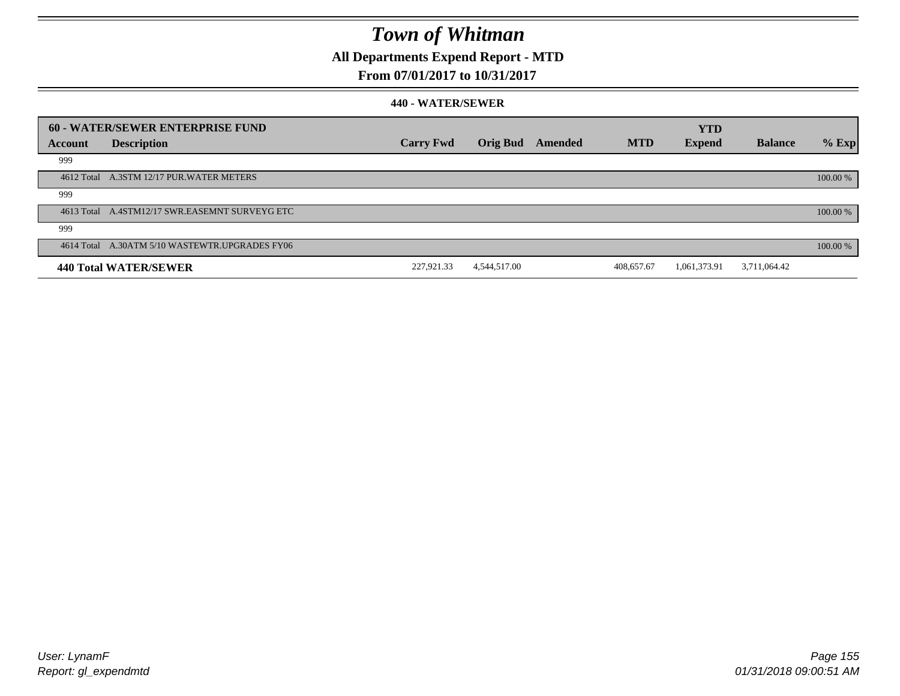# Town of Whitman

## All Departments Expend Report - MTD

### From 07/01/2017 to 10/31/2017

#### 440 - WATER/SEWER

| 60 - WATER/SEWER ENTERPRISE FUND | | | | | | | | |
|---|---|---|---|---|---|---|---|---|
| **Account** | **Description** | **Carry Fwd** | **Orig Bud** | **Amended** | **MTD** | **YTD Expend** | **Balance** | **% Exp** |
| 999 | | | | | | | | |
| 4612 Total | A.3STM 12/17 PUR.WATER METERS | | | | | | | 100.00 % |
| 999 | | | | | | | | |
| 4613 Total | A.4STM12/17 SWR.EASEMNT SURVEYG ETC | | | | | | | 100.00 % |
| 999 | | | | | | | | |
| 4614 Total | A.30ATM 5/10 WASTEWTR.UPGRADES FY06 | | | | | | | 100.00 % |
| **440 Total WATER/SEWER** | | 227,921.33 | 4,544,517.00 | | 408,657.67 | 1,061,373.91 | 3,711,064.42 | |

User: LynamF
Report: gl_expendmtd

01/31/2018 09:00:51 AM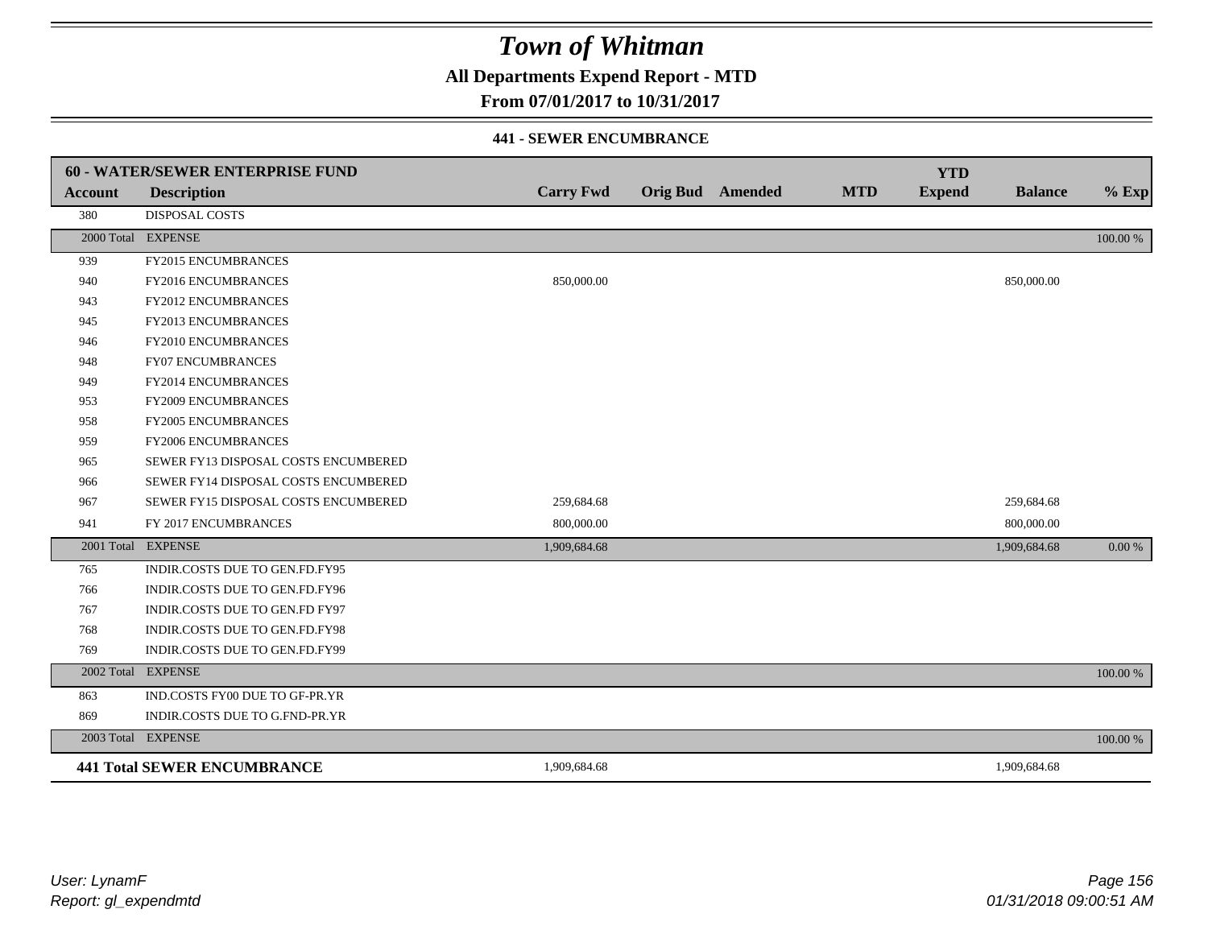# Town of Whitman

## All Departments Expend Report - MTD

### From 07/01/2017 to 10/31/2017

#### 441 - SEWER ENCUMBRANCE

| 60 - WATER/SEWER ENTERPRISE FUND | | | | | | | | |
|---|---|---|---|---|---|---|---|---|
| **Account** | **Description** | **Carry Fwd** | **Orig Bud** | **Amended** | **MTD** | **YTD Expend** | **Balance** | **% Exp** |
| 380 | DISPOSAL COSTS | | | | | | | |
| 2000 Total | EXPENSE | | | | | | | 100.00 % |
| 939 | FY2015 ENCUMBRANCES | | | | | | | |
| 940 | FY2016 ENCUMBRANCES | 850,000.00 | | | | | 850,000.00 | |
| 943 | FY2012 ENCUMBRANCES | | | | | | | |
| 945 | FY2013 ENCUMBRANCES | | | | | | | |
| 946 | FY2010 ENCUMBRANCES | | | | | | | |
| 948 | FY07 ENCUMBRANCES | | | | | | | |
| 949 | FY2014 ENCUMBRANCES | | | | | | | |
| 953 | FY2009 ENCUMBRANCES | | | | | | | |
| 958 | FY2005 ENCUMBRANCES | | | | | | | |
| 959 | FY2006 ENCUMBRANCES | | | | | | | |
| 965 | SEWER FY13 DISPOSAL COSTS ENCUMBERED | | | | | | | |
| 966 | SEWER FY14 DISPOSAL COSTS ENCUMBERED | | | | | | | |
| 967 | SEWER FY15 DISPOSAL COSTS ENCUMBERED | 259,684.68 | | | | | 259,684.68 | |
| 941 | FY 2017 ENCUMBRANCES | 800,000.00 | | | | | 800,000.00 | |
| 2001 Total | EXPENSE | 1,909,684.68 | | | | | 1,909,684.68 | 0.00 % |
| 765 | INDIR.COSTS DUE TO GEN.FD.FY95 | | | | | | | |
| 766 | INDIR.COSTS DUE TO GEN.FD.FY96 | | | | | | | |
| 767 | INDIR.COSTS DUE TO GEN.FD FY97 | | | | | | | |
| 768 | INDIR.COSTS DUE TO GEN.FD.FY98 | | | | | | | |
| 769 | INDIR.COSTS DUE TO GEN.FD.FY99 | | | | | | | |
| 2002 Total | EXPENSE | | | | | | | 100.00 % |
| 863 | IND.COSTS FY00 DUE TO GF-PR.YR | | | | | | | |
| 869 | INDIR.COSTS DUE TO G.FND-PR.YR | | | | | | | |
| 2003 Total | EXPENSE | | | | | | | 100.00 % |
| **441 Total SEWER ENCUMBRANCE** | | 1,909,684.68 | | | | | 1,909,684.68 | |

*User: LynamF*
*Report: gl_expendmtd*

*01/31/2018 09:00:51 AM*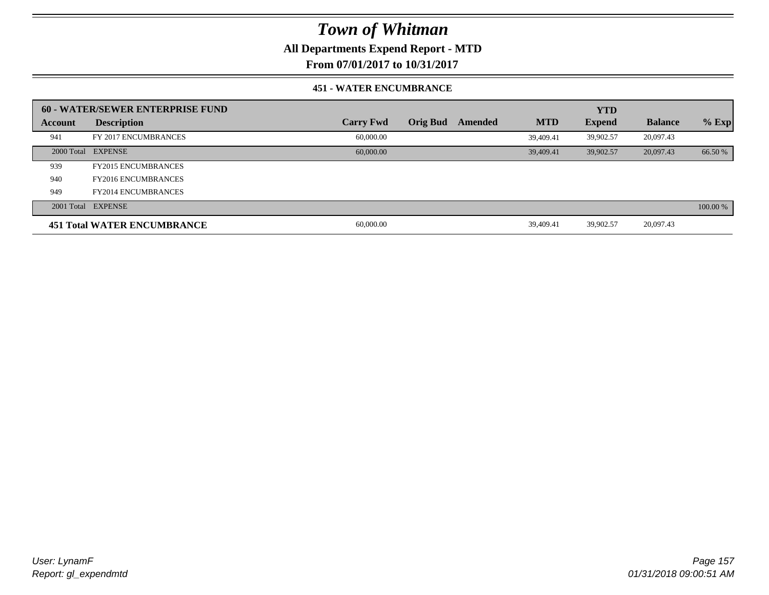# Town of Whitman

## All Departments Expend Report - MTD

## From 07/01/2017 to 10/31/2017

### 451 - WATER ENCUMBRANCE

| 60 - WATER/SEWER ENTERPRISE FUND | | | | | | YTD | | |
|---|---|---|---|---|---|---|---|---|
| Account | Description | Carry Fwd | Orig Bud | Amended | MTD | Expend | Balance | % Exp |
| 941 | FY 2017 ENCUMBRANCES | 60,000.00 | | | 39,409.41 | 39,902.57 | 20,097.43 | |
| 2000 Total | EXPENSE | 60,000.00 | | | 39,409.41 | 39,902.57 | 20,097.43 | 66.50 % |
| 939 | FY2015 ENCUMBRANCES | | | | | | | |
| 940 | FY2016 ENCUMBRANCES | | | | | | | |
| 949 | FY2014 ENCUMBRANCES | | | | | | | |
| 2001 Total | EXPENSE | | | | | | | 100.00 % |
| **451 Total WATER ENCUMBRANCE** | | 60,000.00 | | | 39,409.41 | 39,902.57 | 20,097.43 | |

*User: LynamF*
*Report: gl_expendmtd*

*01/31/2018 09:00:51 AM*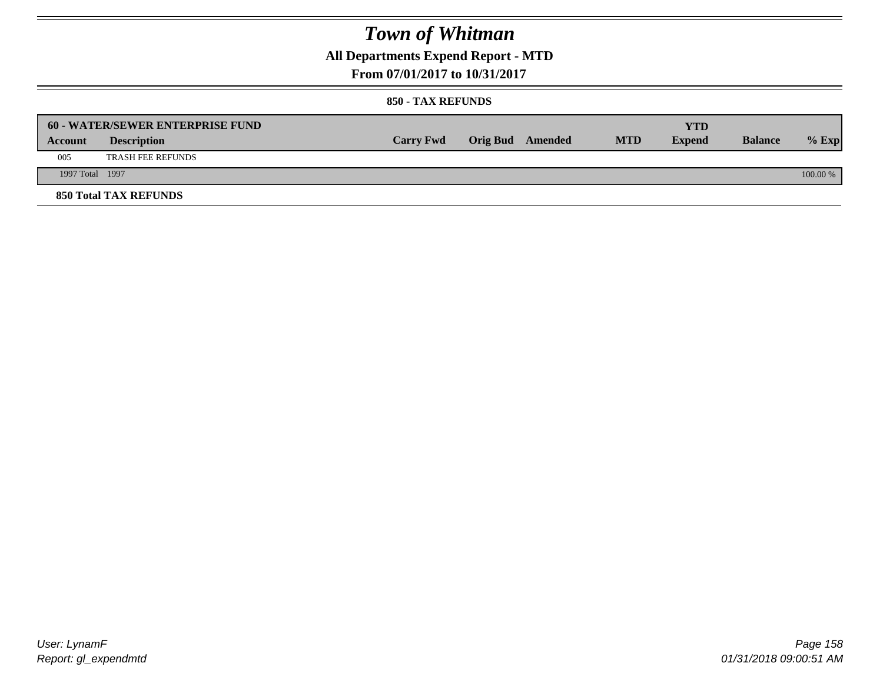# Town of Whitman

## All Departments Expend Report - MTD

### From 07/01/2017 to 10/31/2017

#### 850 - TAX REFUNDS

| 60 - WATER/SEWER ENTERPRISE FUND | | | | | | YTD | | |
|---|---|---|---|---|---|---|---|---|
| **Account** | **Description** | **Carry Fwd** | **Orig Bud** | **Amended** | **MTD** | **Expend** | **Balance** | **% Exp** |
| 005 | TRASH FEE REFUNDS | | | | | | | |
| 1997 Total | 1997 | | | | | | | 100.00 % |

**850 Total TAX REFUNDS**

*User: LynamF*
*Report: gl_expendmtd*

*01/31/2018 09:00:51 AM*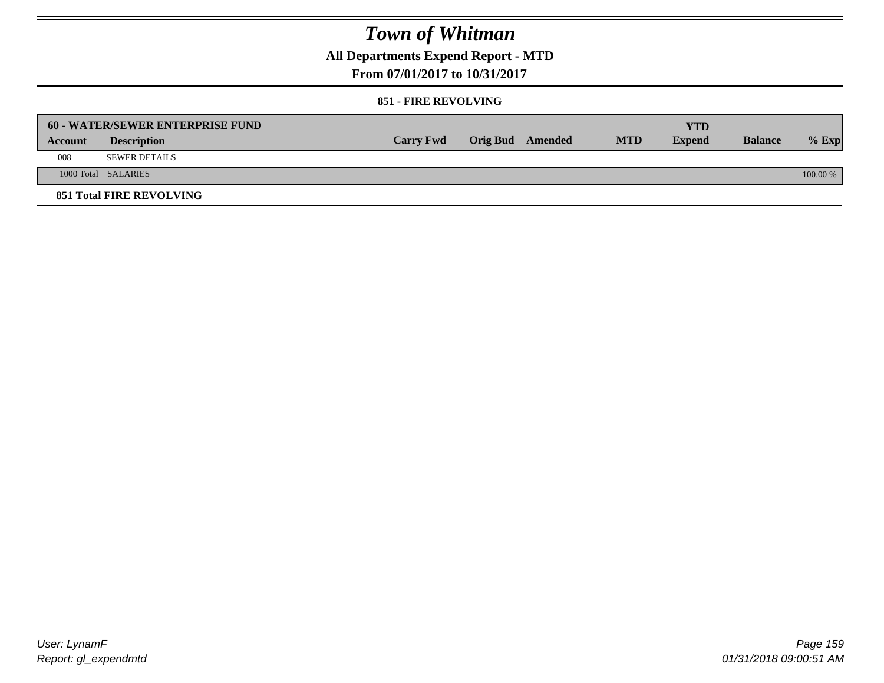# *Town of Whitman*

**All Departments Expend Report - MTD**

**From 07/01/2017 to 10/31/2017**

**851 - FIRE REVOLVING**

| **60 - WATER/SEWER ENTERPRISE FUND** | | | | | | | | |
|---|---|---|---|---|---|---|---|---|
| **Account** | **Description** | **Carry Fwd** | **Orig Bud** | **Amended** | **MTD** | **YTD Expend** | **Balance** | **% Exp** |
| 008 | SEWER DETAILS | | | | | | | |
| 1000 Total | SALARIES | | | | | | | 100.00 % |
| **851 Total FIRE REVOLVING** | | | | | | | | |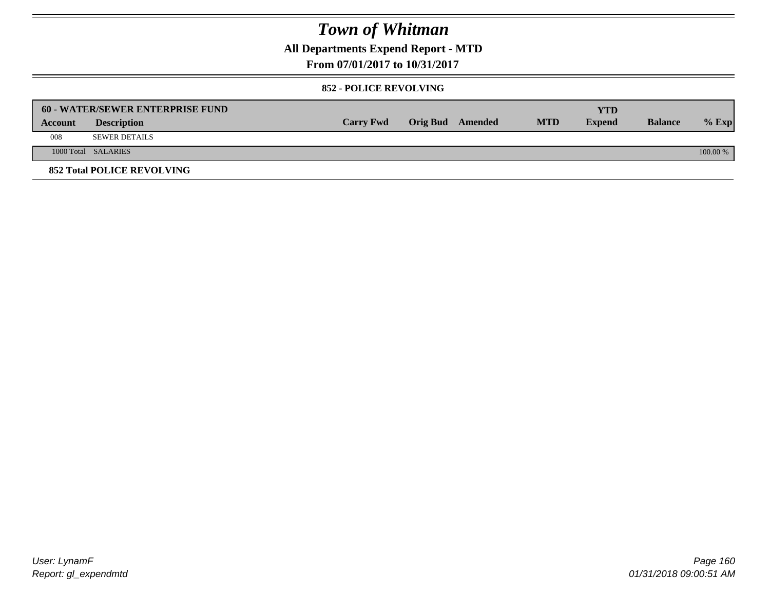# Town of Whitman

**All Departments Expend Report - MTD**

**From 07/01/2017 to 10/31/2017**

**852 - POLICE REVOLVING**

| **60 - WATER/SEWER ENTERPRISE FUND** | | | | | | **YTD** | | |
|---|---|---|---|---|---|---|---|---|
| **Account** | **Description** | **Carry Fwd** | **Orig Bud** | **Amended** | **MTD** | **Expend** | **Balance** | **% Exp** |
| 008 | SEWER DETAILS | | | | | | | |
| 1000 Total | SALARIES | | | | | | | 100.00 % |

**852 Total POLICE REVOLVING**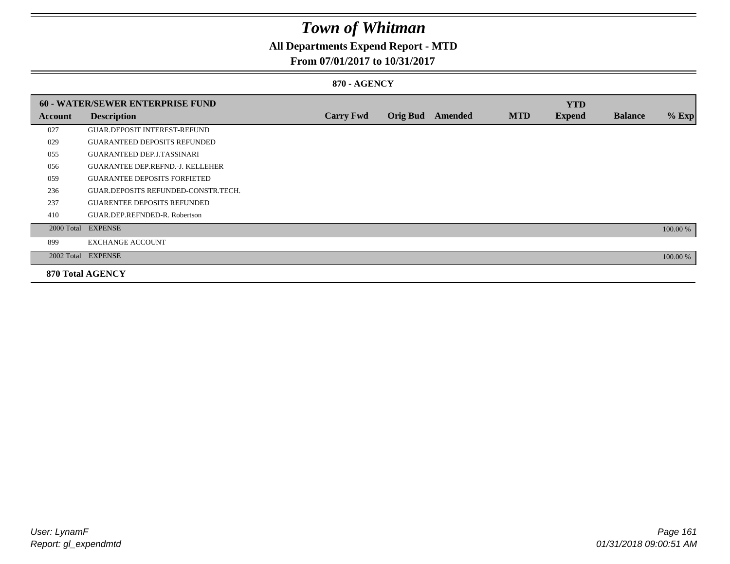# Town of Whitman

## All Departments Expend Report - MTD

## From 07/01/2017 to 10/31/2017

### 870 - AGENCY

| 60 - WATER/SEWER ENTERPRISE FUND | | | | | | YTD | | |
|---|---|---|---|---|---|---|---|---|
| **Account** | **Description** | **Carry Fwd** | **Orig Bud** | **Amended** | **MTD** | **Expend** | **Balance** | **% Exp** |
| 027 | GUAR.DEPOSIT INTEREST-REFUND | | | | | | | |
| 029 | GUARANTEED DEPOSITS REFUNDED | | | | | | | |
| 055 | GUARANTEED DEP.J.TASSINARI | | | | | | | |
| 056 | GUARANTEE DEP.REFND.-J. KELLEHER | | | | | | | |
| 059 | GUARANTEE DEPOSITS FORFIETED | | | | | | | |
| 236 | GUAR.DEPOSITS REFUNDED-CONSTR.TECH. | | | | | | | |
| 237 | GUARENTEE DEPOSITS REFUNDED | | | | | | | |
| 410 | GUAR.DEP.REFNDED-R. Robertson | | | | | | | |
| 2000 Total | EXPENSE | | | | | | | 100.00 % |
| 899 | EXCHANGE ACCOUNT | | | | | | | |
| 2002 Total | EXPENSE | | | | | | | 100.00 % |
| **870 Total AGENCY** | | | | | | | | |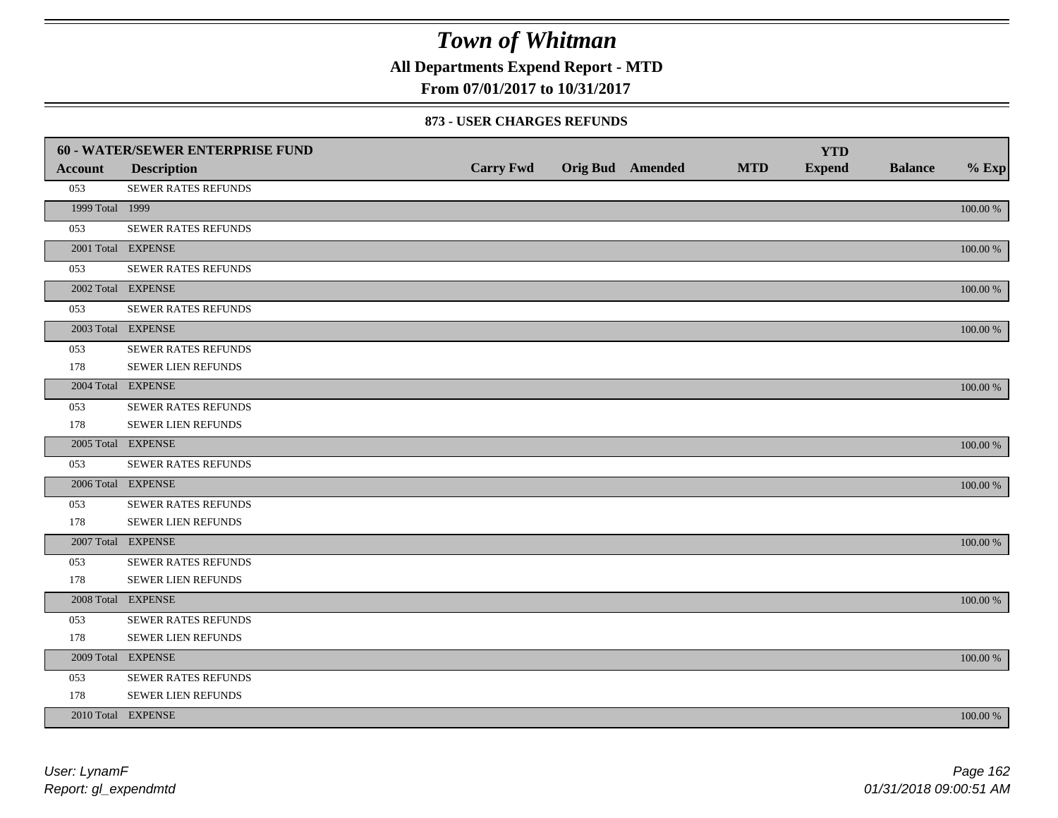# Town of Whitman

**All Departments Expend Report - MTD**

**From 07/01/2017 to 10/31/2017**

**873 - USER CHARGES REFUNDS**

| 60 - WATER/SEWER ENTERPRISE FUND | | | | | | YTD | | |
|---|---|---|---|---|---|---|---|---|
| **Account** | **Description** | **Carry Fwd** | **Orig Bud** | **Amended** | **MTD** | **Expend** | **Balance** | **% Exp** |
| 053 | SEWER RATES REFUNDS | | | | | | | |
| 1999 Total | 1999 | | | | | | | 100.00 % |
| 053 | SEWER RATES REFUNDS | | | | | | | |
| 2001 Total | EXPENSE | | | | | | | 100.00 % |
| 053 | SEWER RATES REFUNDS | | | | | | | |
| 2002 Total | EXPENSE | | | | | | | 100.00 % |
| 053 | SEWER RATES REFUNDS | | | | | | | |
| 2003 Total | EXPENSE | | | | | | | 100.00 % |
| 053 | SEWER RATES REFUNDS | | | | | | | |
| 178 | SEWER LIEN REFUNDS | | | | | | | |
| 2004 Total | EXPENSE | | | | | | | 100.00 % |
| 053 | SEWER RATES REFUNDS | | | | | | | |
| 178 | SEWER LIEN REFUNDS | | | | | | | |
| 2005 Total | EXPENSE | | | | | | | 100.00 % |
| 053 | SEWER RATES REFUNDS | | | | | | | |
| 2006 Total | EXPENSE | | | | | | | 100.00 % |
| 053 | SEWER RATES REFUNDS | | | | | | | |
| 178 | SEWER LIEN REFUNDS | | | | | | | |
| 2007 Total | EXPENSE | | | | | | | 100.00 % |
| 053 | SEWER RATES REFUNDS | | | | | | | |
| 178 | SEWER LIEN REFUNDS | | | | | | | |
| 2008 Total | EXPENSE | | | | | | | 100.00 % |
| 053 | SEWER RATES REFUNDS | | | | | | | |
| 178 | SEWER LIEN REFUNDS | | | | | | | |
| 2009 Total | EXPENSE | | | | | | | 100.00 % |
| 053 | SEWER RATES REFUNDS | | | | | | | |
| 178 | SEWER LIEN REFUNDS | | | | | | | |
| 2010 Total | EXPENSE | | | | | | | 100.00 % |

*User: LynamF*
*Report: gl_expendmtd*

*01/31/2018 09:00:51 AM*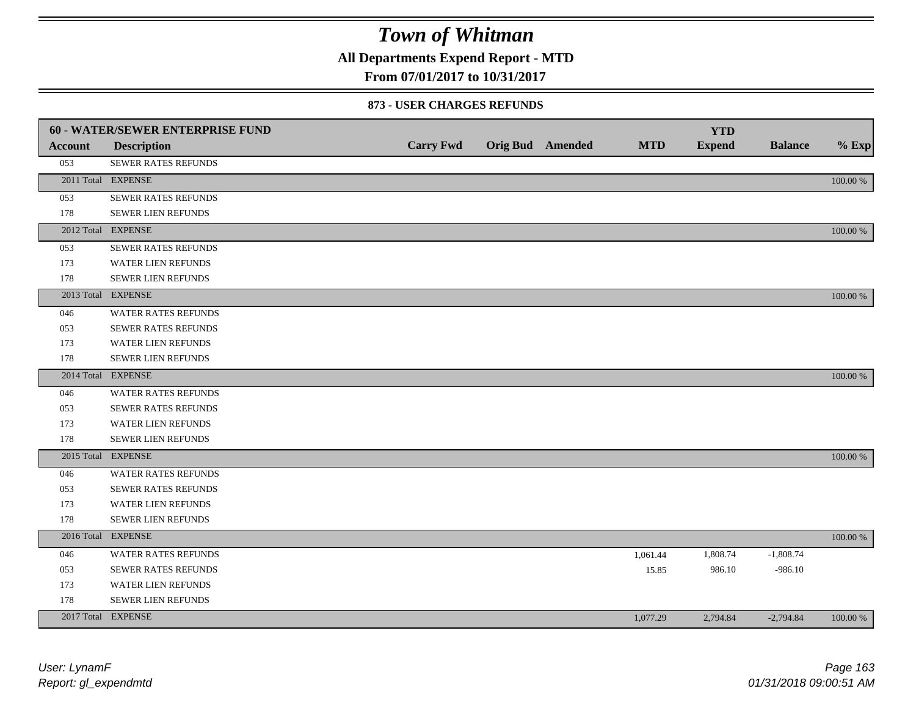# Town of Whitman

**All Departments Expend Report - MTD**

**From 07/01/2017 to 10/31/2017**

**873 - USER CHARGES REFUNDS**

| Account | Description | Carry Fwd | Orig Bud | Amended | MTD | YTD Expend | Balance | % Exp |
|---|---|---|---|---|---|---|---|---|
| **60 - WATER/SEWER ENTERPRISE FUND** | | | | | | | | |
| 053 | SEWER RATES REFUNDS | | | | | | | |
| 2011 Total | EXPENSE | | | | | | | 100.00 % |
| 053 | SEWER RATES REFUNDS | | | | | | | |
| 178 | SEWER LIEN REFUNDS | | | | | | | |
| 2012 Total | EXPENSE | | | | | | | 100.00 % |
| 053 | SEWER RATES REFUNDS | | | | | | | |
| 173 | WATER LIEN REFUNDS | | | | | | | |
| 178 | SEWER LIEN REFUNDS | | | | | | | |
| 2013 Total | EXPENSE | | | | | | | 100.00 % |
| 046 | WATER RATES REFUNDS | | | | | | | |
| 053 | SEWER RATES REFUNDS | | | | | | | |
| 173 | WATER LIEN REFUNDS | | | | | | | |
| 178 | SEWER LIEN REFUNDS | | | | | | | |
| 2014 Total | EXPENSE | | | | | | | 100.00 % |
| 046 | WATER RATES REFUNDS | | | | | | | |
| 053 | SEWER RATES REFUNDS | | | | | | | |
| 173 | WATER LIEN REFUNDS | | | | | | | |
| 178 | SEWER LIEN REFUNDS | | | | | | | |
| 2015 Total | EXPENSE | | | | | | | 100.00 % |
| 046 | WATER RATES REFUNDS | | | | | | | |
| 053 | SEWER RATES REFUNDS | | | | | | | |
| 173 | WATER LIEN REFUNDS | | | | | | | |
| 178 | SEWER LIEN REFUNDS | | | | | | | |
| 2016 Total | EXPENSE | | | | | | | 100.00 % |
| 046 | WATER RATES REFUNDS | | | | 1,061.44 | 1,808.74 | -1,808.74 | |
| 053 | SEWER RATES REFUNDS | | | | 15.85 | 986.10 | -986.10 | |
| 173 | WATER LIEN REFUNDS | | | | | | | |
| 178 | SEWER LIEN REFUNDS | | | | | | | |
| 2017 Total | EXPENSE | | | | 1,077.29 | 2,794.84 | -2,794.84 | 100.00 % |

User: LynamF
Report: gl_expendmtd

01/31/2018 09:00:51 AM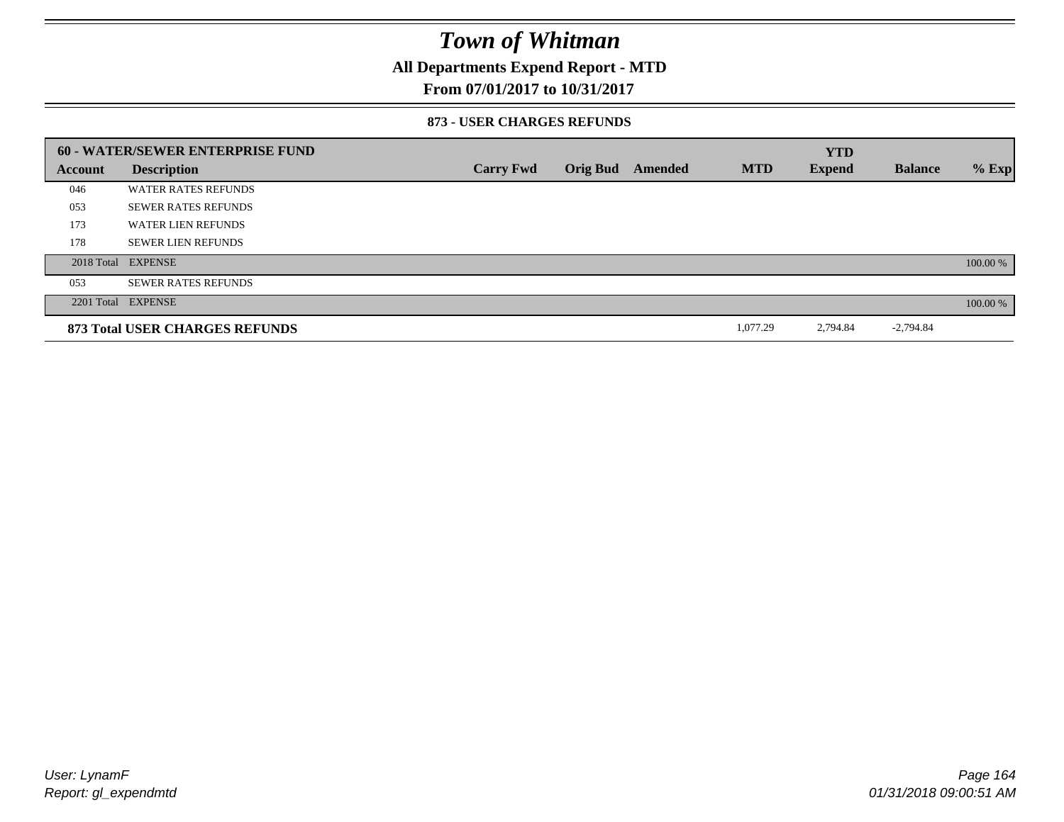# Town of Whitman

**All Departments Expend Report - MTD**

**From 07/01/2017 to 10/31/2017**

**873 - USER CHARGES REFUNDS**

| 60 - WATER/SEWER ENTERPRISE FUND | | | | | | YTD | | |
|---|---|---|---|---|---|---|---|---|
| **Account** | **Description** | **Carry Fwd** | **Orig Bud** | **Amended** | **MTD** | **Expend** | **Balance** | **% Exp** |
| 046 | WATER RATES REFUNDS | | | | | | | |
| 053 | SEWER RATES REFUNDS | | | | | | | |
| 173 | WATER LIEN REFUNDS | | | | | | | |
| 178 | SEWER LIEN REFUNDS | | | | | | | |
| 2018 Total | EXPENSE | | | | | | | 100.00 % |
| 053 | SEWER RATES REFUNDS | | | | | | | |
| 2201 Total | EXPENSE | | | | | | | 100.00 % |
| **873 Total USER CHARGES REFUNDS** | | | | | 1,077.29 | 2,794.84 | -2,794.84 | |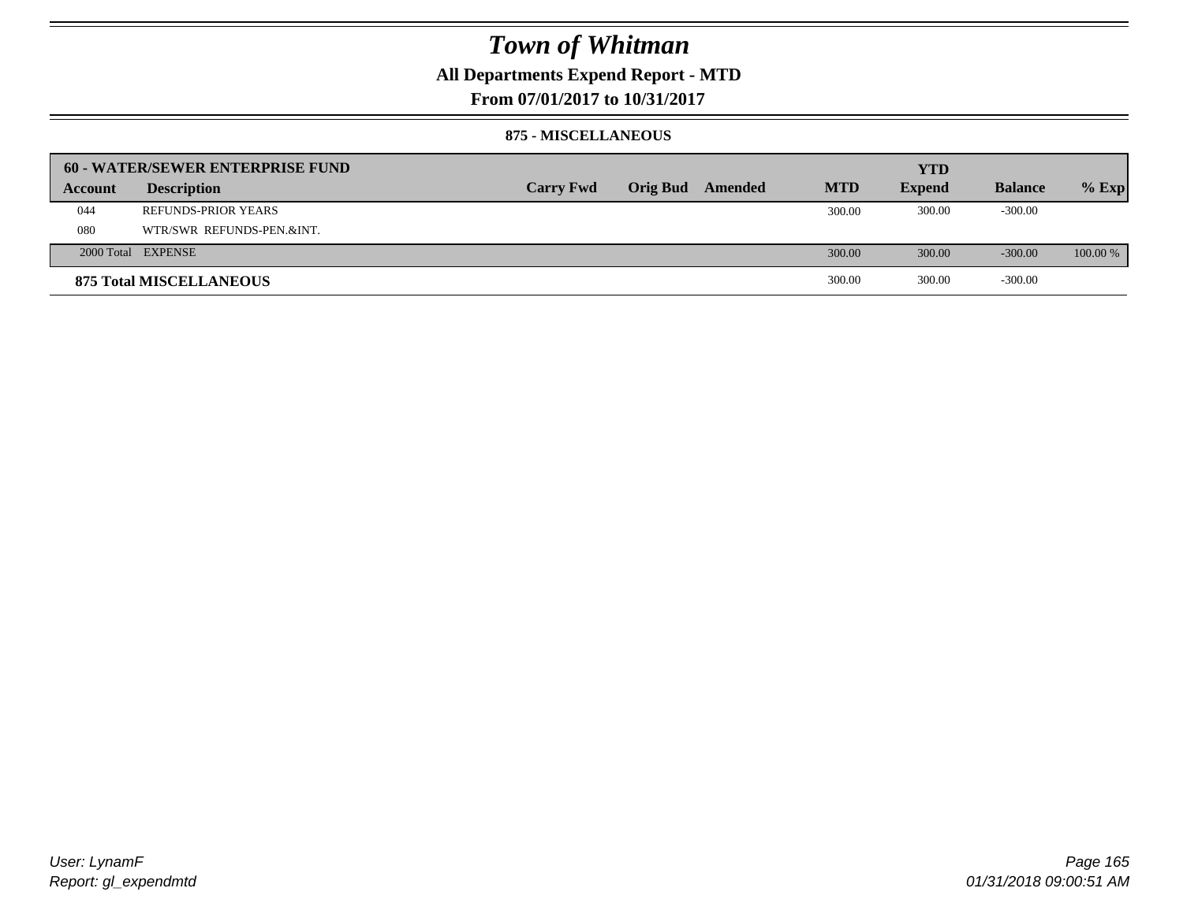# Town of Whitman

## All Departments Expend Report - MTD

### From 07/01/2017 to 10/31/2017

### 875 - MISCELLANEOUS

| 60 - WATER/SEWER ENTERPRISE FUND | | | | | | | | |
|---|---|---|---|---|---|---|---|---|
| Account | Description | Carry Fwd | Orig Bud | Amended | MTD | YTD Expend | Balance | % Exp |
| 044 | REFUNDS-PRIOR YEARS | | | | 300.00 | 300.00 | -300.00 | |
| 080 | WTR/SWR REFUNDS-PEN.&INT. | | | | | | | |
| 2000 Total | EXPENSE | | | | 300.00 | 300.00 | -300.00 | 100.00 % |
| **875 Total MISCELLANEOUS** | | | | | 300.00 | 300.00 | -300.00 | |

*User: LynamF*
*Report: gl_expendmtd*
*01/31/2018 09:00:51 AM*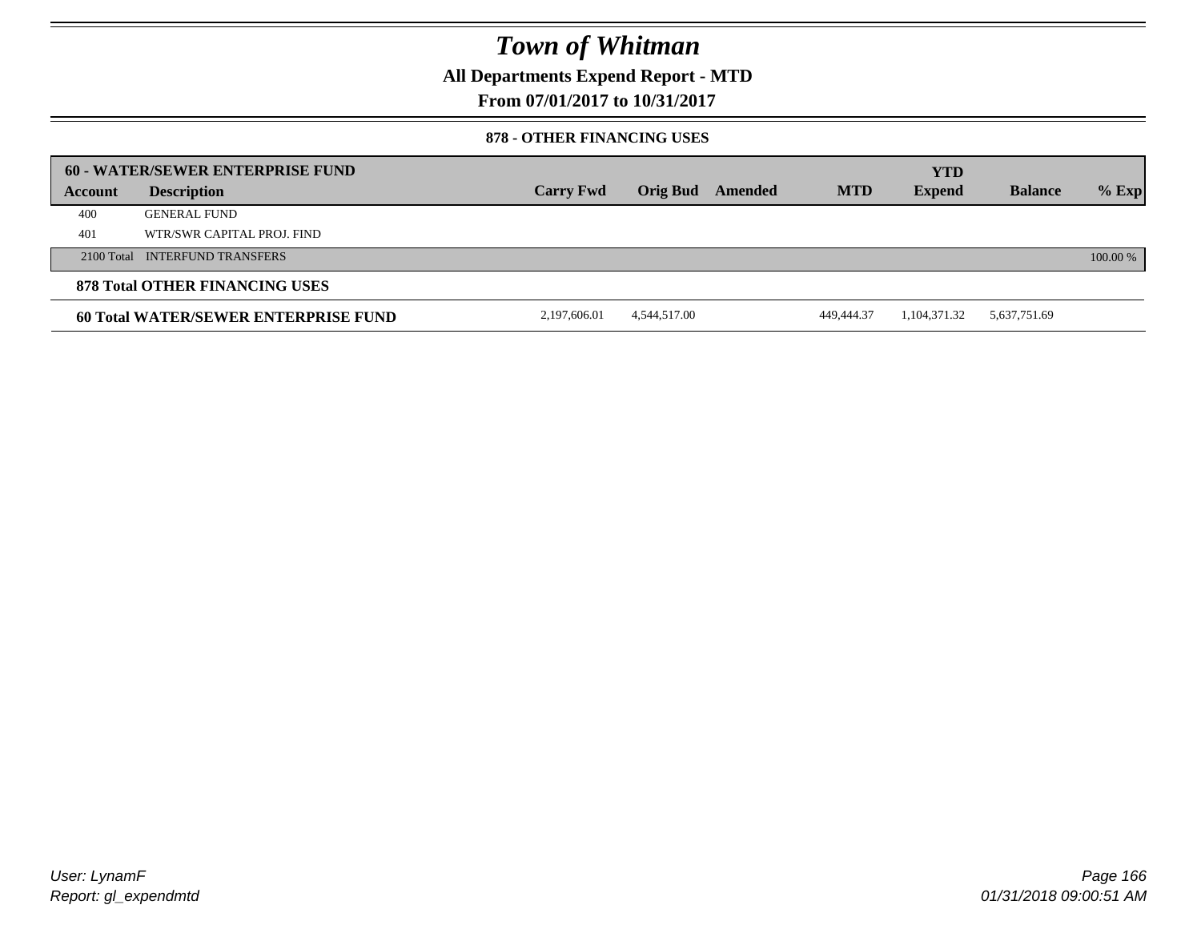# Town of Whitman

## All Departments Expend Report - MTD

### From 07/01/2017 to 10/31/2017

#### 878 - OTHER FINANCING USES

| 60 - WATER/SEWER ENTERPRISE FUND | | | | | | | | |
|---|---|---|---|---|---|---|---|---|
| **Account** | **Description** | **Carry Fwd** | **Orig Bud** | **Amended** | **MTD** | **YTD Expend** | **Balance** | **% Exp** |
| 400 | GENERAL FUND | | | | | | | |
| 401 | WTR/SWR CAPITAL PROJ. FIND | | | | | | | |
| 2100 Total | INTERFUND TRANSFERS | | | | | | | 100.00 % |
| **878 Total OTHER FINANCING USES** | | | | | | | | |
| **60 Total WATER/SEWER ENTERPRISE FUND** | | 2,197,606.01 | 4,544,517.00 | | 449,444.37 | 1,104,371.32 | 5,637,751.69 | |

User: LynamF
Report: gl_expendmtd

01/31/2018 09:00:51 AM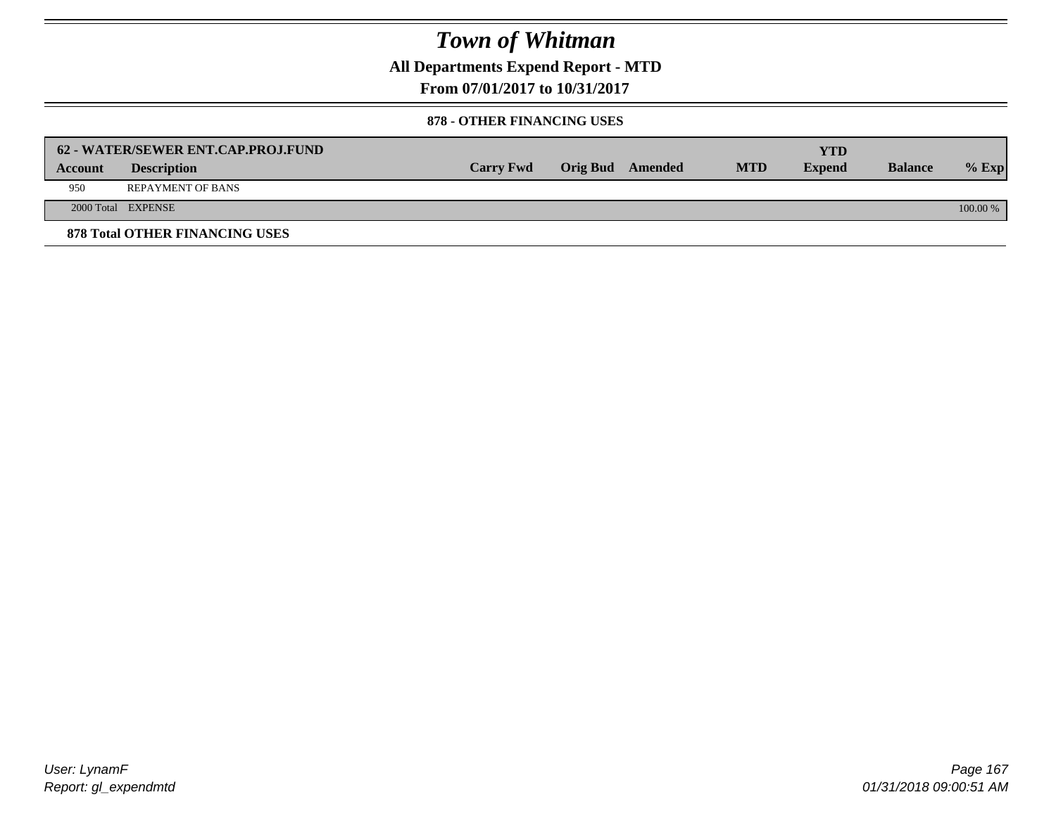# Town of Whitman

**All Departments Expend Report - MTD**

**From 07/01/2017 to 10/31/2017**

**878 - OTHER FINANCING USES**

| 62 - WATER/SEWER ENT.CAP.PROJ.FUND | | | | | | YTD | | |
|---|---|---|---|---|---|---|---|---|
| **Account** | **Description** | **Carry Fwd** | **Orig Bud** | **Amended** | **MTD** | **Expend** | **Balance** | **% Exp** |
| 950 | REPAYMENT OF BANS | | | | | | | |
| 2000 Total | EXPENSE | | | | | | | 100.00 % |

**878 Total OTHER FINANCING USES**

User: LynamF
Report: gl_expendmtd

01/31/2018 09:00:51 AM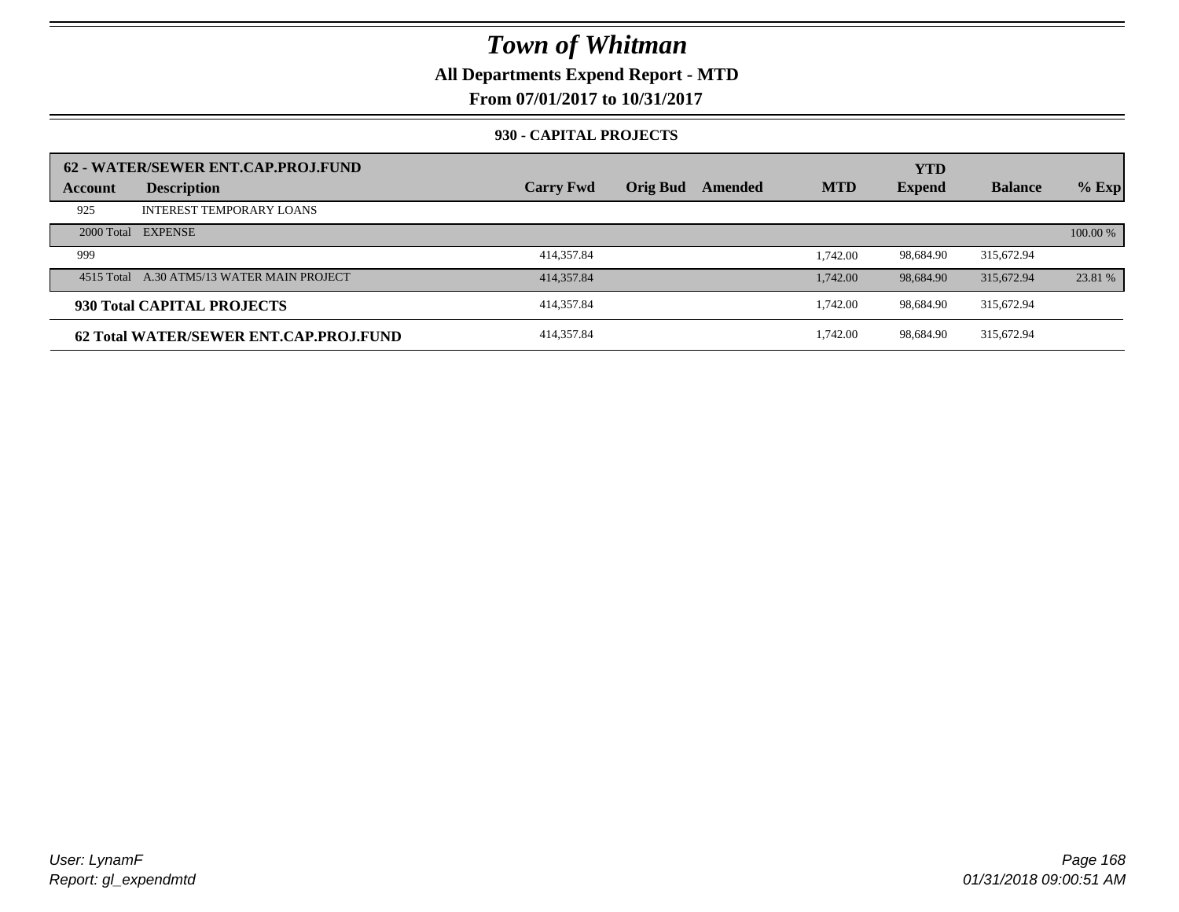# Town of Whitman

**All Departments Expend Report - MTD**

**From 07/01/2017 to 10/31/2017**

**930 - CAPITAL PROJECTS**

| 62 - WATER/SEWER ENT.CAP.PROJ.FUND | | | | | | | | |
|---|---|---|---|---|---|---|---|---|
| **Account** | **Description** | **Carry Fwd** | **Orig Bud** | **Amended** | **MTD** | **YTD Expend** | **Balance** | **% Exp** |
| 925 | INTEREST TEMPORARY LOANS | | | | | | | |
| 2000 Total | EXPENSE | | | | | | | 100.00 % |
| 999 | | 414,357.84 | | | 1,742.00 | 98,684.90 | 315,672.94 | |
| 4515 Total | A.30 ATM5/13 WATER MAIN PROJECT | 414,357.84 | | | 1,742.00 | 98,684.90 | 315,672.94 | 23.81 % |
| **930 Total CAPITAL PROJECTS** | | 414,357.84 | | | 1,742.00 | 98,684.90 | 315,672.94 | |
| **62 Total WATER/SEWER ENT.CAP.PROJ.FUND** | | 414,357.84 | | | 1,742.00 | 98,684.90 | 315,672.94 | |

*User: LynamF*
*Report: gl_expendmtd*

01/31/2018 09:00:51 AM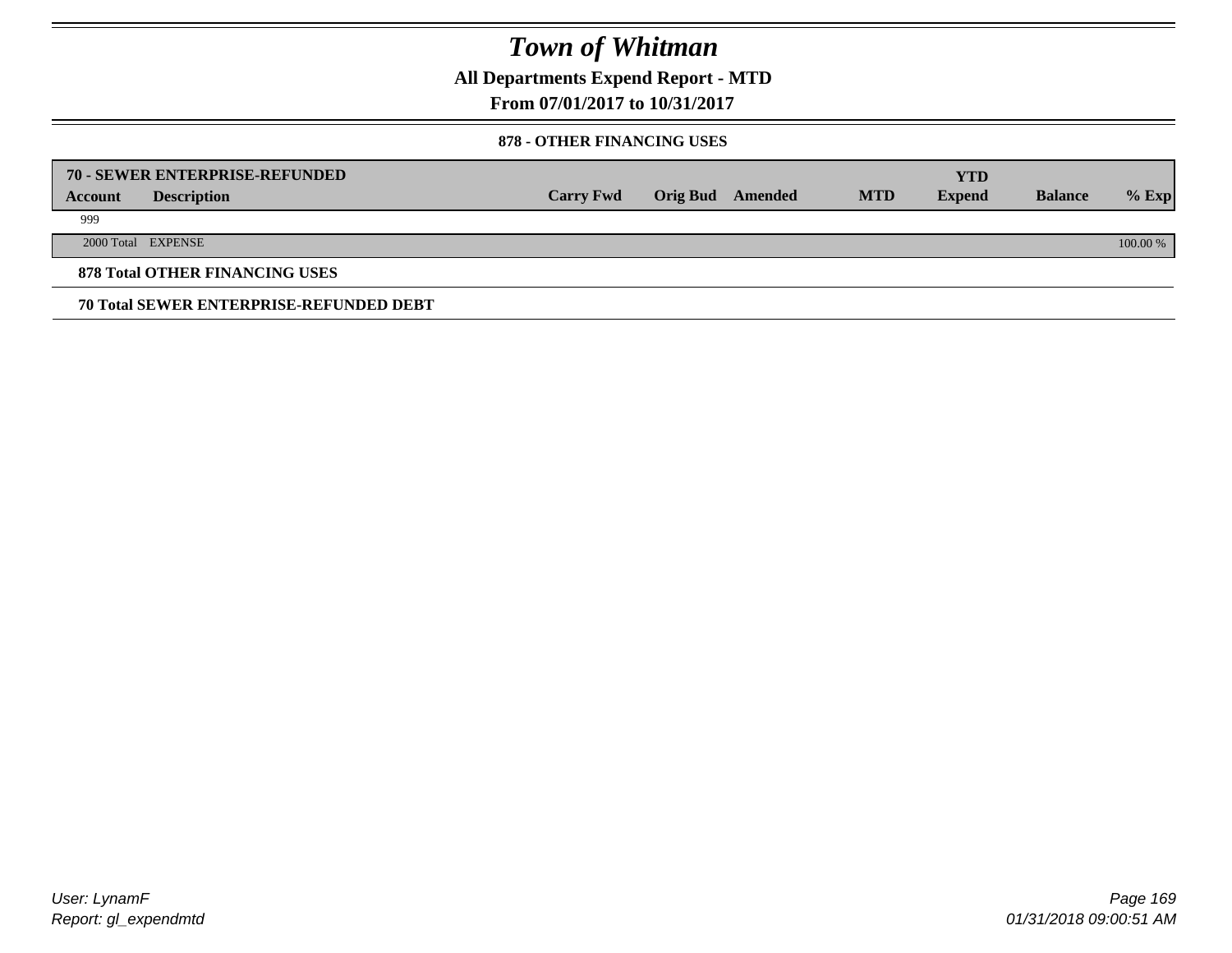# Town of Whitman

## All Departments Expend Report - MTD

## From 07/01/2017 to 10/31/2017

### 878 - OTHER FINANCING USES

| 70 - SEWER ENTERPRISE-REFUNDED | | | | | | YTD | | |
|---|---|---|---|---|---|---|---|---|
| **Account** | **Description** | **Carry Fwd** | **Orig Bud** | **Amended** | **MTD** | **Expend** | **Balance** | **% Exp** |
| 999 | | | | | | | | |
| 2000 Total | EXPENSE | | | | | | | 100.00 % |

**878 Total OTHER FINANCING USES**

**70 Total SEWER ENTERPRISE-REFUNDED DEBT**

User: LynamF
Report: gl_expendmtd

01/31/2018 09:00:51 AM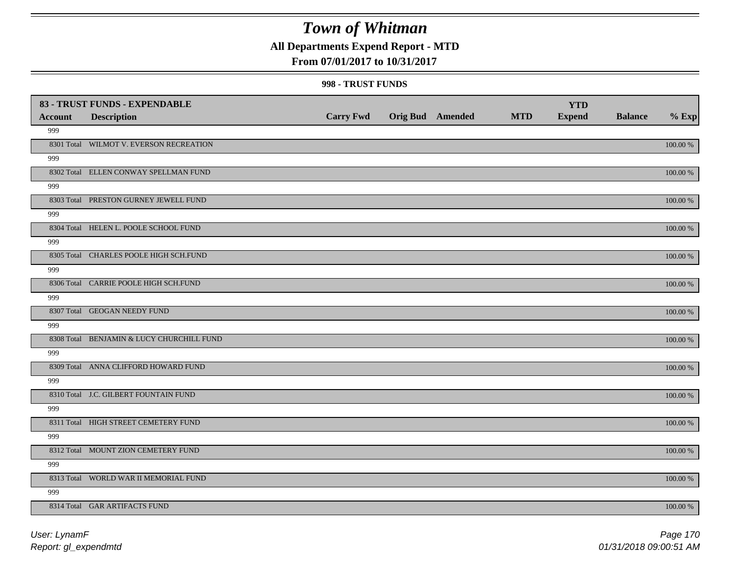# Town of Whitman

**All Departments Expend Report - MTD**

**From 07/01/2017 to 10/31/2017**

**998 - TRUST FUNDS**

| 83 - TRUST FUNDS - EXPENDABLE | | | | | | | | |
|---|---|---|---|---|---|---|---|---|
| **Account** | **Description** | **Carry Fwd** | **Orig Bud** | **Amended** | **MTD** | **YTD Expend** | **Balance** | **% Exp** |
| 999 | | | | | | | | |
| 8301 Total | WILMOT V. EVERSON RECREATION | | | | | | | 100.00 % |
| 999 | | | | | | | | |
| 8302 Total | ELLEN CONWAY SPELLMAN FUND | | | | | | | 100.00 % |
| 999 | | | | | | | | |
| 8303 Total | PRESTON GURNEY JEWELL FUND | | | | | | | 100.00 % |
| 999 | | | | | | | | |
| 8304 Total | HELEN L. POOLE SCHOOL FUND | | | | | | | 100.00 % |
| 999 | | | | | | | | |
| 8305 Total | CHARLES POOLE HIGH SCH.FUND | | | | | | | 100.00 % |
| 999 | | | | | | | | |
| 8306 Total | CARRIE POOLE HIGH SCH.FUND | | | | | | | 100.00 % |
| 999 | | | | | | | | |
| 8307 Total | GEOGAN NEEDY FUND | | | | | | | 100.00 % |
| 999 | | | | | | | | |
| 8308 Total | BENJAMIN & LUCY CHURCHILL FUND | | | | | | | 100.00 % |
| 999 | | | | | | | | |
| 8309 Total | ANNA CLIFFORD HOWARD FUND | | | | | | | 100.00 % |
| 999 | | | | | | | | |
| 8310 Total | J.C. GILBERT FOUNTAIN FUND | | | | | | | 100.00 % |
| 999 | | | | | | | | |
| 8311 Total | HIGH STREET CEMETERY FUND | | | | | | | 100.00 % |
| 999 | | | | | | | | |
| 8312 Total | MOUNT ZION CEMETERY FUND | | | | | | | 100.00 % |
| 999 | | | | | | | | |
| 8313 Total | WORLD WAR II MEMORIAL FUND | | | | | | | 100.00 % |
| 999 | | | | | | | | |
| 8314 Total | GAR ARTIFACTS FUND | | | | | | | 100.00 % |

*User: LynamF*

*Report: gl_expendmtd*

*01/31/2018 09:00:51 AM*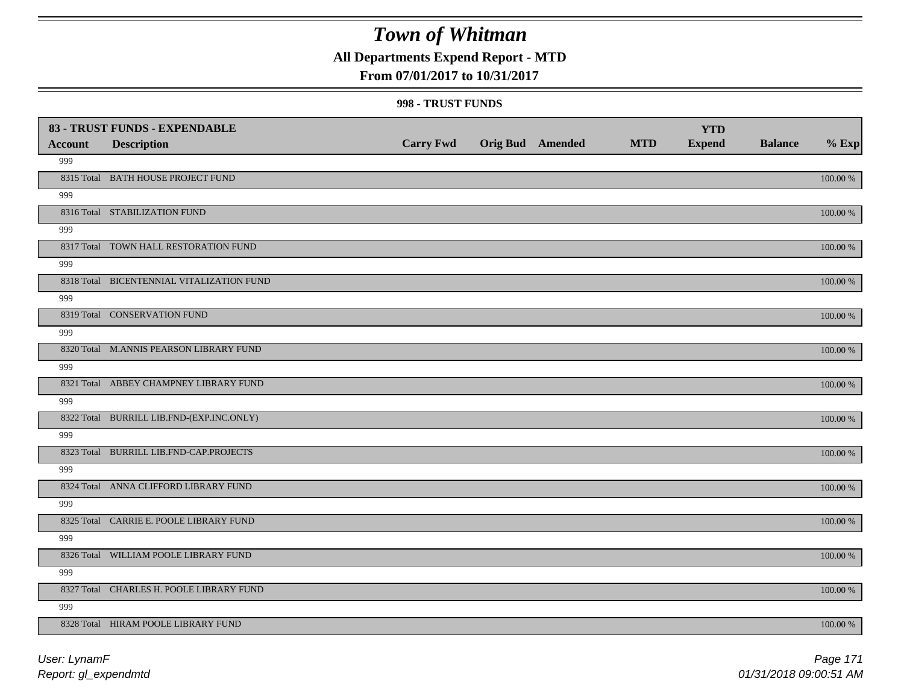# Town of Whitman

**All Departments Expend Report - MTD**

**From 07/01/2017 to 10/31/2017**

**998 - TRUST FUNDS**

| Account | Description | Carry Fwd | Orig Bud | Amended | MTD | YTD Expend | Balance | % Exp |
|---|---|---|---|---|---|---|---|---|
| **83 - TRUST FUNDS - EXPENDABLE** | | | | | | | | |
| 999 | | | | | | | | |
| 8315 Total | BATH HOUSE PROJECT FUND | | | | | | | 100.00 % |
| 999 | | | | | | | | |
| 8316 Total | STABILIZATION FUND | | | | | | | 100.00 % |
| 999 | | | | | | | | |
| 8317 Total | TOWN HALL RESTORATION FUND | | | | | | | 100.00 % |
| 999 | | | | | | | | |
| 8318 Total | BICENTENNIAL VITALIZATION FUND | | | | | | | 100.00 % |
| 999 | | | | | | | | |
| 8319 Total | CONSERVATION FUND | | | | | | | 100.00 % |
| 999 | | | | | | | | |
| 8320 Total | M.ANNIS PEARSON LIBRARY FUND | | | | | | | 100.00 % |
| 999 | | | | | | | | |
| 8321 Total | ABBEY CHAMPNEY LIBRARY FUND | | | | | | | 100.00 % |
| 999 | | | | | | | | |
| 8322 Total | BURRILL LIB.FND-(EXP.INC.ONLY) | | | | | | | 100.00 % |
| 999 | | | | | | | | |
| 8323 Total | BURRILL LIB.FND-CAP.PROJECTS | | | | | | | 100.00 % |
| 999 | | | | | | | | |
| 8324 Total | ANNA CLIFFORD LIBRARY FUND | | | | | | | 100.00 % |
| 999 | | | | | | | | |
| 8325 Total | CARRIE E. POOLE LIBRARY FUND | | | | | | | 100.00 % |
| 999 | | | | | | | | |
| 8326 Total | WILLIAM POOLE LIBRARY FUND | | | | | | | 100.00 % |
| 999 | | | | | | | | |
| 8327 Total | CHARLES H. POOLE LIBRARY FUND | | | | | | | 100.00 % |
| 999 | | | | | | | | |
| 8328 Total | HIRAM POOLE LIBRARY FUND | | | | | | | 100.00 % |

User: LynamF

Report: gl_expendmtd

01/31/2018 09:00:51 AM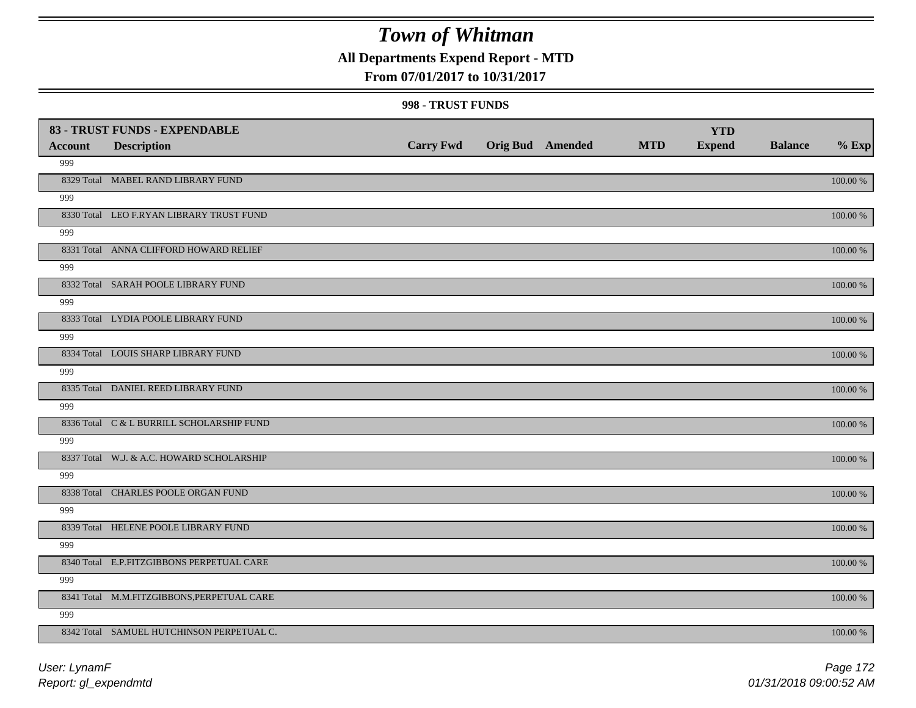# Town of Whitman

**All Departments Expend Report - MTD**

**From 07/01/2017 to 10/31/2017**

**998 - TRUST FUNDS**

| 83 - TRUST FUNDS - EXPENDABLE | | | | | | | | |
|---|---|---|---|---|---|---|---|---|
| **Account** | **Description** | **Carry Fwd** | **Orig Bud** | **Amended** | **MTD** | **YTD Expend** | **Balance** | **% Exp** |
| 999 | | | | | | | | |
| 8329 Total | MABEL RAND LIBRARY FUND | | | | | | | 100.00 % |
| 999 | | | | | | | | |
| 8330 Total | LEO F.RYAN LIBRARY TRUST FUND | | | | | | | 100.00 % |
| 999 | | | | | | | | |
| 8331 Total | ANNA CLIFFORD HOWARD RELIEF | | | | | | | 100.00 % |
| 999 | | | | | | | | |
| 8332 Total | SARAH POOLE LIBRARY FUND | | | | | | | 100.00 % |
| 999 | | | | | | | | |
| 8333 Total | LYDIA POOLE LIBRARY FUND | | | | | | | 100.00 % |
| 999 | | | | | | | | |
| 8334 Total | LOUIS SHARP LIBRARY FUND | | | | | | | 100.00 % |
| 999 | | | | | | | | |
| 8335 Total | DANIEL REED LIBRARY FUND | | | | | | | 100.00 % |
| 999 | | | | | | | | |
| 8336 Total | C & L BURRILL SCHOLARSHIP FUND | | | | | | | 100.00 % |
| 999 | | | | | | | | |
| 8337 Total | W.J. & A.C. HOWARD SCHOLARSHIP | | | | | | | 100.00 % |
| 999 | | | | | | | | |
| 8338 Total | CHARLES POOLE ORGAN FUND | | | | | | | 100.00 % |
| 999 | | | | | | | | |
| 8339 Total | HELENE POOLE LIBRARY FUND | | | | | | | 100.00 % |
| 999 | | | | | | | | |
| 8340 Total | E.P.FITZGIBBONS PERPETUAL CARE | | | | | | | 100.00 % |
| 999 | | | | | | | | |
| 8341 Total | M.M.FITZGIBBONS,PERPETUAL CARE | | | | | | | 100.00 % |
| 999 | | | | | | | | |
| 8342 Total | SAMUEL HUTCHINSON PERPETUAL C. | | | | | | | 100.00 % |

*User: LynamF*
*Report: gl_expendmtd*
*01/31/2018 09:00:52 AM*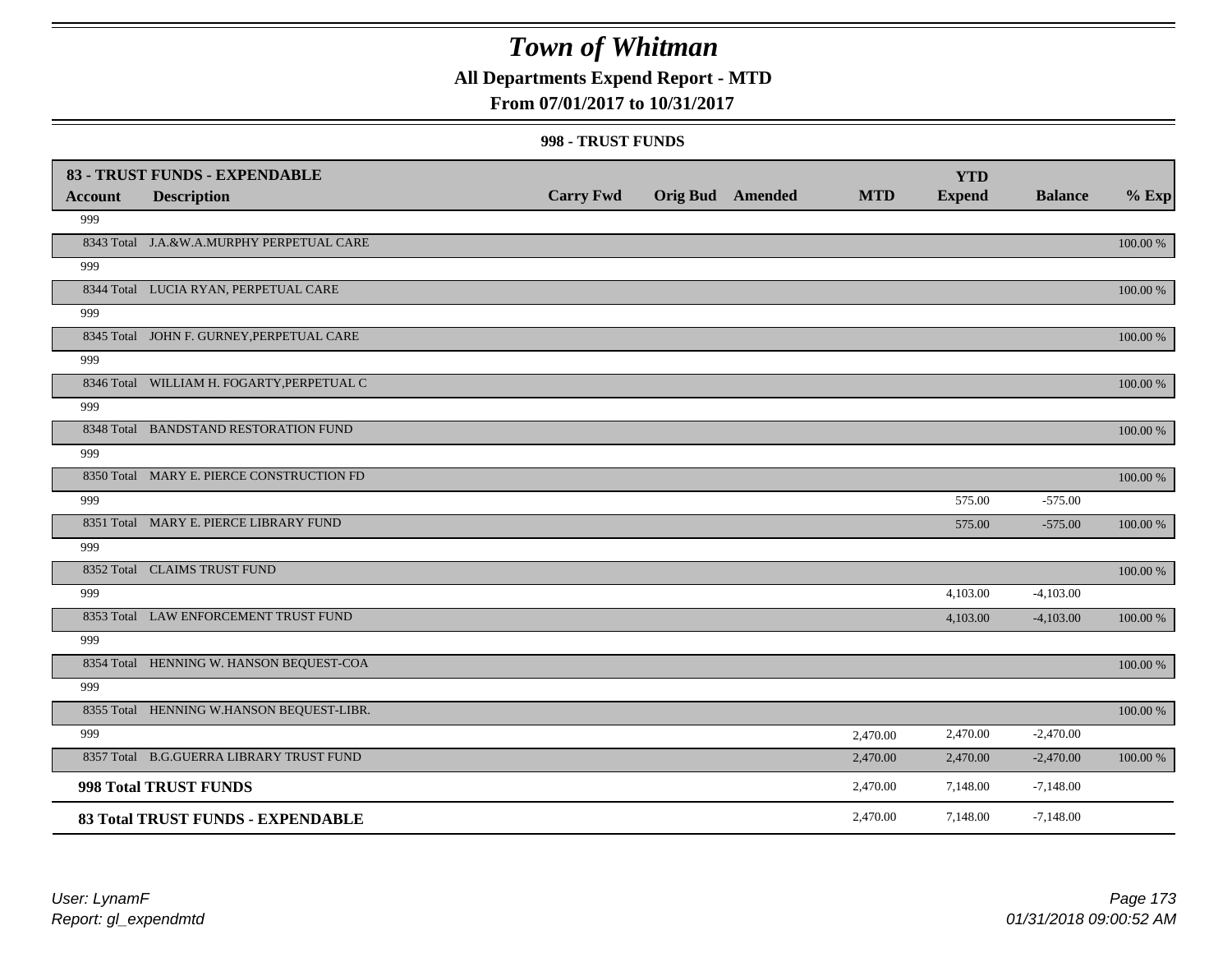# Town of Whitman

**All Departments Expend Report - MTD**

**From 07/01/2017 to 10/31/2017**

**998 - TRUST FUNDS**

| 83 - TRUST FUNDS - EXPENDABLE | | | | | | | | |
|---|---|---|---|---|---|---|---|---|
| **Account** | **Description** | **Carry Fwd** | **Orig Bud** | **Amended** | **MTD** | **YTD Expend** | **Balance** | **% Exp** |
| 999 | | | | | | | | |
| 8343 Total | J.A.&W.A.MURPHY PERPETUAL CARE | | | | | | | 100.00 % |
| 999 | | | | | | | | |
| 8344 Total | LUCIA RYAN, PERPETUAL CARE | | | | | | | 100.00 % |
| 999 | | | | | | | | |
| 8345 Total | JOHN F. GURNEY,PERPETUAL CARE | | | | | | | 100.00 % |
| 999 | | | | | | | | |
| 8346 Total | WILLIAM H. FOGARTY,PERPETUAL C | | | | | | | 100.00 % |
| 999 | | | | | | | | |
| 8348 Total | BANDSTAND RESTORATION FUND | | | | | | | 100.00 % |
| 999 | | | | | | | | |
| 8350 Total | MARY E. PIERCE CONSTRUCTION FD | | | | | | | 100.00 % |
| 999 | | | | | | 575.00 | -575.00 | |
| 8351 Total | MARY E. PIERCE LIBRARY FUND | | | | | 575.00 | -575.00 | 100.00 % |
| 999 | | | | | | | | |
| 8352 Total | CLAIMS TRUST FUND | | | | | | | 100.00 % |
| 999 | | | | | | 4,103.00 | -4,103.00 | |
| 8353 Total | LAW ENFORCEMENT TRUST FUND | | | | | 4,103.00 | -4,103.00 | 100.00 % |
| 999 | | | | | | | | |
| 8354 Total | HENNING W. HANSON BEQUEST-COA | | | | | | | 100.00 % |
| 999 | | | | | | | | |
| 8355 Total | HENNING W.HANSON BEQUEST-LIBR. | | | | | | | 100.00 % |
| 999 | | | | | 2,470.00 | 2,470.00 | -2,470.00 | |
| 8357 Total | B.G.GUERRA LIBRARY TRUST FUND | | | | 2,470.00 | 2,470.00 | -2,470.00 | 100.00 % |
| **998 Total TRUST FUNDS** | | | | | 2,470.00 | 7,148.00 | -7,148.00 | |
| **83 Total TRUST FUNDS - EXPENDABLE** | | | | | 2,470.00 | 7,148.00 | -7,148.00 | |

*User: LynamF*

*Report: gl_expendmtd*

*01/31/2018 09:00:52 AM*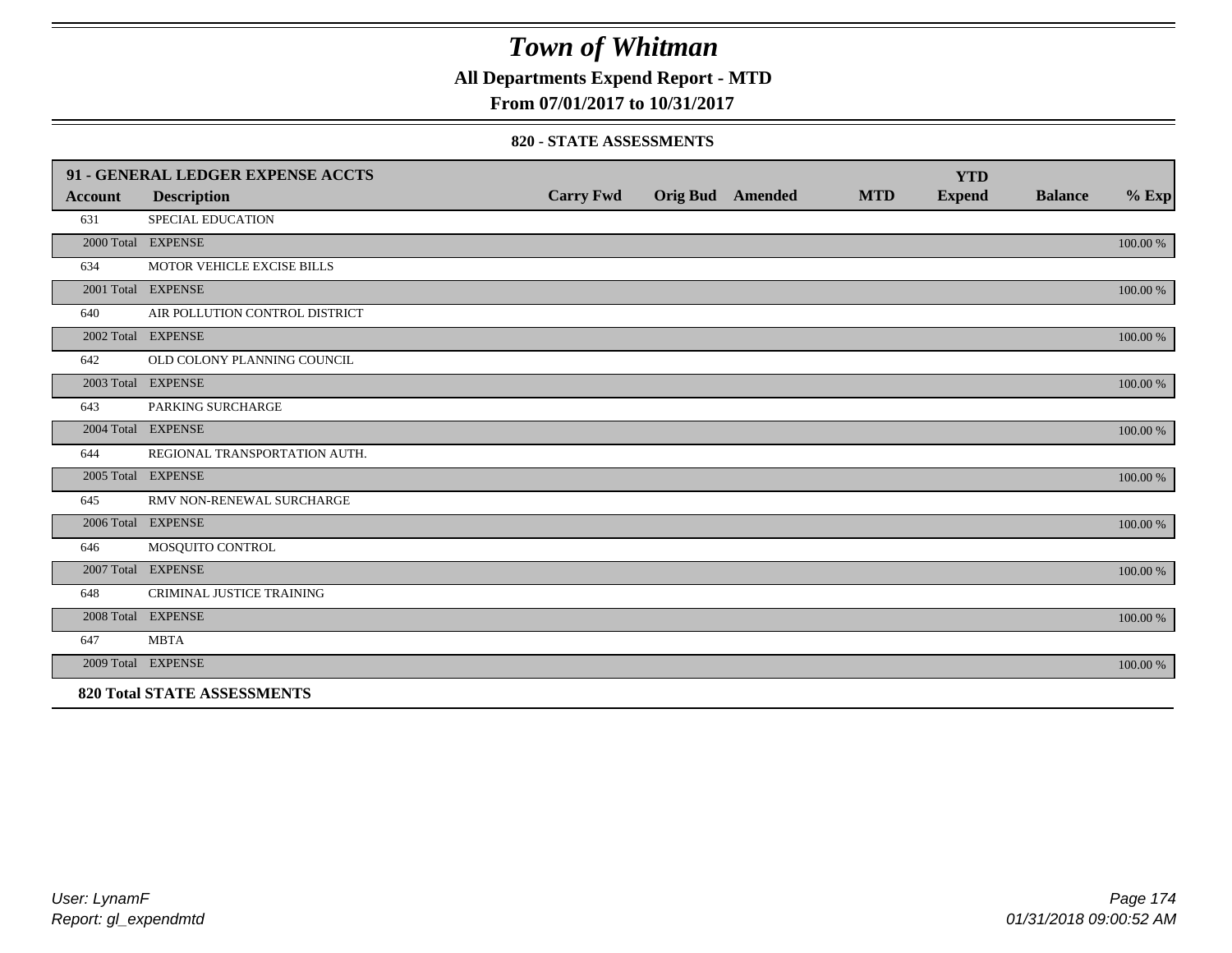# Town of Whitman

## All Departments Expend Report - MTD

### From 07/01/2017 to 10/31/2017

#### 820 - STATE ASSESSMENTS

| 91 - GENERAL LEDGER EXPENSE ACCTS | | | | | | YTD | | |
|---|---|---|---|---|---|---|---|---|
| Account | Description | Carry Fwd | Orig Bud | Amended | MTD | Expend | Balance | % Exp |
| 631 | SPECIAL EDUCATION | | | | | | | |
| 2000 Total | EXPENSE | | | | | | | 100.00 % |
| 634 | MOTOR VEHICLE EXCISE BILLS | | | | | | | |
| 2001 Total | EXPENSE | | | | | | | 100.00 % |
| 640 | AIR POLLUTION CONTROL DISTRICT | | | | | | | |
| 2002 Total | EXPENSE | | | | | | | 100.00 % |
| 642 | OLD COLONY PLANNING COUNCIL | | | | | | | |
| 2003 Total | EXPENSE | | | | | | | 100.00 % |
| 643 | PARKING SURCHARGE | | | | | | | |
| 2004 Total | EXPENSE | | | | | | | 100.00 % |
| 644 | REGIONAL TRANSPORTATION AUTH. | | | | | | | |
| 2005 Total | EXPENSE | | | | | | | 100.00 % |
| 645 | RMV NON-RENEWAL SURCHARGE | | | | | | | |
| 2006 Total | EXPENSE | | | | | | | 100.00 % |
| 646 | MOSQUITO CONTROL | | | | | | | |
| 2007 Total | EXPENSE | | | | | | | 100.00 % |
| 648 | CRIMINAL JUSTICE TRAINING | | | | | | | |
| 2008 Total | EXPENSE | | | | | | | 100.00 % |
| 647 | MBTA | | | | | | | |
| 2009 Total | EXPENSE | | | | | | | 100.00 % |
| **820 Total STATE ASSESSMENTS** | | | | | | | | |

User: LynamF
Report: gl_expendmtd

01/31/2018 09:00:52 AM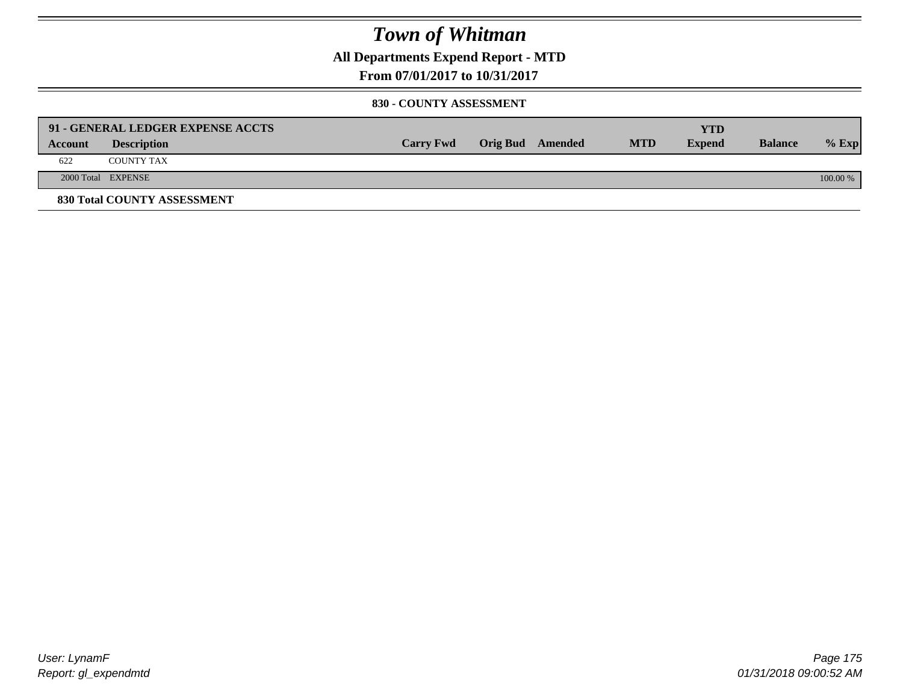# Town of Whitman

## All Departments Expend Report - MTD

## From 07/01/2017 to 10/31/2017

### 830 - COUNTY ASSESSMENT

| 91 - GENERAL LEDGER EXPENSE ACCTS | | | | | | | | |
|---|---|---|---|---|---|---|---|---|
| **Account** | **Description** | **Carry Fwd** | **Orig Bud** | **Amended** | **MTD** | **YTD Expend** | **Balance** | **% Exp** |
| 622 | COUNTY TAX | | | | | | | |
| 2000 Total | EXPENSE | | | | | | | 100.00 % |

**830 Total COUNTY ASSESSMENT**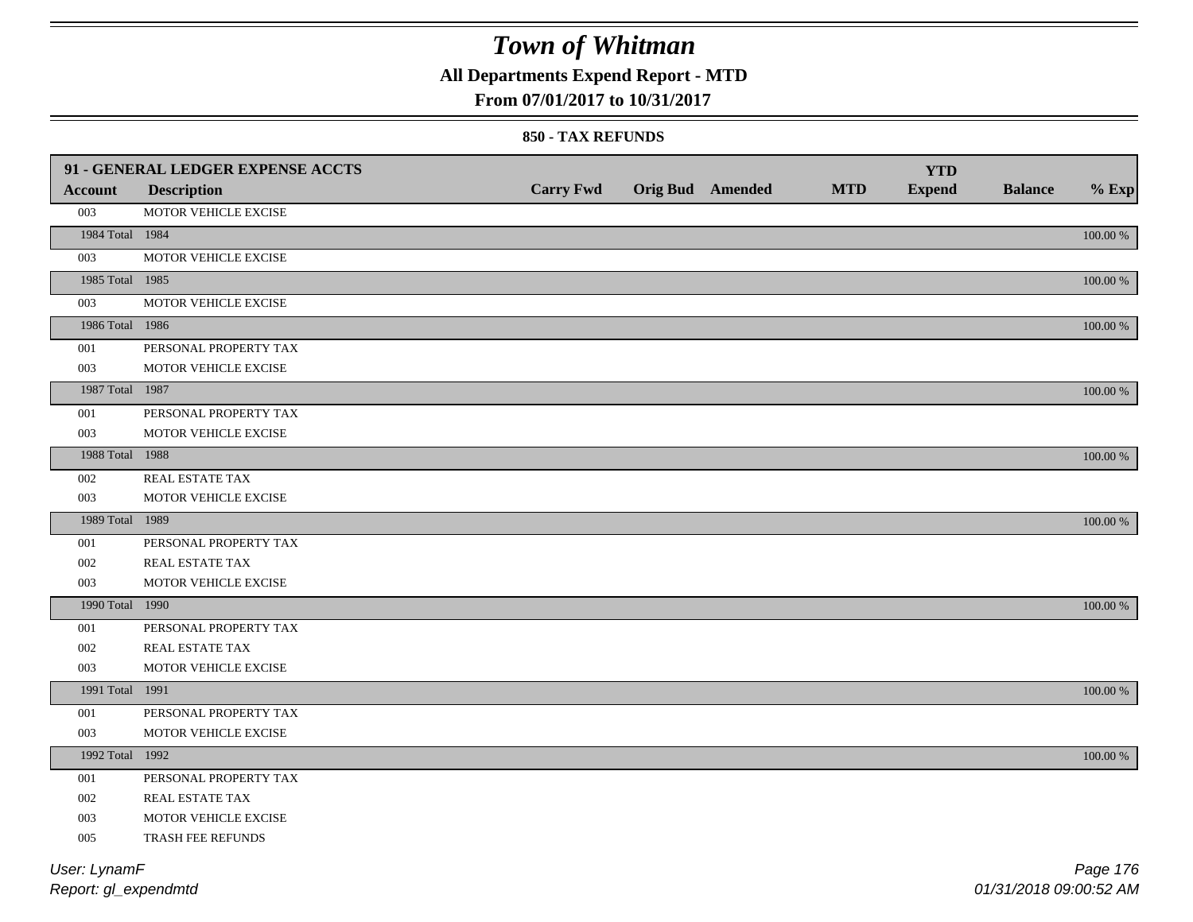# Town of Whitman

**All Departments Expend Report - MTD**

**From 07/01/2017 to 10/31/2017**

**850 - TAX REFUNDS**

| 91 - GENERAL LEDGER EXPENSE ACCTS | | | | | | | | |
|---|---|---|---|---|---|---|---|---|
| **Account** | **Description** | **Carry Fwd** | **Orig Bud** | **Amended** | **MTD** | **YTD Expend** | **Balance** | **% Exp** |
| 003 | MOTOR VEHICLE EXCISE | | | | | | | |
| 1984 Total | 1984 | | | | | | | 100.00 % |
| 003 | MOTOR VEHICLE EXCISE | | | | | | | |
| 1985 Total | 1985 | | | | | | | 100.00 % |
| 003 | MOTOR VEHICLE EXCISE | | | | | | | |
| 1986 Total | 1986 | | | | | | | 100.00 % |
| 001 | PERSONAL PROPERTY TAX | | | | | | | |
| 003 | MOTOR VEHICLE EXCISE | | | | | | | |
| 1987 Total | 1987 | | | | | | | 100.00 % |
| 001 | PERSONAL PROPERTY TAX | | | | | | | |
| 003 | MOTOR VEHICLE EXCISE | | | | | | | |
| 1988 Total | 1988 | | | | | | | 100.00 % |
| 002 | REAL ESTATE TAX | | | | | | | |
| 003 | MOTOR VEHICLE EXCISE | | | | | | | |
| 1989 Total | 1989 | | | | | | | 100.00 % |
| 001 | PERSONAL PROPERTY TAX | | | | | | | |
| 002 | REAL ESTATE TAX | | | | | | | |
| 003 | MOTOR VEHICLE EXCISE | | | | | | | |
| 1990 Total | 1990 | | | | | | | 100.00 % |
| 001 | PERSONAL PROPERTY TAX | | | | | | | |
| 002 | REAL ESTATE TAX | | | | | | | |
| 003 | MOTOR VEHICLE EXCISE | | | | | | | |
| 1991 Total | 1991 | | | | | | | 100.00 % |
| 001 | PERSONAL PROPERTY TAX | | | | | | | |
| 003 | MOTOR VEHICLE EXCISE | | | | | | | |
| 1992 Total | 1992 | | | | | | | 100.00 % |
| 001 | PERSONAL PROPERTY TAX | | | | | | | |
| 002 | REAL ESTATE TAX | | | | | | | |
| 003 | MOTOR VEHICLE EXCISE | | | | | | | |
| 005 | TRASH FEE REFUNDS | | | | | | | |

User: LynamF

Report: gl_expendmtd

01/31/2018 09:00:52 AM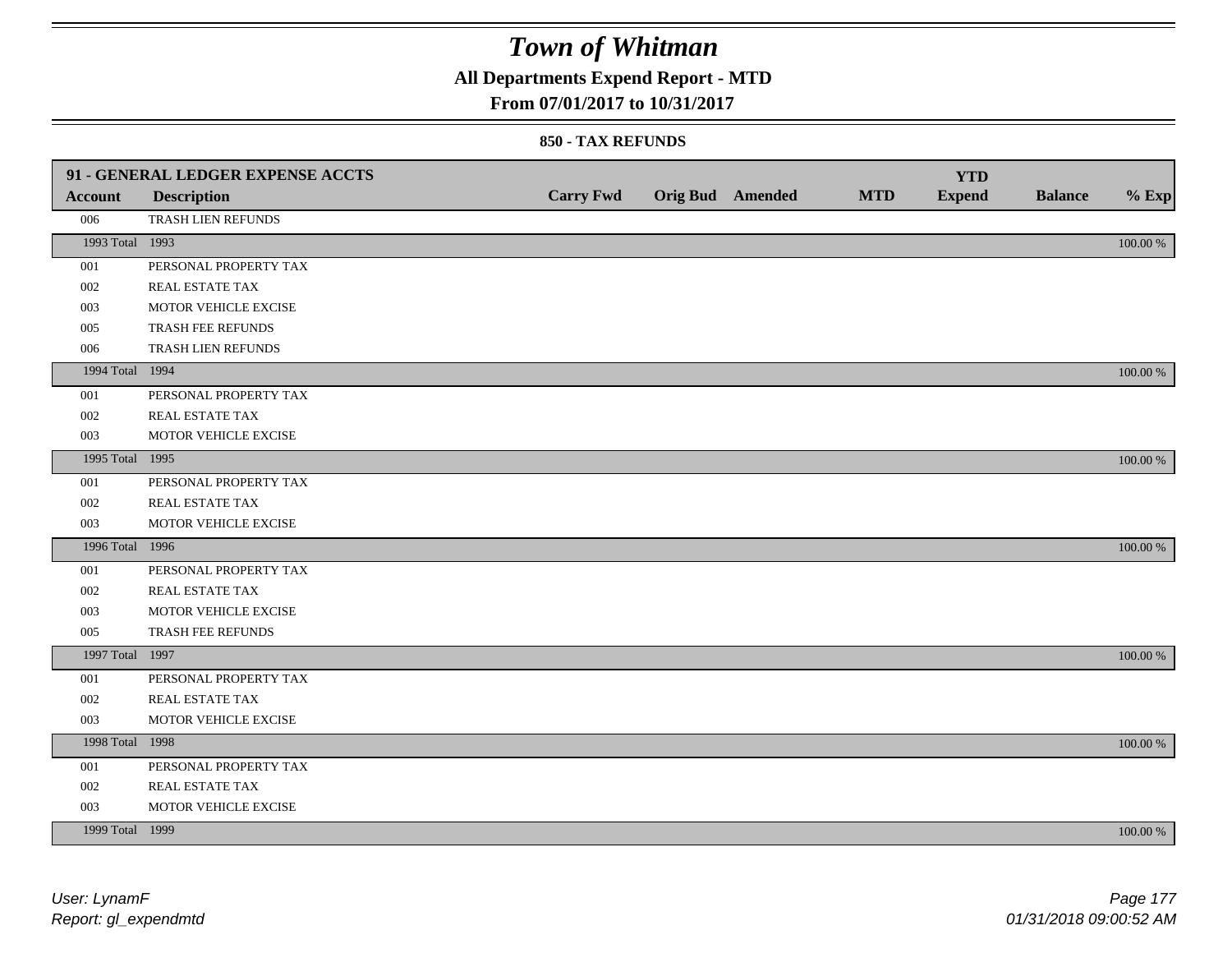# Town of Whitman

## All Departments Expend Report - MTD

### From 07/01/2017 to 10/31/2017

#### 850 - TAX REFUNDS

| 91 - GENERAL LEDGER EXPENSE ACCTS | | | | | | YTD | | |
|---|---|---|---|---|---|---|---|---|
| **Account** | **Description** | **Carry Fwd** | **Orig Bud** | **Amended** | **MTD** | **Expend** | **Balance** | **% Exp** |
| 006 | TRASH LIEN REFUNDS | | | | | | | |
| 1993 Total | 1993 | | | | | | | 100.00 % |
| 001 | PERSONAL PROPERTY TAX | | | | | | | |
| 002 | REAL ESTATE TAX | | | | | | | |
| 003 | MOTOR VEHICLE EXCISE | | | | | | | |
| 005 | TRASH FEE REFUNDS | | | | | | | |
| 006 | TRASH LIEN REFUNDS | | | | | | | |
| 1994 Total | 1994 | | | | | | | 100.00 % |
| 001 | PERSONAL PROPERTY TAX | | | | | | | |
| 002 | REAL ESTATE TAX | | | | | | | |
| 003 | MOTOR VEHICLE EXCISE | | | | | | | |
| 1995 Total | 1995 | | | | | | | 100.00 % |
| 001 | PERSONAL PROPERTY TAX | | | | | | | |
| 002 | REAL ESTATE TAX | | | | | | | |
| 003 | MOTOR VEHICLE EXCISE | | | | | | | |
| 1996 Total | 1996 | | | | | | | 100.00 % |
| 001 | PERSONAL PROPERTY TAX | | | | | | | |
| 002 | REAL ESTATE TAX | | | | | | | |
| 003 | MOTOR VEHICLE EXCISE | | | | | | | |
| 005 | TRASH FEE REFUNDS | | | | | | | |
| 1997 Total | 1997 | | | | | | | 100.00 % |
| 001 | PERSONAL PROPERTY TAX | | | | | | | |
| 002 | REAL ESTATE TAX | | | | | | | |
| 003 | MOTOR VEHICLE EXCISE | | | | | | | |
| 1998 Total | 1998 | | | | | | | 100.00 % |
| 001 | PERSONAL PROPERTY TAX | | | | | | | |
| 002 | REAL ESTATE TAX | | | | | | | |
| 003 | MOTOR VEHICLE EXCISE | | | | | | | |
| 1999 Total | 1999 | | | | | | | 100.00 % |

*User: LynamF*
*Report: gl_expendmtd*

*01/31/2018 09:00:52 AM*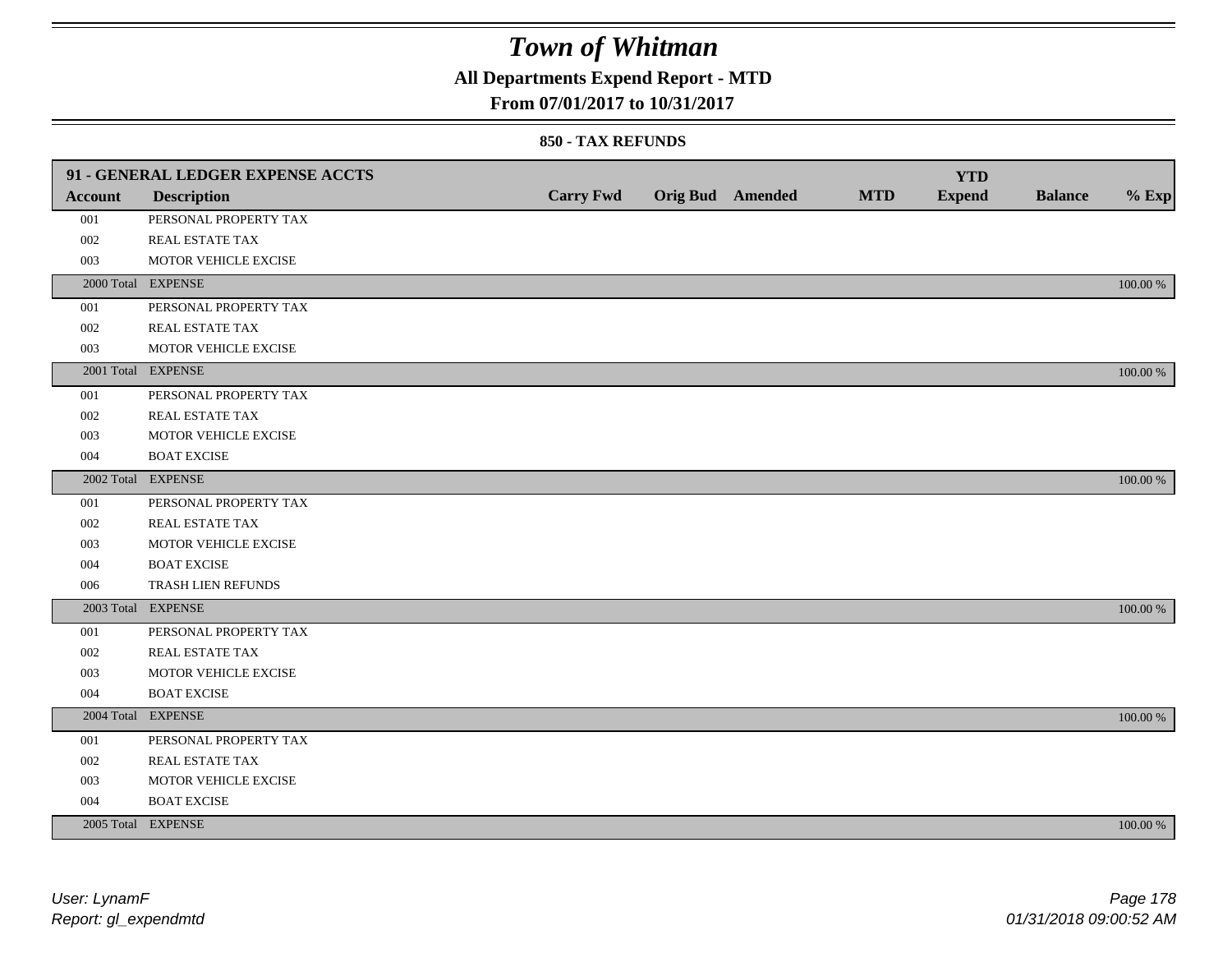# Town of Whitman

## All Departments Expend Report - MTD

### From 07/01/2017 to 10/31/2017

#### 850 - TAX REFUNDS

| 91 - GENERAL LEDGER EXPENSE ACCTS | | | | | | YTD | | |
|---|---|---|---|---|---|---|---|---|
| **Account** | **Description** | **Carry Fwd** | **Orig Bud** | **Amended** | **MTD** | **Expend** | **Balance** | **% Exp** |
| 001 | PERSONAL PROPERTY TAX | | | | | | | |
| 002 | REAL ESTATE TAX | | | | | | | |
| 003 | MOTOR VEHICLE EXCISE | | | | | | | |
| 2000 Total | EXPENSE | | | | | | | 100.00 % |
| 001 | PERSONAL PROPERTY TAX | | | | | | | |
| 002 | REAL ESTATE TAX | | | | | | | |
| 003 | MOTOR VEHICLE EXCISE | | | | | | | |
| 2001 Total | EXPENSE | | | | | | | 100.00 % |
| 001 | PERSONAL PROPERTY TAX | | | | | | | |
| 002 | REAL ESTATE TAX | | | | | | | |
| 003 | MOTOR VEHICLE EXCISE | | | | | | | |
| 004 | BOAT EXCISE | | | | | | | |
| 2002 Total | EXPENSE | | | | | | | 100.00 % |
| 001 | PERSONAL PROPERTY TAX | | | | | | | |
| 002 | REAL ESTATE TAX | | | | | | | |
| 003 | MOTOR VEHICLE EXCISE | | | | | | | |
| 004 | BOAT EXCISE | | | | | | | |
| 006 | TRASH LIEN REFUNDS | | | | | | | |
| 2003 Total | EXPENSE | | | | | | | 100.00 % |
| 001 | PERSONAL PROPERTY TAX | | | | | | | |
| 002 | REAL ESTATE TAX | | | | | | | |
| 003 | MOTOR VEHICLE EXCISE | | | | | | | |
| 004 | BOAT EXCISE | | | | | | | |
| 2004 Total | EXPENSE | | | | | | | 100.00 % |
| 001 | PERSONAL PROPERTY TAX | | | | | | | |
| 002 | REAL ESTATE TAX | | | | | | | |
| 003 | MOTOR VEHICLE EXCISE | | | | | | | |
| 004 | BOAT EXCISE | | | | | | | |
| 2005 Total | EXPENSE | | | | | | | 100.00 % |

*User: LynamF*
*Report: gl_expendmtd*

*01/31/2018 09:00:52 AM*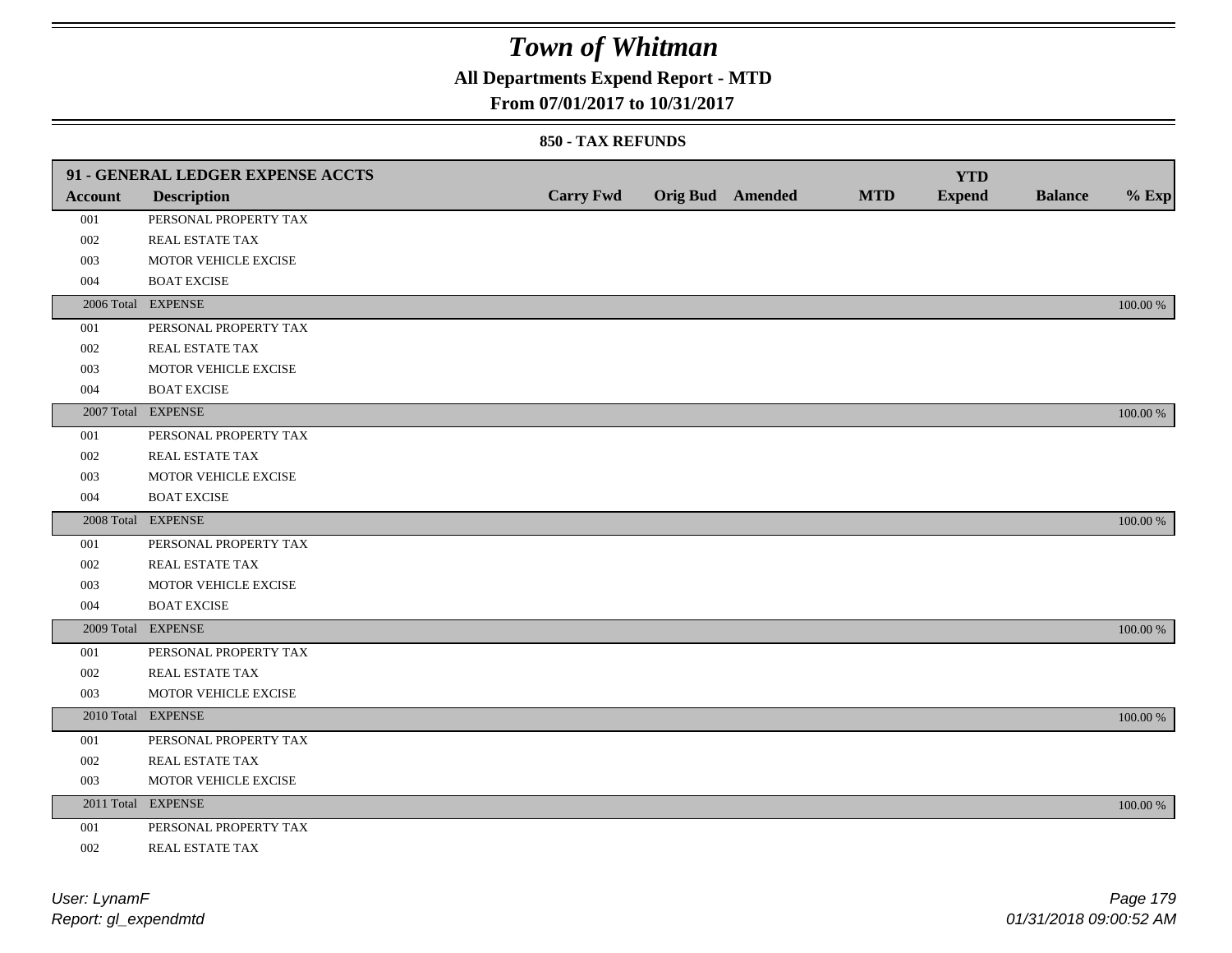# Town of Whitman

**All Departments Expend Report - MTD**

**From 07/01/2017 to 10/31/2017**

**850 - TAX REFUNDS**

| 91 - GENERAL LEDGER EXPENSE ACCTS | | | | | | | | |
|---|---|---|---|---|---|---|---|---|
| **Account** | **Description** | **Carry Fwd** | **Orig Bud** | **Amended** | **MTD** | **YTD Expend** | **Balance** | **% Exp** |
| 001 | PERSONAL PROPERTY TAX | | | | | | | |
| 002 | REAL ESTATE TAX | | | | | | | |
| 003 | MOTOR VEHICLE EXCISE | | | | | | | |
| 004 | BOAT EXCISE | | | | | | | |
| 2006 Total | EXPENSE | | | | | | | 100.00 % |
| 001 | PERSONAL PROPERTY TAX | | | | | | | |
| 002 | REAL ESTATE TAX | | | | | | | |
| 003 | MOTOR VEHICLE EXCISE | | | | | | | |
| 004 | BOAT EXCISE | | | | | | | |
| 2007 Total | EXPENSE | | | | | | | 100.00 % |
| 001 | PERSONAL PROPERTY TAX | | | | | | | |
| 002 | REAL ESTATE TAX | | | | | | | |
| 003 | MOTOR VEHICLE EXCISE | | | | | | | |
| 004 | BOAT EXCISE | | | | | | | |
| 2008 Total | EXPENSE | | | | | | | 100.00 % |
| 001 | PERSONAL PROPERTY TAX | | | | | | | |
| 002 | REAL ESTATE TAX | | | | | | | |
| 003 | MOTOR VEHICLE EXCISE | | | | | | | |
| 004 | BOAT EXCISE | | | | | | | |
| 2009 Total | EXPENSE | | | | | | | 100.00 % |
| 001 | PERSONAL PROPERTY TAX | | | | | | | |
| 002 | REAL ESTATE TAX | | | | | | | |
| 003 | MOTOR VEHICLE EXCISE | | | | | | | |
| 2010 Total | EXPENSE | | | | | | | 100.00 % |
| 001 | PERSONAL PROPERTY TAX | | | | | | | |
| 002 | REAL ESTATE TAX | | | | | | | |
| 003 | MOTOR VEHICLE EXCISE | | | | | | | |
| 2011 Total | EXPENSE | | | | | | | 100.00 % |
| 001 | PERSONAL PROPERTY TAX | | | | | | | |
| 002 | REAL ESTATE TAX | | | | | | | |

*User: LynamF*
*Report: gl_expendmtd*

*01/31/2018 09:00:52 AM*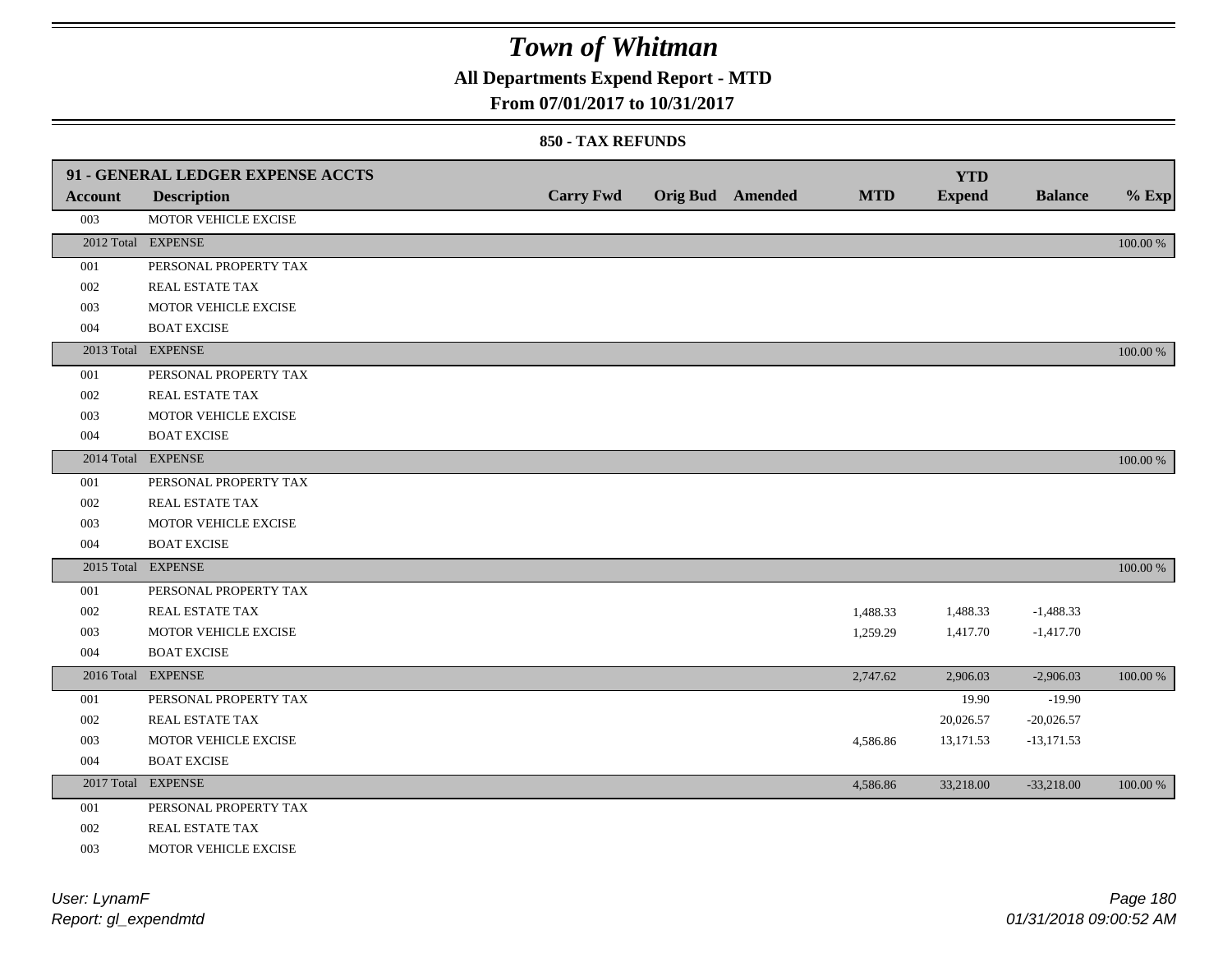# Town of Whitman

**All Departments Expend Report - MTD**

**From 07/01/2017 to 10/31/2017**

**850 - TAX REFUNDS**

| **91 - GENERAL LEDGER EXPENSE ACCTS** | | | | | | | | |
|---|---|---|---|---|---|---|---|---|
| **Account** | **Description** | **Carry Fwd** | **Orig Bud** | **Amended** | **MTD** | **YTD Expend** | **Balance** | **% Exp** |
| 003 | MOTOR VEHICLE EXCISE | | | | | | | |
| 2012 Total | EXPENSE | | | | | | | 100.00 % |
| 001 | PERSONAL PROPERTY TAX | | | | | | | |
| 002 | REAL ESTATE TAX | | | | | | | |
| 003 | MOTOR VEHICLE EXCISE | | | | | | | |
| 004 | BOAT EXCISE | | | | | | | |
| 2013 Total | EXPENSE | | | | | | | 100.00 % |
| 001 | PERSONAL PROPERTY TAX | | | | | | | |
| 002 | REAL ESTATE TAX | | | | | | | |
| 003 | MOTOR VEHICLE EXCISE | | | | | | | |
| 004 | BOAT EXCISE | | | | | | | |
| 2014 Total | EXPENSE | | | | | | | 100.00 % |
| 001 | PERSONAL PROPERTY TAX | | | | | | | |
| 002 | REAL ESTATE TAX | | | | | | | |
| 003 | MOTOR VEHICLE EXCISE | | | | | | | |
| 004 | BOAT EXCISE | | | | | | | |
| 2015 Total | EXPENSE | | | | | | | 100.00 % |
| 001 | PERSONAL PROPERTY TAX | | | | | | | |
| 002 | REAL ESTATE TAX | | | | 1,488.33 | 1,488.33 | -1,488.33 | |
| 003 | MOTOR VEHICLE EXCISE | | | | 1,259.29 | 1,417.70 | -1,417.70 | |
| 004 | BOAT EXCISE | | | | | | | |
| 2016 Total | EXPENSE | | | | 2,747.62 | 2,906.03 | -2,906.03 | 100.00 % |
| 001 | PERSONAL PROPERTY TAX | | | | | 19.90 | -19.90 | |
| 002 | REAL ESTATE TAX | | | | | 20,026.57 | -20,026.57 | |
| 003 | MOTOR VEHICLE EXCISE | | | | 4,586.86 | 13,171.53 | -13,171.53 | |
| 004 | BOAT EXCISE | | | | | | | |
| 2017 Total | EXPENSE | | | | 4,586.86 | 33,218.00 | -33,218.00 | 100.00 % |
| 001 | PERSONAL PROPERTY TAX | | | | | | | |
| 002 | REAL ESTATE TAX | | | | | | | |
| 003 | MOTOR VEHICLE EXCISE | | | | | | | |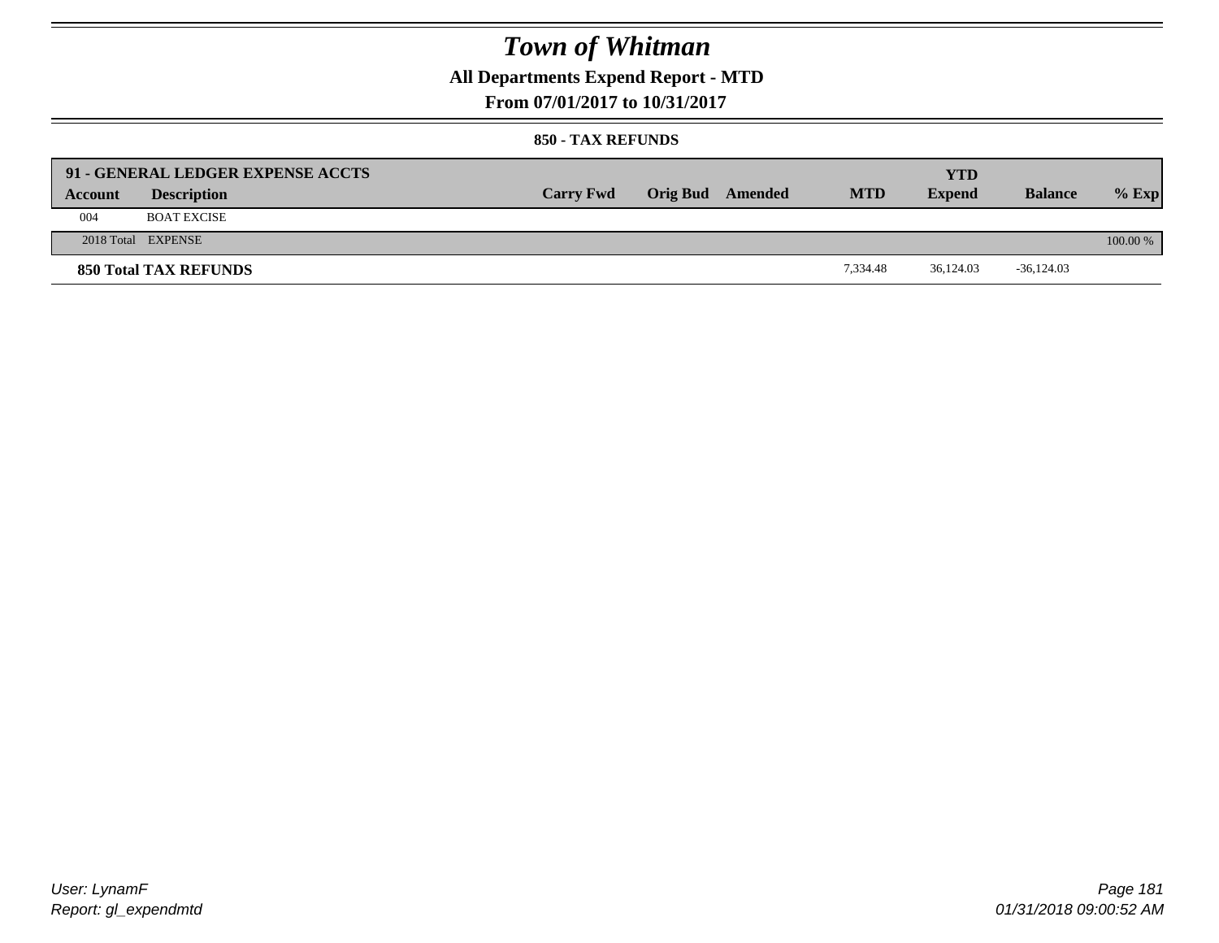# Town of Whitman

## All Departments Expend Report - MTD

### From 07/01/2017 to 10/31/2017

#### 850 - TAX REFUNDS

| 91 - GENERAL LEDGER EXPENSE ACCTS | | | | | | | | |
|---|---|---|---|---|---|---|---|---|
| **Account** | **Description** | **Carry Fwd** | **Orig Bud** | **Amended** | **MTD** | **YTD Expend** | **Balance** | **% Exp** |
| 004 | BOAT EXCISE | | | | | | | |
| 2018 Total | EXPENSE | | | | | | | 100.00 % |
| **850 Total TAX REFUNDS** | | | | | 7,334.48 | 36,124.03 | -36,124.03 | |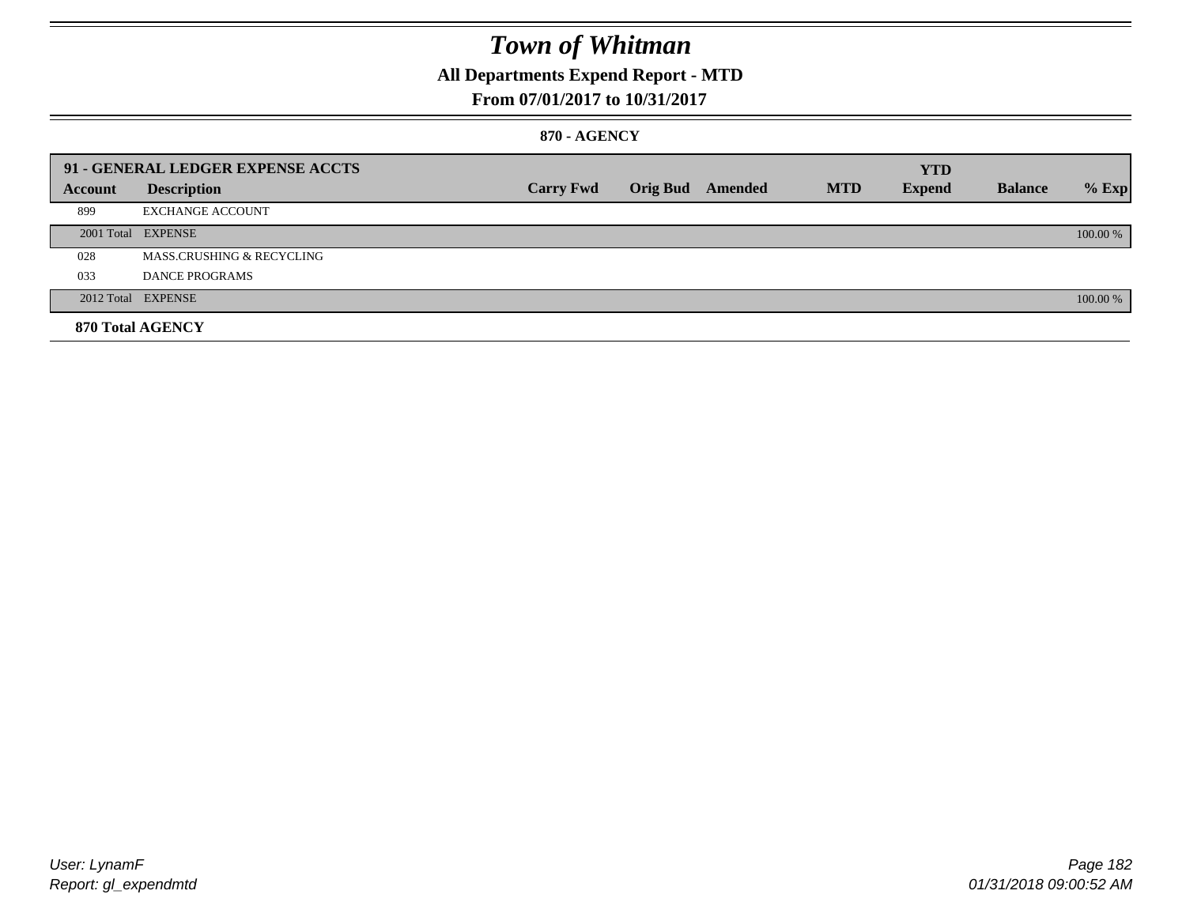# Town of Whitman

## All Departments Expend Report - MTD

### From 07/01/2017 to 10/31/2017

#### 870 - AGENCY

| 91 - GENERAL LEDGER EXPENSE ACCTS | | | | | | YTD | | |
|---|---|---|---|---|---|---|---|---|
| **Account** | **Description** | **Carry Fwd** | **Orig Bud** | **Amended** | **MTD** | **Expend** | **Balance** | **% Exp** |
| 899 | EXCHANGE ACCOUNT | | | | | | | |
| 2001 Total | EXPENSE | | | | | | | 100.00 % |
| 028 | MASS.CRUSHING & RECYCLING | | | | | | | |
| 033 | DANCE PROGRAMS | | | | | | | |
| 2012 Total | EXPENSE | | | | | | | 100.00 % |
| **870 Total AGENCY** | | | | | | | | |

User: LynamF
Report: gl_expendmtd

01/31/2018 09:00:52 AM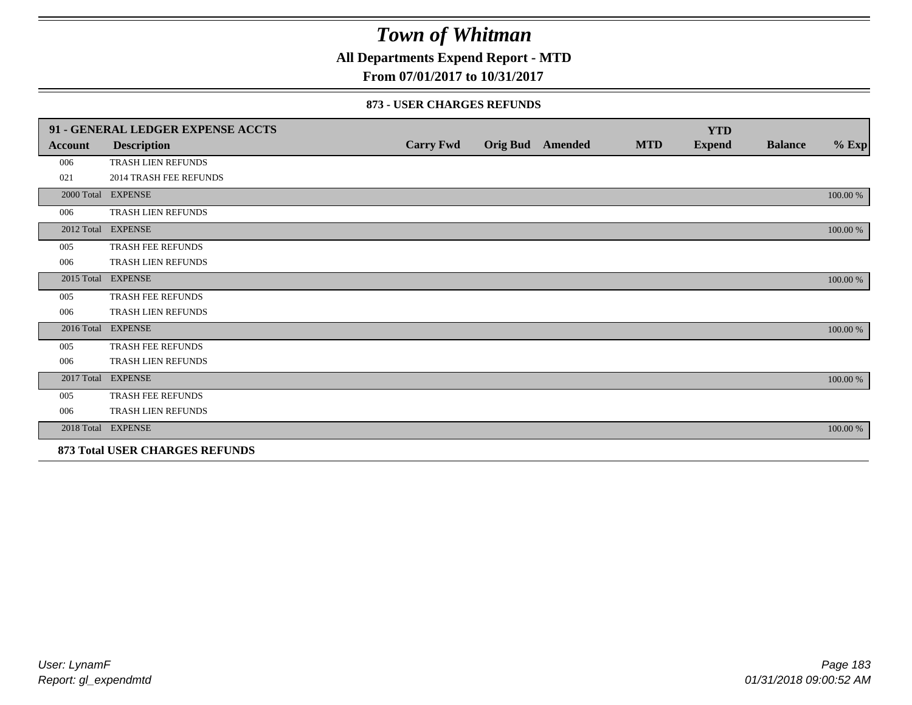# Town of Whitman

**All Departments Expend Report - MTD**

**From 07/01/2017 to 10/31/2017**

**873 - USER CHARGES REFUNDS**

| 91 - GENERAL LEDGER EXPENSE ACCTS | | | | | | YTD | | |
|---|---|---|---|---|---|---|---|---|
| **Account** | **Description** | **Carry Fwd** | **Orig Bud** | **Amended** | **MTD** | **Expend** | **Balance** | **% Exp** |
| 006 | TRASH LIEN REFUNDS | | | | | | | |
| 021 | 2014 TRASH FEE REFUNDS | | | | | | | |
| 2000 Total | EXPENSE | | | | | | | 100.00 % |
| 006 | TRASH LIEN REFUNDS | | | | | | | |
| 2012 Total | EXPENSE | | | | | | | 100.00 % |
| 005 | TRASH FEE REFUNDS | | | | | | | |
| 006 | TRASH LIEN REFUNDS | | | | | | | |
| 2015 Total | EXPENSE | | | | | | | 100.00 % |
| 005 | TRASH FEE REFUNDS | | | | | | | |
| 006 | TRASH LIEN REFUNDS | | | | | | | |
| 2016 Total | EXPENSE | | | | | | | 100.00 % |
| 005 | TRASH FEE REFUNDS | | | | | | | |
| 006 | TRASH LIEN REFUNDS | | | | | | | |
| 2017 Total | EXPENSE | | | | | | | 100.00 % |
| 005 | TRASH FEE REFUNDS | | | | | | | |
| 006 | TRASH LIEN REFUNDS | | | | | | | |
| 2018 Total | EXPENSE | | | | | | | 100.00 % |
| **873 Total USER CHARGES REFUNDS** | | | | | | | | |

*User: LynamF*
*Report: gl_expendmtd*

*01/31/2018 09:00:52 AM*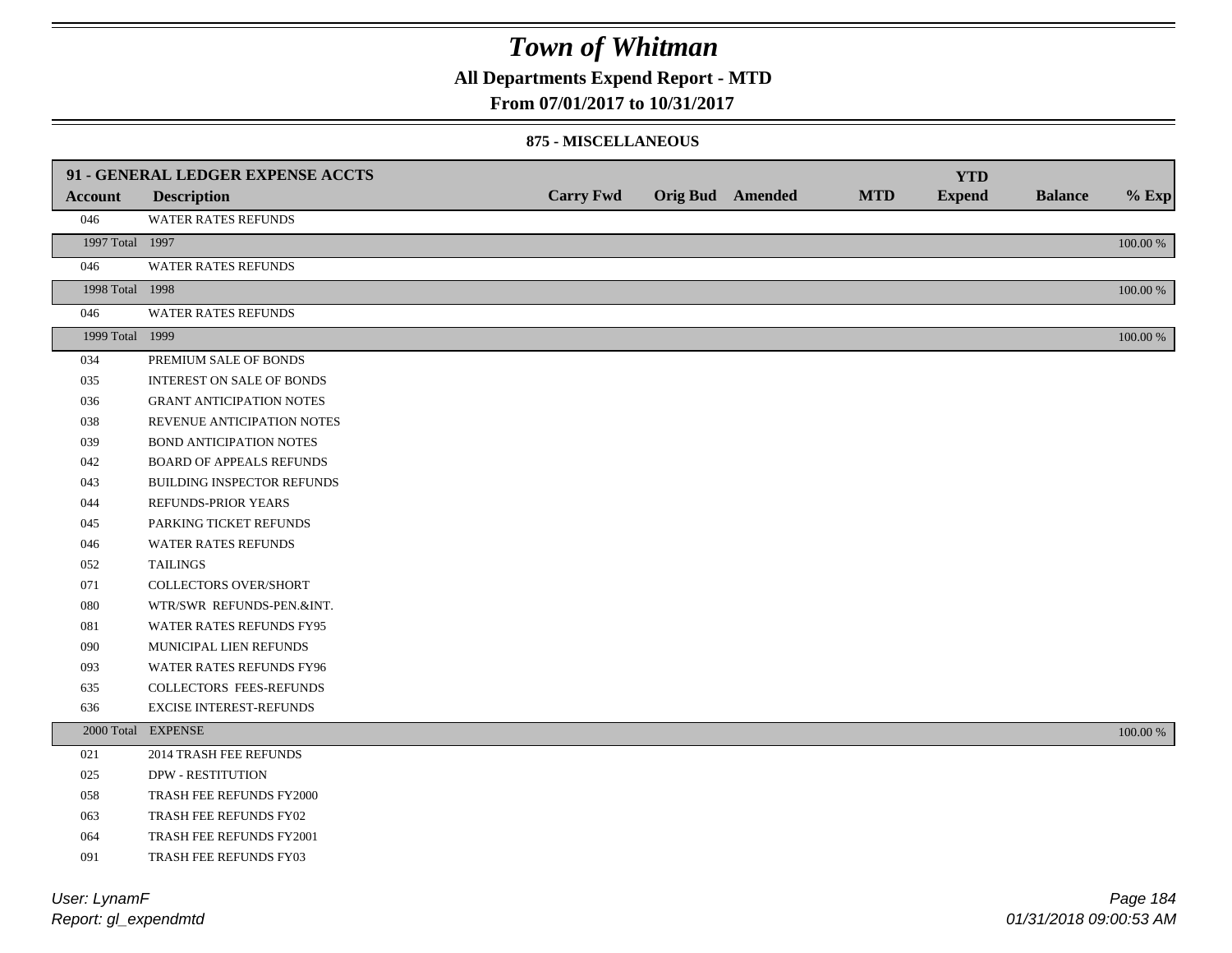# Town of Whitman

**All Departments Expend Report - MTD**

**From 07/01/2017 to 10/31/2017**

### 875 - MISCELLANEOUS

| Account | 91 - GENERAL LEDGER EXPENSE ACCTS<br>Description | Carry Fwd | Orig Bud | Amended | MTD | YTD Expend | Balance | % Exp |
|---|---|---|---|---|---|---|---|---|
| 046 | WATER RATES REFUNDS | | | | | | | |
| 1997 Total | 1997 | | | | | | | 100.00 % |
| 046 | WATER RATES REFUNDS | | | | | | | |
| 1998 Total | 1998 | | | | | | | 100.00 % |
| 046 | WATER RATES REFUNDS | | | | | | | |
| 1999 Total | 1999 | | | | | | | 100.00 % |
| 034 | PREMIUM SALE OF BONDS | | | | | | | |
| 035 | INTEREST ON SALE OF BONDS | | | | | | | |
| 036 | GRANT ANTICIPATION NOTES | | | | | | | |
| 038 | REVENUE ANTICIPATION NOTES | | | | | | | |
| 039 | BOND ANTICIPATION NOTES | | | | | | | |
| 042 | BOARD OF APPEALS REFUNDS | | | | | | | |
| 043 | BUILDING INSPECTOR REFUNDS | | | | | | | |
| 044 | REFUNDS-PRIOR YEARS | | | | | | | |
| 045 | PARKING TICKET REFUNDS | | | | | | | |
| 046 | WATER RATES REFUNDS | | | | | | | |
| 052 | TAILINGS | | | | | | | |
| 071 | COLLECTORS OVER/SHORT | | | | | | | |
| 080 | WTR/SWR REFUNDS-PEN.&INT. | | | | | | | |
| 081 | WATER RATES REFUNDS FY95 | | | | | | | |
| 090 | MUNICIPAL LIEN REFUNDS | | | | | | | |
| 093 | WATER RATES REFUNDS FY96 | | | | | | | |
| 635 | COLLECTORS FEES-REFUNDS | | | | | | | |
| 636 | EXCISE INTEREST-REFUNDS | | | | | | | |
| 2000 Total | EXPENSE | | | | | | | 100.00 % |
| 021 | 2014 TRASH FEE REFUNDS | | | | | | | |
| 025 | DPW - RESTITUTION | | | | | | | |
| 058 | TRASH FEE REFUNDS FY2000 | | | | | | | |
| 063 | TRASH FEE REFUNDS FY02 | | | | | | | |
| 064 | TRASH FEE REFUNDS FY2001 | | | | | | | |
| 091 | TRASH FEE REFUNDS FY03 | | | | | | | |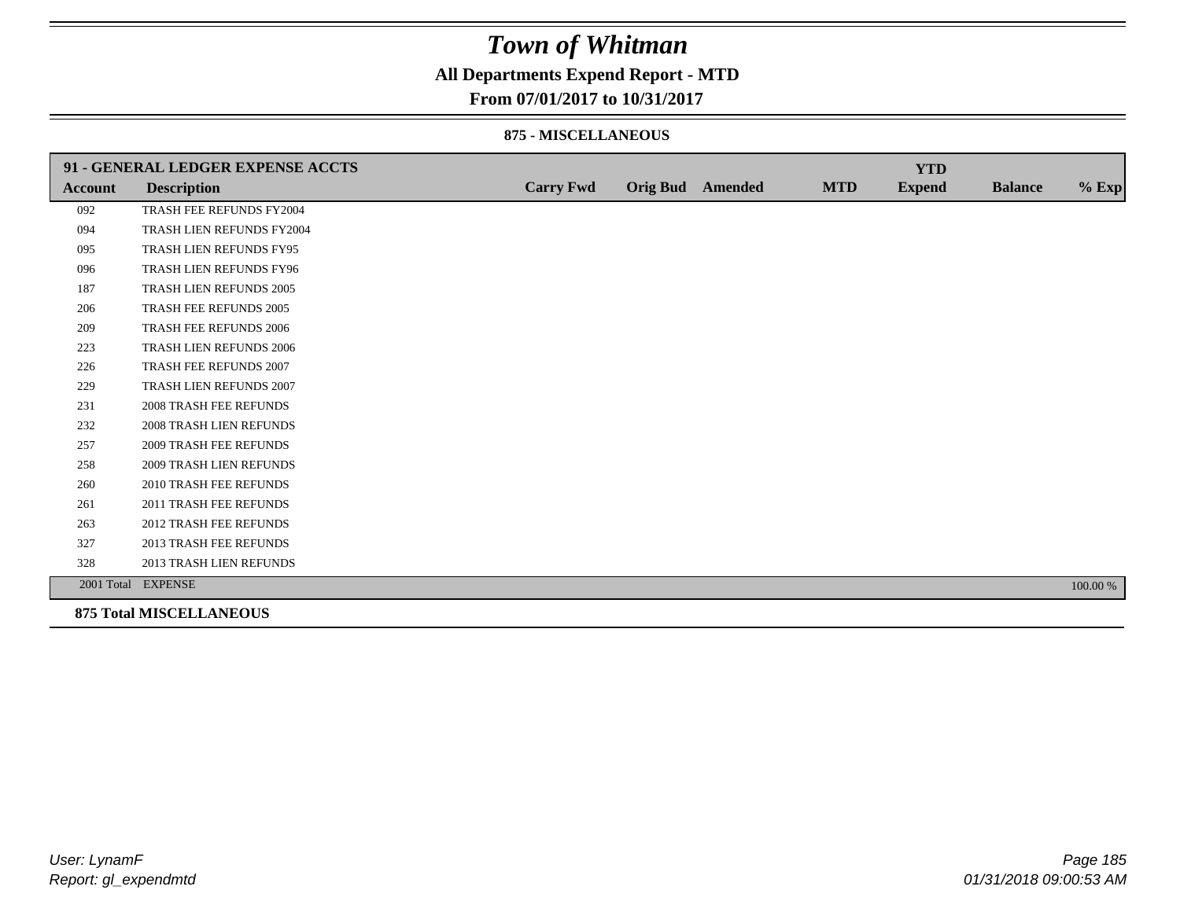# Town of Whitman

## All Departments Expend Report - MTD

## From 07/01/2017 to 10/31/2017

### 875 - MISCELLANEOUS

| 91 - GENERAL LEDGER EXPENSE ACCTS | | | | | | YTD | | |
|---|---|---|---|---|---|---|---|---|
| **Account** | **Description** | **Carry Fwd** | **Orig Bud** | **Amended** | **MTD** | **Expend** | **Balance** | **% Exp** |
| 092 | TRASH FEE REFUNDS FY2004 | | | | | | | |
| 094 | TRASH LIEN REFUNDS FY2004 | | | | | | | |
| 095 | TRASH LIEN REFUNDS FY95 | | | | | | | |
| 096 | TRASH LIEN REFUNDS FY96 | | | | | | | |
| 187 | TRASH LIEN REFUNDS 2005 | | | | | | | |
| 206 | TRASH FEE REFUNDS 2005 | | | | | | | |
| 209 | TRASH FEE REFUNDS 2006 | | | | | | | |
| 223 | TRASH LIEN REFUNDS 2006 | | | | | | | |
| 226 | TRASH FEE REFUNDS 2007 | | | | | | | |
| 229 | TRASH LIEN REFUNDS 2007 | | | | | | | |
| 231 | 2008 TRASH FEE REFUNDS | | | | | | | |
| 232 | 2008 TRASH LIEN REFUNDS | | | | | | | |
| 257 | 2009 TRASH FEE REFUNDS | | | | | | | |
| 258 | 2009 TRASH LIEN REFUNDS | | | | | | | |
| 260 | 2010 TRASH FEE REFUNDS | | | | | | | |
| 261 | 2011 TRASH FEE REFUNDS | | | | | | | |
| 263 | 2012 TRASH FEE REFUNDS | | | | | | | |
| 327 | 2013 TRASH FEE REFUNDS | | | | | | | |
| 328 | 2013 TRASH LIEN REFUNDS | | | | | | | |
| 2001 Total | EXPENSE | | | | | | | 100.00 % |

**875 Total MISCELLANEOUS**

*User: LynamF*
*Report: gl_expendmtd*

*01/31/2018 09:00:53 AM*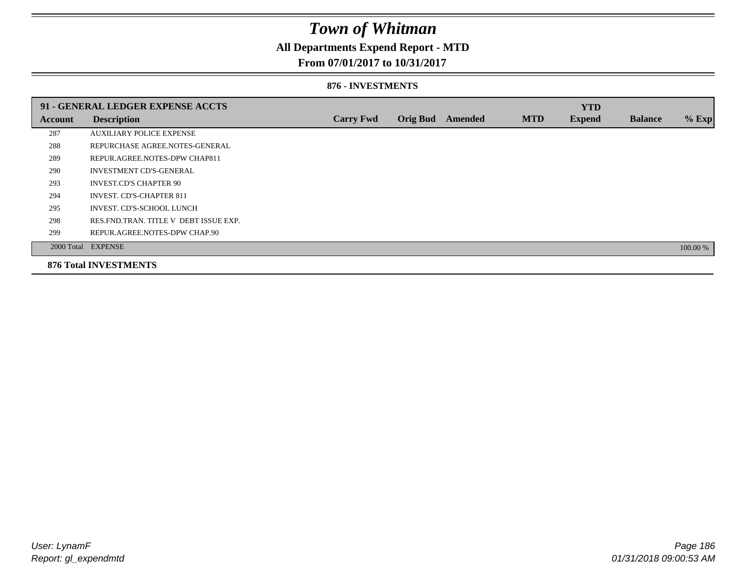# Town of Whitman

## All Departments Expend Report - MTD

## From 07/01/2017 to 10/31/2017

### 876 - INVESTMENTS

| 91 - GENERAL LEDGER EXPENSE ACCTS | | | | | | | | |
|---|---|---|---|---|---|---|---|---|
| **Account** | **Description** | **Carry Fwd** | **Orig Bud** | **Amended** | **MTD** | **YTD Expend** | **Balance** | **% Exp** |
| 287 | AUXILIARY POLICE EXPENSE | | | | | | | |
| 288 | REPURCHASE AGREE.NOTES-GENERAL | | | | | | | |
| 289 | REPUR.AGREE.NOTES-DPW CHAP811 | | | | | | | |
| 290 | INVESTMENT CD'S-GENERAL | | | | | | | |
| 293 | INVEST.CD'S CHAPTER 90 | | | | | | | |
| 294 | INVEST. CD'S-CHAPTER 811 | | | | | | | |
| 295 | INVEST. CD'S-SCHOOL LUNCH | | | | | | | |
| 298 | RES.FND.TRAN. TITLE V DEBT ISSUE EXP. | | | | | | | |
| 299 | REPUR.AGREE.NOTES-DPW CHAP.90 | | | | | | | |
| 2000 Total | EXPENSE | | | | | | | 100.00 % |

**876 Total INVESTMENTS**

*User: LynamF*
*Report: gl_expendmtd*

*01/31/2018 09:00:53 AM*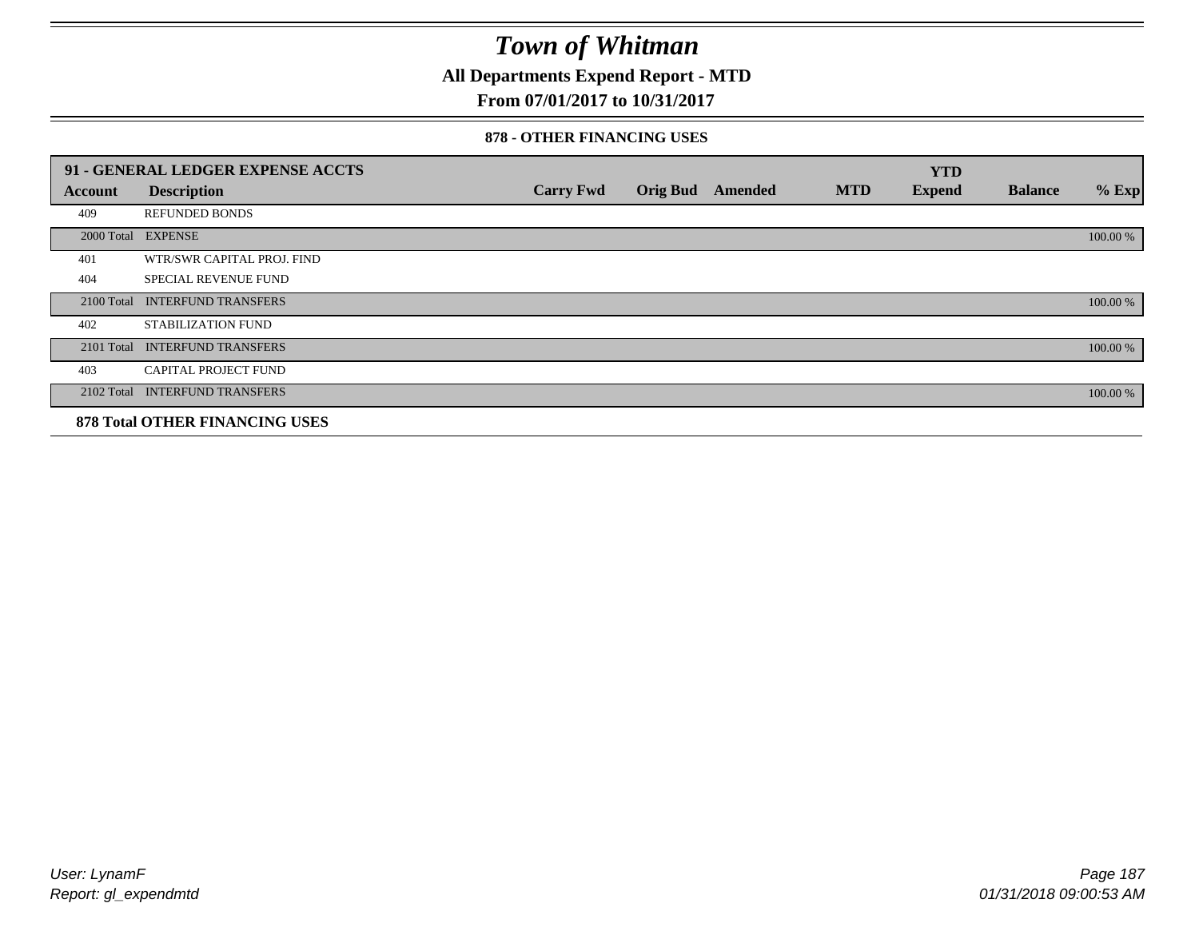# Town of Whitman

## All Departments Expend Report - MTD

### From 07/01/2017 to 10/31/2017

#### 878 - OTHER FINANCING USES

| 91 - GENERAL LEDGER EXPENSE ACCTS | | | | | | YTD | | |
|---|---|---|---|---|---|---|---|---|
| **Account** | **Description** | **Carry Fwd** | **Orig Bud** | **Amended** | **MTD** | **Expend** | **Balance** | **% Exp** |
| 409 | REFUNDED BONDS | | | | | | | |
| 2000 Total | EXPENSE | | | | | | | 100.00 % |
| 401 | WTR/SWR CAPITAL PROJ. FIND | | | | | | | |
| 404 | SPECIAL REVENUE FUND | | | | | | | |
| 2100 Total | INTERFUND TRANSFERS | | | | | | | 100.00 % |
| 402 | STABILIZATION FUND | | | | | | | |
| 2101 Total | INTERFUND TRANSFERS | | | | | | | 100.00 % |
| 403 | CAPITAL PROJECT FUND | | | | | | | |
| 2102 Total | INTERFUND TRANSFERS | | | | | | | 100.00 % |

**878 Total OTHER FINANCING USES**

User: LynamF
Report: gl_expendmtd

01/31/2018 09:00:53 AM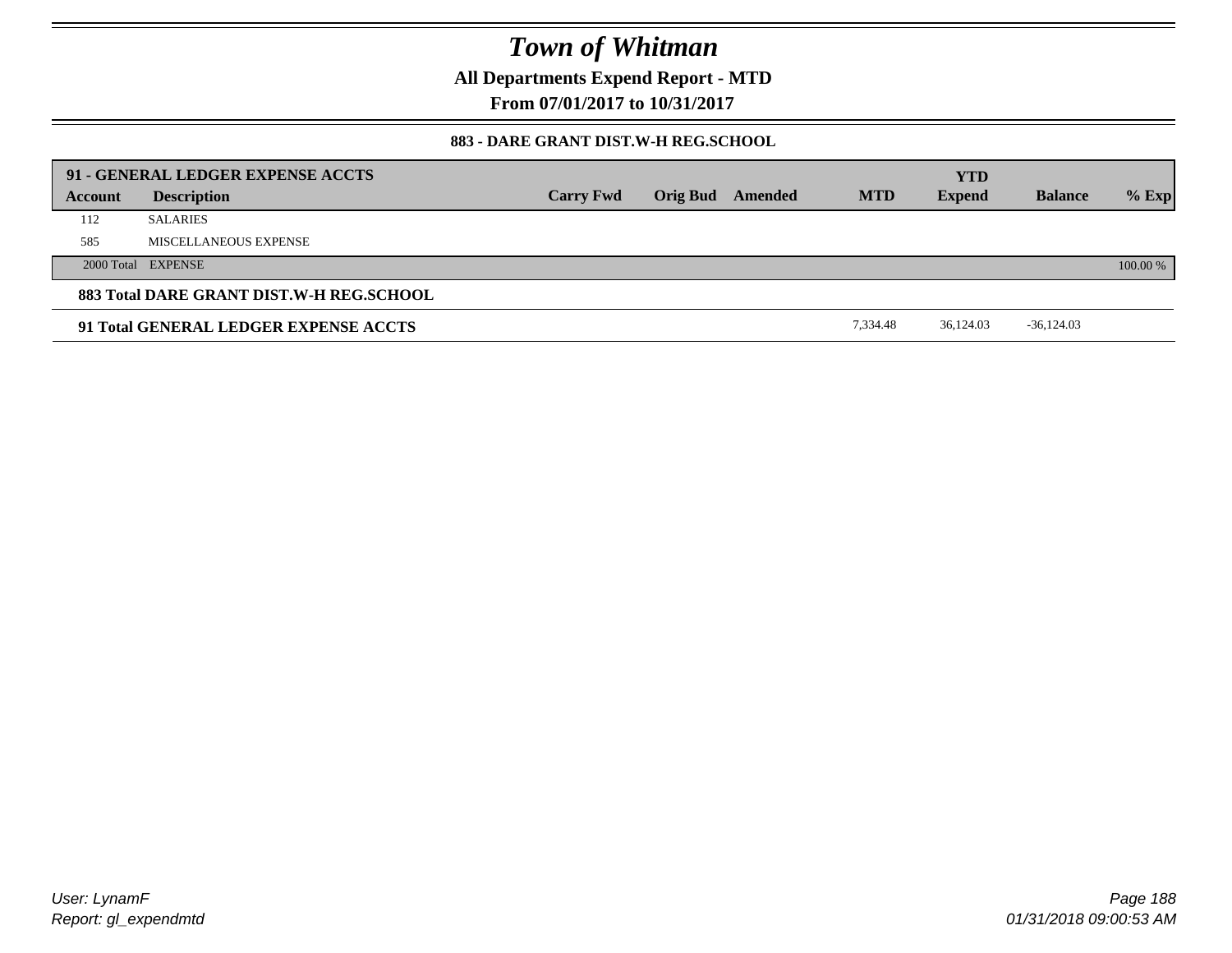# Town of Whitman

**All Departments Expend Report - MTD**

**From 07/01/2017 to 10/31/2017**

**883 - DARE GRANT DIST.W-H REG.SCHOOL**

| 91 - GENERAL LEDGER EXPENSE ACCTS | | | | | | YTD | | |
|---|---|---|---|---|---|---|---|---|
| **Account** | **Description** | **Carry Fwd** | **Orig Bud** | **Amended** | **MTD** | **Expend** | **Balance** | **% Exp** |
| 112 | SALARIES | | | | | | | |
| 585 | MISCELLANEOUS EXPENSE | | | | | | | |
| 2000 Total | EXPENSE | | | | | | | 100.00 % |
| **883 Total DARE GRANT DIST.W-H REG.SCHOOL** | | | | | | | | |
| **91 Total GENERAL LEDGER EXPENSE ACCTS** | | | | | 7,334.48 | 36,124.03 | -36,124.03 | |

User: LynamF
Report: gl_expendmtd

01/31/2018 09:00:53 AM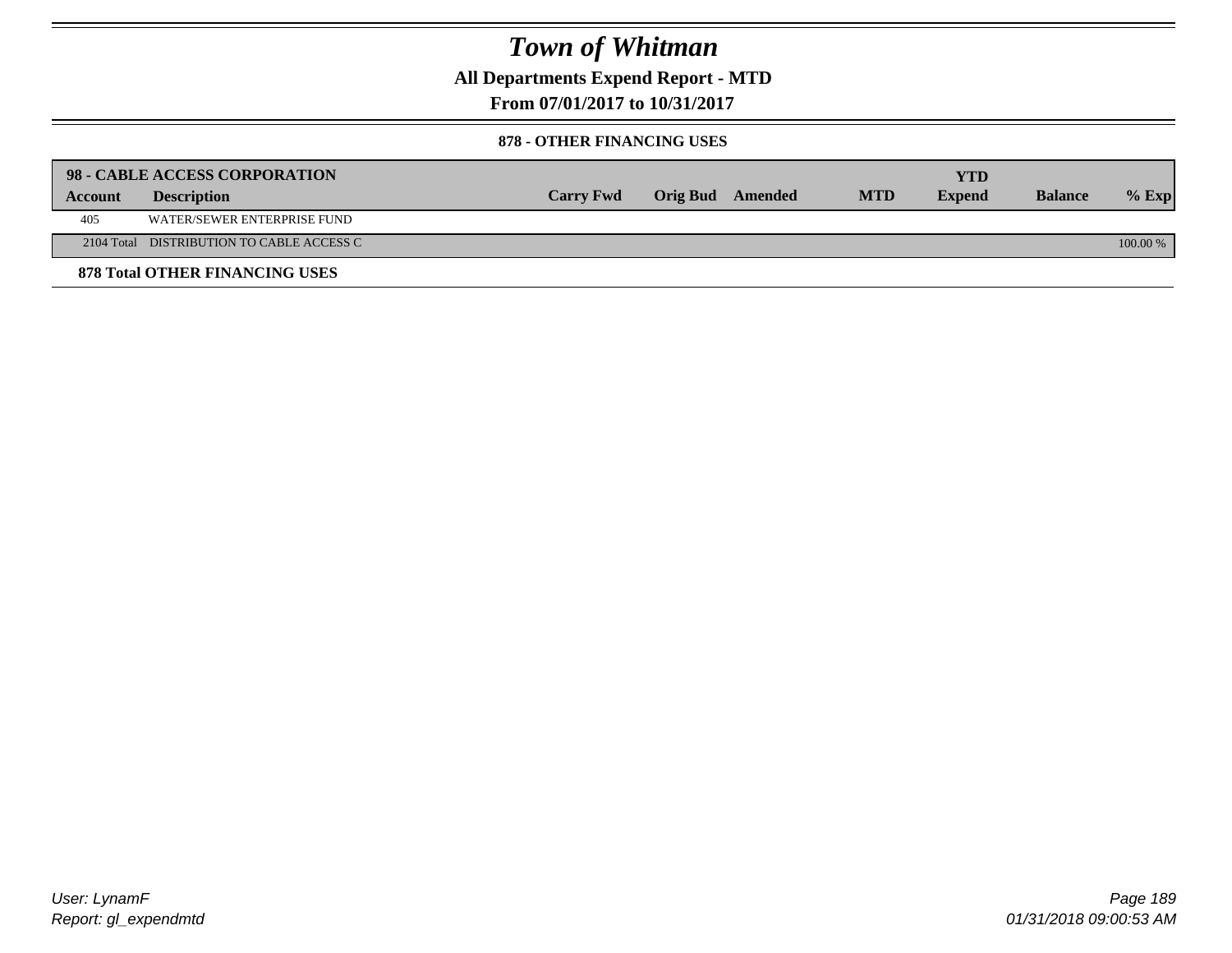# Town of Whitman

**All Departments Expend Report - MTD**

**From 07/01/2017 to 10/31/2017**

**878 - OTHER FINANCING USES**

| **98 - CABLE ACCESS CORPORATION** | | | | | | | | |
|---|---|---|---|---|---|---|---|---|
| **Account** | **Description** | **Carry Fwd** | **Orig Bud** | **Amended** | **MTD** | **YTD Expend** | **Balance** | **% Exp** |
| 405 | WATER/SEWER ENTERPRISE FUND | | | | | | | |
| 2104 Total | DISTRIBUTION TO CABLE ACCESS C | | | | | | | 100.00 % |

**878 Total OTHER FINANCING USES**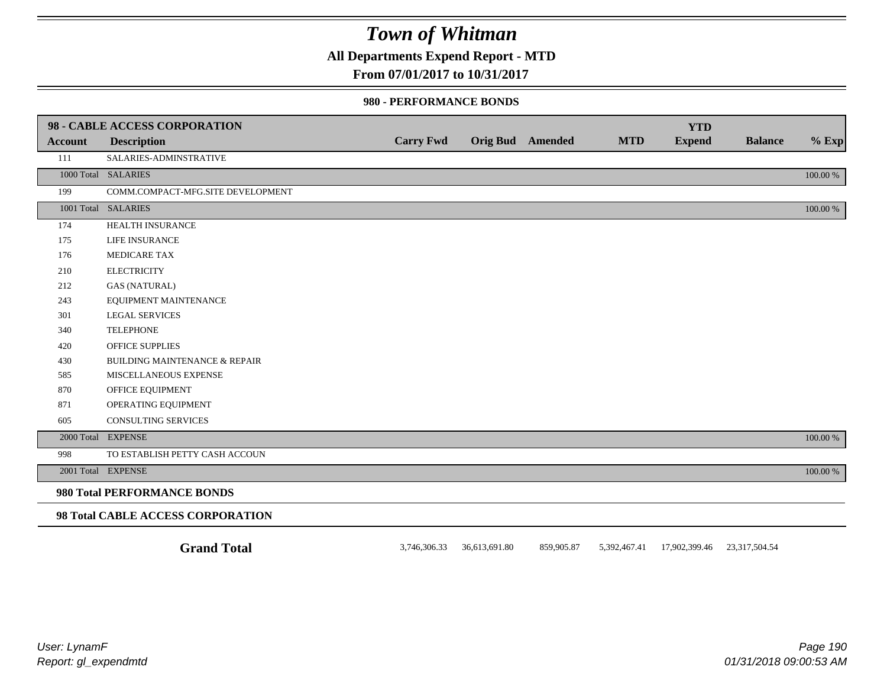# Town of Whitman

**All Departments Expend Report - MTD**

**From 07/01/2017 to 10/31/2017**

**980 - PERFORMANCE BONDS**

| 98 - CABLE ACCESS CORPORATION | | | | | | | | | |
|---|---|---|---|---|---|---|---|---|---|
| **Account** | **Description** | **Carry Fwd** | **Orig Bud** | **Amended** | **MTD** | **YTD Expend** | **Balance** | **% Exp** |
| 111 | SALARIES-ADMINSTRATIVE | | | | | | | |
| 1000 Total | SALARIES | | | | | | | 100.00 % |
| 199 | COMM.COMPACT-MFG.SITE DEVELOPMENT | | | | | | | |
| 1001 Total | SALARIES | | | | | | | 100.00 % |
| 174 | HEALTH INSURANCE | | | | | | | |
| 175 | LIFE INSURANCE | | | | | | | |
| 176 | MEDICARE TAX | | | | | | | |
| 210 | ELECTRICITY | | | | | | | |
| 212 | GAS (NATURAL) | | | | | | | |
| 243 | EQUIPMENT MAINTENANCE | | | | | | | |
| 301 | LEGAL SERVICES | | | | | | | |
| 340 | TELEPHONE | | | | | | | |
| 420 | OFFICE SUPPLIES | | | | | | | |
| 430 | BUILDING MAINTENANCE & REPAIR | | | | | | | |
| 585 | MISCELLANEOUS EXPENSE | | | | | | | |
| 870 | OFFICE EQUIPMENT | | | | | | | |
| 871 | OPERATING EQUIPMENT | | | | | | | |
| 605 | CONSULTING SERVICES | | | | | | | |
| 2000 Total | EXPENSE | | | | | | | 100.00 % |
| 998 | TO ESTABLISH PETTY CASH ACCOUN | | | | | | | |
| 2001 Total | EXPENSE | | | | | | | 100.00 % |

**980 Total PERFORMANCE BONDS**

**98 Total CABLE ACCESS CORPORATION**

| | Carry Fwd | Orig Bud | Amended | MTD | YTD Expend | Balance |
|---|---|---|---|---|---|---|
| **Grand Total** | 3,746,306.33 | 36,613,691.80 | 859,905.87 | 5,392,467.41 | 17,902,399.46 | 23,317,504.54 |

*User: LynamF*
*Report: gl_expendmtd*

*01/31/2018 09:00:53 AM*